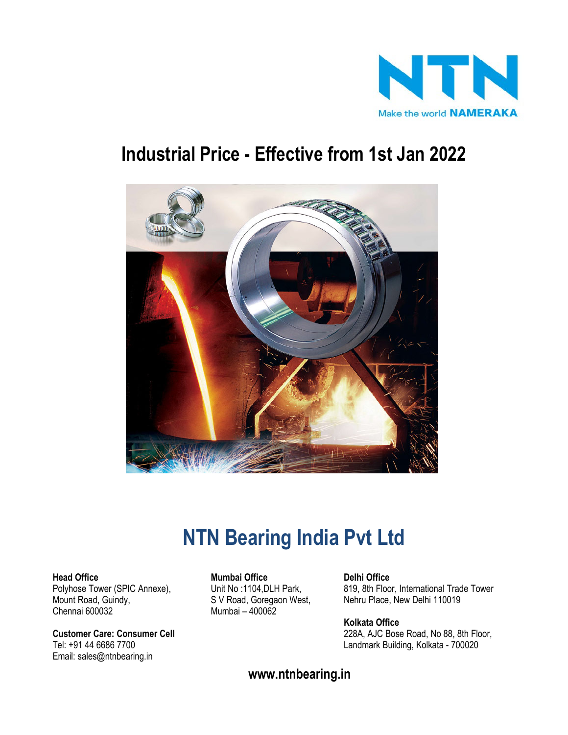NTN

Make the world **NAMERAKA**

# Industrial Price - Effective from 1st Jan 2022

# NTN Bearing India Pvt Ltd

**Head Office**
Polyhose Tower (SPIC Annexe),
Mount Road, Guindy,
Chennai 600032

**Customer Care: Consumer Cell**
Tel: +91 44 6686 7700
Email: sales@ntnbearing.in

**Mumbai Office**
Unit No :1104,DLH Park,
S V Road, Goregaon West,
Mumbai – 400062

**Delhi Office**
819, 8th Floor, International Trade Tower
Nehru Place, New Delhi 110019

**Kolkata Office**
228A, AJC Bose Road, No 88, 8th Floor,
Landmark Building, Kolkata - 700020

**www.ntnbearing.in**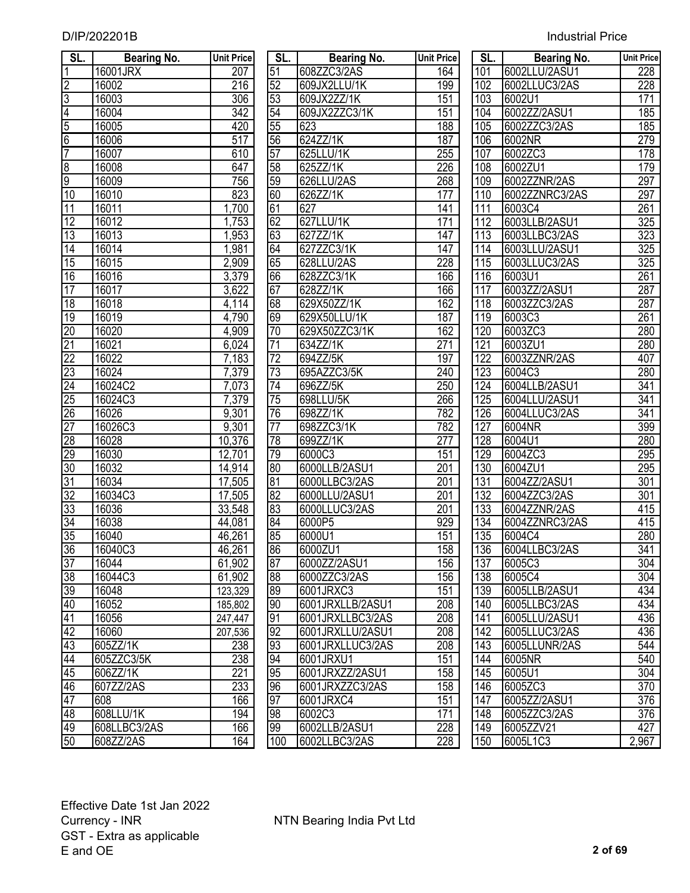| SL. | Bearing No. | Unit Price |
|---|---|---|
| 1 | 16001JRX | 207 |
| 2 | 16002 | 216 |
| 3 | 16003 | 306 |
| 4 | 16004 | 342 |
| 5 | 16005 | 420 |
| 6 | 16006 | 517 |
| 7 | 16007 | 610 |
| 8 | 16008 | 647 |
| 9 | 16009 | 756 |
| 10 | 16010 | 823 |
| 11 | 16011 | 1,700 |
| 12 | 16012 | 1,753 |
| 13 | 16013 | 1,953 |
| 14 | 16014 | 1,981 |
| 15 | 16015 | 2,909 |
| 16 | 16016 | 3,379 |
| 17 | 16017 | 3,622 |
| 18 | 16018 | 4,114 |
| 19 | 16019 | 4,790 |
| 20 | 16020 | 4,909 |
| 21 | 16021 | 6,024 |
| 22 | 16022 | 7,183 |
| 23 | 16024 | 7,379 |
| 24 | 16024C2 | 7,073 |
| 25 | 16024C3 | 7,379 |
| 26 | 16026 | 9,301 |
| 27 | 16026C3 | 9,301 |
| 28 | 16028 | 10,376 |
| 29 | 16030 | 12,701 |
| 30 | 16032 | 14,914 |
| 31 | 16034 | 17,505 |
| 32 | 16034C3 | 17,505 |
| 33 | 16036 | 33,548 |
| 34 | 16038 | 44,081 |
| 35 | 16040 | 46,261 |
| 36 | 16040C3 | 46,261 |
| 37 | 16044 | 61,902 |
| 38 | 16044C3 | 61,902 |
| 39 | 16048 | 123,329 |
| 40 | 16052 | 185,802 |
| 41 | 16056 | 247,447 |
| 42 | 16060 | 207,536 |
| 43 | 605ZZ/1K | 238 |
| 44 | 605ZZC3/5K | 238 |
| 45 | 606ZZ/1K | 221 |
| 46 | 607ZZ/2AS | 233 |
| 47 | 608 | 166 |
| 48 | 608LLU/1K | 194 |
| 49 | 608LLBC3/2AS | 166 |
| 50 | 608ZZ/2AS | 164 |
| 51 | 608ZZC3/2AS | 164 |
| 52 | 609JX2LLU/1K | 199 |
| 53 | 609JX2ZZ/1K | 151 |
| 54 | 609JX2ZZC3/1K | 151 |
| 55 | 623 | 188 |
| 56 | 624ZZ/1K | 187 |
| 57 | 625LLU/1K | 255 |
| 58 | 625ZZ/1K | 226 |
| 59 | 626LLU/2AS | 268 |
| 60 | 626ZZ/1K | 177 |
| 61 | 627 | 141 |
| 62 | 627LLU/1K | 171 |
| 63 | 627ZZ/1K | 147 |
| 64 | 627ZZC3/1K | 147 |
| 65 | 628LLU/2AS | 228 |
| 66 | 628ZZC3/1K | 166 |
| 67 | 628ZZ/1K | 166 |
| 68 | 629X50ZZ/1K | 162 |
| 69 | 629X50LLU/1K | 187 |
| 70 | 629X50ZZC3/1K | 162 |
| 71 | 634ZZ/1K | 271 |
| 72 | 694ZZ/5K | 197 |
| 73 | 695AZZC3/5K | 240 |
| 74 | 696ZZ/5K | 250 |
| 75 | 698LLU/5K | 266 |
| 76 | 698ZZ/1K | 782 |
| 77 | 698ZZC3/1K | 782 |
| 78 | 699ZZ/1K | 277 |
| 79 | 6000C3 | 151 |
| 80 | 6000LLB/2ASU1 | 201 |
| 81 | 6000LLBC3/2AS | 201 |
| 82 | 6000LLU/2ASU1 | 201 |
| 83 | 6000LLUC3/2AS | 201 |
| 84 | 6000P5 | 929 |
| 85 | 6000U1 | 151 |
| 86 | 6000ZU1 | 158 |
| 87 | 6000ZZ/2ASU1 | 156 |
| 88 | 6000ZZC3/2AS | 156 |
| 89 | 6001JRXC3 | 151 |
| 90 | 6001JRXLLB/2ASU1 | 208 |
| 91 | 6001JRXLLBC3/2AS | 208 |
| 92 | 6001JRXLLU/2ASU1 | 208 |
| 93 | 6001JRXLLUC3/2AS | 208 |
| 94 | 6001JRXU1 | 151 |
| 95 | 6001JRXZZ/2ASU1 | 158 |
| 96 | 6001JRXZZC3/2AS | 158 |
| 97 | 6001JRXC4 | 151 |
| 98 | 6002C3 | 171 |
| 99 | 6002LLB/2ASU1 | 228 |
| 100 | 6002LLBC3/2AS | 228 |
| 101 | 6002LLU/2ASU1 | 228 |
| 102 | 6002LLUC3/2AS | 228 |
| 103 | 6002U1 | 171 |
| 104 | 6002ZZ/2ASU1 | 185 |
| 105 | 6002ZZC3/2AS | 185 |
| 106 | 6002NR | 279 |
| 107 | 6002ZC3 | 178 |
| 108 | 6002ZU1 | 179 |
| 109 | 6002ZZNR/2AS | 297 |
| 110 | 6002ZZNRC3/2AS | 297 |
| 111 | 6003C4 | 261 |
| 112 | 6003LLB/2ASU1 | 325 |
| 113 | 6003LLBC3/2AS | 323 |
| 114 | 6003LLU/2ASU1 | 325 |
| 115 | 6003LLUC3/2AS | 325 |
| 116 | 6003U1 | 261 |
| 117 | 6003ZZ/2ASU1 | 287 |
| 118 | 6003ZZC3/2AS | 287 |
| 119 | 6003C3 | 261 |
| 120 | 6003ZC3 | 280 |
| 121 | 6003ZU1 | 280 |
| 122 | 6003ZZNR/2AS | 407 |
| 123 | 6004C3 | 280 |
| 124 | 6004LLB/2ASU1 | 341 |
| 125 | 6004LLU/2ASU1 | 341 |
| 126 | 6004LLUC3/2AS | 341 |
| 127 | 6004NR | 399 |
| 128 | 6004U1 | 280 |
| 129 | 6004ZC3 | 295 |
| 130 | 6004ZU1 | 295 |
| 131 | 6004ZZ/2ASU1 | 301 |
| 132 | 6004ZZC3/2AS | 301 |
| 133 | 6004ZZNR/2AS | 415 |
| 134 | 6004ZZNRC3/2AS | 415 |
| 135 | 6004C4 | 280 |
| 136 | 6004LLBC3/2AS | 341 |
| 137 | 6005C3 | 304 |
| 138 | 6005C4 | 304 |
| 139 | 6005LLB/2ASU1 | 434 |
| 140 | 6005LLBC3/2AS | 434 |
| 141 | 6005LLU/2ASU1 | 436 |
| 142 | 6005LLUC3/2AS | 436 |
| 143 | 6005LLUNR/2AS | 544 |
| 144 | 6005NR | 540 |
| 145 | 6005U1 | 304 |
| 146 | 6005ZC3 | 370 |
| 147 | 6005ZZ/2ASU1 | 376 |
| 148 | 6005ZZC3/2AS | 376 |
| 149 | 6005ZZV21 | 427 |
| 150 | 6005L1C3 | 2,967 |

Effective Date 1st Jan 2022
Currency - INR
GST - Extra as applicable
E and OE

NTN Bearing India Pvt Ltd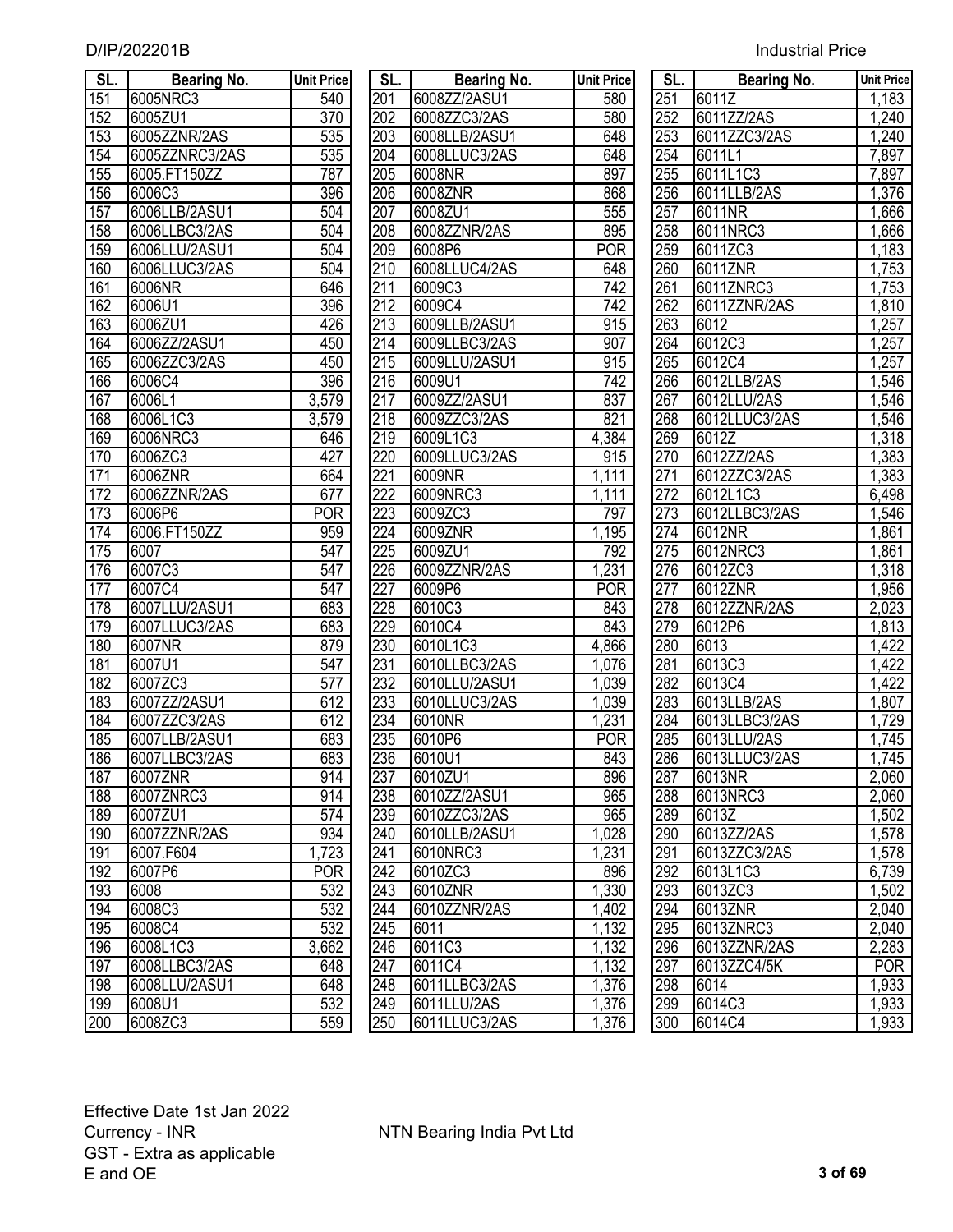| SL. | Bearing No. | Unit Price |
|---|---|---|
| 151 | 6005NRC3 | 540 |
| 152 | 6005ZU1 | 370 |
| 153 | 6005ZZNR/2AS | 535 |
| 154 | 6005ZZNRC3/2AS | 535 |
| 155 | 6005.FT150ZZ | 787 |
| 156 | 6006C3 | 396 |
| 157 | 6006LLB/2ASU1 | 504 |
| 158 | 6006LLBC3/2AS | 504 |
| 159 | 6006LLU/2ASU1 | 504 |
| 160 | 6006LLUC3/2AS | 504 |
| 161 | 6006NR | 646 |
| 162 | 6006U1 | 396 |
| 163 | 6006ZU1 | 426 |
| 164 | 6006ZZ/2ASU1 | 450 |
| 165 | 6006ZZC3/2AS | 450 |
| 166 | 6006C4 | 396 |
| 167 | 6006L1 | 3,579 |
| 168 | 6006L1C3 | 3,579 |
| 169 | 6006NRC3 | 646 |
| 170 | 6006ZC3 | 427 |
| 171 | 6006ZNR | 664 |
| 172 | 6006ZZNR/2AS | 677 |
| 173 | 6006P6 | POR |
| 174 | 6006.FT150ZZ | 959 |
| 175 | 6007 | 547 |
| 176 | 6007C3 | 547 |
| 177 | 6007C4 | 547 |
| 178 | 6007LLU/2ASU1 | 683 |
| 179 | 6007LLUC3/2AS | 683 |
| 180 | 6007NR | 879 |
| 181 | 6007U1 | 547 |
| 182 | 6007ZC3 | 577 |
| 183 | 6007ZZ/2ASU1 | 612 |
| 184 | 6007ZZC3/2AS | 612 |
| 185 | 6007LLB/2ASU1 | 683 |
| 186 | 6007LLBC3/2AS | 683 |
| 187 | 6007ZNR | 914 |
| 188 | 6007ZNRC3 | 914 |
| 189 | 6007ZU1 | 574 |
| 190 | 6007ZZNR/2AS | 934 |
| 191 | 6007.F604 | 1,723 |
| 192 | 6007P6 | POR |
| 193 | 6008 | 532 |
| 194 | 6008C3 | 532 |
| 195 | 6008C4 | 532 |
| 196 | 6008L1C3 | 3,662 |
| 197 | 6008LLBC3/2AS | 648 |
| 198 | 6008LLU/2ASU1 | 648 |
| 199 | 6008U1 | 532 |
| 200 | 6008ZC3 | 559 |
| 201 | 6008ZZ/2ASU1 | 580 |
| 202 | 6008ZZC3/2AS | 580 |
| 203 | 6008LLB/2ASU1 | 648 |
| 204 | 6008LLUC3/2AS | 648 |
| 205 | 6008NR | 897 |
| 206 | 6008ZNR | 868 |
| 207 | 6008ZU1 | 555 |
| 208 | 6008ZZNR/2AS | 895 |
| 209 | 6008P6 | POR |
| 210 | 6008LLUC4/2AS | 648 |
| 211 | 6009C3 | 742 |
| 212 | 6009C4 | 742 |
| 213 | 6009LLB/2ASU1 | 915 |
| 214 | 6009LLBC3/2AS | 907 |
| 215 | 6009LLU/2ASU1 | 915 |
| 216 | 6009U1 | 742 |
| 217 | 6009ZZ/2ASU1 | 837 |
| 218 | 6009ZZC3/2AS | 821 |
| 219 | 6009L1C3 | 4,384 |
| 220 | 6009LLUC3/2AS | 915 |
| 221 | 6009NR | 1,111 |
| 222 | 6009NRC3 | 1,111 |
| 223 | 6009ZC3 | 797 |
| 224 | 6009ZNR | 1,195 |
| 225 | 6009ZU1 | 792 |
| 226 | 6009ZZNR/2AS | 1,231 |
| 227 | 6009P6 | POR |
| 228 | 6010C3 | 843 |
| 229 | 6010C4 | 843 |
| 230 | 6010L1C3 | 4,866 |
| 231 | 6010LLBC3/2AS | 1,076 |
| 232 | 6010LLU/2ASU1 | 1,039 |
| 233 | 6010LLUC3/2AS | 1,039 |
| 234 | 6010NR | 1,231 |
| 235 | 6010P6 | POR |
| 236 | 6010U1 | 843 |
| 237 | 6010ZU1 | 896 |
| 238 | 6010ZZ/2ASU1 | 965 |
| 239 | 6010ZZC3/2AS | 965 |
| 240 | 6010LLB/2ASU1 | 1,028 |
| 241 | 6010NRC3 | 1,231 |
| 242 | 6010ZC3 | 896 |
| 243 | 6010ZNR | 1,330 |
| 244 | 6010ZZNR/2AS | 1,402 |
| 245 | 6011 | 1,132 |
| 246 | 6011C3 | 1,132 |
| 247 | 6011C4 | 1,132 |
| 248 | 6011LLBC3/2AS | 1,376 |
| 249 | 6011LLU/2AS | 1,376 |
| 250 | 6011LLUC3/2AS | 1,376 |
| 251 | 6011Z | 1,183 |
| 252 | 6011ZZ/2AS | 1,240 |
| 253 | 6011ZZC3/2AS | 1,240 |
| 254 | 6011L1 | 7,897 |
| 255 | 6011L1C3 | 7,897 |
| 256 | 6011LLB/2AS | 1,376 |
| 257 | 6011NR | 1,666 |
| 258 | 6011NRC3 | 1,666 |
| 259 | 6011ZC3 | 1,183 |
| 260 | 6011ZNR | 1,753 |
| 261 | 6011ZNRC3 | 1,753 |
| 262 | 6011ZZNR/2AS | 1,810 |
| 263 | 6012 | 1,257 |
| 264 | 6012C3 | 1,257 |
| 265 | 6012C4 | 1,257 |
| 266 | 6012LLB/2AS | 1,546 |
| 267 | 6012LLU/2AS | 1,546 |
| 268 | 6012LLUC3/2AS | 1,546 |
| 269 | 6012Z | 1,318 |
| 270 | 6012ZZ/2AS | 1,383 |
| 271 | 6012ZZC3/2AS | 1,383 |
| 272 | 6012L1C3 | 6,498 |
| 273 | 6012LLBC3/2AS | 1,546 |
| 274 | 6012NR | 1,861 |
| 275 | 6012NRC3 | 1,861 |
| 276 | 6012ZC3 | 1,318 |
| 277 | 6012ZNR | 1,956 |
| 278 | 6012ZZNR/2AS | 2,023 |
| 279 | 6012P6 | 1,813 |
| 280 | 6013 | 1,422 |
| 281 | 6013C3 | 1,422 |
| 282 | 6013C4 | 1,422 |
| 283 | 6013LLB/2AS | 1,807 |
| 284 | 6013LLBC3/2AS | 1,729 |
| 285 | 6013LLU/2AS | 1,745 |
| 286 | 6013LLUC3/2AS | 1,745 |
| 287 | 6013NR | 2,060 |
| 288 | 6013NRC3 | 2,060 |
| 289 | 6013Z | 1,502 |
| 290 | 6013ZZ/2AS | 1,578 |
| 291 | 6013ZZC3/2AS | 1,578 |
| 292 | 6013L1C3 | 6,739 |
| 293 | 6013ZC3 | 1,502 |
| 294 | 6013ZNR | 2,040 |
| 295 | 6013ZNRC3 | 2,040 |
| 296 | 6013ZZNR/2AS | 2,283 |
| 297 | 6013ZZC4/5K | POR |
| 298 | 6014 | 1,933 |
| 299 | 6014C3 | 1,933 |
| 300 | 6014C4 | 1,933 |

Effective Date 1st Jan 2022
Currency - INR
GST - Extra as applicable
E and OE

NTN Bearing India Pvt Ltd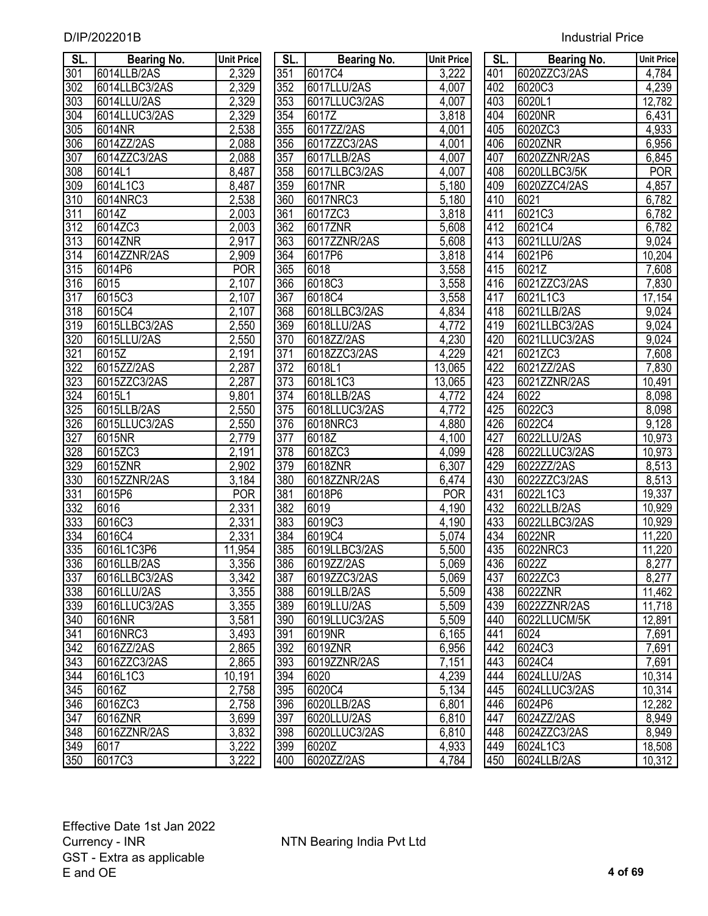| SL. | Bearing No. | Unit Price |
|---|---|---|
| 301 | 6014LLB/2AS | 2,329 |
| 302 | 6014LLBC3/2AS | 2,329 |
| 303 | 6014LLU/2AS | 2,329 |
| 304 | 6014LLUC3/2AS | 2,329 |
| 305 | 6014NR | 2,538 |
| 306 | 6014ZZ/2AS | 2,088 |
| 307 | 6014ZZC3/2AS | 2,088 |
| 308 | 6014L1 | 8,487 |
| 309 | 6014L1C3 | 8,487 |
| 310 | 6014NRC3 | 2,538 |
| 311 | 6014Z | 2,003 |
| 312 | 6014ZC3 | 2,003 |
| 313 | 6014ZNR | 2,917 |
| 314 | 6014ZZNR/2AS | 2,909 |
| 315 | 6014P6 | POR |
| 316 | 6015 | 2,107 |
| 317 | 6015C3 | 2,107 |
| 318 | 6015C4 | 2,107 |
| 319 | 6015LLBC3/2AS | 2,550 |
| 320 | 6015LLU/2AS | 2,550 |
| 321 | 6015Z | 2,191 |
| 322 | 6015ZZ/2AS | 2,287 |
| 323 | 6015ZZC3/2AS | 2,287 |
| 324 | 6015L1 | 9,801 |
| 325 | 6015LLB/2AS | 2,550 |
| 326 | 6015LLUC3/2AS | 2,550 |
| 327 | 6015NR | 2,779 |
| 328 | 6015ZC3 | 2,191 |
| 329 | 6015ZNR | 2,902 |
| 330 | 6015ZZNR/2AS | 3,184 |
| 331 | 6015P6 | POR |
| 332 | 6016 | 2,331 |
| 333 | 6016C3 | 2,331 |
| 334 | 6016C4 | 2,331 |
| 335 | 6016L1C3P6 | 11,954 |
| 336 | 6016LLB/2AS | 3,356 |
| 337 | 6016LLBC3/2AS | 3,342 |
| 338 | 6016LLU/2AS | 3,355 |
| 339 | 6016LLUC3/2AS | 3,355 |
| 340 | 6016NR | 3,581 |
| 341 | 6016NRC3 | 3,493 |
| 342 | 6016ZZ/2AS | 2,865 |
| 343 | 6016ZZC3/2AS | 2,865 |
| 344 | 6016L1C3 | 10,191 |
| 345 | 6016Z | 2,758 |
| 346 | 6016ZC3 | 2,758 |
| 347 | 6016ZNR | 3,699 |
| 348 | 6016ZZNR/2AS | 3,832 |
| 349 | 6017 | 3,222 |
| 350 | 6017C3 | 3,222 |
| 351 | 6017C4 | 3,222 |
| 352 | 6017LLU/2AS | 4,007 |
| 353 | 6017LLUC3/2AS | 4,007 |
| 354 | 6017Z | 3,818 |
| 355 | 6017ZZ/2AS | 4,001 |
| 356 | 6017ZZC3/2AS | 4,001 |
| 357 | 6017LLB/2AS | 4,007 |
| 358 | 6017LLBC3/2AS | 4,007 |
| 359 | 6017NR | 5,180 |
| 360 | 6017NRC3 | 5,180 |
| 361 | 6017ZC3 | 3,818 |
| 362 | 6017ZNR | 5,608 |
| 363 | 6017ZZNR/2AS | 5,608 |
| 364 | 6017P6 | 3,818 |
| 365 | 6018 | 3,558 |
| 366 | 6018C3 | 3,558 |
| 367 | 6018C4 | 3,558 |
| 368 | 6018LLBC3/2AS | 4,834 |
| 369 | 6018LLU/2AS | 4,772 |
| 370 | 6018ZZ/2AS | 4,230 |
| 371 | 6018ZZC3/2AS | 4,229 |
| 372 | 6018L1 | 13,065 |
| 373 | 6018L1C3 | 13,065 |
| 374 | 6018LLB/2AS | 4,772 |
| 375 | 6018LLUC3/2AS | 4,772 |
| 376 | 6018NRC3 | 4,880 |
| 377 | 6018Z | 4,100 |
| 378 | 6018ZC3 | 4,099 |
| 379 | 6018ZNR | 6,307 |
| 380 | 6018ZZNR/2AS | 6,474 |
| 381 | 6018P6 | POR |
| 382 | 6019 | 4,190 |
| 383 | 6019C3 | 4,190 |
| 384 | 6019C4 | 5,074 |
| 385 | 6019LLBC3/2AS | 5,500 |
| 386 | 6019ZZ/2AS | 5,069 |
| 387 | 6019ZZC3/2AS | 5,069 |
| 388 | 6019LLB/2AS | 5,509 |
| 389 | 6019LLU/2AS | 5,509 |
| 390 | 6019LLUC3/2AS | 5,509 |
| 391 | 6019NR | 6,165 |
| 392 | 6019ZNR | 6,956 |
| 393 | 6019ZZNR/2AS | 7,151 |
| 394 | 6020 | 4,239 |
| 395 | 6020C4 | 5,134 |
| 396 | 6020LLB/2AS | 6,801 |
| 397 | 6020LLU/2AS | 6,810 |
| 398 | 6020LLUC3/2AS | 6,810 |
| 399 | 6020Z | 4,933 |
| 400 | 6020ZZ/2AS | 4,784 |
| 401 | 6020ZZC3/2AS | 4,784 |
| 402 | 6020C3 | 4,239 |
| 403 | 6020L1 | 12,782 |
| 404 | 6020NR | 6,431 |
| 405 | 6020ZC3 | 4,933 |
| 406 | 6020ZNR | 6,956 |
| 407 | 6020ZZNR/2AS | 6,845 |
| 408 | 6020LLBC3/5K | POR |
| 409 | 6020ZZC4/2AS | 4,857 |
| 410 | 6021 | 6,782 |
| 411 | 6021C3 | 6,782 |
| 412 | 6021C4 | 6,782 |
| 413 | 6021LLU/2AS | 9,024 |
| 414 | 6021P6 | 10,204 |
| 415 | 6021Z | 7,608 |
| 416 | 6021ZZC3/2AS | 7,830 |
| 417 | 6021L1C3 | 17,154 |
| 418 | 6021LLB/2AS | 9,024 |
| 419 | 6021LLBC3/2AS | 9,024 |
| 420 | 6021LLUC3/2AS | 9,024 |
| 421 | 6021ZC3 | 7,608 |
| 422 | 6021ZZ/2AS | 7,830 |
| 423 | 6021ZZNR/2AS | 10,491 |
| 424 | 6022 | 8,098 |
| 425 | 6022C3 | 8,098 |
| 426 | 6022C4 | 9,128 |
| 427 | 6022LLU/2AS | 10,973 |
| 428 | 6022LLUC3/2AS | 10,973 |
| 429 | 6022ZZ/2AS | 8,513 |
| 430 | 6022ZZC3/2AS | 8,513 |
| 431 | 6022L1C3 | 19,337 |
| 432 | 6022LLB/2AS | 10,929 |
| 433 | 6022LLBC3/2AS | 10,929 |
| 434 | 6022NR | 11,220 |
| 435 | 6022NRC3 | 11,220 |
| 436 | 6022Z | 8,277 |
| 437 | 6022ZC3 | 8,277 |
| 438 | 6022ZNR | 11,462 |
| 439 | 6022ZZNR/2AS | 11,718 |
| 440 | 6022LLUCM/5K | 12,891 |
| 441 | 6024 | 7,691 |
| 442 | 6024C3 | 7,691 |
| 443 | 6024C4 | 7,691 |
| 444 | 6024LLU/2AS | 10,314 |
| 445 | 6024LLUC3/2AS | 10,314 |
| 446 | 6024P6 | 12,282 |
| 447 | 6024ZZ/2AS | 8,949 |
| 448 | 6024ZZC3/2AS | 8,949 |
| 449 | 6024L1C3 | 18,508 |
| 450 | 6024LLB/2AS | 10,312 |

Effective Date 1st Jan 2022
Currency - INR
GST - Extra as applicable
E and OE

NTN Bearing India Pvt Ltd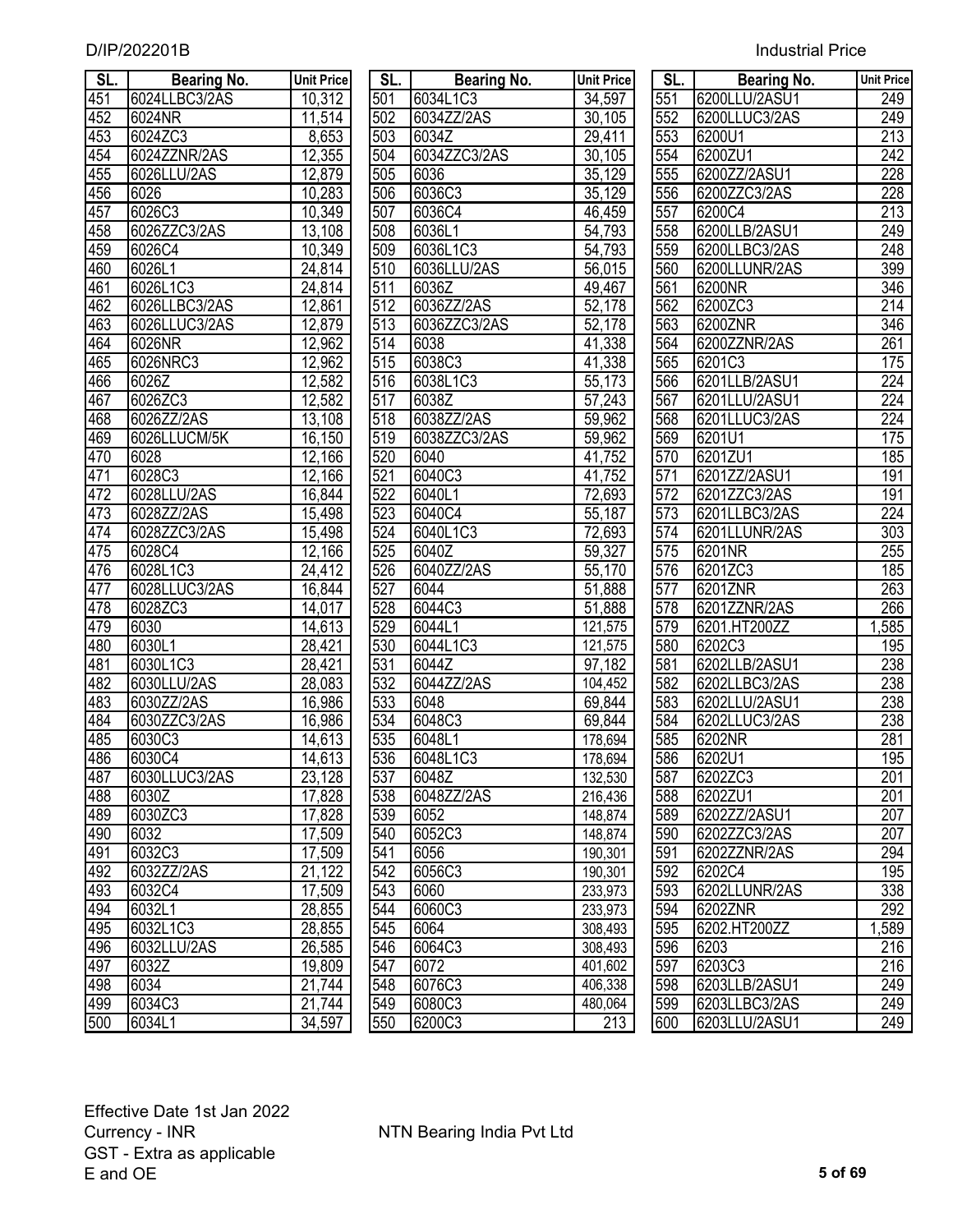D/IP/202201B Industrial Price

| SL. | Bearing No. | Unit Price |
|---|---|---|
| 451 | 6024LLBC3/2AS | 10,312 |
| 452 | 6024NR | 11,514 |
| 453 | 6024ZC3 | 8,653 |
| 454 | 6024ZZNR/2AS | 12,355 |
| 455 | 6026LLU/2AS | 12,879 |
| 456 | 6026 | 10,283 |
| 457 | 6026C3 | 10,349 |
| 458 | 6026ZZC3/2AS | 13,108 |
| 459 | 6026C4 | 10,349 |
| 460 | 6026L1 | 24,814 |
| 461 | 6026L1C3 | 24,814 |
| 462 | 6026LLBC3/2AS | 12,861 |
| 463 | 6026LLUC3/2AS | 12,879 |
| 464 | 6026NR | 12,962 |
| 465 | 6026NRC3 | 12,962 |
| 466 | 6026Z | 12,582 |
| 467 | 6026ZC3 | 12,582 |
| 468 | 6026ZZ/2AS | 13,108 |
| 469 | 6026LLUCM/5K | 16,150 |
| 470 | 6028 | 12,166 |
| 471 | 6028C3 | 12,166 |
| 472 | 6028LLU/2AS | 16,844 |
| 473 | 6028ZZ/2AS | 15,498 |
| 474 | 6028ZZC3/2AS | 15,498 |
| 475 | 6028C4 | 12,166 |
| 476 | 6028L1C3 | 24,412 |
| 477 | 6028LLUC3/2AS | 16,844 |
| 478 | 6028ZC3 | 14,017 |
| 479 | 6030 | 14,613 |
| 480 | 6030L1 | 28,421 |
| 481 | 6030L1C3 | 28,421 |
| 482 | 6030LLU/2AS | 28,083 |
| 483 | 6030ZZ/2AS | 16,986 |
| 484 | 6030ZZC3/2AS | 16,986 |
| 485 | 6030C3 | 14,613 |
| 486 | 6030C4 | 14,613 |
| 487 | 6030LLUC3/2AS | 23,128 |
| 488 | 6030Z | 17,828 |
| 489 | 6030ZC3 | 17,828 |
| 490 | 6032 | 17,509 |
| 491 | 6032C3 | 17,509 |
| 492 | 6032ZZ/2AS | 21,122 |
| 493 | 6032C4 | 17,509 |
| 494 | 6032L1 | 28,855 |
| 495 | 6032L1C3 | 28,855 |
| 496 | 6032LLU/2AS | 26,585 |
| 497 | 6032Z | 19,809 |
| 498 | 6034 | 21,744 |
| 499 | 6034C3 | 21,744 |
| 500 | 6034L1 | 34,597 |
| 501 | 6034L1C3 | 34,597 |
| 502 | 6034ZZ/2AS | 30,105 |
| 503 | 6034Z | 29,411 |
| 504 | 6034ZZC3/2AS | 30,105 |
| 505 | 6036 | 35,129 |
| 506 | 6036C3 | 35,129 |
| 507 | 6036C4 | 46,459 |
| 508 | 6036L1 | 54,793 |
| 509 | 6036L1C3 | 54,793 |
| 510 | 6036LLU/2AS | 56,015 |
| 511 | 6036Z | 49,467 |
| 512 | 6036ZZ/2AS | 52,178 |
| 513 | 6036ZZC3/2AS | 52,178 |
| 514 | 6038 | 41,338 |
| 515 | 6038C3 | 41,338 |
| 516 | 6038L1C3 | 55,173 |
| 517 | 6038Z | 57,243 |
| 518 | 6038ZZ/2AS | 59,962 |
| 519 | 6038ZZC3/2AS | 59,962 |
| 520 | 6040 | 41,752 |
| 521 | 6040C3 | 41,752 |
| 522 | 6040L1 | 72,693 |
| 523 | 6040C4 | 55,187 |
| 524 | 6040L1C3 | 72,693 |
| 525 | 6040Z | 59,327 |
| 526 | 6040ZZ/2AS | 55,170 |
| 527 | 6044 | 51,888 |
| 528 | 6044C3 | 51,888 |
| 529 | 6044L1 | 121,575 |
| 530 | 6044L1C3 | 121,575 |
| 531 | 6044Z | 97,182 |
| 532 | 6044ZZ/2AS | 104,452 |
| 533 | 6048 | 69,844 |
| 534 | 6048C3 | 69,844 |
| 535 | 6048L1 | 178,694 |
| 536 | 6048L1C3 | 178,694 |
| 537 | 6048Z | 132,530 |
| 538 | 6048ZZ/2AS | 216,436 |
| 539 | 6052 | 148,874 |
| 540 | 6052C3 | 148,874 |
| 541 | 6056 | 190,301 |
| 542 | 6056C3 | 190,301 |
| 543 | 6060 | 233,973 |
| 544 | 6060C3 | 233,973 |
| 545 | 6064 | 308,493 |
| 546 | 6064C3 | 308,493 |
| 547 | 6072 | 401,602 |
| 548 | 6076C3 | 406,338 |
| 549 | 6080C3 | 480,064 |
| 550 | 6200C3 | 213 |
| 551 | 6200LLU/2ASU1 | 249 |
| 552 | 6200LLUC3/2AS | 249 |
| 553 | 6200U1 | 213 |
| 554 | 6200ZU1 | 242 |
| 555 | 6200ZZ/2ASU1 | 228 |
| 556 | 6200ZZC3/2AS | 228 |
| 557 | 6200C4 | 213 |
| 558 | 6200LLB/2ASU1 | 249 |
| 559 | 6200LLBC3/2AS | 248 |
| 560 | 6200LLUNR/2AS | 399 |
| 561 | 6200NR | 346 |
| 562 | 6200ZC3 | 214 |
| 563 | 6200ZNR | 346 |
| 564 | 6200ZZNR/2AS | 261 |
| 565 | 6201C3 | 175 |
| 566 | 6201LLB/2ASU1 | 224 |
| 567 | 6201LLU/2ASU1 | 224 |
| 568 | 6201LLUC3/2AS | 224 |
| 569 | 6201U1 | 175 |
| 570 | 6201ZU1 | 185 |
| 571 | 6201ZZ/2ASU1 | 191 |
| 572 | 6201ZZC3/2AS | 191 |
| 573 | 6201LLBC3/2AS | 224 |
| 574 | 6201LLUNR/2AS | 303 |
| 575 | 6201NR | 255 |
| 576 | 6201ZC3 | 185 |
| 577 | 6201ZNR | 263 |
| 578 | 6201ZZNR/2AS | 266 |
| 579 | 6201.HT200ZZ | 1,585 |
| 580 | 6202C3 | 195 |
| 581 | 6202LLB/2ASU1 | 238 |
| 582 | 6202LLBC3/2AS | 238 |
| 583 | 6202LLU/2ASU1 | 238 |
| 584 | 6202LLUC3/2AS | 238 |
| 585 | 6202NR | 281 |
| 586 | 6202U1 | 195 |
| 587 | 6202ZC3 | 201 |
| 588 | 6202ZU1 | 201 |
| 589 | 6202ZZ/2ASU1 | 207 |
| 590 | 6202ZZC3/2AS | 207 |
| 591 | 6202ZZNR/2AS | 294 |
| 592 | 6202C4 | 195 |
| 593 | 6202LLUNR/2AS | 338 |
| 594 | 6202ZNR | 292 |
| 595 | 6202.HT200ZZ | 1,589 |
| 596 | 6203 | 216 |
| 597 | 6203C3 | 216 |
| 598 | 6203LLB/2ASU1 | 249 |
| 599 | 6203LLBC3/2AS | 249 |
| 600 | 6203LLU/2ASU1 | 249 |

Effective Date 1st Jan 2022
Currency - INR
GST - Extra as applicable
E and OE

NTN Bearing India Pvt Ltd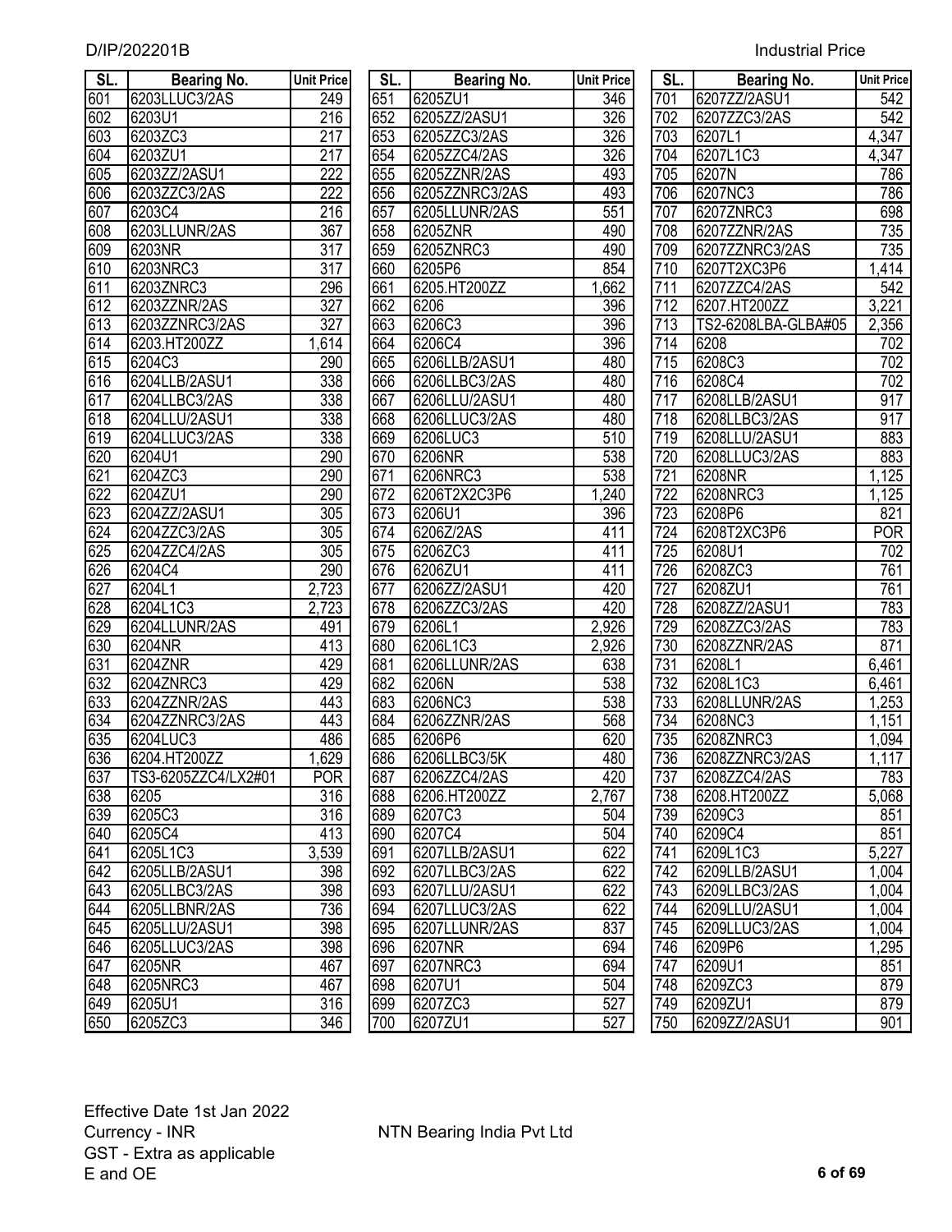| SL. | Bearing No. | Unit Price |
|---|---|---|
| 601 | 6203LLUC3/2AS | 249 |
| 602 | 6203U1 | 216 |
| 603 | 6203ZC3 | 217 |
| 604 | 6203ZU1 | 217 |
| 605 | 6203ZZ/2ASU1 | 222 |
| 606 | 6203ZZC3/2AS | 222 |
| 607 | 6203C4 | 216 |
| 608 | 6203LLUNR/2AS | 367 |
| 609 | 6203NR | 317 |
| 610 | 6203NRC3 | 317 |
| 611 | 6203ZNRC3 | 296 |
| 612 | 6203ZZNR/2AS | 327 |
| 613 | 6203ZZNRC3/2AS | 327 |
| 614 | 6203.HT200ZZ | 1,614 |
| 615 | 6204C3 | 290 |
| 616 | 6204LLB/2ASU1 | 338 |
| 617 | 6204LLBC3/2AS | 338 |
| 618 | 6204LLU/2ASU1 | 338 |
| 619 | 6204LLUC3/2AS | 338 |
| 620 | 6204U1 | 290 |
| 621 | 6204ZC3 | 290 |
| 622 | 6204ZU1 | 290 |
| 623 | 6204ZZ/2ASU1 | 305 |
| 624 | 6204ZZC3/2AS | 305 |
| 625 | 6204ZZC4/2AS | 305 |
| 626 | 6204C4 | 290 |
| 627 | 6204L1 | 2,723 |
| 628 | 6204L1C3 | 2,723 |
| 629 | 6204LLUNR/2AS | 491 |
| 630 | 6204NR | 413 |
| 631 | 6204ZNR | 429 |
| 632 | 6204ZNRC3 | 429 |
| 633 | 6204ZZNR/2AS | 443 |
| 634 | 6204ZZNRC3/2AS | 443 |
| 635 | 6204LUC3 | 486 |
| 636 | 6204.HT200ZZ | 1,629 |
| 637 | TS3-6205ZZC4/LX2#01 | POR |
| 638 | 6205 | 316 |
| 639 | 6205C3 | 316 |
| 640 | 6205C4 | 413 |
| 641 | 6205L1C3 | 3,539 |
| 642 | 6205LLB/2ASU1 | 398 |
| 643 | 6205LLBC3/2AS | 398 |
| 644 | 6205LLBNR/2AS | 736 |
| 645 | 6205LLU/2ASU1 | 398 |
| 646 | 6205LLUC3/2AS | 398 |
| 647 | 6205NR | 467 |
| 648 | 6205NRC3 | 467 |
| 649 | 6205U1 | 316 |
| 650 | 6205ZC3 | 346 |
| 651 | 6205ZU1 | 346 |
| 652 | 6205ZZ/2ASU1 | 326 |
| 653 | 6205ZZC3/2AS | 326 |
| 654 | 6205ZZC4/2AS | 326 |
| 655 | 6205ZZNR/2AS | 493 |
| 656 | 6205ZZNRC3/2AS | 493 |
| 657 | 6205LLUNR/2AS | 551 |
| 658 | 6205ZNR | 490 |
| 659 | 6205ZNRC3 | 490 |
| 660 | 6205P6 | 854 |
| 661 | 6205.HT200ZZ | 1,662 |
| 662 | 6206 | 396 |
| 663 | 6206C3 | 396 |
| 664 | 6206C4 | 396 |
| 665 | 6206LLB/2ASU1 | 480 |
| 666 | 6206LLBC3/2AS | 480 |
| 667 | 6206LLU/2ASU1 | 480 |
| 668 | 6206LLUC3/2AS | 480 |
| 669 | 6206LUC3 | 510 |
| 670 | 6206NR | 538 |
| 671 | 6206NRC3 | 538 |
| 672 | 6206T2X2C3P6 | 1,240 |
| 673 | 6206U1 | 396 |
| 674 | 6206Z/2AS | 411 |
| 675 | 6206ZC3 | 411 |
| 676 | 6206ZU1 | 411 |
| 677 | 6206ZZ/2ASU1 | 420 |
| 678 | 6206ZZC3/2AS | 420 |
| 679 | 6206L1 | 2,926 |
| 680 | 6206L1C3 | 2,926 |
| 681 | 6206LLUNR/2AS | 638 |
| 682 | 6206N | 538 |
| 683 | 6206NC3 | 538 |
| 684 | 6206ZZNR/2AS | 568 |
| 685 | 6206P6 | 620 |
| 686 | 6206LLBC3/5K | 480 |
| 687 | 6206ZZC4/2AS | 420 |
| 688 | 6206.HT200ZZ | 2,767 |
| 689 | 6207C3 | 504 |
| 690 | 6207C4 | 504 |
| 691 | 6207LLB/2ASU1 | 622 |
| 692 | 6207LLBC3/2AS | 622 |
| 693 | 6207LLU/2ASU1 | 622 |
| 694 | 6207LLUC3/2AS | 622 |
| 695 | 6207LLUNR/2AS | 837 |
| 696 | 6207NR | 694 |
| 697 | 6207NRC3 | 694 |
| 698 | 6207U1 | 504 |
| 699 | 6207ZC3 | 527 |
| 700 | 6207ZU1 | 527 |
| 701 | 6207ZZ/2ASU1 | 542 |
| 702 | 6207ZZC3/2AS | 542 |
| 703 | 6207L1 | 4,347 |
| 704 | 6207L1C3 | 4,347 |
| 705 | 6207N | 786 |
| 706 | 6207NC3 | 786 |
| 707 | 6207ZNRC3 | 698 |
| 708 | 6207ZZNR/2AS | 735 |
| 709 | 6207ZZNRC3/2AS | 735 |
| 710 | 6207T2XC3P6 | 1,414 |
| 711 | 6207ZZC4/2AS | 542 |
| 712 | 6207.HT200ZZ | 3,221 |
| 713 | TS2-6208LBA-GLBA#05 | 2,356 |
| 714 | 6208 | 702 |
| 715 | 6208C3 | 702 |
| 716 | 6208C4 | 702 |
| 717 | 6208LLB/2ASU1 | 917 |
| 718 | 6208LLBC3/2AS | 917 |
| 719 | 6208LLU/2ASU1 | 883 |
| 720 | 6208LLUC3/2AS | 883 |
| 721 | 6208NR | 1,125 |
| 722 | 6208NRC3 | 1,125 |
| 723 | 6208P6 | 821 |
| 724 | 6208T2XC3P6 | POR |
| 725 | 6208U1 | 702 |
| 726 | 6208ZC3 | 761 |
| 727 | 6208ZU1 | 761 |
| 728 | 6208ZZ/2ASU1 | 783 |
| 729 | 6208ZZC3/2AS | 783 |
| 730 | 6208ZZNR/2AS | 871 |
| 731 | 6208L1 | 6,461 |
| 732 | 6208L1C3 | 6,461 |
| 733 | 6208LLUNR/2AS | 1,253 |
| 734 | 6208NC3 | 1,151 |
| 735 | 6208ZNRC3 | 1,094 |
| 736 | 6208ZZNRC3/2AS | 1,117 |
| 737 | 6208ZZC4/2AS | 783 |
| 738 | 6208.HT200ZZ | 5,068 |
| 739 | 6209C3 | 851 |
| 740 | 6209C4 | 851 |
| 741 | 6209L1C3 | 5,227 |
| 742 | 6209LLB/2ASU1 | 1,004 |
| 743 | 6209LLBC3/2AS | 1,004 |
| 744 | 6209LLU/2ASU1 | 1,004 |
| 745 | 6209LLUC3/2AS | 1,004 |
| 746 | 6209P6 | 1,295 |
| 747 | 6209U1 | 851 |
| 748 | 6209ZC3 | 879 |
| 749 | 6209ZU1 | 879 |
| 750 | 6209ZZ/2ASU1 | 901 |

Effective Date 1st Jan 2022
Currency - INR
GST - Extra as applicable
E and OE

NTN Bearing India Pvt Ltd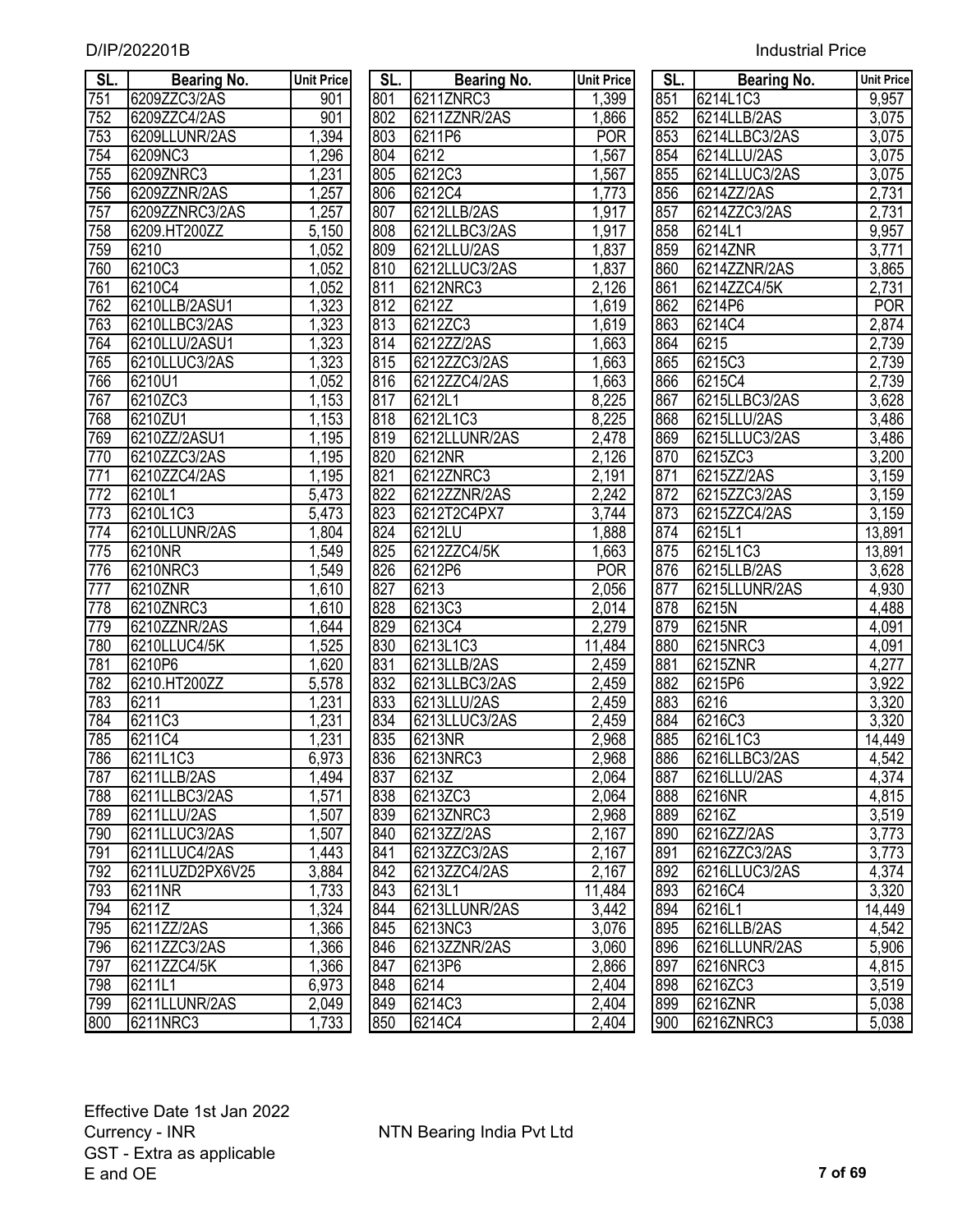| SL. | Bearing No. | Unit Price |
|---|---|---|
| 751 | 6209ZZC3/2AS | 901 |
| 752 | 6209ZZC4/2AS | 901 |
| 753 | 6209LLUNR/2AS | 1,394 |
| 754 | 6209NC3 | 1,296 |
| 755 | 6209ZNRC3 | 1,231 |
| 756 | 6209ZZNR/2AS | 1,257 |
| 757 | 6209ZZNRC3/2AS | 1,257 |
| 758 | 6209.HT200ZZ | 5,150 |
| 759 | 6210 | 1,052 |
| 760 | 6210C3 | 1,052 |
| 761 | 6210C4 | 1,052 |
| 762 | 6210LLB/2ASU1 | 1,323 |
| 763 | 6210LLBC3/2AS | 1,323 |
| 764 | 6210LLU/2ASU1 | 1,323 |
| 765 | 6210LLUC3/2AS | 1,323 |
| 766 | 6210U1 | 1,052 |
| 767 | 6210ZC3 | 1,153 |
| 768 | 6210ZU1 | 1,153 |
| 769 | 6210ZZ/2ASU1 | 1,195 |
| 770 | 6210ZZC3/2AS | 1,195 |
| 771 | 6210ZZC4/2AS | 1,195 |
| 772 | 6210L1 | 5,473 |
| 773 | 6210L1C3 | 5,473 |
| 774 | 6210LLUNR/2AS | 1,804 |
| 775 | 6210NR | 1,549 |
| 776 | 6210NRC3 | 1,549 |
| 777 | 6210ZNR | 1,610 |
| 778 | 6210ZNRC3 | 1,610 |
| 779 | 6210ZZNR/2AS | 1,644 |
| 780 | 6210LLUC4/5K | 1,525 |
| 781 | 6210P6 | 1,620 |
| 782 | 6210.HT200ZZ | 5,578 |
| 783 | 6211 | 1,231 |
| 784 | 6211C3 | 1,231 |
| 785 | 6211C4 | 1,231 |
| 786 | 6211L1C3 | 6,973 |
| 787 | 6211LLB/2AS | 1,494 |
| 788 | 6211LLBC3/2AS | 1,571 |
| 789 | 6211LLU/2AS | 1,507 |
| 790 | 6211LLUC3/2AS | 1,507 |
| 791 | 6211LLUC4/2AS | 1,443 |
| 792 | 6211LUZD2PX6V25 | 3,884 |
| 793 | 6211NR | 1,733 |
| 794 | 6211Z | 1,324 |
| 795 | 6211ZZ/2AS | 1,366 |
| 796 | 6211ZZC3/2AS | 1,366 |
| 797 | 6211ZZC4/5K | 1,366 |
| 798 | 6211L1 | 6,973 |
| 799 | 6211LLUNR/2AS | 2,049 |
| 800 | 6211NRC3 | 1,733 |
| 801 | 6211ZNRC3 | 1,399 |
| 802 | 6211ZZNR/2AS | 1,866 |
| 803 | 6211P6 | POR |
| 804 | 6212 | 1,567 |
| 805 | 6212C3 | 1,567 |
| 806 | 6212C4 | 1,773 |
| 807 | 6212LLB/2AS | 1,917 |
| 808 | 6212LLBC3/2AS | 1,917 |
| 809 | 6212LLU/2AS | 1,837 |
| 810 | 6212LLUC3/2AS | 1,837 |
| 811 | 6212NRC3 | 2,126 |
| 812 | 6212Z | 1,619 |
| 813 | 6212ZC3 | 1,619 |
| 814 | 6212ZZ/2AS | 1,663 |
| 815 | 6212ZZC3/2AS | 1,663 |
| 816 | 6212ZZC4/2AS | 1,663 |
| 817 | 6212L1 | 8,225 |
| 818 | 6212L1C3 | 8,225 |
| 819 | 6212LLUNR/2AS | 2,478 |
| 820 | 6212NR | 2,126 |
| 821 | 6212ZNRC3 | 2,191 |
| 822 | 6212ZZNR/2AS | 2,242 |
| 823 | 6212T2C4PX7 | 3,744 |
| 824 | 6212LU | 1,888 |
| 825 | 6212ZZC4/5K | 1,663 |
| 826 | 6212P6 | POR |
| 827 | 6213 | 2,056 |
| 828 | 6213C3 | 2,014 |
| 829 | 6213C4 | 2,279 |
| 830 | 6213L1C3 | 11,484 |
| 831 | 6213LLB/2AS | 2,459 |
| 832 | 6213LLBC3/2AS | 2,459 |
| 833 | 6213LLU/2AS | 2,459 |
| 834 | 6213LLUC3/2AS | 2,459 |
| 835 | 6213NR | 2,968 |
| 836 | 6213NRC3 | 2,968 |
| 837 | 6213Z | 2,064 |
| 838 | 6213ZC3 | 2,064 |
| 839 | 6213ZNRC3 | 2,968 |
| 840 | 6213ZZ/2AS | 2,167 |
| 841 | 6213ZZC3/2AS | 2,167 |
| 842 | 6213ZZC4/2AS | 2,167 |
| 843 | 6213L1 | 11,484 |
| 844 | 6213LLUNR/2AS | 3,442 |
| 845 | 6213NC3 | 3,076 |
| 846 | 6213ZZNR/2AS | 3,060 |
| 847 | 6213P6 | 2,866 |
| 848 | 6214 | 2,404 |
| 849 | 6214C3 | 2,404 |
| 850 | 6214C4 | 2,404 |
| 851 | 6214L1C3 | 9,957 |
| 852 | 6214LLB/2AS | 3,075 |
| 853 | 6214LLBC3/2AS | 3,075 |
| 854 | 6214LLU/2AS | 3,075 |
| 855 | 6214LLUC3/2AS | 3,075 |
| 856 | 6214ZZ/2AS | 2,731 |
| 857 | 6214ZZC3/2AS | 2,731 |
| 858 | 6214L1 | 9,957 |
| 859 | 6214ZNR | 3,771 |
| 860 | 6214ZZNR/2AS | 3,865 |
| 861 | 6214ZZC4/5K | 2,731 |
| 862 | 6214P6 | POR |
| 863 | 6214C4 | 2,874 |
| 864 | 6215 | 2,739 |
| 865 | 6215C3 | 2,739 |
| 866 | 6215C4 | 2,739 |
| 867 | 6215LLBC3/2AS | 3,628 |
| 868 | 6215LLU/2AS | 3,486 |
| 869 | 6215LLUC3/2AS | 3,486 |
| 870 | 6215ZC3 | 3,200 |
| 871 | 6215ZZ/2AS | 3,159 |
| 872 | 6215ZZC3/2AS | 3,159 |
| 873 | 6215ZZC4/2AS | 3,159 |
| 874 | 6215L1 | 13,891 |
| 875 | 6215L1C3 | 13,891 |
| 876 | 6215LLB/2AS | 3,628 |
| 877 | 6215LLUNR/2AS | 4,930 |
| 878 | 6215N | 4,488 |
| 879 | 6215NR | 4,091 |
| 880 | 6215NRC3 | 4,091 |
| 881 | 6215ZNR | 4,277 |
| 882 | 6215P6 | 3,922 |
| 883 | 6216 | 3,320 |
| 884 | 6216C3 | 3,320 |
| 885 | 6216L1C3 | 14,449 |
| 886 | 6216LLBC3/2AS | 4,542 |
| 887 | 6216LLU/2AS | 4,374 |
| 888 | 6216NR | 4,815 |
| 889 | 6216Z | 3,519 |
| 890 | 6216ZZ/2AS | 3,773 |
| 891 | 6216ZZC3/2AS | 3,773 |
| 892 | 6216LLUC3/2AS | 4,374 |
| 893 | 6216C4 | 3,320 |
| 894 | 6216L1 | 14,449 |
| 895 | 6216LLB/2AS | 4,542 |
| 896 | 6216LLUNR/2AS | 5,906 |
| 897 | 6216NRC3 | 4,815 |
| 898 | 6216ZC3 | 3,519 |
| 899 | 6216ZNR | 5,038 |
| 900 | 6216ZNRC3 | 5,038 |

Effective Date 1st Jan 2022
Currency - INR
GST - Extra as applicable
E and OE

NTN Bearing India Pvt Ltd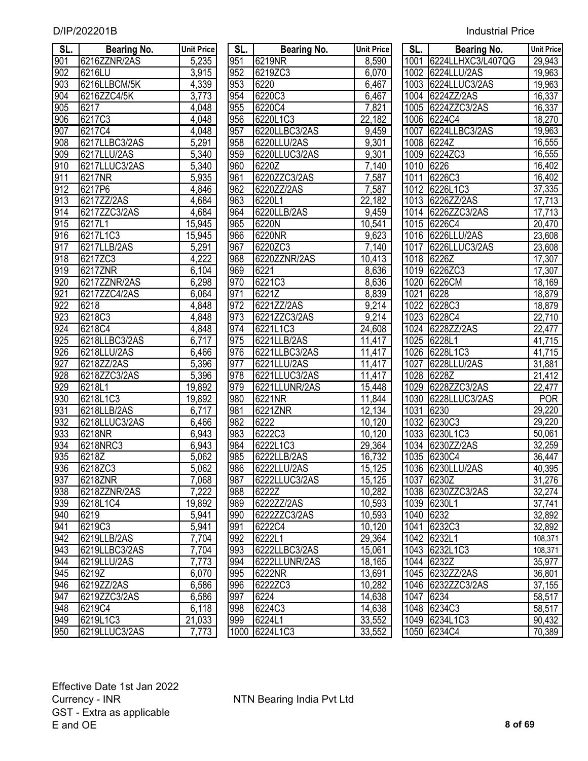| SL. | Bearing No. | Unit Price |
|---|---|---|
| 901 | 6216ZZNR/2AS | 5,235 |
| 902 | 6216LU | 3,915 |
| 903 | 6216LLBCM/5K | 4,339 |
| 904 | 6216ZZC4/5K | 3,773 |
| 905 | 6217 | 4,048 |
| 906 | 6217C3 | 4,048 |
| 907 | 6217C4 | 4,048 |
| 908 | 6217LLBC3/2AS | 5,291 |
| 909 | 6217LLU/2AS | 5,340 |
| 910 | 6217LLUC3/2AS | 5,340 |
| 911 | 6217NR | 5,935 |
| 912 | 6217P6 | 4,846 |
| 913 | 6217ZZ/2AS | 4,684 |
| 914 | 6217ZZC3/2AS | 4,684 |
| 915 | 6217L1 | 15,945 |
| 916 | 6217L1C3 | 15,945 |
| 917 | 6217LLB/2AS | 5,291 |
| 918 | 6217ZC3 | 4,222 |
| 919 | 6217ZNR | 6,104 |
| 920 | 6217ZZNR/2AS | 6,298 |
| 921 | 6217ZZC4/2AS | 6,064 |
| 922 | 6218 | 4,848 |
| 923 | 6218C3 | 4,848 |
| 924 | 6218C4 | 4,848 |
| 925 | 6218LLBC3/2AS | 6,717 |
| 926 | 6218LLU/2AS | 6,466 |
| 927 | 6218ZZ/2AS | 5,396 |
| 928 | 6218ZZC3/2AS | 5,396 |
| 929 | 6218L1 | 19,892 |
| 930 | 6218L1C3 | 19,892 |
| 931 | 6218LLB/2AS | 6,717 |
| 932 | 6218LLUC3/2AS | 6,466 |
| 933 | 6218NR | 6,943 |
| 934 | 6218NRC3 | 6,943 |
| 935 | 6218Z | 5,062 |
| 936 | 6218ZC3 | 5,062 |
| 937 | 6218ZNR | 7,068 |
| 938 | 6218ZZNR/2AS | 7,222 |
| 939 | 6218L1C4 | 19,892 |
| 940 | 6219 | 5,941 |
| 941 | 6219C3 | 5,941 |
| 942 | 6219LLB/2AS | 7,704 |
| 943 | 6219LLBC3/2AS | 7,704 |
| 944 | 6219LLU/2AS | 7,773 |
| 945 | 6219Z | 6,070 |
| 946 | 6219ZZ/2AS | 6,586 |
| 947 | 6219ZZC3/2AS | 6,586 |
| 948 | 6219C4 | 6,118 |
| 949 | 6219L1C3 | 21,033 |
| 950 | 6219LLUC3/2AS | 7,773 |
| 951 | 6219NR | 8,590 |
| 952 | 6219ZC3 | 6,070 |
| 953 | 6220 | 6,467 |
| 954 | 6220C3 | 6,467 |
| 955 | 6220C4 | 7,821 |
| 956 | 6220L1C3 | 22,182 |
| 957 | 6220LLBC3/2AS | 9,459 |
| 958 | 6220LLU/2AS | 9,301 |
| 959 | 6220LLUC3/2AS | 9,301 |
| 960 | 6220Z | 7,140 |
| 961 | 6220ZZC3/2AS | 7,587 |
| 962 | 6220ZZ/2AS | 7,587 |
| 963 | 6220L1 | 22,182 |
| 964 | 6220LLB/2AS | 9,459 |
| 965 | 6220N | 10,541 |
| 966 | 6220NR | 9,623 |
| 967 | 6220ZC3 | 7,140 |
| 968 | 6220ZZNR/2AS | 10,413 |
| 969 | 6221 | 8,636 |
| 970 | 6221C3 | 8,636 |
| 971 | 6221Z | 8,839 |
| 972 | 6221ZZ/2AS | 9,214 |
| 973 | 6221ZZC3/2AS | 9,214 |
| 974 | 6221L1C3 | 24,608 |
| 975 | 6221LLB/2AS | 11,417 |
| 976 | 6221LLBC3/2AS | 11,417 |
| 977 | 6221LLU/2AS | 11,417 |
| 978 | 6221LLUC3/2AS | 11,417 |
| 979 | 6221LLUNR/2AS | 15,448 |
| 980 | 6221NR | 11,844 |
| 981 | 6221ZNR | 12,134 |
| 982 | 6222 | 10,120 |
| 983 | 6222C3 | 10,120 |
| 984 | 6222L1C3 | 29,364 |
| 985 | 6222LLB/2AS | 16,732 |
| 986 | 6222LLU/2AS | 15,125 |
| 987 | 6222LLUC3/2AS | 15,125 |
| 988 | 6222Z | 10,282 |
| 989 | 6222ZZ/2AS | 10,593 |
| 990 | 6222ZZC3/2AS | 10,593 |
| 991 | 6222C4 | 10,120 |
| 992 | 6222L1 | 29,364 |
| 993 | 6222LLBC3/2AS | 15,061 |
| 994 | 6222LLUNR/2AS | 18,165 |
| 995 | 6222NR | 13,691 |
| 996 | 6222ZC3 | 10,282 |
| 997 | 6224 | 14,638 |
| 998 | 6224C3 | 14,638 |
| 999 | 6224L1 | 33,552 |
| 1000 | 6224L1C3 | 33,552 |
| 1001 | 6224LLHXC3/L407QG | 29,943 |
| 1002 | 6224LLU/2AS | 19,963 |
| 1003 | 6224LLUC3/2AS | 19,963 |
| 1004 | 6224ZZ/2AS | 16,337 |
| 1005 | 6224ZZC3/2AS | 16,337 |
| 1006 | 6224C4 | 18,270 |
| 1007 | 6224LLBC3/2AS | 19,963 |
| 1008 | 6224Z | 16,555 |
| 1009 | 6224ZC3 | 16,555 |
| 1010 | 6226 | 16,402 |
| 1011 | 6226C3 | 16,402 |
| 1012 | 6226L1C3 | 37,335 |
| 1013 | 6226ZZ/2AS | 17,713 |
| 1014 | 6226ZZC3/2AS | 17,713 |
| 1015 | 6226C4 | 20,470 |
| 1016 | 6226LLU/2AS | 23,608 |
| 1017 | 6226LLUC3/2AS | 23,608 |
| 1018 | 6226Z | 17,307 |
| 1019 | 6226ZC3 | 17,307 |
| 1020 | 6226CM | 18,169 |
| 1021 | 6228 | 18,879 |
| 1022 | 6228C3 | 18,879 |
| 1023 | 6228C4 | 22,710 |
| 1024 | 6228ZZ/2AS | 22,477 |
| 1025 | 6228L1 | 41,715 |
| 1026 | 6228L1C3 | 41,715 |
| 1027 | 6228LLU/2AS | 31,881 |
| 1028 | 6228Z | 21,412 |
| 1029 | 6228ZZC3/2AS | 22,477 |
| 1030 | 6228LLUC3/2AS | POR |
| 1031 | 6230 | 29,220 |
| 1032 | 6230C3 | 29,220 |
| 1033 | 6230L1C3 | 50,061 |
| 1034 | 6230ZZ/2AS | 32,259 |
| 1035 | 6230C4 | 36,447 |
| 1036 | 6230LLU/2AS | 40,395 |
| 1037 | 6230Z | 31,276 |
| 1038 | 6230ZZC3/2AS | 32,274 |
| 1039 | 6230L1 | 37,741 |
| 1040 | 6232 | 32,892 |
| 1041 | 6232C3 | 32,892 |
| 1042 | 6232L1 | 108,371 |
| 1043 | 6232L1C3 | 108,371 |
| 1044 | 6232Z | 35,977 |
| 1045 | 6232ZZ/2AS | 36,801 |
| 1046 | 6232ZZC3/2AS | 37,155 |
| 1047 | 6234 | 58,517 |
| 1048 | 6234C3 | 58,517 |
| 1049 | 6234L1C3 | 90,432 |
| 1050 | 6234C4 | 70,389 |

Effective Date 1st Jan 2022
Currency - INR
GST - Extra as applicable
E and OE

NTN Bearing India Pvt Ltd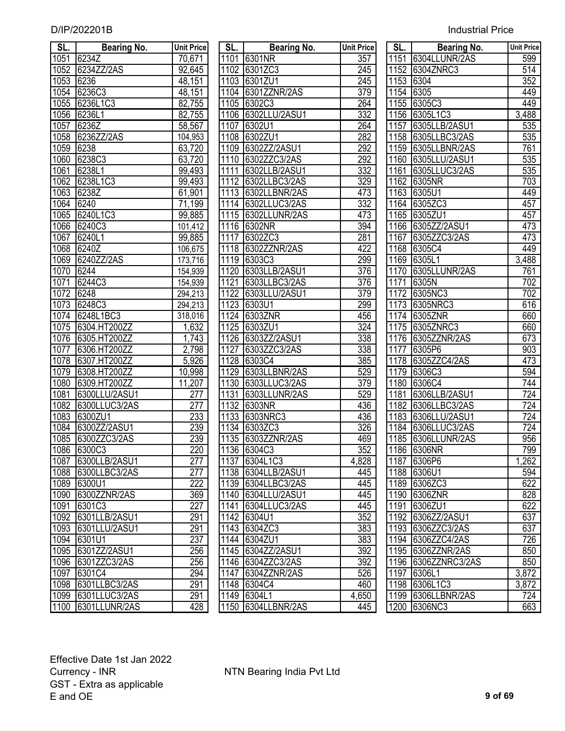D/IP/202201B Industrial Price

| SL. | Bearing No. | Unit Price |
|---|---|---|
| 1051 | 6234Z | 70,671 |
| 1052 | 6234ZZ/2AS | 92,645 |
| 1053 | 6236 | 48,151 |
| 1054 | 6236C3 | 48,151 |
| 1055 | 6236L1C3 | 82,755 |
| 1056 | 6236L1 | 82,755 |
| 1057 | 6236Z | 58,567 |
| 1058 | 6236ZZ/2AS | 104,953 |
| 1059 | 6238 | 63,720 |
| 1060 | 6238C3 | 63,720 |
| 1061 | 6238L1 | 99,493 |
| 1062 | 6238L1C3 | 99,493 |
| 1063 | 6238Z | 61,901 |
| 1064 | 6240 | 71,199 |
| 1065 | 6240L1C3 | 99,885 |
| 1066 | 6240C3 | 101,412 |
| 1067 | 6240L1 | 99,885 |
| 1068 | 6240Z | 106,675 |
| 1069 | 6240ZZ/2AS | 173,716 |
| 1070 | 6244 | 154,939 |
| 1071 | 6244C3 | 154,939 |
| 1072 | 6248 | 294,213 |
| 1073 | 6248C3 | 294,213 |
| 1074 | 6248L1BC3 | 318,016 |
| 1075 | 6304.HT200ZZ | 1,632 |
| 1076 | 6305.HT200ZZ | 1,743 |
| 1077 | 6306.HT200ZZ | 2,798 |
| 1078 | 6307.HT200ZZ | 5,926 |
| 1079 | 6308.HT200ZZ | 10,998 |
| 1080 | 6309.HT200ZZ | 11,207 |
| 1081 | 6300LLU/2ASU1 | 277 |
| 1082 | 6300LLUC3/2AS | 277 |
| 1083 | 6300ZU1 | 233 |
| 1084 | 6300ZZ/2ASU1 | 239 |
| 1085 | 6300ZZC3/2AS | 239 |
| 1086 | 6300C3 | 220 |
| 1087 | 6300LLB/2ASU1 | 277 |
| 1088 | 6300LLBC3/2AS | 277 |
| 1089 | 6300U1 | 222 |
| 1090 | 6300ZZNR/2AS | 369 |
| 1091 | 6301C3 | 227 |
| 1092 | 6301LLB/2ASU1 | 291 |
| 1093 | 6301LLU/2ASU1 | 291 |
| 1094 | 6301U1 | 237 |
| 1095 | 6301ZZ/2ASU1 | 256 |
| 1096 | 6301ZZC3/2AS | 256 |
| 1097 | 6301C4 | 294 |
| 1098 | 6301LLBC3/2AS | 291 |
| 1099 | 6301LLUC3/2AS | 291 |
| 1100 | 6301LLUNR/2AS | 428 |
| 1101 | 6301NR | 357 |
| 1102 | 6301ZC3 | 245 |
| 1103 | 6301ZU1 | 245 |
| 1104 | 6301ZZNR/2AS | 379 |
| 1105 | 6302C3 | 264 |
| 1106 | 6302LLU/2ASU1 | 332 |
| 1107 | 6302U1 | 264 |
| 1108 | 6302ZU1 | 282 |
| 1109 | 6302ZZ/2ASU1 | 292 |
| 1110 | 6302ZZC3/2AS | 292 |
| 1111 | 6302LLB/2ASU1 | 332 |
| 1112 | 6302LLBC3/2AS | 329 |
| 1113 | 6302LLBNR/2AS | 473 |
| 1114 | 6302LLUC3/2AS | 332 |
| 1115 | 6302LLUNR/2AS | 473 |
| 1116 | 6302NR | 394 |
| 1117 | 6302ZC3 | 281 |
| 1118 | 6302ZZNR/2AS | 422 |
| 1119 | 6303C3 | 299 |
| 1120 | 6303LLB/2ASU1 | 376 |
| 1121 | 6303LLBC3/2AS | 376 |
| 1122 | 6303LLU/2ASU1 | 379 |
| 1123 | 6303U1 | 299 |
| 1124 | 6303ZNR | 456 |
| 1125 | 6303ZU1 | 324 |
| 1126 | 6303ZZ/2ASU1 | 338 |
| 1127 | 6303ZZC3/2AS | 338 |
| 1128 | 6303C4 | 385 |
| 1129 | 6303LLBNR/2AS | 529 |
| 1130 | 6303LLUC3/2AS | 379 |
| 1131 | 6303LLUNR/2AS | 529 |
| 1132 | 6303NR | 436 |
| 1133 | 6303NRC3 | 436 |
| 1134 | 6303ZC3 | 326 |
| 1135 | 6303ZZNR/2AS | 469 |
| 1136 | 6304C3 | 352 |
| 1137 | 6304L1C3 | 4,828 |
| 1138 | 6304LLB/2ASU1 | 445 |
| 1139 | 6304LLBC3/2AS | 445 |
| 1140 | 6304LLU/2ASU1 | 445 |
| 1141 | 6304LLUC3/2AS | 445 |
| 1142 | 6304U1 | 352 |
| 1143 | 6304ZC3 | 383 |
| 1144 | 6304ZU1 | 383 |
| 1145 | 6304ZZ/2ASU1 | 392 |
| 1146 | 6304ZZC3/2AS | 392 |
| 1147 | 6304ZZNR/2AS | 526 |
| 1148 | 6304C4 | 460 |
| 1149 | 6304L1 | 4,650 |
| 1150 | 6304LLBNR/2AS | 445 |
| 1151 | 6304LLUNR/2AS | 599 |
| 1152 | 6304ZNRC3 | 514 |
| 1153 | 6304 | 352 |
| 1154 | 6305 | 449 |
| 1155 | 6305C3 | 449 |
| 1156 | 6305L1C3 | 3,488 |
| 1157 | 6305LLB/2ASU1 | 535 |
| 1158 | 6305LLBC3/2AS | 535 |
| 1159 | 6305LLBNR/2AS | 761 |
| 1160 | 6305LLU/2ASU1 | 535 |
| 1161 | 6305LLUC3/2AS | 535 |
| 1162 | 6305NR | 703 |
| 1163 | 6305U1 | 449 |
| 1164 | 6305ZC3 | 457 |
| 1165 | 6305ZU1 | 457 |
| 1166 | 6305ZZ/2ASU1 | 473 |
| 1167 | 6305ZZC3/2AS | 473 |
| 1168 | 6305C4 | 449 |
| 1169 | 6305L1 | 3,488 |
| 1170 | 6305LLUNR/2AS | 761 |
| 1171 | 6305N | 702 |
| 1172 | 6305NC3 | 702 |
| 1173 | 6305NRC3 | 616 |
| 1174 | 6305ZNR | 660 |
| 1175 | 6305ZNRC3 | 660 |
| 1176 | 6305ZZNR/2AS | 673 |
| 1177 | 6305P6 | 903 |
| 1178 | 6305ZZC4/2AS | 473 |
| 1179 | 6306C3 | 594 |
| 1180 | 6306C4 | 744 |
| 1181 | 6306LLB/2ASU1 | 724 |
| 1182 | 6306LLBC3/2AS | 724 |
| 1183 | 6306LLU/2ASU1 | 724 |
| 1184 | 6306LLUC3/2AS | 724 |
| 1185 | 6306LLUNR/2AS | 956 |
| 1186 | 6306NR | 799 |
| 1187 | 6306P6 | 1,262 |
| 1188 | 6306U1 | 594 |
| 1189 | 6306ZC3 | 622 |
| 1190 | 6306ZNR | 828 |
| 1191 | 6306ZU1 | 622 |
| 1192 | 6306ZZ/2ASU1 | 637 |
| 1193 | 6306ZZC3/2AS | 637 |
| 1194 | 6306ZZC4/2AS | 726 |
| 1195 | 6306ZZNR/2AS | 850 |
| 1196 | 6306ZZNRC3/2AS | 850 |
| 1197 | 6306L1 | 3,872 |
| 1198 | 6306L1C3 | 3,872 |
| 1199 | 6306LLBNR/2AS | 724 |
| 1200 | 6306NC3 | 663 |

Effective Date 1st Jan 2022
Currency - INR
GST - Extra as applicable
E and OE

NTN Bearing India Pvt Ltd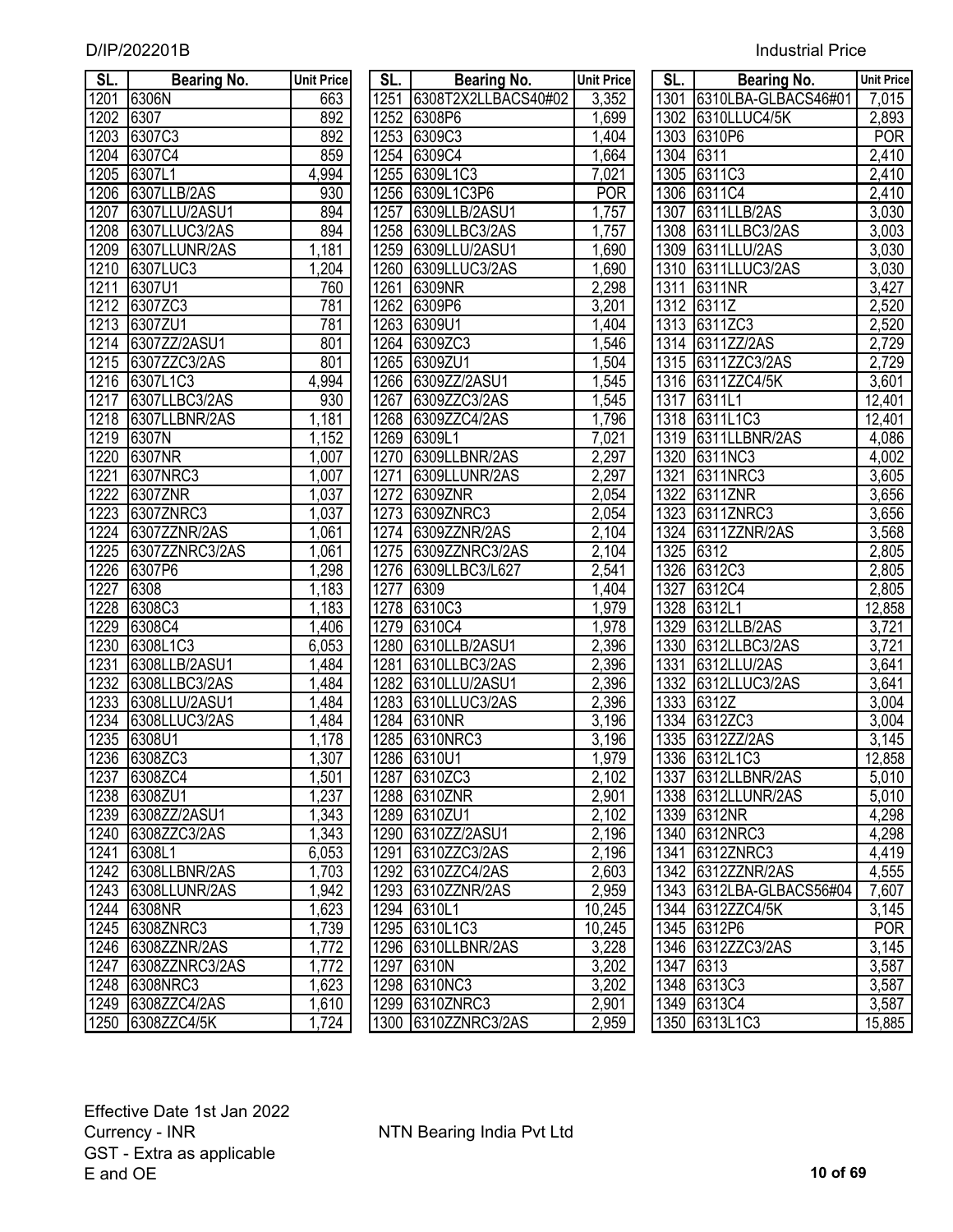D/IP/202201B

Industrial Price

| SL. | Bearing No. | Unit Price |
|---|---|---|
| 1201 | 6306N | 663 |
| 1202 | 6307 | 892 |
| 1203 | 6307C3 | 892 |
| 1204 | 6307C4 | 859 |
| 1205 | 6307L1 | 4,994 |
| 1206 | 6307LLB/2AS | 930 |
| 1207 | 6307LLU/2ASU1 | 894 |
| 1208 | 6307LLUC3/2AS | 894 |
| 1209 | 6307LLUNR/2AS | 1,181 |
| 1210 | 6307LUC3 | 1,204 |
| 1211 | 6307U1 | 760 |
| 1212 | 6307ZC3 | 781 |
| 1213 | 6307ZU1 | 781 |
| 1214 | 6307ZZ/2ASU1 | 801 |
| 1215 | 6307ZZC3/2AS | 801 |
| 1216 | 6307L1C3 | 4,994 |
| 1217 | 6307LLBC3/2AS | 930 |
| 1218 | 6307LLBNR/2AS | 1,181 |
| 1219 | 6307N | 1,152 |
| 1220 | 6307NR | 1,007 |
| 1221 | 6307NRC3 | 1,007 |
| 1222 | 6307ZNR | 1,037 |
| 1223 | 6307ZNRC3 | 1,037 |
| 1224 | 6307ZZNR/2AS | 1,061 |
| 1225 | 6307ZZNRC3/2AS | 1,061 |
| 1226 | 6307P6 | 1,298 |
| 1227 | 6308 | 1,183 |
| 1228 | 6308C3 | 1,183 |
| 1229 | 6308C4 | 1,406 |
| 1230 | 6308L1C3 | 6,053 |
| 1231 | 6308LLB/2ASU1 | 1,484 |
| 1232 | 6308LLBC3/2AS | 1,484 |
| 1233 | 6308LLU/2ASU1 | 1,484 |
| 1234 | 6308LLUC3/2AS | 1,484 |
| 1235 | 6308U1 | 1,178 |
| 1236 | 6308ZC3 | 1,307 |
| 1237 | 6308ZC4 | 1,501 |
| 1238 | 6308ZU1 | 1,237 |
| 1239 | 6308ZZ/2ASU1 | 1,343 |
| 1240 | 6308ZZC3/2AS | 1,343 |
| 1241 | 6308L1 | 6,053 |
| 1242 | 6308LLBNR/2AS | 1,703 |
| 1243 | 6308LLUNR/2AS | 1,942 |
| 1244 | 6308NR | 1,623 |
| 1245 | 6308ZNRC3 | 1,739 |
| 1246 | 6308ZZNR/2AS | 1,772 |
| 1247 | 6308ZZNRC3/2AS | 1,772 |
| 1248 | 6308NRC3 | 1,623 |
| 1249 | 6308ZZC4/2AS | 1,610 |
| 1250 | 6308ZZC4/5K | 1,724 |
| 1251 | 6308T2X2LLBACS40#02 | 3,352 |
| 1252 | 6308P6 | 1,699 |
| 1253 | 6309C3 | 1,404 |
| 1254 | 6309C4 | 1,664 |
| 1255 | 6309L1C3 | 7,021 |
| 1256 | 6309L1C3P6 | POR |
| 1257 | 6309LLB/2ASU1 | 1,757 |
| 1258 | 6309LLBC3/2AS | 1,757 |
| 1259 | 6309LLU/2ASU1 | 1,690 |
| 1260 | 6309LLUC3/2AS | 1,690 |
| 1261 | 6309NR | 2,298 |
| 1262 | 6309P6 | 3,201 |
| 1263 | 6309U1 | 1,404 |
| 1264 | 6309ZC3 | 1,546 |
| 1265 | 6309ZU1 | 1,504 |
| 1266 | 6309ZZ/2ASU1 | 1,545 |
| 1267 | 6309ZZC3/2AS | 1,545 |
| 1268 | 6309ZZC4/2AS | 1,796 |
| 1269 | 6309L1 | 7,021 |
| 1270 | 6309LLBNR/2AS | 2,297 |
| 1271 | 6309LLUNR/2AS | 2,297 |
| 1272 | 6309ZNR | 2,054 |
| 1273 | 6309ZNRC3 | 2,054 |
| 1274 | 6309ZZNR/2AS | 2,104 |
| 1275 | 6309ZZNRC3/2AS | 2,104 |
| 1276 | 6309LLBC3/L627 | 2,541 |
| 1277 | 6309 | 1,404 |
| 1278 | 6310C3 | 1,979 |
| 1279 | 6310C4 | 1,978 |
| 1280 | 6310LLB/2ASU1 | 2,396 |
| 1281 | 6310LLBC3/2AS | 2,396 |
| 1282 | 6310LLU/2ASU1 | 2,396 |
| 1283 | 6310LLUC3/2AS | 2,396 |
| 1284 | 6310NR | 3,196 |
| 1285 | 6310NRC3 | 3,196 |
| 1286 | 6310U1 | 1,979 |
| 1287 | 6310ZC3 | 2,102 |
| 1288 | 6310ZNR | 2,901 |
| 1289 | 6310ZU1 | 2,102 |
| 1290 | 6310ZZ/2ASU1 | 2,196 |
| 1291 | 6310ZZC3/2AS | 2,196 |
| 1292 | 6310ZZC4/2AS | 2,603 |
| 1293 | 6310ZZNR/2AS | 2,959 |
| 1294 | 6310L1 | 10,245 |
| 1295 | 6310L1C3 | 10,245 |
| 1296 | 6310LLBNR/2AS | 3,228 |
| 1297 | 6310N | 3,202 |
| 1298 | 6310NC3 | 3,202 |
| 1299 | 6310ZNRC3 | 2,901 |
| 1300 | 6310ZZNRC3/2AS | 2,959 |
| 1301 | 6310LBA-GLBACS46#01 | 7,015 |
| 1302 | 6310LLUC4/5K | 2,893 |
| 1303 | 6310P6 | POR |
| 1304 | 6311 | 2,410 |
| 1305 | 6311C3 | 2,410 |
| 1306 | 6311C4 | 2,410 |
| 1307 | 6311LLB/2AS | 3,030 |
| 1308 | 6311LLBC3/2AS | 3,003 |
| 1309 | 6311LLU/2AS | 3,030 |
| 1310 | 6311LLUC3/2AS | 3,030 |
| 1311 | 6311NR | 3,427 |
| 1312 | 6311Z | 2,520 |
| 1313 | 6311ZC3 | 2,520 |
| 1314 | 6311ZZ/2AS | 2,729 |
| 1315 | 6311ZZC3/2AS | 2,729 |
| 1316 | 6311ZZC4/5K | 3,601 |
| 1317 | 6311L1 | 12,401 |
| 1318 | 6311L1C3 | 12,401 |
| 1319 | 6311LLBNR/2AS | 4,086 |
| 1320 | 6311NC3 | 4,002 |
| 1321 | 6311NRC3 | 3,605 |
| 1322 | 6311ZNR | 3,656 |
| 1323 | 6311ZNRC3 | 3,656 |
| 1324 | 6311ZZNR/2AS | 3,568 |
| 1325 | 6312 | 2,805 |
| 1326 | 6312C3 | 2,805 |
| 1327 | 6312C4 | 2,805 |
| 1328 | 6312L1 | 12,858 |
| 1329 | 6312LLB/2AS | 3,721 |
| 1330 | 6312LLBC3/2AS | 3,721 |
| 1331 | 6312LLU/2AS | 3,641 |
| 1332 | 6312LLUC3/2AS | 3,641 |
| 1333 | 6312Z | 3,004 |
| 1334 | 6312ZC3 | 3,004 |
| 1335 | 6312ZZ/2AS | 3,145 |
| 1336 | 6312L1C3 | 12,858 |
| 1337 | 6312LLBNR/2AS | 5,010 |
| 1338 | 6312LLUNR/2AS | 5,010 |
| 1339 | 6312NR | 4,298 |
| 1340 | 6312NRC3 | 4,298 |
| 1341 | 6312ZNRC3 | 4,419 |
| 1342 | 6312ZZNR/2AS | 4,555 |
| 1343 | 6312LBA-GLBACS56#04 | 7,607 |
| 1344 | 6312ZZC4/5K | 3,145 |
| 1345 | 6312P6 | POR |
| 1346 | 6312ZZC3/2AS | 3,145 |
| 1347 | 6313 | 3,587 |
| 1348 | 6313C3 | 3,587 |
| 1349 | 6313C4 | 3,587 |
| 1350 | 6313L1C3 | 15,885 |

Effective Date 1st Jan 2022
Currency - INR
GST - Extra as applicable
E and OE

NTN Bearing India Pvt Ltd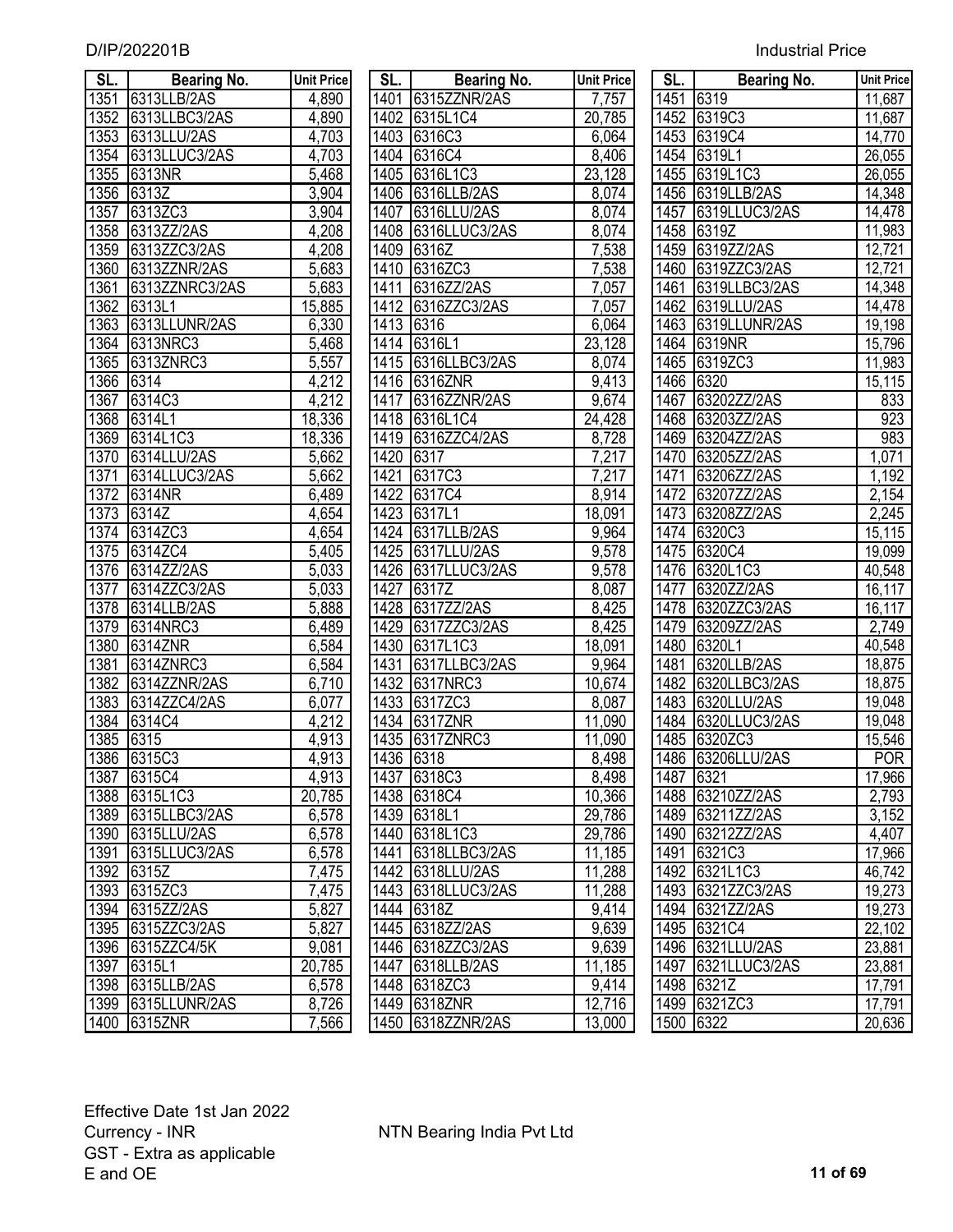D/IP/202201B

Industrial Price

| SL. | Bearing No. | Unit Price |
|---|---|---|
| 1351 | 6313LLB/2AS | 4,890 |
| 1352 | 6313LLBC3/2AS | 4,890 |
| 1353 | 6313LLU/2AS | 4,703 |
| 1354 | 6313LLUC3/2AS | 4,703 |
| 1355 | 6313NR | 5,468 |
| 1356 | 6313Z | 3,904 |
| 1357 | 6313ZC3 | 3,904 |
| 1358 | 6313ZZ/2AS | 4,208 |
| 1359 | 6313ZZC3/2AS | 4,208 |
| 1360 | 6313ZZNR/2AS | 5,683 |
| 1361 | 6313ZZNRC3/2AS | 5,683 |
| 1362 | 6313L1 | 15,885 |
| 1363 | 6313LLUNR/2AS | 6,330 |
| 1364 | 6313NRC3 | 5,468 |
| 1365 | 6313ZNRC3 | 5,557 |
| 1366 | 6314 | 4,212 |
| 1367 | 6314C3 | 4,212 |
| 1368 | 6314L1 | 18,336 |
| 1369 | 6314L1C3 | 18,336 |
| 1370 | 6314LLU/2AS | 5,662 |
| 1371 | 6314LLUC3/2AS | 5,662 |
| 1372 | 6314NR | 6,489 |
| 1373 | 6314Z | 4,654 |
| 1374 | 6314ZC3 | 4,654 |
| 1375 | 6314ZC4 | 5,405 |
| 1376 | 6314ZZ/2AS | 5,033 |
| 1377 | 6314ZZC3/2AS | 5,033 |
| 1378 | 6314LLB/2AS | 5,888 |
| 1379 | 6314NRC3 | 6,489 |
| 1380 | 6314ZNR | 6,584 |
| 1381 | 6314ZNRC3 | 6,584 |
| 1382 | 6314ZZNR/2AS | 6,710 |
| 1383 | 6314ZZC4/2AS | 6,077 |
| 1384 | 6314C4 | 4,212 |
| 1385 | 6315 | 4,913 |
| 1386 | 6315C3 | 4,913 |
| 1387 | 6315C4 | 4,913 |
| 1388 | 6315L1C3 | 20,785 |
| 1389 | 6315LLBC3/2AS | 6,578 |
| 1390 | 6315LLU/2AS | 6,578 |
| 1391 | 6315LLUC3/2AS | 6,578 |
| 1392 | 6315Z | 7,475 |
| 1393 | 6315ZC3 | 7,475 |
| 1394 | 6315ZZ/2AS | 5,827 |
| 1395 | 6315ZZC3/2AS | 5,827 |
| 1396 | 6315ZZC4/5K | 9,081 |
| 1397 | 6315L1 | 20,785 |
| 1398 | 6315LLB/2AS | 6,578 |
| 1399 | 6315LLUNR/2AS | 8,726 |
| 1400 | 6315ZNR | 7,566 |
| 1401 | 6315ZZNR/2AS | 7,757 |
| 1402 | 6315L1C4 | 20,785 |
| 1403 | 6316C3 | 6,064 |
| 1404 | 6316C4 | 8,406 |
| 1405 | 6316L1C3 | 23,128 |
| 1406 | 6316LLB/2AS | 8,074 |
| 1407 | 6316LLU/2AS | 8,074 |
| 1408 | 6316LLUC3/2AS | 8,074 |
| 1409 | 6316Z | 7,538 |
| 1410 | 6316ZC3 | 7,538 |
| 1411 | 6316ZZ/2AS | 7,057 |
| 1412 | 6316ZZC3/2AS | 7,057 |
| 1413 | 6316 | 6,064 |
| 1414 | 6316L1 | 23,128 |
| 1415 | 6316LLBC3/2AS | 8,074 |
| 1416 | 6316ZNR | 9,413 |
| 1417 | 6316ZZNR/2AS | 9,674 |
| 1418 | 6316L1C4 | 24,428 |
| 1419 | 6316ZZC4/2AS | 8,728 |
| 1420 | 6317 | 7,217 |
| 1421 | 6317C3 | 7,217 |
| 1422 | 6317C4 | 8,914 |
| 1423 | 6317L1 | 18,091 |
| 1424 | 6317LLB/2AS | 9,964 |
| 1425 | 6317LLU/2AS | 9,578 |
| 1426 | 6317LLUC3/2AS | 9,578 |
| 1427 | 6317Z | 8,087 |
| 1428 | 6317ZZ/2AS | 8,425 |
| 1429 | 6317ZZC3/2AS | 8,425 |
| 1430 | 6317L1C3 | 18,091 |
| 1431 | 6317LLBC3/2AS | 9,964 |
| 1432 | 6317NRC3 | 10,674 |
| 1433 | 6317ZC3 | 8,087 |
| 1434 | 6317ZNR | 11,090 |
| 1435 | 6317ZNRC3 | 11,090 |
| 1436 | 6318 | 8,498 |
| 1437 | 6318C3 | 8,498 |
| 1438 | 6318C4 | 10,366 |
| 1439 | 6318L1 | 29,786 |
| 1440 | 6318L1C3 | 29,786 |
| 1441 | 6318LLBC3/2AS | 11,185 |
| 1442 | 6318LLU/2AS | 11,288 |
| 1443 | 6318LLUC3/2AS | 11,288 |
| 1444 | 6318Z | 9,414 |
| 1445 | 6318ZZ/2AS | 9,639 |
| 1446 | 6318ZZC3/2AS | 9,639 |
| 1447 | 6318LLB/2AS | 11,185 |
| 1448 | 6318ZC3 | 9,414 |
| 1449 | 6318ZNR | 12,716 |
| 1450 | 6318ZZNR/2AS | 13,000 |
| 1451 | 6319 | 11,687 |
| 1452 | 6319C3 | 11,687 |
| 1453 | 6319C4 | 14,770 |
| 1454 | 6319L1 | 26,055 |
| 1455 | 6319L1C3 | 26,055 |
| 1456 | 6319LLB/2AS | 14,348 |
| 1457 | 6319LLUC3/2AS | 14,478 |
| 1458 | 6319Z | 11,983 |
| 1459 | 6319ZZ/2AS | 12,721 |
| 1460 | 6319ZZC3/2AS | 12,721 |
| 1461 | 6319LLBC3/2AS | 14,348 |
| 1462 | 6319LLU/2AS | 14,478 |
| 1463 | 6319LLUNR/2AS | 19,198 |
| 1464 | 6319NR | 15,796 |
| 1465 | 6319ZC3 | 11,983 |
| 1466 | 6320 | 15,115 |
| 1467 | 63202ZZ/2AS | 833 |
| 1468 | 63203ZZ/2AS | 923 |
| 1469 | 63204ZZ/2AS | 983 |
| 1470 | 63205ZZ/2AS | 1,071 |
| 1471 | 63206ZZ/2AS | 1,192 |
| 1472 | 63207ZZ/2AS | 2,154 |
| 1473 | 63208ZZ/2AS | 2,245 |
| 1474 | 6320C3 | 15,115 |
| 1475 | 6320C4 | 19,099 |
| 1476 | 6320L1C3 | 40,548 |
| 1477 | 6320ZZ/2AS | 16,117 |
| 1478 | 6320ZZC3/2AS | 16,117 |
| 1479 | 63209ZZ/2AS | 2,749 |
| 1480 | 6320L1 | 40,548 |
| 1481 | 6320LLB/2AS | 18,875 |
| 1482 | 6320LLBC3/2AS | 18,875 |
| 1483 | 6320LLU/2AS | 19,048 |
| 1484 | 6320LLUC3/2AS | 19,048 |
| 1485 | 6320ZC3 | 15,546 |
| 1486 | 63206LLU/2AS | POR |
| 1487 | 6321 | 17,966 |
| 1488 | 63210ZZ/2AS | 2,793 |
| 1489 | 63211ZZ/2AS | 3,152 |
| 1490 | 63212ZZ/2AS | 4,407 |
| 1491 | 6321C3 | 17,966 |
| 1492 | 6321L1C3 | 46,742 |
| 1493 | 6321ZZC3/2AS | 19,273 |
| 1494 | 6321ZZ/2AS | 19,273 |
| 1495 | 6321C4 | 22,102 |
| 1496 | 6321LLU/2AS | 23,881 |
| 1497 | 6321LLUC3/2AS | 23,881 |
| 1498 | 6321Z | 17,791 |
| 1499 | 6321ZC3 | 17,791 |
| 1500 | 6322 | 20,636 |

Effective Date 1st Jan 2022
Currency - INR
GST - Extra as applicable
E and OE

NTN Bearing India Pvt Ltd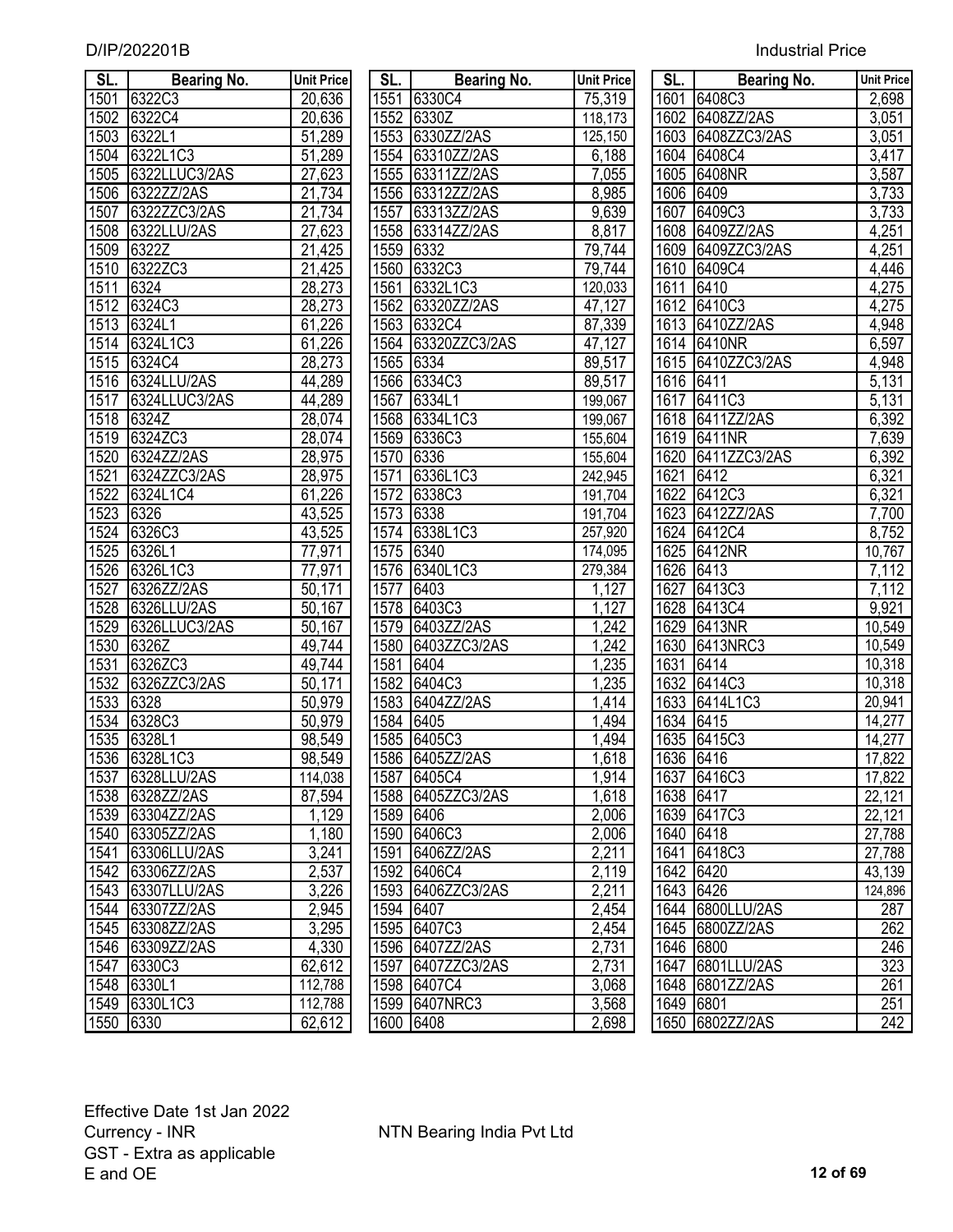| SL. | Bearing No. | Unit Price |
|---|---|---|
| 1501 | 6322C3 | 20,636 |
| 1502 | 6322C4 | 20,636 |
| 1503 | 6322L1 | 51,289 |
| 1504 | 6322L1C3 | 51,289 |
| 1505 | 6322LLUC3/2AS | 27,623 |
| 1506 | 6322ZZ/2AS | 21,734 |
| 1507 | 6322ZZC3/2AS | 21,734 |
| 1508 | 6322LLU/2AS | 27,623 |
| 1509 | 6322Z | 21,425 |
| 1510 | 6322ZC3 | 21,425 |
| 1511 | 6324 | 28,273 |
| 1512 | 6324C3 | 28,273 |
| 1513 | 6324L1 | 61,226 |
| 1514 | 6324L1C3 | 61,226 |
| 1515 | 6324C4 | 28,273 |
| 1516 | 6324LLU/2AS | 44,289 |
| 1517 | 6324LLUC3/2AS | 44,289 |
| 1518 | 6324Z | 28,074 |
| 1519 | 6324ZC3 | 28,074 |
| 1520 | 6324ZZ/2AS | 28,975 |
| 1521 | 6324ZZC3/2AS | 28,975 |
| 1522 | 6324L1C4 | 61,226 |
| 1523 | 6326 | 43,525 |
| 1524 | 6326C3 | 43,525 |
| 1525 | 6326L1 | 77,971 |
| 1526 | 6326L1C3 | 77,971 |
| 1527 | 6326ZZ/2AS | 50,171 |
| 1528 | 6326LLU/2AS | 50,167 |
| 1529 | 6326LLUC3/2AS | 50,167 |
| 1530 | 6326Z | 49,744 |
| 1531 | 6326ZC3 | 49,744 |
| 1532 | 6326ZZC3/2AS | 50,171 |
| 1533 | 6328 | 50,979 |
| 1534 | 6328C3 | 50,979 |
| 1535 | 6328L1 | 98,549 |
| 1536 | 6328L1C3 | 98,549 |
| 1537 | 6328LLU/2AS | 114,038 |
| 1538 | 6328ZZ/2AS | 87,594 |
| 1539 | 63304ZZ/2AS | 1,129 |
| 1540 | 63305ZZ/2AS | 1,180 |
| 1541 | 63306LLU/2AS | 3,241 |
| 1542 | 63306ZZ/2AS | 2,537 |
| 1543 | 63307LLU/2AS | 3,226 |
| 1544 | 63307ZZ/2AS | 2,945 |
| 1545 | 63308ZZ/2AS | 3,295 |
| 1546 | 63309ZZ/2AS | 4,330 |
| 1547 | 6330C3 | 62,612 |
| 1548 | 6330L1 | 112,788 |
| 1549 | 6330L1C3 | 112,788 |
| 1550 | 6330 | 62,612 |
| 1551 | 6330C4 | 75,319 |
| 1552 | 6330Z | 118,173 |
| 1553 | 6330ZZ/2AS | 125,150 |
| 1554 | 63310ZZ/2AS | 6,188 |
| 1555 | 63311ZZ/2AS | 7,055 |
| 1556 | 63312ZZ/2AS | 8,985 |
| 1557 | 63313ZZ/2AS | 9,639 |
| 1558 | 63314ZZ/2AS | 8,817 |
| 1559 | 6332 | 79,744 |
| 1560 | 6332C3 | 79,744 |
| 1561 | 6332L1C3 | 120,033 |
| 1562 | 63320ZZ/2AS | 47,127 |
| 1563 | 6332C4 | 87,339 |
| 1564 | 63320ZZC3/2AS | 47,127 |
| 1565 | 6334 | 89,517 |
| 1566 | 6334C3 | 89,517 |
| 1567 | 6334L1 | 199,067 |
| 1568 | 6334L1C3 | 199,067 |
| 1569 | 6336C3 | 155,604 |
| 1570 | 6336 | 155,604 |
| 1571 | 6336L1C3 | 242,945 |
| 1572 | 6338C3 | 191,704 |
| 1573 | 6338 | 191,704 |
| 1574 | 6338L1C3 | 257,920 |
| 1575 | 6340 | 174,095 |
| 1576 | 6340L1C3 | 279,384 |
| 1577 | 6403 | 1,127 |
| 1578 | 6403C3 | 1,127 |
| 1579 | 6403ZZ/2AS | 1,242 |
| 1580 | 6403ZZC3/2AS | 1,242 |
| 1581 | 6404 | 1,235 |
| 1582 | 6404C3 | 1,235 |
| 1583 | 6404ZZ/2AS | 1,414 |
| 1584 | 6405 | 1,494 |
| 1585 | 6405C3 | 1,494 |
| 1586 | 6405ZZ/2AS | 1,618 |
| 1587 | 6405C4 | 1,914 |
| 1588 | 6405ZZC3/2AS | 1,618 |
| 1589 | 6406 | 2,006 |
| 1590 | 6406C3 | 2,006 |
| 1591 | 6406ZZ/2AS | 2,211 |
| 1592 | 6406C4 | 2,119 |
| 1593 | 6406ZZC3/2AS | 2,211 |
| 1594 | 6407 | 2,454 |
| 1595 | 6407C3 | 2,454 |
| 1596 | 6407ZZ/2AS | 2,731 |
| 1597 | 6407ZZC3/2AS | 2,731 |
| 1598 | 6407C4 | 3,068 |
| 1599 | 6407NRC3 | 3,568 |
| 1600 | 6408 | 2,698 |
| 1601 | 6408C3 | 2,698 |
| 1602 | 6408ZZ/2AS | 3,051 |
| 1603 | 6408ZZC3/2AS | 3,051 |
| 1604 | 6408C4 | 3,417 |
| 1605 | 6408NR | 3,587 |
| 1606 | 6409 | 3,733 |
| 1607 | 6409C3 | 3,733 |
| 1608 | 6409ZZ/2AS | 4,251 |
| 1609 | 6409ZZC3/2AS | 4,251 |
| 1610 | 6409C4 | 4,446 |
| 1611 | 6410 | 4,275 |
| 1612 | 6410C3 | 4,275 |
| 1613 | 6410ZZ/2AS | 4,948 |
| 1614 | 6410NR | 6,597 |
| 1615 | 6410ZZC3/2AS | 4,948 |
| 1616 | 6411 | 5,131 |
| 1617 | 6411C3 | 5,131 |
| 1618 | 6411ZZ/2AS | 6,392 |
| 1619 | 6411NR | 7,639 |
| 1620 | 6411ZZC3/2AS | 6,392 |
| 1621 | 6412 | 6,321 |
| 1622 | 6412C3 | 6,321 |
| 1623 | 6412ZZ/2AS | 7,700 |
| 1624 | 6412C4 | 8,752 |
| 1625 | 6412NR | 10,767 |
| 1626 | 6413 | 7,112 |
| 1627 | 6413C3 | 7,112 |
| 1628 | 6413C4 | 9,921 |
| 1629 | 6413NR | 10,549 |
| 1630 | 6413NRC3 | 10,549 |
| 1631 | 6414 | 10,318 |
| 1632 | 6414C3 | 10,318 |
| 1633 | 6414L1C3 | 20,941 |
| 1634 | 6415 | 14,277 |
| 1635 | 6415C3 | 14,277 |
| 1636 | 6416 | 17,822 |
| 1637 | 6416C3 | 17,822 |
| 1638 | 6417 | 22,121 |
| 1639 | 6417C3 | 22,121 |
| 1640 | 6418 | 27,788 |
| 1641 | 6418C3 | 27,788 |
| 1642 | 6420 | 43,139 |
| 1643 | 6426 | 124,896 |
| 1644 | 6800LLU/2AS | 287 |
| 1645 | 6800ZZ/2AS | 262 |
| 1646 | 6800 | 246 |
| 1647 | 6801LLU/2AS | 323 |
| 1648 | 6801ZZ/2AS | 261 |
| 1649 | 6801 | 251 |
| 1650 | 6802ZZ/2AS | 242 |

Effective Date 1st Jan 2022
Currency - INR
GST - Extra as applicable
E and OE

NTN Bearing India Pvt Ltd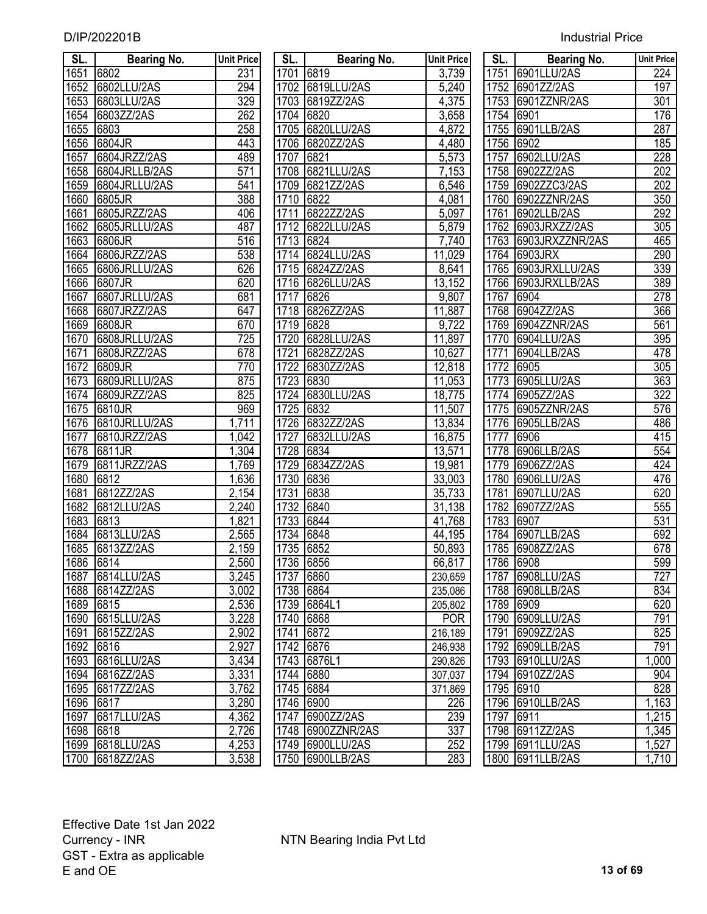| SL. | Bearing No. | Unit Price |
|---|---|---|
| 1651 | 6802 | 231 |
| 1652 | 6802LLU/2AS | 294 |
| 1653 | 6803LLU/2AS | 329 |
| 1654 | 6803ZZ/2AS | 262 |
| 1655 | 6803 | 258 |
| 1656 | 6804JR | 443 |
| 1657 | 6804JRZZ/2AS | 489 |
| 1658 | 6804JRLLB/2AS | 571 |
| 1659 | 6804JRLLU/2AS | 541 |
| 1660 | 6805JR | 388 |
| 1661 | 6805JRZZ/2AS | 406 |
| 1662 | 6805JRLLU/2AS | 487 |
| 1663 | 6806JR | 516 |
| 1664 | 6806JRZZ/2AS | 538 |
| 1665 | 6806JRLLU/2AS | 626 |
| 1666 | 6807JR | 620 |
| 1667 | 6807JRLLU/2AS | 681 |
| 1668 | 6807JRZZ/2AS | 647 |
| 1669 | 6808JR | 670 |
| 1670 | 6808JRLLU/2AS | 725 |
| 1671 | 6808JRZZ/2AS | 678 |
| 1672 | 6809JR | 770 |
| 1673 | 6809JRLLU/2AS | 875 |
| 1674 | 6809JRZZ/2AS | 825 |
| 1675 | 6810JR | 969 |
| 1676 | 6810JRLLU/2AS | 1,711 |
| 1677 | 6810JRZZ/2AS | 1,042 |
| 1678 | 6811JR | 1,304 |
| 1679 | 6811JRZZ/2AS | 1,769 |
| 1680 | 6812 | 1,636 |
| 1681 | 6812ZZ/2AS | 2,154 |
| 1682 | 6812LLU/2AS | 2,240 |
| 1683 | 6813 | 1,821 |
| 1684 | 6813LLU/2AS | 2,565 |
| 1685 | 6813ZZ/2AS | 2,159 |
| 1686 | 6814 | 2,560 |
| 1687 | 6814LLU/2AS | 3,245 |
| 1688 | 6814ZZ/2AS | 3,002 |
| 1689 | 6815 | 2,536 |
| 1690 | 6815LLU/2AS | 3,228 |
| 1691 | 6815ZZ/2AS | 2,902 |
| 1692 | 6816 | 2,927 |
| 1693 | 6816LLU/2AS | 3,434 |
| 1694 | 6816ZZ/2AS | 3,331 |
| 1695 | 6817ZZ/2AS | 3,762 |
| 1696 | 6817 | 3,280 |
| 1697 | 6817LLU/2AS | 4,362 |
| 1698 | 6818 | 2,726 |
| 1699 | 6818LLU/2AS | 4,253 |
| 1700 | 6818ZZ/2AS | 3,538 |
| 1701 | 6819 | 3,739 |
| 1702 | 6819LLU/2AS | 5,240 |
| 1703 | 6819ZZ/2AS | 4,375 |
| 1704 | 6820 | 3,658 |
| 1705 | 6820LLU/2AS | 4,872 |
| 1706 | 6820ZZ/2AS | 4,480 |
| 1707 | 6821 | 5,573 |
| 1708 | 6821LLU/2AS | 7,153 |
| 1709 | 6821ZZ/2AS | 6,546 |
| 1710 | 6822 | 4,081 |
| 1711 | 6822ZZ/2AS | 5,097 |
| 1712 | 6822LLU/2AS | 5,879 |
| 1713 | 6824 | 7,740 |
| 1714 | 6824LLU/2AS | 11,029 |
| 1715 | 6824ZZ/2AS | 8,641 |
| 1716 | 6826LLU/2AS | 13,152 |
| 1717 | 6826 | 9,807 |
| 1718 | 6826ZZ/2AS | 11,887 |
| 1719 | 6828 | 9,722 |
| 1720 | 6828LLU/2AS | 11,897 |
| 1721 | 6828ZZ/2AS | 10,627 |
| 1722 | 6830ZZ/2AS | 12,818 |
| 1723 | 6830 | 11,053 |
| 1724 | 6830LLU/2AS | 18,775 |
| 1725 | 6832 | 11,507 |
| 1726 | 6832ZZ/2AS | 13,834 |
| 1727 | 6832LLU/2AS | 16,875 |
| 1728 | 6834 | 13,571 |
| 1729 | 6834ZZ/2AS | 19,981 |
| 1730 | 6836 | 33,003 |
| 1731 | 6838 | 35,733 |
| 1732 | 6840 | 31,138 |
| 1733 | 6844 | 41,768 |
| 1734 | 6848 | 44,195 |
| 1735 | 6852 | 50,893 |
| 1736 | 6856 | 66,817 |
| 1737 | 6860 | 230,659 |
| 1738 | 6864 | 235,086 |
| 1739 | 6864L1 | 205,802 |
| 1740 | 6868 | POR |
| 1741 | 6872 | 216,189 |
| 1742 | 6876 | 246,938 |
| 1743 | 6876L1 | 290,826 |
| 1744 | 6880 | 307,037 |
| 1745 | 6884 | 371,869 |
| 1746 | 6900 | 226 |
| 1747 | 6900ZZ/2AS | 239 |
| 1748 | 6900ZZNR/2AS | 337 |
| 1749 | 6900LLU/2AS | 252 |
| 1750 | 6900LLB/2AS | 283 |
| 1751 | 6901LLU/2AS | 224 |
| 1752 | 6901ZZ/2AS | 197 |
| 1753 | 6901ZZNR/2AS | 301 |
| 1754 | 6901 | 176 |
| 1755 | 6901LLB/2AS | 287 |
| 1756 | 6902 | 185 |
| 1757 | 6902LLU/2AS | 228 |
| 1758 | 6902ZZ/2AS | 202 |
| 1759 | 6902ZZC3/2AS | 202 |
| 1760 | 6902ZZNR/2AS | 350 |
| 1761 | 6902LLB/2AS | 292 |
| 1762 | 6903JRXZZ/2AS | 305 |
| 1763 | 6903JRXZZNR/2AS | 465 |
| 1764 | 6903JRX | 290 |
| 1765 | 6903JRXLLU/2AS | 339 |
| 1766 | 6903JRXLLB/2AS | 389 |
| 1767 | 6904 | 278 |
| 1768 | 6904ZZ/2AS | 366 |
| 1769 | 6904ZZNR/2AS | 561 |
| 1770 | 6904LLU/2AS | 395 |
| 1771 | 6904LLB/2AS | 478 |
| 1772 | 6905 | 305 |
| 1773 | 6905LLU/2AS | 363 |
| 1774 | 6905ZZ/2AS | 322 |
| 1775 | 6905ZZNR/2AS | 576 |
| 1776 | 6905LLB/2AS | 486 |
| 1777 | 6906 | 415 |
| 1778 | 6906LLB/2AS | 554 |
| 1779 | 6906ZZ/2AS | 424 |
| 1780 | 6906LLU/2AS | 476 |
| 1781 | 6907LLU/2AS | 620 |
| 1782 | 6907ZZ/2AS | 555 |
| 1783 | 6907 | 531 |
| 1784 | 6907LLB/2AS | 692 |
| 1785 | 6908ZZ/2AS | 678 |
| 1786 | 6908 | 599 |
| 1787 | 6908LLU/2AS | 727 |
| 1788 | 6908LLB/2AS | 834 |
| 1789 | 6909 | 620 |
| 1790 | 6909LLU/2AS | 791 |
| 1791 | 6909ZZ/2AS | 825 |
| 1792 | 6909LLB/2AS | 791 |
| 1793 | 6910LLU/2AS | 1,000 |
| 1794 | 6910ZZ/2AS | 904 |
| 1795 | 6910 | 828 |
| 1796 | 6910LLB/2AS | 1,163 |
| 1797 | 6911 | 1,215 |
| 1798 | 6911ZZ/2AS | 1,345 |
| 1799 | 6911LLU/2AS | 1,527 |
| 1800 | 6911LLB/2AS | 1,710 |

Effective Date 1st Jan 2022
Currency - INR
GST - Extra as applicable
E and OE

NTN Bearing India Pvt Ltd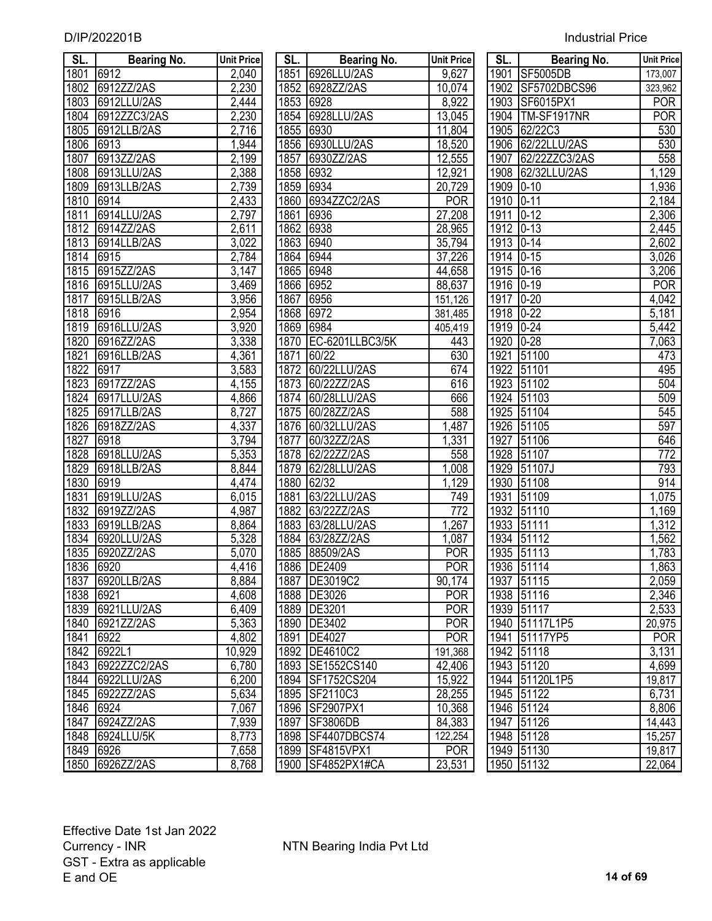| SL. | Bearing No. | Unit Price |
|---|---|---|
| 1801 | 6912 | 2,040 |
| 1802 | 6912ZZ/2AS | 2,230 |
| 1803 | 6912LLU/2AS | 2,444 |
| 1804 | 6912ZZC3/2AS | 2,230 |
| 1805 | 6912LLB/2AS | 2,716 |
| 1806 | 6913 | 1,944 |
| 1807 | 6913ZZ/2AS | 2,199 |
| 1808 | 6913LLU/2AS | 2,388 |
| 1809 | 6913LLB/2AS | 2,739 |
| 1810 | 6914 | 2,433 |
| 1811 | 6914LLU/2AS | 2,797 |
| 1812 | 6914ZZ/2AS | 2,611 |
| 1813 | 6914LLB/2AS | 3,022 |
| 1814 | 6915 | 2,784 |
| 1815 | 6915ZZ/2AS | 3,147 |
| 1816 | 6915LLU/2AS | 3,469 |
| 1817 | 6915LLB/2AS | 3,956 |
| 1818 | 6916 | 2,954 |
| 1819 | 6916LLU/2AS | 3,920 |
| 1820 | 6916ZZ/2AS | 3,338 |
| 1821 | 6916LLB/2AS | 4,361 |
| 1822 | 6917 | 3,583 |
| 1823 | 6917ZZ/2AS | 4,155 |
| 1824 | 6917LLU/2AS | 4,866 |
| 1825 | 6917LLB/2AS | 8,727 |
| 1826 | 6918ZZ/2AS | 4,337 |
| 1827 | 6918 | 3,794 |
| 1828 | 6918LLU/2AS | 5,353 |
| 1829 | 6918LLB/2AS | 8,844 |
| 1830 | 6919 | 4,474 |
| 1831 | 6919LLU/2AS | 6,015 |
| 1832 | 6919ZZ/2AS | 4,987 |
| 1833 | 6919LLB/2AS | 8,864 |
| 1834 | 6920LLU/2AS | 5,328 |
| 1835 | 6920ZZ/2AS | 5,070 |
| 1836 | 6920 | 4,416 |
| 1837 | 6920LLB/2AS | 8,884 |
| 1838 | 6921 | 4,608 |
| 1839 | 6921LLU/2AS | 6,409 |
| 1840 | 6921ZZ/2AS | 5,363 |
| 1841 | 6922 | 4,802 |
| 1842 | 6922L1 | 10,929 |
| 1843 | 6922ZZC2/2AS | 6,780 |
| 1844 | 6922LLU/2AS | 6,200 |
| 1845 | 6922ZZ/2AS | 5,634 |
| 1846 | 6924 | 7,067 |
| 1847 | 6924ZZ/2AS | 7,939 |
| 1848 | 6924LLU/5K | 8,773 |
| 1849 | 6926 | 7,658 |
| 1850 | 6926ZZ/2AS | 8,768 |
| 1851 | 6926LLU/2AS | 9,627 |
| 1852 | 6928ZZ/2AS | 10,074 |
| 1853 | 6928 | 8,922 |
| 1854 | 6928LLU/2AS | 13,045 |
| 1855 | 6930 | 11,804 |
| 1856 | 6930LLU/2AS | 18,520 |
| 1857 | 6930ZZ/2AS | 12,555 |
| 1858 | 6932 | 12,921 |
| 1859 | 6934 | 20,729 |
| 1860 | 6934ZZC2/2AS | POR |
| 1861 | 6936 | 27,208 |
| 1862 | 6938 | 28,965 |
| 1863 | 6940 | 35,794 |
| 1864 | 6944 | 37,226 |
| 1865 | 6948 | 44,658 |
| 1866 | 6952 | 88,637 |
| 1867 | 6956 | 151,126 |
| 1868 | 6972 | 381,485 |
| 1869 | 6984 | 405,419 |
| 1870 | EC-6201LLBC3/5K | 443 |
| 1871 | 60/22 | 630 |
| 1872 | 60/22LLU/2AS | 674 |
| 1873 | 60/22ZZ/2AS | 616 |
| 1874 | 60/28LLU/2AS | 666 |
| 1875 | 60/28ZZ/2AS | 588 |
| 1876 | 60/32LLU/2AS | 1,487 |
| 1877 | 60/32ZZ/2AS | 1,331 |
| 1878 | 62/22ZZ/2AS | 558 |
| 1879 | 62/28LLU/2AS | 1,008 |
| 1880 | 62/32 | 1,129 |
| 1881 | 63/22LLU/2AS | 749 |
| 1882 | 63/22ZZ/2AS | 772 |
| 1883 | 63/28LLU/2AS | 1,267 |
| 1884 | 63/28ZZ/2AS | 1,087 |
| 1885 | 88509/2AS | POR |
| 1886 | DE2409 | POR |
| 1887 | DE3019C2 | 90,174 |
| 1888 | DE3026 | POR |
| 1889 | DE3201 | POR |
| 1890 | DE3402 | POR |
| 1891 | DE4027 | POR |
| 1892 | DE4610C2 | 191,368 |
| 1893 | SE1552CS140 | 42,406 |
| 1894 | SF1752CS204 | 15,922 |
| 1895 | SF2110C3 | 28,255 |
| 1896 | SF2907PX1 | 10,368 |
| 1897 | SF3806DB | 84,383 |
| 1898 | SF4407DBCS74 | 122,254 |
| 1899 | SF4815VPX1 | POR |
| 1900 | SF4852PX1#CA | 23,531 |
| 1901 | SF5005DB | 173,007 |
| 1902 | SF5702DBCS96 | 323,962 |
| 1903 | SF6015PX1 | POR |
| 1904 | TM-SF1917NR | POR |
| 1905 | 62/22C3 | 530 |
| 1906 | 62/22LLU/2AS | 530 |
| 1907 | 62/22ZZC3/2AS | 558 |
| 1908 | 62/32LLU/2AS | 1,129 |
| 1909 | 0-10 | 1,936 |
| 1910 | 0-11 | 2,184 |
| 1911 | 0-12 | 2,306 |
| 1912 | 0-13 | 2,445 |
| 1913 | 0-14 | 2,602 |
| 1914 | 0-15 | 3,026 |
| 1915 | 0-16 | 3,206 |
| 1916 | 0-19 | POR |
| 1917 | 0-20 | 4,042 |
| 1918 | 0-22 | 5,181 |
| 1919 | 0-24 | 5,442 |
| 1920 | 0-28 | 7,063 |
| 1921 | 51100 | 473 |
| 1922 | 51101 | 495 |
| 1923 | 51102 | 504 |
| 1924 | 51103 | 509 |
| 1925 | 51104 | 545 |
| 1926 | 51105 | 597 |
| 1927 | 51106 | 646 |
| 1928 | 51107 | 772 |
| 1929 | 51107J | 793 |
| 1930 | 51108 | 914 |
| 1931 | 51109 | 1,075 |
| 1932 | 51110 | 1,169 |
| 1933 | 51111 | 1,312 |
| 1934 | 51112 | 1,562 |
| 1935 | 51113 | 1,783 |
| 1936 | 51114 | 1,863 |
| 1937 | 51115 | 2,059 |
| 1938 | 51116 | 2,346 |
| 1939 | 51117 | 2,533 |
| 1940 | 51117L1P5 | 20,975 |
| 1941 | 51117YP5 | POR |
| 1942 | 51118 | 3,131 |
| 1943 | 51120 | 4,699 |
| 1944 | 51120L1P5 | 19,817 |
| 1945 | 51122 | 6,731 |
| 1946 | 51124 | 8,806 |
| 1947 | 51126 | 14,443 |
| 1948 | 51128 | 15,257 |
| 1949 | 51130 | 19,817 |
| 1950 | 51132 | 22,064 |

Effective Date 1st Jan 2022
Currency - INR
GST - Extra as applicable
E and OE

NTN Bearing India Pvt Ltd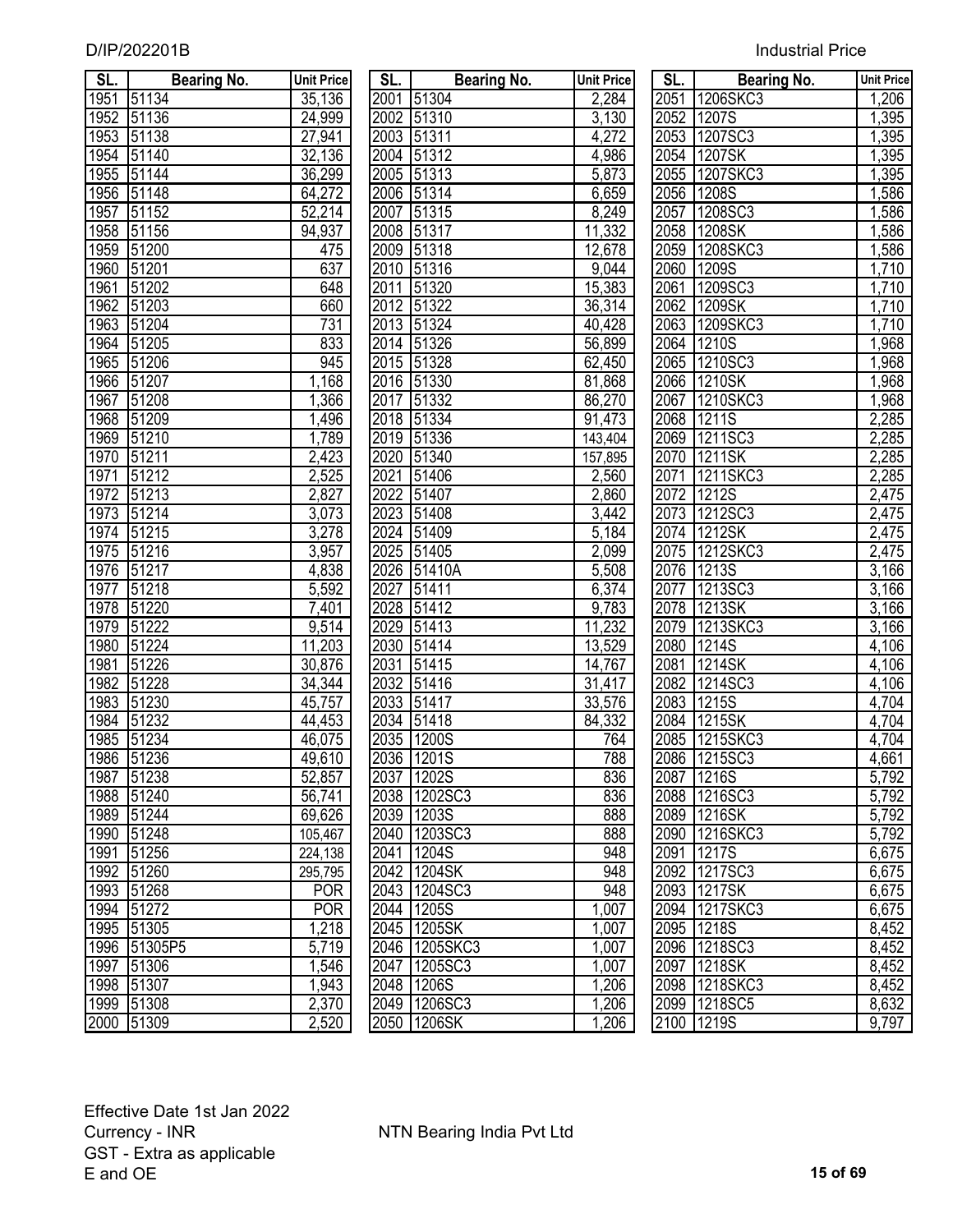D/IP/202201B

Industrial Price

| SL. | Bearing No. | Unit Price |
|---|---|---|
| 1951 | 51134 | 35,136 |
| 1952 | 51136 | 24,999 |
| 1953 | 51138 | 27,941 |
| 1954 | 51140 | 32,136 |
| 1955 | 51144 | 36,299 |
| 1956 | 51148 | 64,272 |
| 1957 | 51152 | 52,214 |
| 1958 | 51156 | 94,937 |
| 1959 | 51200 | 475 |
| 1960 | 51201 | 637 |
| 1961 | 51202 | 648 |
| 1962 | 51203 | 660 |
| 1963 | 51204 | 731 |
| 1964 | 51205 | 833 |
| 1965 | 51206 | 945 |
| 1966 | 51207 | 1,168 |
| 1967 | 51208 | 1,366 |
| 1968 | 51209 | 1,496 |
| 1969 | 51210 | 1,789 |
| 1970 | 51211 | 2,423 |
| 1971 | 51212 | 2,525 |
| 1972 | 51213 | 2,827 |
| 1973 | 51214 | 3,073 |
| 1974 | 51215 | 3,278 |
| 1975 | 51216 | 3,957 |
| 1976 | 51217 | 4,838 |
| 1977 | 51218 | 5,592 |
| 1978 | 51220 | 7,401 |
| 1979 | 51222 | 9,514 |
| 1980 | 51224 | 11,203 |
| 1981 | 51226 | 30,876 |
| 1982 | 51228 | 34,344 |
| 1983 | 51230 | 45,757 |
| 1984 | 51232 | 44,453 |
| 1985 | 51234 | 46,075 |
| 1986 | 51236 | 49,610 |
| 1987 | 51238 | 52,857 |
| 1988 | 51240 | 56,741 |
| 1989 | 51244 | 69,626 |
| 1990 | 51248 | 105,467 |
| 1991 | 51256 | 224,138 |
| 1992 | 51260 | 295,795 |
| 1993 | 51268 | POR |
| 1994 | 51272 | POR |
| 1995 | 51305 | 1,218 |
| 1996 | 51305P5 | 5,719 |
| 1997 | 51306 | 1,546 |
| 1998 | 51307 | 1,943 |
| 1999 | 51308 | 2,370 |
| 2000 | 51309 | 2,520 |
| 2001 | 51304 | 2,284 |
| 2002 | 51310 | 3,130 |
| 2003 | 51311 | 4,272 |
| 2004 | 51312 | 4,986 |
| 2005 | 51313 | 5,873 |
| 2006 | 51314 | 6,659 |
| 2007 | 51315 | 8,249 |
| 2008 | 51317 | 11,332 |
| 2009 | 51318 | 12,678 |
| 2010 | 51316 | 9,044 |
| 2011 | 51320 | 15,383 |
| 2012 | 51322 | 36,314 |
| 2013 | 51324 | 40,428 |
| 2014 | 51326 | 56,899 |
| 2015 | 51328 | 62,450 |
| 2016 | 51330 | 81,868 |
| 2017 | 51332 | 86,270 |
| 2018 | 51334 | 91,473 |
| 2019 | 51336 | 143,404 |
| 2020 | 51340 | 157,895 |
| 2021 | 51406 | 2,560 |
| 2022 | 51407 | 2,860 |
| 2023 | 51408 | 3,442 |
| 2024 | 51409 | 5,184 |
| 2025 | 51405 | 2,099 |
| 2026 | 51410A | 5,508 |
| 2027 | 51411 | 6,374 |
| 2028 | 51412 | 9,783 |
| 2029 | 51413 | 11,232 |
| 2030 | 51414 | 13,529 |
| 2031 | 51415 | 14,767 |
| 2032 | 51416 | 31,417 |
| 2033 | 51417 | 33,576 |
| 2034 | 51418 | 84,332 |
| 2035 | 1200S | 764 |
| 2036 | 1201S | 788 |
| 2037 | 1202S | 836 |
| 2038 | 1202SC3 | 836 |
| 2039 | 1203S | 888 |
| 2040 | 1203SC3 | 888 |
| 2041 | 1204S | 948 |
| 2042 | 1204SK | 948 |
| 2043 | 1204SC3 | 948 |
| 2044 | 1205S | 1,007 |
| 2045 | 1205SK | 1,007 |
| 2046 | 1205SKC3 | 1,007 |
| 2047 | 1205SC3 | 1,007 |
| 2048 | 1206S | 1,206 |
| 2049 | 1206SC3 | 1,206 |
| 2050 | 1206SK | 1,206 |
| 2051 | 1206SKC3 | 1,206 |
| 2052 | 1207S | 1,395 |
| 2053 | 1207SC3 | 1,395 |
| 2054 | 1207SK | 1,395 |
| 2055 | 1207SKC3 | 1,395 |
| 2056 | 1208S | 1,586 |
| 2057 | 1208SC3 | 1,586 |
| 2058 | 1208SK | 1,586 |
| 2059 | 1208SKC3 | 1,586 |
| 2060 | 1209S | 1,710 |
| 2061 | 1209SC3 | 1,710 |
| 2062 | 1209SK | 1,710 |
| 2063 | 1209SKC3 | 1,710 |
| 2064 | 1210S | 1,968 |
| 2065 | 1210SC3 | 1,968 |
| 2066 | 1210SK | 1,968 |
| 2067 | 1210SKC3 | 1,968 |
| 2068 | 1211S | 2,285 |
| 2069 | 1211SC3 | 2,285 |
| 2070 | 1211SK | 2,285 |
| 2071 | 1211SKC3 | 2,285 |
| 2072 | 1212S | 2,475 |
| 2073 | 1212SC3 | 2,475 |
| 2074 | 1212SK | 2,475 |
| 2075 | 1212SKC3 | 2,475 |
| 2076 | 1213S | 3,166 |
| 2077 | 1213SC3 | 3,166 |
| 2078 | 1213SK | 3,166 |
| 2079 | 1213SKC3 | 3,166 |
| 2080 | 1214S | 4,106 |
| 2081 | 1214SK | 4,106 |
| 2082 | 1214SC3 | 4,106 |
| 2083 | 1215S | 4,704 |
| 2084 | 1215SK | 4,704 |
| 2085 | 1215SKC3 | 4,704 |
| 2086 | 1215SC3 | 4,661 |
| 2087 | 1216S | 5,792 |
| 2088 | 1216SC3 | 5,792 |
| 2089 | 1216SK | 5,792 |
| 2090 | 1216SKC3 | 5,792 |
| 2091 | 1217S | 6,675 |
| 2092 | 1217SC3 | 6,675 |
| 2093 | 1217SK | 6,675 |
| 2094 | 1217SKC3 | 6,675 |
| 2095 | 1218S | 8,452 |
| 2096 | 1218SC3 | 8,452 |
| 2097 | 1218SK | 8,452 |
| 2098 | 1218SKC3 | 8,452 |
| 2099 | 1218SC5 | 8,632 |
| 2100 | 1219S | 9,797 |

Effective Date 1st Jan 2022
Currency - INR
GST - Extra as applicable
E and OE

NTN Bearing India Pvt Ltd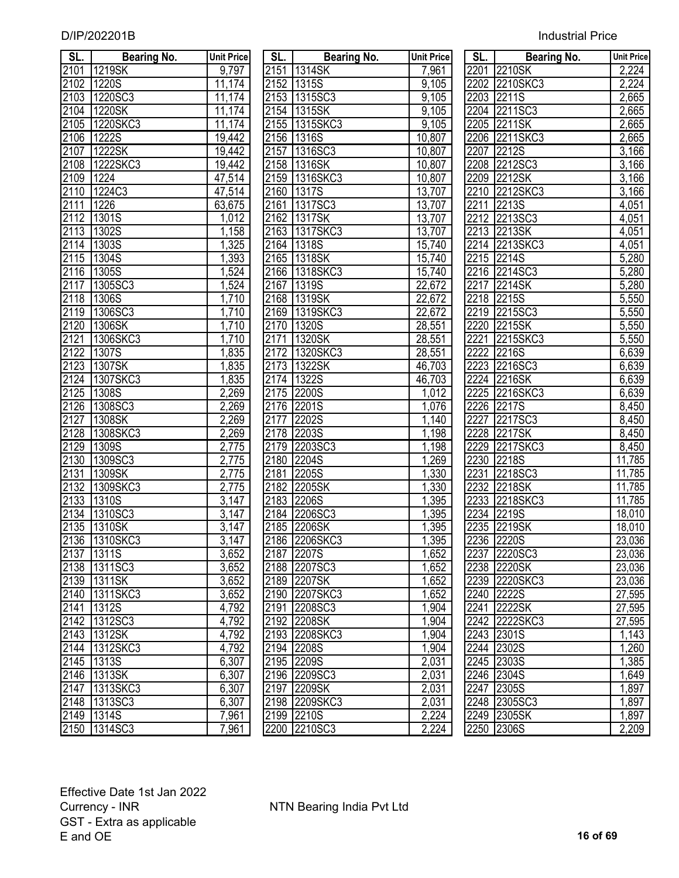| SL. | Bearing No. | Unit Price |
|---|---|---|
| 2101 | 1219SK | 9,797 |
| 2102 | 1220S | 11,174 |
| 2103 | 1220SC3 | 11,174 |
| 2104 | 1220SK | 11,174 |
| 2105 | 1220SKC3 | 11,174 |
| 2106 | 1222S | 19,442 |
| 2107 | 1222SK | 19,442 |
| 2108 | 1222SKC3 | 19,442 |
| 2109 | 1224 | 47,514 |
| 2110 | 1224C3 | 47,514 |
| 2111 | 1226 | 63,675 |
| 2112 | 1301S | 1,012 |
| 2113 | 1302S | 1,158 |
| 2114 | 1303S | 1,325 |
| 2115 | 1304S | 1,393 |
| 2116 | 1305S | 1,524 |
| 2117 | 1305SC3 | 1,524 |
| 2118 | 1306S | 1,710 |
| 2119 | 1306SC3 | 1,710 |
| 2120 | 1306SK | 1,710 |
| 2121 | 1306SKC3 | 1,710 |
| 2122 | 1307S | 1,835 |
| 2123 | 1307SK | 1,835 |
| 2124 | 1307SKC3 | 1,835 |
| 2125 | 1308S | 2,269 |
| 2126 | 1308SC3 | 2,269 |
| 2127 | 1308SK | 2,269 |
| 2128 | 1308SKC3 | 2,269 |
| 2129 | 1309S | 2,775 |
| 2130 | 1309SC3 | 2,775 |
| 2131 | 1309SK | 2,775 |
| 2132 | 1309SKC3 | 2,775 |
| 2133 | 1310S | 3,147 |
| 2134 | 1310SC3 | 3,147 |
| 2135 | 1310SK | 3,147 |
| 2136 | 1310SKC3 | 3,147 |
| 2137 | 1311S | 3,652 |
| 2138 | 1311SC3 | 3,652 |
| 2139 | 1311SK | 3,652 |
| 2140 | 1311SKC3 | 3,652 |
| 2141 | 1312S | 4,792 |
| 2142 | 1312SC3 | 4,792 |
| 2143 | 1312SK | 4,792 |
| 2144 | 1312SKC3 | 4,792 |
| 2145 | 1313S | 6,307 |
| 2146 | 1313SK | 6,307 |
| 2147 | 1313SKC3 | 6,307 |
| 2148 | 1313SC3 | 6,307 |
| 2149 | 1314S | 7,961 |
| 2150 | 1314SC3 | 7,961 |
| 2151 | 1314SK | 7,961 |
| 2152 | 1315S | 9,105 |
| 2153 | 1315SC3 | 9,105 |
| 2154 | 1315SK | 9,105 |
| 2155 | 1315SKC3 | 9,105 |
| 2156 | 1316S | 10,807 |
| 2157 | 1316SC3 | 10,807 |
| 2158 | 1316SK | 10,807 |
| 2159 | 1316SKC3 | 10,807 |
| 2160 | 1317S | 13,707 |
| 2161 | 1317SC3 | 13,707 |
| 2162 | 1317SK | 13,707 |
| 2163 | 1317SKC3 | 13,707 |
| 2164 | 1318S | 15,740 |
| 2165 | 1318SK | 15,740 |
| 2166 | 1318SKC3 | 15,740 |
| 2167 | 1319S | 22,672 |
| 2168 | 1319SK | 22,672 |
| 2169 | 1319SKC3 | 22,672 |
| 2170 | 1320S | 28,551 |
| 2171 | 1320SK | 28,551 |
| 2172 | 1320SKC3 | 28,551 |
| 2173 | 1322SK | 46,703 |
| 2174 | 1322S | 46,703 |
| 2175 | 2200S | 1,012 |
| 2176 | 2201S | 1,076 |
| 2177 | 2202S | 1,140 |
| 2178 | 2203S | 1,198 |
| 2179 | 2203SC3 | 1,198 |
| 2180 | 2204S | 1,269 |
| 2181 | 2205S | 1,330 |
| 2182 | 2205SK | 1,330 |
| 2183 | 2206S | 1,395 |
| 2184 | 2206SC3 | 1,395 |
| 2185 | 2206SK | 1,395 |
| 2186 | 2206SKC3 | 1,395 |
| 2187 | 2207S | 1,652 |
| 2188 | 2207SC3 | 1,652 |
| 2189 | 2207SK | 1,652 |
| 2190 | 2207SKC3 | 1,652 |
| 2191 | 2208SC3 | 1,904 |
| 2192 | 2208SK | 1,904 |
| 2193 | 2208SKC3 | 1,904 |
| 2194 | 2208S | 1,904 |
| 2195 | 2209S | 2,031 |
| 2196 | 2209SC3 | 2,031 |
| 2197 | 2209SK | 2,031 |
| 2198 | 2209SKC3 | 2,031 |
| 2199 | 2210S | 2,224 |
| 2200 | 2210SC3 | 2,224 |
| 2201 | 2210SK | 2,224 |
| 2202 | 2210SKC3 | 2,224 |
| 2203 | 2211S | 2,665 |
| 2204 | 2211SC3 | 2,665 |
| 2205 | 2211SK | 2,665 |
| 2206 | 2211SKC3 | 2,665 |
| 2207 | 2212S | 3,166 |
| 2208 | 2212SC3 | 3,166 |
| 2209 | 2212SK | 3,166 |
| 2210 | 2212SKC3 | 3,166 |
| 2211 | 2213S | 4,051 |
| 2212 | 2213SC3 | 4,051 |
| 2213 | 2213SK | 4,051 |
| 2214 | 2213SKC3 | 4,051 |
| 2215 | 2214S | 5,280 |
| 2216 | 2214SC3 | 5,280 |
| 2217 | 2214SK | 5,280 |
| 2218 | 2215S | 5,550 |
| 2219 | 2215SC3 | 5,550 |
| 2220 | 2215SK | 5,550 |
| 2221 | 2215SKC3 | 5,550 |
| 2222 | 2216S | 6,639 |
| 2223 | 2216SC3 | 6,639 |
| 2224 | 2216SK | 6,639 |
| 2225 | 2216SKC3 | 6,639 |
| 2226 | 2217S | 8,450 |
| 2227 | 2217SC3 | 8,450 |
| 2228 | 2217SK | 8,450 |
| 2229 | 2217SKC3 | 8,450 |
| 2230 | 2218S | 11,785 |
| 2231 | 2218SC3 | 11,785 |
| 2232 | 2218SK | 11,785 |
| 2233 | 2218SKC3 | 11,785 |
| 2234 | 2219S | 18,010 |
| 2235 | 2219SK | 18,010 |
| 2236 | 2220S | 23,036 |
| 2237 | 2220SC3 | 23,036 |
| 2238 | 2220SK | 23,036 |
| 2239 | 2220SKC3 | 23,036 |
| 2240 | 2222S | 27,595 |
| 2241 | 2222SK | 27,595 |
| 2242 | 2222SKC3 | 27,595 |
| 2243 | 2301S | 1,143 |
| 2244 | 2302S | 1,260 |
| 2245 | 2303S | 1,385 |
| 2246 | 2304S | 1,649 |
| 2247 | 2305S | 1,897 |
| 2248 | 2305SC3 | 1,897 |
| 2249 | 2305SK | 1,897 |
| 2250 | 2306S | 2,209 |

Effective Date 1st Jan 2022
Currency - INR
GST - Extra as applicable
E and OE

NTN Bearing India Pvt Ltd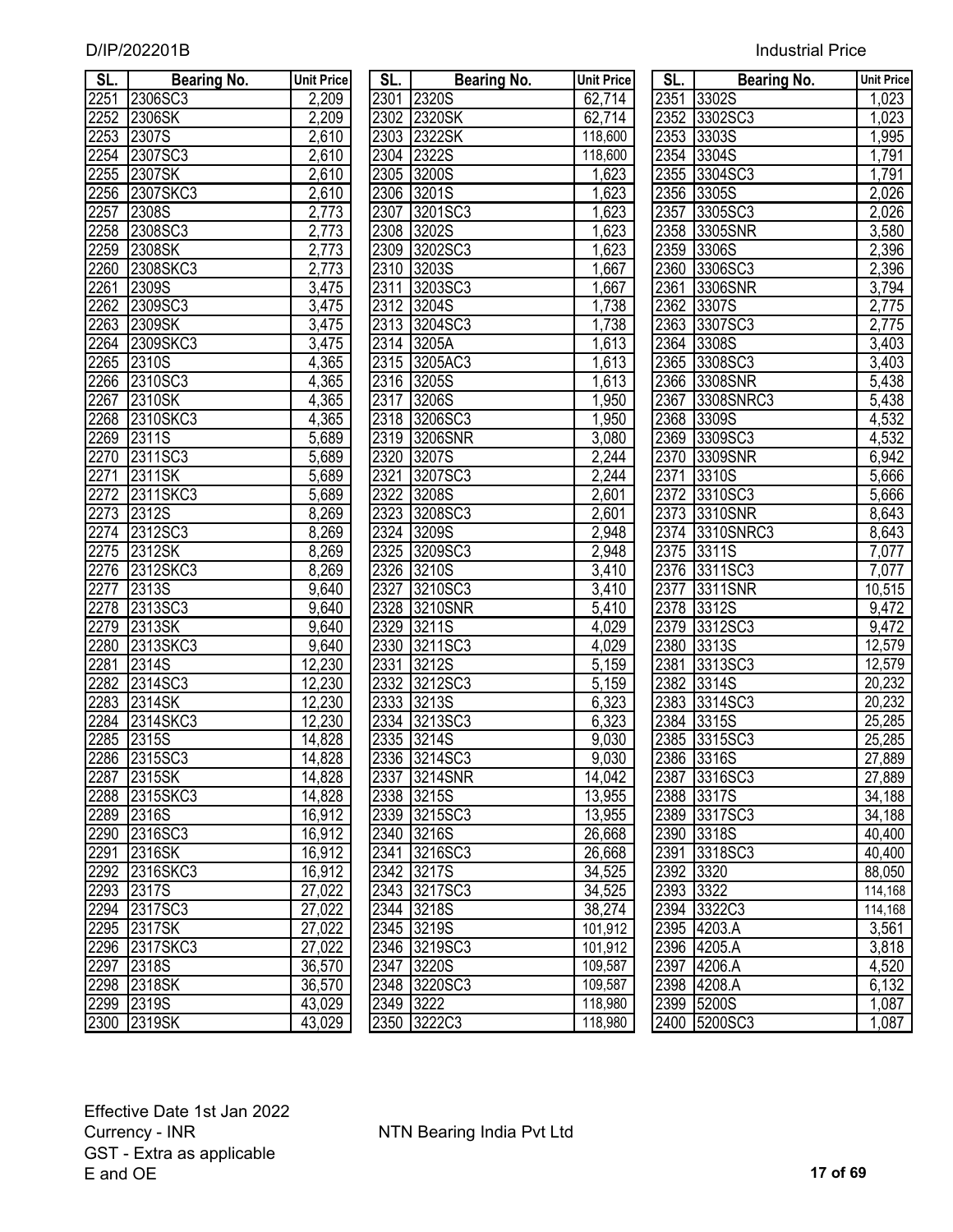D/IP/202201B Industrial Price

| SL. | Bearing No. | Unit Price |
|---|---|---|
| 2251 | 2306SC3 | 2,209 |
| 2252 | 2306SK | 2,209 |
| 2253 | 2307S | 2,610 |
| 2254 | 2307SC3 | 2,610 |
| 2255 | 2307SK | 2,610 |
| 2256 | 2307SKC3 | 2,610 |
| 2257 | 2308S | 2,773 |
| 2258 | 2308SC3 | 2,773 |
| 2259 | 2308SK | 2,773 |
| 2260 | 2308SKC3 | 2,773 |
| 2261 | 2309S | 3,475 |
| 2262 | 2309SC3 | 3,475 |
| 2263 | 2309SK | 3,475 |
| 2264 | 2309SKC3 | 3,475 |
| 2265 | 2310S | 4,365 |
| 2266 | 2310SC3 | 4,365 |
| 2267 | 2310SK | 4,365 |
| 2268 | 2310SKC3 | 4,365 |
| 2269 | 2311S | 5,689 |
| 2270 | 2311SC3 | 5,689 |
| 2271 | 2311SK | 5,689 |
| 2272 | 2311SKC3 | 5,689 |
| 2273 | 2312S | 8,269 |
| 2274 | 2312SC3 | 8,269 |
| 2275 | 2312SK | 8,269 |
| 2276 | 2312SKC3 | 8,269 |
| 2277 | 2313S | 9,640 |
| 2278 | 2313SC3 | 9,640 |
| 2279 | 2313SK | 9,640 |
| 2280 | 2313SKC3 | 9,640 |
| 2281 | 2314S | 12,230 |
| 2282 | 2314SC3 | 12,230 |
| 2283 | 2314SK | 12,230 |
| 2284 | 2314SKC3 | 12,230 |
| 2285 | 2315S | 14,828 |
| 2286 | 2315SC3 | 14,828 |
| 2287 | 2315SK | 14,828 |
| 2288 | 2315SKC3 | 14,828 |
| 2289 | 2316S | 16,912 |
| 2290 | 2316SC3 | 16,912 |
| 2291 | 2316SK | 16,912 |
| 2292 | 2316SKC3 | 16,912 |
| 2293 | 2317S | 27,022 |
| 2294 | 2317SC3 | 27,022 |
| 2295 | 2317SK | 27,022 |
| 2296 | 2317SKC3 | 27,022 |
| 2297 | 2318S | 36,570 |
| 2298 | 2318SK | 36,570 |
| 2299 | 2319S | 43,029 |
| 2300 | 2319SK | 43,029 |
| 2301 | 2320S | 62,714 |
| 2302 | 2320SK | 62,714 |
| 2303 | 2322SK | 118,600 |
| 2304 | 2322S | 118,600 |
| 2305 | 3200S | 1,623 |
| 2306 | 3201S | 1,623 |
| 2307 | 3201SC3 | 1,623 |
| 2308 | 3202S | 1,623 |
| 2309 | 3202SC3 | 1,623 |
| 2310 | 3203S | 1,667 |
| 2311 | 3203SC3 | 1,667 |
| 2312 | 3204S | 1,738 |
| 2313 | 3204SC3 | 1,738 |
| 2314 | 3205A | 1,613 |
| 2315 | 3205AC3 | 1,613 |
| 2316 | 3205S | 1,613 |
| 2317 | 3206S | 1,950 |
| 2318 | 3206SC3 | 1,950 |
| 2319 | 3206SNR | 3,080 |
| 2320 | 3207S | 2,244 |
| 2321 | 3207SC3 | 2,244 |
| 2322 | 3208S | 2,601 |
| 2323 | 3208SC3 | 2,601 |
| 2324 | 3209S | 2,948 |
| 2325 | 3209SC3 | 2,948 |
| 2326 | 3210S | 3,410 |
| 2327 | 3210SC3 | 3,410 |
| 2328 | 3210SNR | 5,410 |
| 2329 | 3211S | 4,029 |
| 2330 | 3211SC3 | 4,029 |
| 2331 | 3212S | 5,159 |
| 2332 | 3212SC3 | 5,159 |
| 2333 | 3213S | 6,323 |
| 2334 | 3213SC3 | 6,323 |
| 2335 | 3214S | 9,030 |
| 2336 | 3214SC3 | 9,030 |
| 2337 | 3214SNR | 14,042 |
| 2338 | 3215S | 13,955 |
| 2339 | 3215SC3 | 13,955 |
| 2340 | 3216S | 26,668 |
| 2341 | 3216SC3 | 26,668 |
| 2342 | 3217S | 34,525 |
| 2343 | 3217SC3 | 34,525 |
| 2344 | 3218S | 38,274 |
| 2345 | 3219S | 101,912 |
| 2346 | 3219SC3 | 101,912 |
| 2347 | 3220S | 109,587 |
| 2348 | 3220SC3 | 109,587 |
| 2349 | 3222 | 118,980 |
| 2350 | 3222C3 | 118,980 |
| 2351 | 3302S | 1,023 |
| 2352 | 3302SC3 | 1,023 |
| 2353 | 3303S | 1,995 |
| 2354 | 3304S | 1,791 |
| 2355 | 3304SC3 | 1,791 |
| 2356 | 3305S | 2,026 |
| 2357 | 3305SC3 | 2,026 |
| 2358 | 3305SNR | 3,580 |
| 2359 | 3306S | 2,396 |
| 2360 | 3306SC3 | 2,396 |
| 2361 | 3306SNR | 3,794 |
| 2362 | 3307S | 2,775 |
| 2363 | 3307SC3 | 2,775 |
| 2364 | 3308S | 3,403 |
| 2365 | 3308SC3 | 3,403 |
| 2366 | 3308SNR | 5,438 |
| 2367 | 3308SNRC3 | 5,438 |
| 2368 | 3309S | 4,532 |
| 2369 | 3309SC3 | 4,532 |
| 2370 | 3309SNR | 6,942 |
| 2371 | 3310S | 5,666 |
| 2372 | 3310SC3 | 5,666 |
| 2373 | 3310SNR | 8,643 |
| 2374 | 3310SNRC3 | 8,643 |
| 2375 | 3311S | 7,077 |
| 2376 | 3311SC3 | 7,077 |
| 2377 | 3311SNR | 10,515 |
| 2378 | 3312S | 9,472 |
| 2379 | 3312SC3 | 9,472 |
| 2380 | 3313S | 12,579 |
| 2381 | 3313SC3 | 12,579 |
| 2382 | 3314S | 20,232 |
| 2383 | 3314SC3 | 20,232 |
| 2384 | 3315S | 25,285 |
| 2385 | 3315SC3 | 25,285 |
| 2386 | 3316S | 27,889 |
| 2387 | 3316SC3 | 27,889 |
| 2388 | 3317S | 34,188 |
| 2389 | 3317SC3 | 34,188 |
| 2390 | 3318S | 40,400 |
| 2391 | 3318SC3 | 40,400 |
| 2392 | 3320 | 88,050 |
| 2393 | 3322 | 114,168 |
| 2394 | 3322C3 | 114,168 |
| 2395 | 4203.A | 3,561 |
| 2396 | 4205.A | 3,818 |
| 2397 | 4206.A | 4,520 |
| 2398 | 4208.A | 6,132 |
| 2399 | 5200S | 1,087 |
| 2400 | 5200SC3 | 1,087 |

Effective Date 1st Jan 2022
Currency - INR
GST - Extra as applicable
E and OE

NTN Bearing India Pvt Ltd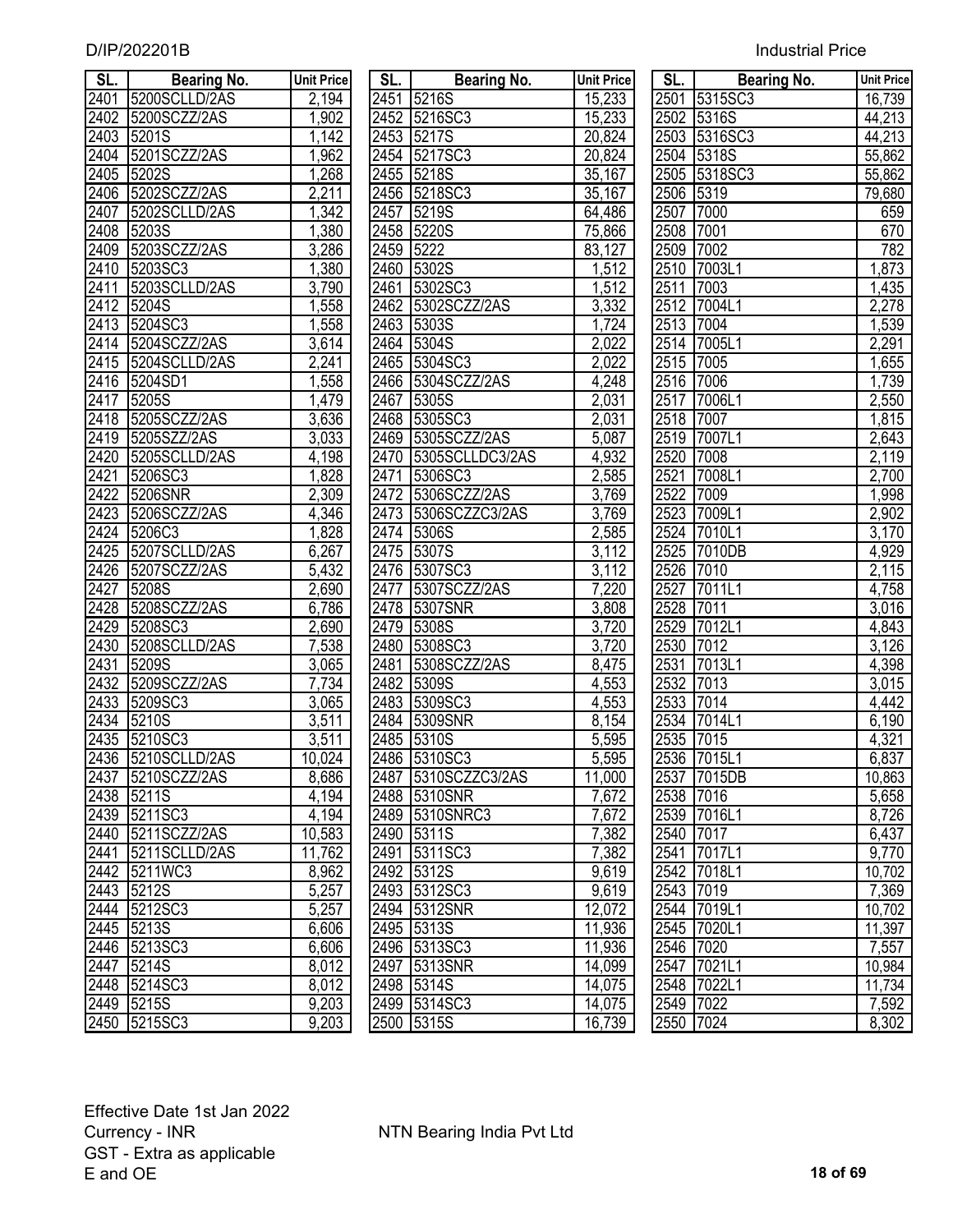| SL. | Bearing No. | Unit Price |
|---|---|---|
| 2401 | 5200SCLLD/2AS | 2,194 |
| 2402 | 5200SCZZ/2AS | 1,902 |
| 2403 | 5201S | 1,142 |
| 2404 | 5201SCZZ/2AS | 1,962 |
| 2405 | 5202S | 1,268 |
| 2406 | 5202SCZZ/2AS | 2,211 |
| 2407 | 5202SCLLD/2AS | 1,342 |
| 2408 | 5203S | 1,380 |
| 2409 | 5203SCZZ/2AS | 3,286 |
| 2410 | 5203SC3 | 1,380 |
| 2411 | 5203SCLLD/2AS | 3,790 |
| 2412 | 5204S | 1,558 |
| 2413 | 5204SC3 | 1,558 |
| 2414 | 5204SCZZ/2AS | 3,614 |
| 2415 | 5204SCLLD/2AS | 2,241 |
| 2416 | 5204SD1 | 1,558 |
| 2417 | 5205S | 1,479 |
| 2418 | 5205SCZZ/2AS | 3,636 |
| 2419 | 5205SZZ/2AS | 3,033 |
| 2420 | 5205SCLLD/2AS | 4,198 |
| 2421 | 5206SC3 | 1,828 |
| 2422 | 5206SNR | 2,309 |
| 2423 | 5206SCZZ/2AS | 4,346 |
| 2424 | 5206C3 | 1,828 |
| 2425 | 5207SCLLD/2AS | 6,267 |
| 2426 | 5207SCZZ/2AS | 5,432 |
| 2427 | 5208S | 2,690 |
| 2428 | 5208SCZZ/2AS | 6,786 |
| 2429 | 5208SC3 | 2,690 |
| 2430 | 5208SCLLD/2AS | 7,538 |
| 2431 | 5209S | 3,065 |
| 2432 | 5209SCZZ/2AS | 7,734 |
| 2433 | 5209SC3 | 3,065 |
| 2434 | 5210S | 3,511 |
| 2435 | 5210SC3 | 3,511 |
| 2436 | 5210SCLLD/2AS | 10,024 |
| 2437 | 5210SCZZ/2AS | 8,686 |
| 2438 | 5211S | 4,194 |
| 2439 | 5211SC3 | 4,194 |
| 2440 | 5211SCZZ/2AS | 10,583 |
| 2441 | 5211SCLLD/2AS | 11,762 |
| 2442 | 5211WC3 | 8,962 |
| 2443 | 5212S | 5,257 |
| 2444 | 5212SC3 | 5,257 |
| 2445 | 5213S | 6,606 |
| 2446 | 5213SC3 | 6,606 |
| 2447 | 5214S | 8,012 |
| 2448 | 5214SC3 | 8,012 |
| 2449 | 5215S | 9,203 |
| 2450 | 5215SC3 | 9,203 |
| 2451 | 5216S | 15,233 |
| 2452 | 5216SC3 | 15,233 |
| 2453 | 5217S | 20,824 |
| 2454 | 5217SC3 | 20,824 |
| 2455 | 5218S | 35,167 |
| 2456 | 5218SC3 | 35,167 |
| 2457 | 5219S | 64,486 |
| 2458 | 5220S | 75,866 |
| 2459 | 5222 | 83,127 |
| 2460 | 5302S | 1,512 |
| 2461 | 5302SC3 | 1,512 |
| 2462 | 5302SCZZ/2AS | 3,332 |
| 2463 | 5303S | 1,724 |
| 2464 | 5304S | 2,022 |
| 2465 | 5304SC3 | 2,022 |
| 2466 | 5304SCZZ/2AS | 4,248 |
| 2467 | 5305S | 2,031 |
| 2468 | 5305SC3 | 2,031 |
| 2469 | 5305SCZZ/2AS | 5,087 |
| 2470 | 5305SCLLDC3/2AS | 4,932 |
| 2471 | 5306SC3 | 2,585 |
| 2472 | 5306SCZZ/2AS | 3,769 |
| 2473 | 5306SCZZC3/2AS | 3,769 |
| 2474 | 5306S | 2,585 |
| 2475 | 5307S | 3,112 |
| 2476 | 5307SC3 | 3,112 |
| 2477 | 5307SCZZ/2AS | 7,220 |
| 2478 | 5307SNR | 3,808 |
| 2479 | 5308S | 3,720 |
| 2480 | 5308SC3 | 3,720 |
| 2481 | 5308SCZZ/2AS | 8,475 |
| 2482 | 5309S | 4,553 |
| 2483 | 5309SC3 | 4,553 |
| 2484 | 5309SNR | 8,154 |
| 2485 | 5310S | 5,595 |
| 2486 | 5310SC3 | 5,595 |
| 2487 | 5310SCZZC3/2AS | 11,000 |
| 2488 | 5310SNR | 7,672 |
| 2489 | 5310SNRC3 | 7,672 |
| 2490 | 5311S | 7,382 |
| 2491 | 5311SC3 | 7,382 |
| 2492 | 5312S | 9,619 |
| 2493 | 5312SC3 | 9,619 |
| 2494 | 5312SNR | 12,072 |
| 2495 | 5313S | 11,936 |
| 2496 | 5313SC3 | 11,936 |
| 2497 | 5313SNR | 14,099 |
| 2498 | 5314S | 14,075 |
| 2499 | 5314SC3 | 14,075 |
| 2500 | 5315S | 16,739 |
| 2501 | 5315SC3 | 16,739 |
| 2502 | 5316S | 44,213 |
| 2503 | 5316SC3 | 44,213 |
| 2504 | 5318S | 55,862 |
| 2505 | 5318SC3 | 55,862 |
| 2506 | 5319 | 79,680 |
| 2507 | 7000 | 659 |
| 2508 | 7001 | 670 |
| 2509 | 7002 | 782 |
| 2510 | 7003L1 | 1,873 |
| 2511 | 7003 | 1,435 |
| 2512 | 7004L1 | 2,278 |
| 2513 | 7004 | 1,539 |
| 2514 | 7005L1 | 2,291 |
| 2515 | 7005 | 1,655 |
| 2516 | 7006 | 1,739 |
| 2517 | 7006L1 | 2,550 |
| 2518 | 7007 | 1,815 |
| 2519 | 7007L1 | 2,643 |
| 2520 | 7008 | 2,119 |
| 2521 | 7008L1 | 2,700 |
| 2522 | 7009 | 1,998 |
| 2523 | 7009L1 | 2,902 |
| 2524 | 7010L1 | 3,170 |
| 2525 | 7010DB | 4,929 |
| 2526 | 7010 | 2,115 |
| 2527 | 7011L1 | 4,758 |
| 2528 | 7011 | 3,016 |
| 2529 | 7012L1 | 4,843 |
| 2530 | 7012 | 3,126 |
| 2531 | 7013L1 | 4,398 |
| 2532 | 7013 | 3,015 |
| 2533 | 7014 | 4,442 |
| 2534 | 7014L1 | 6,190 |
| 2535 | 7015 | 4,321 |
| 2536 | 7015L1 | 6,837 |
| 2537 | 7015DB | 10,863 |
| 2538 | 7016 | 5,658 |
| 2539 | 7016L1 | 8,726 |
| 2540 | 7017 | 6,437 |
| 2541 | 7017L1 | 9,770 |
| 2542 | 7018L1 | 10,702 |
| 2543 | 7019 | 7,369 |
| 2544 | 7019L1 | 10,702 |
| 2545 | 7020L1 | 11,397 |
| 2546 | 7020 | 7,557 |
| 2547 | 7021L1 | 10,984 |
| 2548 | 7022L1 | 11,734 |
| 2549 | 7022 | 7,592 |
| 2550 | 7024 | 8,302 |

Effective Date 1st Jan 2022
Currency - INR
GST - Extra as applicable
E and OE

NTN Bearing India Pvt Ltd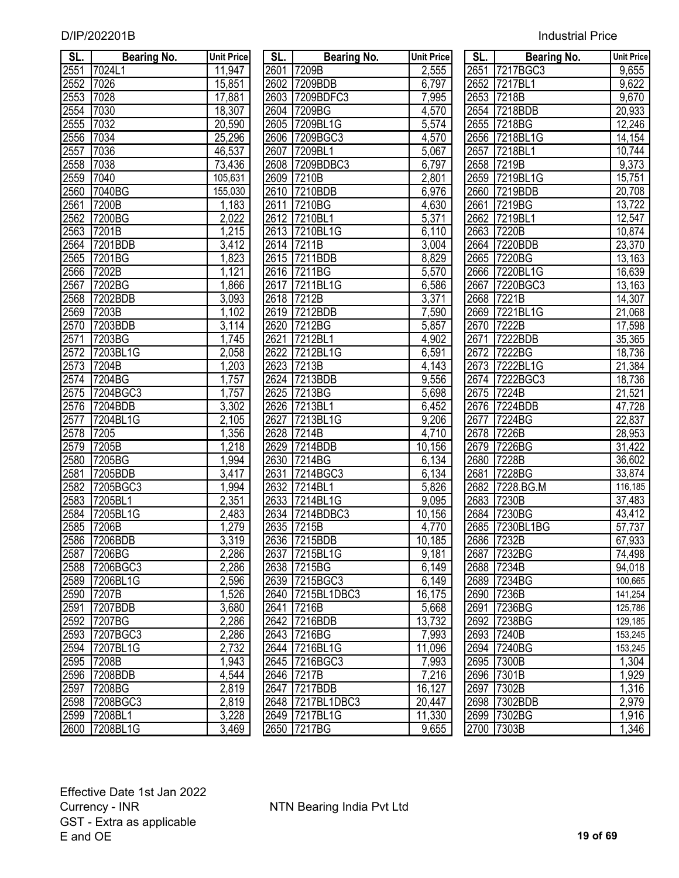D/IP/202201B

Industrial Price

| SL. | Bearing No. | Unit Price |
|---|---|---|
| 2551 | 7024L1 | 11,947 |
| 2552 | 7026 | 15,851 |
| 2553 | 7028 | 17,881 |
| 2554 | 7030 | 18,307 |
| 2555 | 7032 | 20,590 |
| 2556 | 7034 | 25,296 |
| 2557 | 7036 | 46,537 |
| 2558 | 7038 | 73,436 |
| 2559 | 7040 | 105,631 |
| 2560 | 7040BG | 155,030 |
| 2561 | 7200B | 1,183 |
| 2562 | 7200BG | 2,022 |
| 2563 | 7201B | 1,215 |
| 2564 | 7201BDB | 3,412 |
| 2565 | 7201BG | 1,823 |
| 2566 | 7202B | 1,121 |
| 2567 | 7202BG | 1,866 |
| 2568 | 7202BDB | 3,093 |
| 2569 | 7203B | 1,102 |
| 2570 | 7203BDB | 3,114 |
| 2571 | 7203BG | 1,745 |
| 2572 | 7203BL1G | 2,058 |
| 2573 | 7204B | 1,203 |
| 2574 | 7204BG | 1,757 |
| 2575 | 7204BGC3 | 1,757 |
| 2576 | 7204BDB | 3,302 |
| 2577 | 7204BL1G | 2,105 |
| 2578 | 7205 | 1,356 |
| 2579 | 7205B | 1,218 |
| 2580 | 7205BG | 1,994 |
| 2581 | 7205BDB | 3,417 |
| 2582 | 7205BGC3 | 1,994 |
| 2583 | 7205BL1 | 2,351 |
| 2584 | 7205BL1G | 2,483 |
| 2585 | 7206B | 1,279 |
| 2586 | 7206BDB | 3,319 |
| 2587 | 7206BG | 2,286 |
| 2588 | 7206BGC3 | 2,286 |
| 2589 | 7206BL1G | 2,596 |
| 2590 | 7207B | 1,526 |
| 2591 | 7207BDB | 3,680 |
| 2592 | 7207BG | 2,286 |
| 2593 | 7207BGC3 | 2,286 |
| 2594 | 7207BL1G | 2,732 |
| 2595 | 7208B | 1,943 |
| 2596 | 7208BDB | 4,544 |
| 2597 | 7208BG | 2,819 |
| 2598 | 7208BGC3 | 2,819 |
| 2599 | 7208BL1 | 3,228 |
| 2600 | 7208BL1G | 3,469 |
| 2601 | 7209B | 2,555 |
| 2602 | 7209BDB | 6,797 |
| 2603 | 7209BDFC3 | 7,995 |
| 2604 | 7209BG | 4,570 |
| 2605 | 7209BL1G | 5,574 |
| 2606 | 7209BGC3 | 4,570 |
| 2607 | 7209BL1 | 5,067 |
| 2608 | 7209BDBC3 | 6,797 |
| 2609 | 7210B | 2,801 |
| 2610 | 7210BDB | 6,976 |
| 2611 | 7210BG | 4,630 |
| 2612 | 7210BL1 | 5,371 |
| 2613 | 7210BL1G | 6,110 |
| 2614 | 7211B | 3,004 |
| 2615 | 7211BDB | 8,829 |
| 2616 | 7211BG | 5,570 |
| 2617 | 7211BL1G | 6,586 |
| 2618 | 7212B | 3,371 |
| 2619 | 7212BDB | 7,590 |
| 2620 | 7212BG | 5,857 |
| 2621 | 7212BL1 | 4,902 |
| 2622 | 7212BL1G | 6,591 |
| 2623 | 7213B | 4,143 |
| 2624 | 7213BDB | 9,556 |
| 2625 | 7213BG | 5,698 |
| 2626 | 7213BL1 | 6,452 |
| 2627 | 7213BL1G | 9,206 |
| 2628 | 7214B | 4,710 |
| 2629 | 7214BDB | 10,156 |
| 2630 | 7214BG | 6,134 |
| 2631 | 7214BGC3 | 6,134 |
| 2632 | 7214BL1 | 5,826 |
| 2633 | 7214BL1G | 9,095 |
| 2634 | 7214BDBC3 | 10,156 |
| 2635 | 7215B | 4,770 |
| 2636 | 7215BDB | 10,185 |
| 2637 | 7215BL1G | 9,181 |
| 2638 | 7215BG | 6,149 |
| 2639 | 7215BGC3 | 6,149 |
| 2640 | 7215BL1DBC3 | 16,175 |
| 2641 | 7216B | 5,668 |
| 2642 | 7216BDB | 13,732 |
| 2643 | 7216BG | 7,993 |
| 2644 | 7216BL1G | 11,096 |
| 2645 | 7216BGC3 | 7,993 |
| 2646 | 7217B | 7,216 |
| 2647 | 7217BDB | 16,127 |
| 2648 | 7217BL1DBC3 | 20,447 |
| 2649 | 7217BL1G | 11,330 |
| 2650 | 7217BG | 9,655 |
| 2651 | 7217BGC3 | 9,655 |
| 2652 | 7217BL1 | 9,622 |
| 2653 | 7218B | 9,670 |
| 2654 | 7218BDB | 20,933 |
| 2655 | 7218BG | 12,246 |
| 2656 | 7218BL1G | 14,154 |
| 2657 | 7218BL1 | 10,744 |
| 2658 | 7219B | 9,373 |
| 2659 | 7219BL1G | 15,751 |
| 2660 | 7219BDB | 20,708 |
| 2661 | 7219BG | 13,722 |
| 2662 | 7219BL1 | 12,547 |
| 2663 | 7220B | 10,874 |
| 2664 | 7220BDB | 23,370 |
| 2665 | 7220BG | 13,163 |
| 2666 | 7220BL1G | 16,639 |
| 2667 | 7220BGC3 | 13,163 |
| 2668 | 7221B | 14,307 |
| 2669 | 7221BL1G | 21,068 |
| 2670 | 7222B | 17,598 |
| 2671 | 7222BDB | 35,365 |
| 2672 | 7222BG | 18,736 |
| 2673 | 7222BL1G | 21,384 |
| 2674 | 7222BGC3 | 18,736 |
| 2675 | 7224B | 21,521 |
| 2676 | 7224BDB | 47,728 |
| 2677 | 7224BG | 22,837 |
| 2678 | 7226B | 28,953 |
| 2679 | 7226BG | 31,422 |
| 2680 | 7228B | 36,602 |
| 2681 | 7228BG | 33,874 |
| 2682 | 7228.BG.M | 116,185 |
| 2683 | 7230B | 37,483 |
| 2684 | 7230BG | 43,412 |
| 2685 | 7230BL1BG | 57,737 |
| 2686 | 7232B | 67,933 |
| 2687 | 7232BG | 74,498 |
| 2688 | 7234B | 94,018 |
| 2689 | 7234BG | 100,665 |
| 2690 | 7236B | 141,254 |
| 2691 | 7236BG | 125,786 |
| 2692 | 7238BG | 129,185 |
| 2693 | 7240B | 153,245 |
| 2694 | 7240BG | 153,245 |
| 2695 | 7300B | 1,304 |
| 2696 | 7301B | 1,929 |
| 2697 | 7302B | 1,316 |
| 2698 | 7302BDB | 2,979 |
| 2699 | 7302BG | 1,916 |
| 2700 | 7303B | 1,346 |

Effective Date 1st Jan 2022
Currency - INR
GST - Extra as applicable
E and OE

NTN Bearing India Pvt Ltd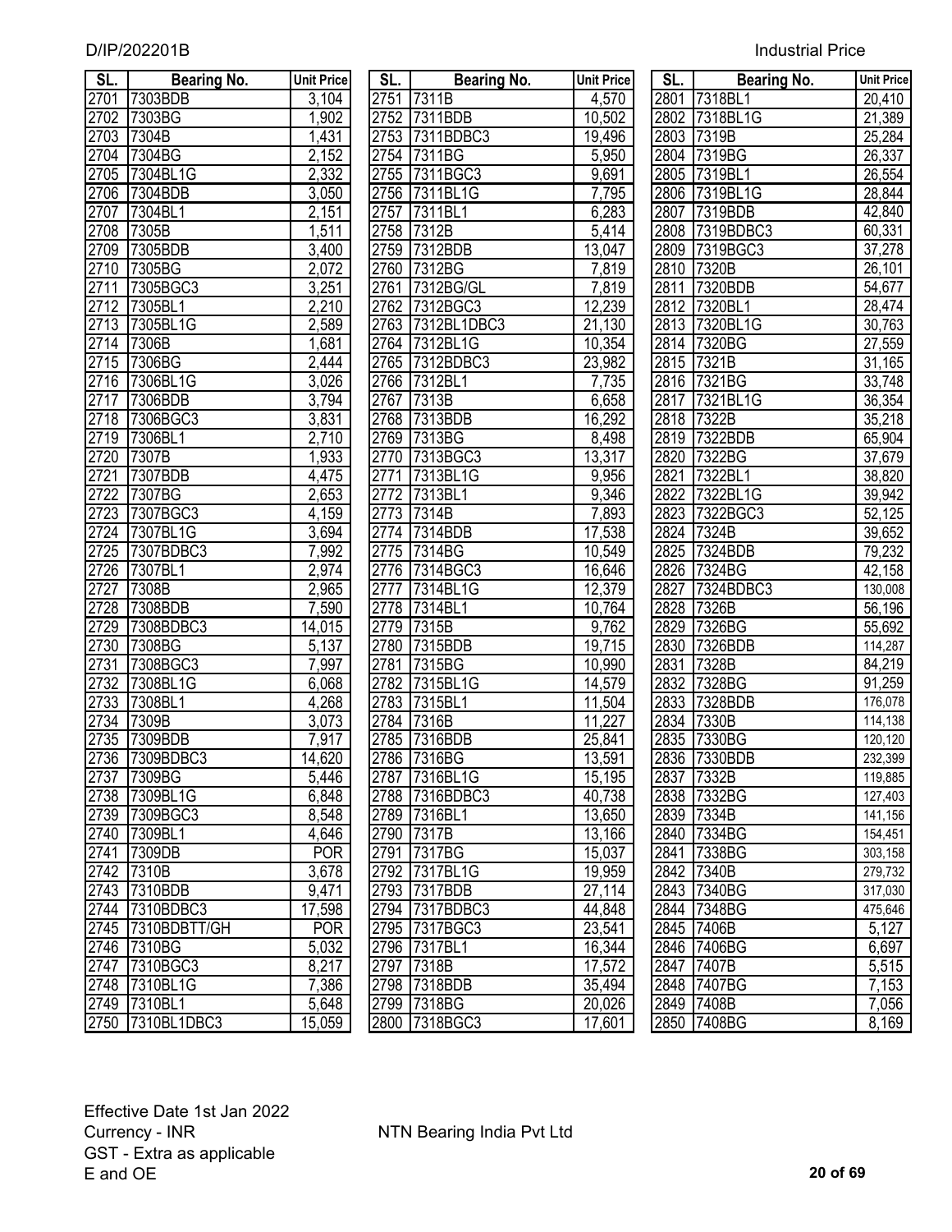| SL. | Bearing No. | Unit Price |
|---|---|---|
| 2701 | 7303BDB | 3,104 |
| 2702 | 7303BG | 1,902 |
| 2703 | 7304B | 1,431 |
| 2704 | 7304BG | 2,152 |
| 2705 | 7304BL1G | 2,332 |
| 2706 | 7304BDB | 3,050 |
| 2707 | 7304BL1 | 2,151 |
| 2708 | 7305B | 1,511 |
| 2709 | 7305BDB | 3,400 |
| 2710 | 7305BG | 2,072 |
| 2711 | 7305BGC3 | 3,251 |
| 2712 | 7305BL1 | 2,210 |
| 2713 | 7305BL1G | 2,589 |
| 2714 | 7306B | 1,681 |
| 2715 | 7306BG | 2,444 |
| 2716 | 7306BL1G | 3,026 |
| 2717 | 7306BDB | 3,794 |
| 2718 | 7306BGC3 | 3,831 |
| 2719 | 7306BL1 | 2,710 |
| 2720 | 7307B | 1,933 |
| 2721 | 7307BDB | 4,475 |
| 2722 | 7307BG | 2,653 |
| 2723 | 7307BGC3 | 4,159 |
| 2724 | 7307BL1G | 3,694 |
| 2725 | 7307BDBC3 | 7,992 |
| 2726 | 7307BL1 | 2,974 |
| 2727 | 7308B | 2,965 |
| 2728 | 7308BDB | 7,590 |
| 2729 | 7308BDBC3 | 14,015 |
| 2730 | 7308BG | 5,137 |
| 2731 | 7308BGC3 | 7,997 |
| 2732 | 7308BL1G | 6,068 |
| 2733 | 7308BL1 | 4,268 |
| 2734 | 7309B | 3,073 |
| 2735 | 7309BDB | 7,917 |
| 2736 | 7309BDBC3 | 14,620 |
| 2737 | 7309BG | 5,446 |
| 2738 | 7309BL1G | 6,848 |
| 2739 | 7309BGC3 | 8,548 |
| 2740 | 7309BL1 | 4,646 |
| 2741 | 7309DB | POR |
| 2742 | 7310B | 3,678 |
| 2743 | 7310BDB | 9,471 |
| 2744 | 7310BDBC3 | 17,598 |
| 2745 | 7310BDBTT/GH | POR |
| 2746 | 7310BG | 5,032 |
| 2747 | 7310BGC3 | 8,217 |
| 2748 | 7310BL1G | 7,386 |
| 2749 | 7310BL1 | 5,648 |
| 2750 | 7310BL1DBC3 | 15,059 |
| 2751 | 7311B | 4,570 |
| 2752 | 7311BDB | 10,502 |
| 2753 | 7311BDBC3 | 19,496 |
| 2754 | 7311BG | 5,950 |
| 2755 | 7311BGC3 | 9,691 |
| 2756 | 7311BL1G | 7,795 |
| 2757 | 7311BL1 | 6,283 |
| 2758 | 7312B | 5,414 |
| 2759 | 7312BDB | 13,047 |
| 2760 | 7312BG | 7,819 |
| 2761 | 7312BG/GL | 7,819 |
| 2762 | 7312BGC3 | 12,239 |
| 2763 | 7312BL1DBC3 | 21,130 |
| 2764 | 7312BL1G | 10,354 |
| 2765 | 7312BDBC3 | 23,982 |
| 2766 | 7312BL1 | 7,735 |
| 2767 | 7313B | 6,658 |
| 2768 | 7313BDB | 16,292 |
| 2769 | 7313BG | 8,498 |
| 2770 | 7313BGC3 | 13,317 |
| 2771 | 7313BL1G | 9,956 |
| 2772 | 7313BL1 | 9,346 |
| 2773 | 7314B | 7,893 |
| 2774 | 7314BDB | 17,538 |
| 2775 | 7314BG | 10,549 |
| 2776 | 7314BGC3 | 16,646 |
| 2777 | 7314BL1G | 12,379 |
| 2778 | 7314BL1 | 10,764 |
| 2779 | 7315B | 9,762 |
| 2780 | 7315BDB | 19,715 |
| 2781 | 7315BG | 10,990 |
| 2782 | 7315BL1G | 14,579 |
| 2783 | 7315BL1 | 11,504 |
| 2784 | 7316B | 11,227 |
| 2785 | 7316BDB | 25,841 |
| 2786 | 7316BG | 13,591 |
| 2787 | 7316BL1G | 15,195 |
| 2788 | 7316BDBC3 | 40,738 |
| 2789 | 7316BL1 | 13,650 |
| 2790 | 7317B | 13,166 |
| 2791 | 7317BG | 15,037 |
| 2792 | 7317BL1G | 19,959 |
| 2793 | 7317BDB | 27,114 |
| 2794 | 7317BDBC3 | 44,848 |
| 2795 | 7317BGC3 | 23,541 |
| 2796 | 7317BL1 | 16,344 |
| 2797 | 7318B | 17,572 |
| 2798 | 7318BDB | 35,494 |
| 2799 | 7318BG | 20,026 |
| 2800 | 7318BGC3 | 17,601 |
| 2801 | 7318BL1 | 20,410 |
| 2802 | 7318BL1G | 21,389 |
| 2803 | 7319B | 25,284 |
| 2804 | 7319BG | 26,337 |
| 2805 | 7319BL1 | 26,554 |
| 2806 | 7319BL1G | 28,844 |
| 2807 | 7319BDB | 42,840 |
| 2808 | 7319BDBC3 | 60,331 |
| 2809 | 7319BGC3 | 37,278 |
| 2810 | 7320B | 26,101 |
| 2811 | 7320BDB | 54,677 |
| 2812 | 7320BL1 | 28,474 |
| 2813 | 7320BL1G | 30,763 |
| 2814 | 7320BG | 27,559 |
| 2815 | 7321B | 31,165 |
| 2816 | 7321BG | 33,748 |
| 2817 | 7321BL1G | 36,354 |
| 2818 | 7322B | 35,218 |
| 2819 | 7322BDB | 65,904 |
| 2820 | 7322BG | 37,679 |
| 2821 | 7322BL1 | 38,820 |
| 2822 | 7322BL1G | 39,942 |
| 2823 | 7322BGC3 | 52,125 |
| 2824 | 7324B | 39,652 |
| 2825 | 7324BDB | 79,232 |
| 2826 | 7324BG | 42,158 |
| 2827 | 7324BDBC3 | 130,008 |
| 2828 | 7326B | 56,196 |
| 2829 | 7326BG | 55,692 |
| 2830 | 7326BDB | 114,287 |
| 2831 | 7328B | 84,219 |
| 2832 | 7328BG | 91,259 |
| 2833 | 7328BDB | 176,078 |
| 2834 | 7330B | 114,138 |
| 2835 | 7330BG | 120,120 |
| 2836 | 7330BDB | 232,399 |
| 2837 | 7332B | 119,885 |
| 2838 | 7332BG | 127,403 |
| 2839 | 7334B | 141,156 |
| 2840 | 7334BG | 154,451 |
| 2841 | 7338BG | 303,158 |
| 2842 | 7340B | 279,732 |
| 2843 | 7340BG | 317,030 |
| 2844 | 7348BG | 475,646 |
| 2845 | 7406B | 5,127 |
| 2846 | 7406BG | 6,697 |
| 2847 | 7407B | 5,515 |
| 2848 | 7407BG | 7,153 |
| 2849 | 7408B | 7,056 |
| 2850 | 7408BG | 8,169 |

Effective Date 1st Jan 2022
Currency - INR
GST - Extra as applicable
E and OE

NTN Bearing India Pvt Ltd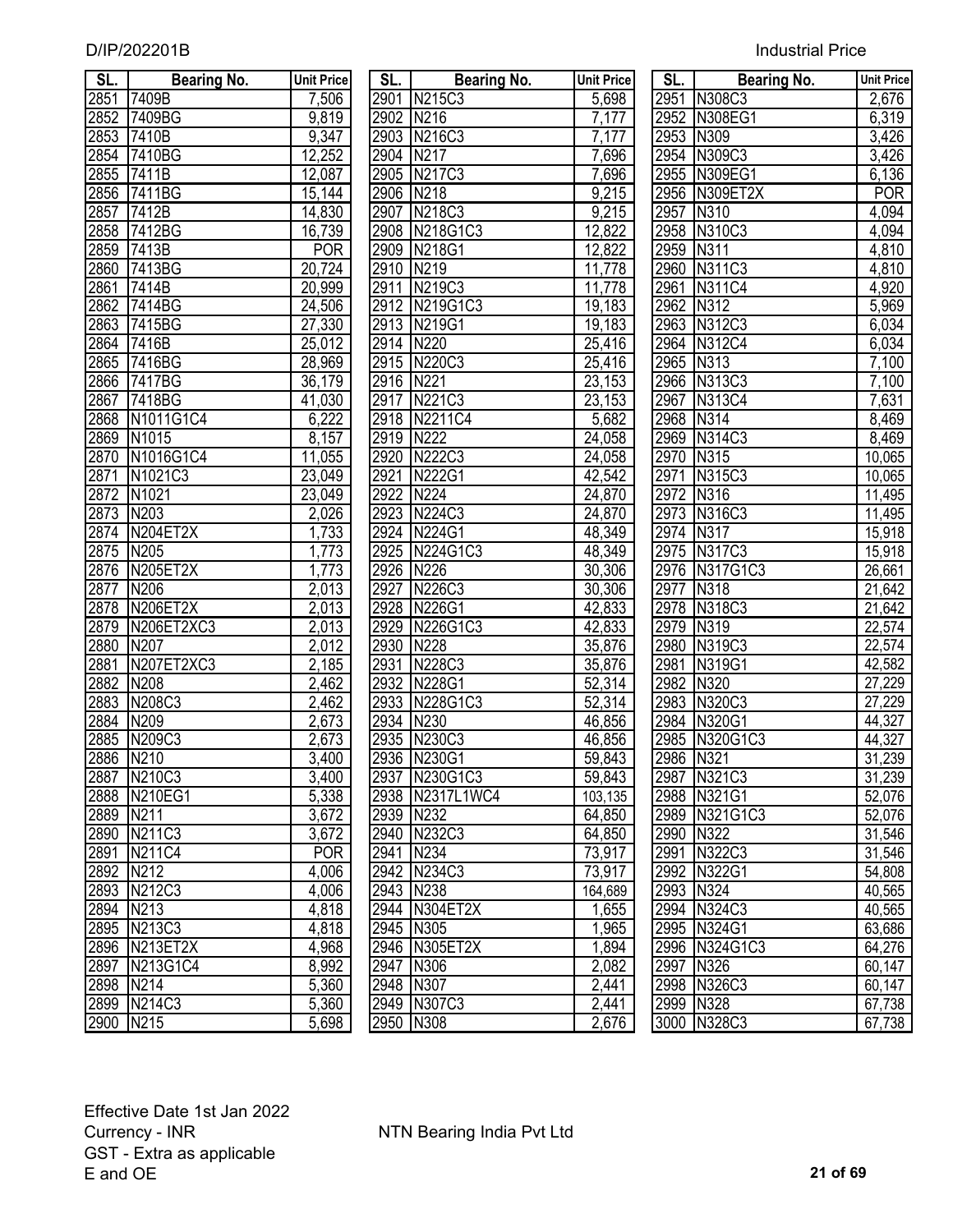| SL. | Bearing No. | Unit Price |
|---|---|---|
| 2851 | 7409B | 7,506 |
| 2852 | 7409BG | 9,819 |
| 2853 | 7410B | 9,347 |
| 2854 | 7410BG | 12,252 |
| 2855 | 7411B | 12,087 |
| 2856 | 7411BG | 15,144 |
| 2857 | 7412B | 14,830 |
| 2858 | 7412BG | 16,739 |
| 2859 | 7413B | POR |
| 2860 | 7413BG | 20,724 |
| 2861 | 7414B | 20,999 |
| 2862 | 7414BG | 24,506 |
| 2863 | 7415BG | 27,330 |
| 2864 | 7416B | 25,012 |
| 2865 | 7416BG | 28,969 |
| 2866 | 7417BG | 36,179 |
| 2867 | 7418BG | 41,030 |
| 2868 | N1011G1C4 | 6,222 |
| 2869 | N1015 | 8,157 |
| 2870 | N1016G1C4 | 11,055 |
| 2871 | N1021C3 | 23,049 |
| 2872 | N1021 | 23,049 |
| 2873 | N203 | 2,026 |
| 2874 | N204ET2X | 1,733 |
| 2875 | N205 | 1,773 |
| 2876 | N205ET2X | 1,773 |
| 2877 | N206 | 2,013 |
| 2878 | N206ET2X | 2,013 |
| 2879 | N206ET2XC3 | 2,013 |
| 2880 | N207 | 2,012 |
| 2881 | N207ET2XC3 | 2,185 |
| 2882 | N208 | 2,462 |
| 2883 | N208C3 | 2,462 |
| 2884 | N209 | 2,673 |
| 2885 | N209C3 | 2,673 |
| 2886 | N210 | 3,400 |
| 2887 | N210C3 | 3,400 |
| 2888 | N210EG1 | 5,338 |
| 2889 | N211 | 3,672 |
| 2890 | N211C3 | 3,672 |
| 2891 | N211C4 | POR |
| 2892 | N212 | 4,006 |
| 2893 | N212C3 | 4,006 |
| 2894 | N213 | 4,818 |
| 2895 | N213C3 | 4,818 |
| 2896 | N213ET2X | 4,968 |
| 2897 | N213G1C4 | 8,992 |
| 2898 | N214 | 5,360 |
| 2899 | N214C3 | 5,360 |
| 2900 | N215 | 5,698 |
| 2901 | N215C3 | 5,698 |
| 2902 | N216 | 7,177 |
| 2903 | N216C3 | 7,177 |
| 2904 | N217 | 7,696 |
| 2905 | N217C3 | 7,696 |
| 2906 | N218 | 9,215 |
| 2907 | N218C3 | 9,215 |
| 2908 | N218G1C3 | 12,822 |
| 2909 | N218G1 | 12,822 |
| 2910 | N219 | 11,778 |
| 2911 | N219C3 | 11,778 |
| 2912 | N219G1C3 | 19,183 |
| 2913 | N219G1 | 19,183 |
| 2914 | N220 | 25,416 |
| 2915 | N220C3 | 25,416 |
| 2916 | N221 | 23,153 |
| 2917 | N221C3 | 23,153 |
| 2918 | N2211C4 | 5,682 |
| 2919 | N222 | 24,058 |
| 2920 | N222C3 | 24,058 |
| 2921 | N222G1 | 42,542 |
| 2922 | N224 | 24,870 |
| 2923 | N224C3 | 24,870 |
| 2924 | N224G1 | 48,349 |
| 2925 | N224G1C3 | 48,349 |
| 2926 | N226 | 30,306 |
| 2927 | N226C3 | 30,306 |
| 2928 | N226G1 | 42,833 |
| 2929 | N226G1C3 | 42,833 |
| 2930 | N228 | 35,876 |
| 2931 | N228C3 | 35,876 |
| 2932 | N228G1 | 52,314 |
| 2933 | N228G1C3 | 52,314 |
| 2934 | N230 | 46,856 |
| 2935 | N230C3 | 46,856 |
| 2936 | N230G1 | 59,843 |
| 2937 | N230G1C3 | 59,843 |
| 2938 | N2317L1WC4 | 103,135 |
| 2939 | N232 | 64,850 |
| 2940 | N232C3 | 64,850 |
| 2941 | N234 | 73,917 |
| 2942 | N234C3 | 73,917 |
| 2943 | N238 | 164,689 |
| 2944 | N304ET2X | 1,655 |
| 2945 | N305 | 1,965 |
| 2946 | N305ET2X | 1,894 |
| 2947 | N306 | 2,082 |
| 2948 | N307 | 2,441 |
| 2949 | N307C3 | 2,441 |
| 2950 | N308 | 2,676 |
| 2951 | N308C3 | 2,676 |
| 2952 | N308EG1 | 6,319 |
| 2953 | N309 | 3,426 |
| 2954 | N309C3 | 3,426 |
| 2955 | N309EG1 | 6,136 |
| 2956 | N309ET2X | POR |
| 2957 | N310 | 4,094 |
| 2958 | N310C3 | 4,094 |
| 2959 | N311 | 4,810 |
| 2960 | N311C3 | 4,810 |
| 2961 | N311C4 | 4,920 |
| 2962 | N312 | 5,969 |
| 2963 | N312C3 | 6,034 |
| 2964 | N312C4 | 6,034 |
| 2965 | N313 | 7,100 |
| 2966 | N313C3 | 7,100 |
| 2967 | N313C4 | 7,631 |
| 2968 | N314 | 8,469 |
| 2969 | N314C3 | 8,469 |
| 2970 | N315 | 10,065 |
| 2971 | N315C3 | 10,065 |
| 2972 | N316 | 11,495 |
| 2973 | N316C3 | 11,495 |
| 2974 | N317 | 15,918 |
| 2975 | N317C3 | 15,918 |
| 2976 | N317G1C3 | 26,661 |
| 2977 | N318 | 21,642 |
| 2978 | N318C3 | 21,642 |
| 2979 | N319 | 22,574 |
| 2980 | N319C3 | 22,574 |
| 2981 | N319G1 | 42,582 |
| 2982 | N320 | 27,229 |
| 2983 | N320C3 | 27,229 |
| 2984 | N320G1 | 44,327 |
| 2985 | N320G1C3 | 44,327 |
| 2986 | N321 | 31,239 |
| 2987 | N321C3 | 31,239 |
| 2988 | N321G1 | 52,076 |
| 2989 | N321G1C3 | 52,076 |
| 2990 | N322 | 31,546 |
| 2991 | N322C3 | 31,546 |
| 2992 | N322G1 | 54,808 |
| 2993 | N324 | 40,565 |
| 2994 | N324C3 | 40,565 |
| 2995 | N324G1 | 63,686 |
| 2996 | N324G1C3 | 64,276 |
| 2997 | N326 | 60,147 |
| 2998 | N326C3 | 60,147 |
| 2999 | N328 | 67,738 |
| 3000 | N328C3 | 67,738 |

Effective Date 1st Jan 2022
Currency - INR
GST - Extra as applicable
E and OE

NTN Bearing India Pvt Ltd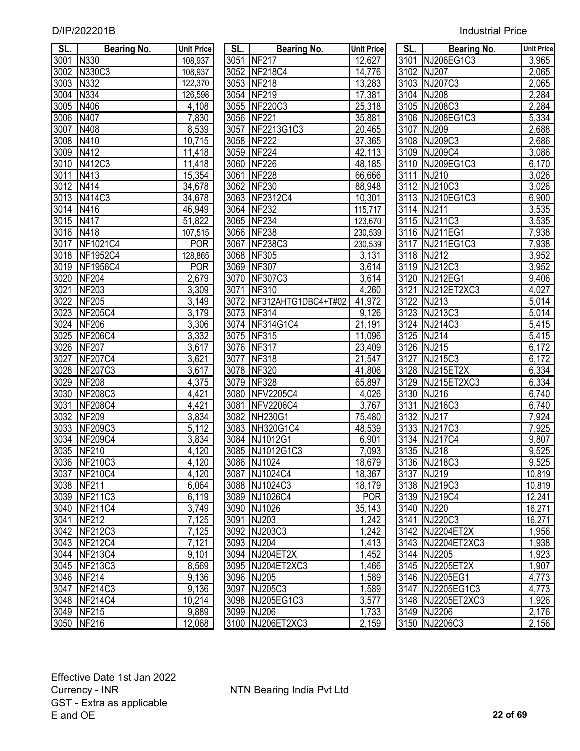D/IP/202201B

Industrial Price

| SL. | Bearing No. | Unit Price |
|---|---|---|
| 3001 | N330 | 108,937 |
| 3002 | N330C3 | 108,937 |
| 3003 | N332 | 122,370 |
| 3004 | N334 | 126,598 |
| 3005 | N406 | 4,108 |
| 3006 | N407 | 7,830 |
| 3007 | N408 | 8,539 |
| 3008 | N410 | 10,715 |
| 3009 | N412 | 11,418 |
| 3010 | N412C3 | 11,418 |
| 3011 | N413 | 15,354 |
| 3012 | N414 | 34,678 |
| 3013 | N414C3 | 34,678 |
| 3014 | N416 | 46,949 |
| 3015 | N417 | 51,822 |
| 3016 | N418 | 107,515 |
| 3017 | NF1021C4 | POR |
| 3018 | NF1952C4 | 128,865 |
| 3019 | NF1956C4 | POR |
| 3020 | NF204 | 2,679 |
| 3021 | NF203 | 3,309 |
| 3022 | NF205 | 3,149 |
| 3023 | NF205C4 | 3,179 |
| 3024 | NF206 | 3,306 |
| 3025 | NF206C4 | 3,332 |
| 3026 | NF207 | 3,617 |
| 3027 | NF207C4 | 3,621 |
| 3028 | NF207C3 | 3,617 |
| 3029 | NF208 | 4,375 |
| 3030 | NF208C3 | 4,421 |
| 3031 | NF208C4 | 4,421 |
| 3032 | NF209 | 3,834 |
| 3033 | NF209C3 | 5,112 |
| 3034 | NF209C4 | 3,834 |
| 3035 | NF210 | 4,120 |
| 3036 | NF210C3 | 4,120 |
| 3037 | NF210C4 | 4,120 |
| 3038 | NF211 | 6,064 |
| 3039 | NF211C3 | 6,119 |
| 3040 | NF211C4 | 3,749 |
| 3041 | NF212 | 7,125 |
| 3042 | NF212C3 | 7,125 |
| 3043 | NF212C4 | 7,121 |
| 3044 | NF213C4 | 9,101 |
| 3045 | NF213C3 | 8,569 |
| 3046 | NF214 | 9,136 |
| 3047 | NF214C3 | 9,136 |
| 3048 | NF214C4 | 10,214 |
| 3049 | NF215 | 9,889 |
| 3050 | NF216 | 12,068 |
| 3051 | NF217 | 12,627 |
| 3052 | NF218C4 | 14,776 |
| 3053 | NF218 | 13,283 |
| 3054 | NF219 | 17,381 |
| 3055 | NF220C3 | 25,318 |
| 3056 | NF221 | 35,881 |
| 3057 | NF2213G1C3 | 20,465 |
| 3058 | NF222 | 37,365 |
| 3059 | NF224 | 42,113 |
| 3060 | NF226 | 48,185 |
| 3061 | NF228 | 66,666 |
| 3062 | NF230 | 88,948 |
| 3063 | NF2312C4 | 10,301 |
| 3064 | NF232 | 115,717 |
| 3065 | NF234 | 123,670 |
| 3066 | NF238 | 230,539 |
| 3067 | NF238C3 | 230,539 |
| 3068 | NF305 | 3,131 |
| 3069 | NF307 | 3,614 |
| 3070 | NF307C3 | 3,614 |
| 3071 | NF310 | 4,260 |
| 3072 | NF312AHTG1DBC4+T#02 | 41,972 |
| 3073 | NF314 | 9,126 |
| 3074 | NF314G1C4 | 21,191 |
| 3075 | NF315 | 11,096 |
| 3076 | NF317 | 23,409 |
| 3077 | NF318 | 21,547 |
| 3078 | NF320 | 41,806 |
| 3079 | NF328 | 65,897 |
| 3080 | NFV2205C4 | 4,026 |
| 3081 | NFV2206C4 | 3,767 |
| 3082 | NH230G1 | 75,480 |
| 3083 | NH320G1C4 | 48,539 |
| 3084 | NJ1012G1 | 6,901 |
| 3085 | NJ1012G1C3 | 7,093 |
| 3086 | NJ1024 | 18,679 |
| 3087 | NJ1024C4 | 18,367 |
| 3088 | NJ1024C3 | 18,179 |
| 3089 | NJ1026C4 | POR |
| 3090 | NJ1026 | 35,143 |
| 3091 | NJ203 | 1,242 |
| 3092 | NJ203C3 | 1,242 |
| 3093 | NJ204 | 1,413 |
| 3094 | NJ204ET2X | 1,452 |
| 3095 | NJ204ET2XC3 | 1,466 |
| 3096 | NJ205 | 1,589 |
| 3097 | NJ205C3 | 1,589 |
| 3098 | NJ205EG1C3 | 3,577 |
| 3099 | NJ206 | 1,733 |
| 3100 | NJ206ET2XC3 | 2,159 |
| 3101 | NJ206EG1C3 | 3,965 |
| 3102 | NJ207 | 2,065 |
| 3103 | NJ207C3 | 2,065 |
| 3104 | NJ208 | 2,284 |
| 3105 | NJ208C3 | 2,284 |
| 3106 | NJ208EG1C3 | 5,334 |
| 3107 | NJ209 | 2,688 |
| 3108 | NJ209C3 | 2,686 |
| 3109 | NJ209C4 | 3,086 |
| 3110 | NJ209EG1C3 | 6,170 |
| 3111 | NJ210 | 3,026 |
| 3112 | NJ210C3 | 3,026 |
| 3113 | NJ210EG1C3 | 6,900 |
| 3114 | NJ211 | 3,535 |
| 3115 | NJ211C3 | 3,535 |
| 3116 | NJ211EG1 | 7,938 |
| 3117 | NJ211EG1C3 | 7,938 |
| 3118 | NJ212 | 3,952 |
| 3119 | NJ212C3 | 3,952 |
| 3120 | NJ212EG1 | 9,406 |
| 3121 | NJ212ET2XC3 | 4,027 |
| 3122 | NJ213 | 5,014 |
| 3123 | NJ213C3 | 5,014 |
| 3124 | NJ214C3 | 5,415 |
| 3125 | NJ214 | 5,415 |
| 3126 | NJ215 | 6,172 |
| 3127 | NJ215C3 | 6,172 |
| 3128 | NJ215ET2X | 6,334 |
| 3129 | NJ215ET2XC3 | 6,334 |
| 3130 | NJ216 | 6,740 |
| 3131 | NJ216C3 | 6,740 |
| 3132 | NJ217 | 7,924 |
| 3133 | NJ217C3 | 7,925 |
| 3134 | NJ217C4 | 9,807 |
| 3135 | NJ218 | 9,525 |
| 3136 | NJ218C3 | 9,525 |
| 3137 | NJ219 | 10,819 |
| 3138 | NJ219C3 | 10,819 |
| 3139 | NJ219C4 | 12,241 |
| 3140 | NJ220 | 16,271 |
| 3141 | NJ220C3 | 16,271 |
| 3142 | NJ2204ET2X | 1,956 |
| 3143 | NJ2204ET2XC3 | 1,938 |
| 3144 | NJ2205 | 1,923 |
| 3145 | NJ2205ET2X | 1,907 |
| 3146 | NJ2205EG1 | 4,773 |
| 3147 | NJ2205EG1C3 | 4,773 |
| 3148 | NJ2205ET2XC3 | 1,926 |
| 3149 | NJ2206 | 2,176 |
| 3150 | NJ2206C3 | 2,156 |

Effective Date 1st Jan 2022
Currency - INR
GST - Extra as applicable
E and OE

NTN Bearing India Pvt Ltd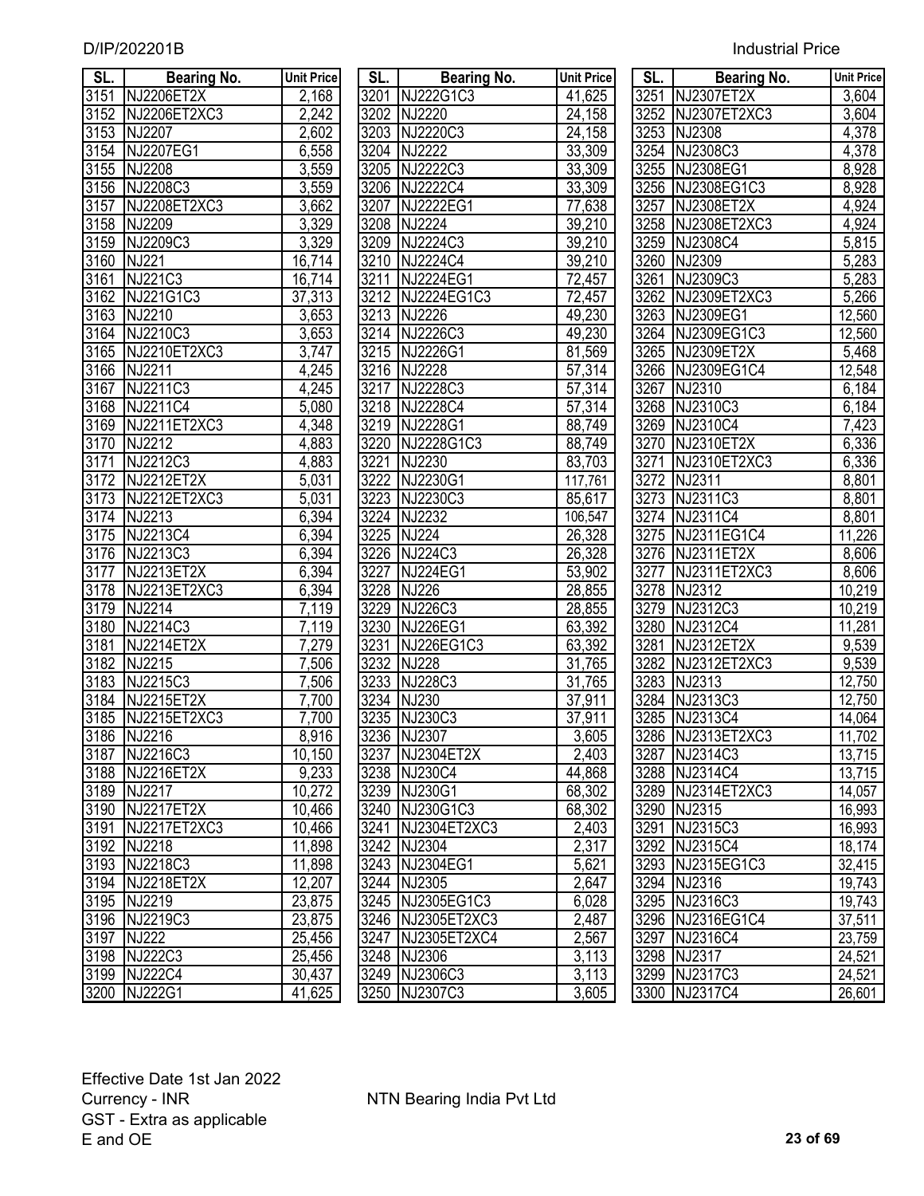| SL. | Bearing No. | Unit Price |
|---|---|---|
| 3151 | NJ2206ET2X | 2,168 |
| 3152 | NJ2206ET2XC3 | 2,242 |
| 3153 | NJ2207 | 2,602 |
| 3154 | NJ2207EG1 | 6,558 |
| 3155 | NJ2208 | 3,559 |
| 3156 | NJ2208C3 | 3,559 |
| 3157 | NJ2208ET2XC3 | 3,662 |
| 3158 | NJ2209 | 3,329 |
| 3159 | NJ2209C3 | 3,329 |
| 3160 | NJ221 | 16,714 |
| 3161 | NJ221C3 | 16,714 |
| 3162 | NJ221G1C3 | 37,313 |
| 3163 | NJ2210 | 3,653 |
| 3164 | NJ2210C3 | 3,653 |
| 3165 | NJ2210ET2XC3 | 3,747 |
| 3166 | NJ2211 | 4,245 |
| 3167 | NJ2211C3 | 4,245 |
| 3168 | NJ2211C4 | 5,080 |
| 3169 | NJ2211ET2XC3 | 4,348 |
| 3170 | NJ2212 | 4,883 |
| 3171 | NJ2212C3 | 4,883 |
| 3172 | NJ2212ET2X | 5,031 |
| 3173 | NJ2212ET2XC3 | 5,031 |
| 3174 | NJ2213 | 6,394 |
| 3175 | NJ2213C4 | 6,394 |
| 3176 | NJ2213C3 | 6,394 |
| 3177 | NJ2213ET2X | 6,394 |
| 3178 | NJ2213ET2XC3 | 6,394 |
| 3179 | NJ2214 | 7,119 |
| 3180 | NJ2214C3 | 7,119 |
| 3181 | NJ2214ET2X | 7,279 |
| 3182 | NJ2215 | 7,506 |
| 3183 | NJ2215C3 | 7,506 |
| 3184 | NJ2215ET2X | 7,700 |
| 3185 | NJ2215ET2XC3 | 7,700 |
| 3186 | NJ2216 | 8,916 |
| 3187 | NJ2216C3 | 10,150 |
| 3188 | NJ2216ET2X | 9,233 |
| 3189 | NJ2217 | 10,272 |
| 3190 | NJ2217ET2X | 10,466 |
| 3191 | NJ2217ET2XC3 | 10,466 |
| 3192 | NJ2218 | 11,898 |
| 3193 | NJ2218C3 | 11,898 |
| 3194 | NJ2218ET2X | 12,207 |
| 3195 | NJ2219 | 23,875 |
| 3196 | NJ2219C3 | 23,875 |
| 3197 | NJ222 | 25,456 |
| 3198 | NJ222C3 | 25,456 |
| 3199 | NJ222C4 | 30,437 |
| 3200 | NJ222G1 | 41,625 |
| 3201 | NJ222G1C3 | 41,625 |
| 3202 | NJ2220 | 24,158 |
| 3203 | NJ2220C3 | 24,158 |
| 3204 | NJ2222 | 33,309 |
| 3205 | NJ2222C3 | 33,309 |
| 3206 | NJ2222C4 | 33,309 |
| 3207 | NJ2222EG1 | 77,638 |
| 3208 | NJ2224 | 39,210 |
| 3209 | NJ2224C3 | 39,210 |
| 3210 | NJ2224C4 | 39,210 |
| 3211 | NJ2224EG1 | 72,457 |
| 3212 | NJ2224EG1C3 | 72,457 |
| 3213 | NJ2226 | 49,230 |
| 3214 | NJ2226C3 | 49,230 |
| 3215 | NJ2226G1 | 81,569 |
| 3216 | NJ2228 | 57,314 |
| 3217 | NJ2228C3 | 57,314 |
| 3218 | NJ2228C4 | 57,314 |
| 3219 | NJ2228G1 | 88,749 |
| 3220 | NJ2228G1C3 | 88,749 |
| 3221 | NJ2230 | 83,703 |
| 3222 | NJ2230G1 | 117,761 |
| 3223 | NJ2230C3 | 85,617 |
| 3224 | NJ2232 | 106,547 |
| 3225 | NJ224 | 26,328 |
| 3226 | NJ224C3 | 26,328 |
| 3227 | NJ224EG1 | 53,902 |
| 3228 | NJ226 | 28,855 |
| 3229 | NJ226C3 | 28,855 |
| 3230 | NJ226EG1 | 63,392 |
| 3231 | NJ226EG1C3 | 63,392 |
| 3232 | NJ228 | 31,765 |
| 3233 | NJ228C3 | 31,765 |
| 3234 | NJ230 | 37,911 |
| 3235 | NJ230C3 | 37,911 |
| 3236 | NJ2307 | 3,605 |
| 3237 | NJ2304ET2X | 2,403 |
| 3238 | NJ230C4 | 44,868 |
| 3239 | NJ230G1 | 68,302 |
| 3240 | NJ230G1C3 | 68,302 |
| 3241 | NJ2304ET2XC3 | 2,403 |
| 3242 | NJ2304 | 2,317 |
| 3243 | NJ2304EG1 | 5,621 |
| 3244 | NJ2305 | 2,647 |
| 3245 | NJ2305EG1C3 | 6,028 |
| 3246 | NJ2305ET2XC3 | 2,487 |
| 3247 | NJ2305ET2XC4 | 2,567 |
| 3248 | NJ2306 | 3,113 |
| 3249 | NJ2306C3 | 3,113 |
| 3250 | NJ2307C3 | 3,605 |
| 3251 | NJ2307ET2X | 3,604 |
| 3252 | NJ2307ET2XC3 | 3,604 |
| 3253 | NJ2308 | 4,378 |
| 3254 | NJ2308C3 | 4,378 |
| 3255 | NJ2308EG1 | 8,928 |
| 3256 | NJ2308EG1C3 | 8,928 |
| 3257 | NJ2308ET2X | 4,924 |
| 3258 | NJ2308ET2XC3 | 4,924 |
| 3259 | NJ2308C4 | 5,815 |
| 3260 | NJ2309 | 5,283 |
| 3261 | NJ2309C3 | 5,283 |
| 3262 | NJ2309ET2XC3 | 5,266 |
| 3263 | NJ2309EG1 | 12,560 |
| 3264 | NJ2309EG1C3 | 12,560 |
| 3265 | NJ2309ET2X | 5,468 |
| 3266 | NJ2309EG1C4 | 12,548 |
| 3267 | NJ2310 | 6,184 |
| 3268 | NJ2310C3 | 6,184 |
| 3269 | NJ2310C4 | 7,423 |
| 3270 | NJ2310ET2X | 6,336 |
| 3271 | NJ2310ET2XC3 | 6,336 |
| 3272 | NJ2311 | 8,801 |
| 3273 | NJ2311C3 | 8,801 |
| 3274 | NJ2311C4 | 8,801 |
| 3275 | NJ2311EG1C4 | 11,226 |
| 3276 | NJ2311ET2X | 8,606 |
| 3277 | NJ2311ET2XC3 | 8,606 |
| 3278 | NJ2312 | 10,219 |
| 3279 | NJ2312C3 | 10,219 |
| 3280 | NJ2312C4 | 11,281 |
| 3281 | NJ2312ET2X | 9,539 |
| 3282 | NJ2312ET2XC3 | 9,539 |
| 3283 | NJ2313 | 12,750 |
| 3284 | NJ2313C3 | 12,750 |
| 3285 | NJ2313C4 | 14,064 |
| 3286 | NJ2313ET2XC3 | 11,702 |
| 3287 | NJ2314C3 | 13,715 |
| 3288 | NJ2314C4 | 13,715 |
| 3289 | NJ2314ET2XC3 | 14,057 |
| 3290 | NJ2315 | 16,993 |
| 3291 | NJ2315C3 | 16,993 |
| 3292 | NJ2315C4 | 18,174 |
| 3293 | NJ2315EG1C3 | 32,415 |
| 3294 | NJ2316 | 19,743 |
| 3295 | NJ2316C3 | 19,743 |
| 3296 | NJ2316EG1C4 | 37,511 |
| 3297 | NJ2316C4 | 23,759 |
| 3298 | NJ2317 | 24,521 |
| 3299 | NJ2317C3 | 24,521 |
| 3300 | NJ2317C4 | 26,601 |

Effective Date 1st Jan 2022
Currency - INR
GST - Extra as applicable
E and OE

NTN Bearing India Pvt Ltd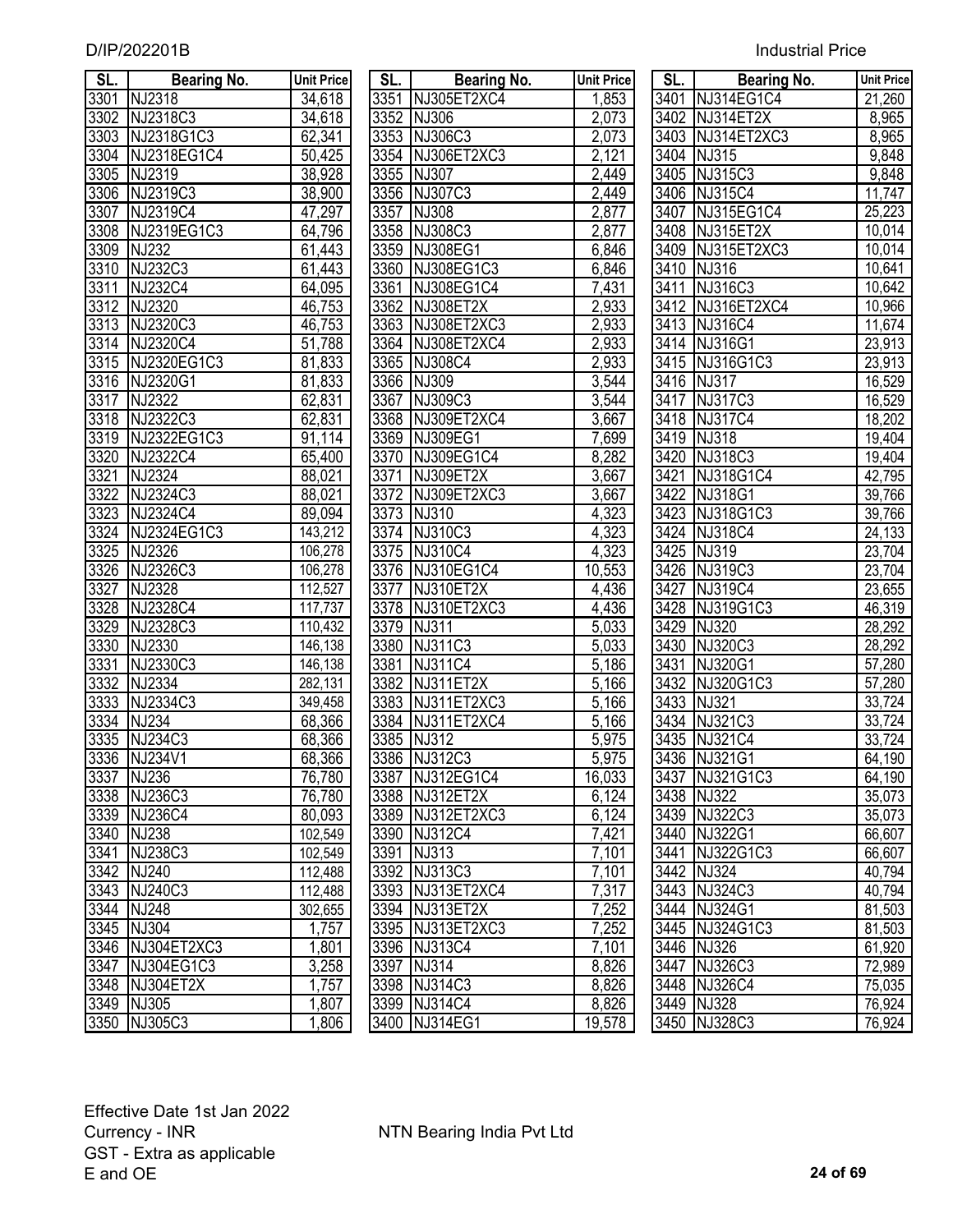| SL. | Bearing No. | Unit Price |
|---|---|---|
| 3301 | NJ2318 | 34,618 |
| 3302 | NJ2318C3 | 34,618 |
| 3303 | NJ2318G1C3 | 62,341 |
| 3304 | NJ2318EG1C4 | 50,425 |
| 3305 | NJ2319 | 38,928 |
| 3306 | NJ2319C3 | 38,900 |
| 3307 | NJ2319C4 | 47,297 |
| 3308 | NJ2319EG1C3 | 64,796 |
| 3309 | NJ232 | 61,443 |
| 3310 | NJ232C3 | 61,443 |
| 3311 | NJ232C4 | 64,095 |
| 3312 | NJ2320 | 46,753 |
| 3313 | NJ2320C3 | 46,753 |
| 3314 | NJ2320C4 | 51,788 |
| 3315 | NJ2320EG1C3 | 81,833 |
| 3316 | NJ2320G1 | 81,833 |
| 3317 | NJ2322 | 62,831 |
| 3318 | NJ2322C3 | 62,831 |
| 3319 | NJ2322EG1C3 | 91,114 |
| 3320 | NJ2322C4 | 65,400 |
| 3321 | NJ2324 | 88,021 |
| 3322 | NJ2324C3 | 88,021 |
| 3323 | NJ2324C4 | 89,094 |
| 3324 | NJ2324EG1C3 | 143,212 |
| 3325 | NJ2326 | 106,278 |
| 3326 | NJ2326C3 | 106,278 |
| 3327 | NJ2328 | 112,527 |
| 3328 | NJ2328C4 | 117,737 |
| 3329 | NJ2328C3 | 110,432 |
| 3330 | NJ2330 | 146,138 |
| 3331 | NJ2330C3 | 146,138 |
| 3332 | NJ2334 | 282,131 |
| 3333 | NJ2334C3 | 349,458 |
| 3334 | NJ234 | 68,366 |
| 3335 | NJ234C3 | 68,366 |
| 3336 | NJ234V1 | 68,366 |
| 3337 | NJ236 | 76,780 |
| 3338 | NJ236C3 | 76,780 |
| 3339 | NJ236C4 | 80,093 |
| 3340 | NJ238 | 102,549 |
| 3341 | NJ238C3 | 102,549 |
| 3342 | NJ240 | 112,488 |
| 3343 | NJ240C3 | 112,488 |
| 3344 | NJ248 | 302,655 |
| 3345 | NJ304 | 1,757 |
| 3346 | NJ304ET2XC3 | 1,801 |
| 3347 | NJ304EG1C3 | 3,258 |
| 3348 | NJ304ET2X | 1,757 |
| 3349 | NJ305 | 1,807 |
| 3350 | NJ305C3 | 1,806 |
| 3351 | NJ305ET2XC4 | 1,853 |
| 3352 | NJ306 | 2,073 |
| 3353 | NJ306C3 | 2,073 |
| 3354 | NJ306ET2XC3 | 2,121 |
| 3355 | NJ307 | 2,449 |
| 3356 | NJ307C3 | 2,449 |
| 3357 | NJ308 | 2,877 |
| 3358 | NJ308C3 | 2,877 |
| 3359 | NJ308EG1 | 6,846 |
| 3360 | NJ308EG1C3 | 6,846 |
| 3361 | NJ308EG1C4 | 7,431 |
| 3362 | NJ308ET2X | 2,933 |
| 3363 | NJ308ET2XC3 | 2,933 |
| 3364 | NJ308ET2XC4 | 2,933 |
| 3365 | NJ308C4 | 2,933 |
| 3366 | NJ309 | 3,544 |
| 3367 | NJ309C3 | 3,544 |
| 3368 | NJ309ET2XC4 | 3,667 |
| 3369 | NJ309EG1 | 7,699 |
| 3370 | NJ309EG1C4 | 8,282 |
| 3371 | NJ309ET2X | 3,667 |
| 3372 | NJ309ET2XC3 | 3,667 |
| 3373 | NJ310 | 4,323 |
| 3374 | NJ310C3 | 4,323 |
| 3375 | NJ310C4 | 4,323 |
| 3376 | NJ310EG1C4 | 10,553 |
| 3377 | NJ310ET2X | 4,436 |
| 3378 | NJ310ET2XC3 | 4,436 |
| 3379 | NJ311 | 5,033 |
| 3380 | NJ311C3 | 5,033 |
| 3381 | NJ311C4 | 5,186 |
| 3382 | NJ311ET2X | 5,166 |
| 3383 | NJ311ET2XC3 | 5,166 |
| 3384 | NJ311ET2XC4 | 5,166 |
| 3385 | NJ312 | 5,975 |
| 3386 | NJ312C3 | 5,975 |
| 3387 | NJ312EG1C4 | 16,033 |
| 3388 | NJ312ET2X | 6,124 |
| 3389 | NJ312ET2XC3 | 6,124 |
| 3390 | NJ312C4 | 7,421 |
| 3391 | NJ313 | 7,101 |
| 3392 | NJ313C3 | 7,101 |
| 3393 | NJ313ET2XC4 | 7,317 |
| 3394 | NJ313ET2X | 7,252 |
| 3395 | NJ313ET2XC3 | 7,252 |
| 3396 | NJ313C4 | 7,101 |
| 3397 | NJ314 | 8,826 |
| 3398 | NJ314C3 | 8,826 |
| 3399 | NJ314C4 | 8,826 |
| 3400 | NJ314EG1 | 19,578 |
| 3401 | NJ314EG1C4 | 21,260 |
| 3402 | NJ314ET2X | 8,965 |
| 3403 | NJ314ET2XC3 | 8,965 |
| 3404 | NJ315 | 9,848 |
| 3405 | NJ315C3 | 9,848 |
| 3406 | NJ315C4 | 11,747 |
| 3407 | NJ315EG1C4 | 25,223 |
| 3408 | NJ315ET2X | 10,014 |
| 3409 | NJ315ET2XC3 | 10,014 |
| 3410 | NJ316 | 10,641 |
| 3411 | NJ316C3 | 10,642 |
| 3412 | NJ316ET2XC4 | 10,966 |
| 3413 | NJ316C4 | 11,674 |
| 3414 | NJ316G1 | 23,913 |
| 3415 | NJ316G1C3 | 23,913 |
| 3416 | NJ317 | 16,529 |
| 3417 | NJ317C3 | 16,529 |
| 3418 | NJ317C4 | 18,202 |
| 3419 | NJ318 | 19,404 |
| 3420 | NJ318C3 | 19,404 |
| 3421 | NJ318G1C4 | 42,795 |
| 3422 | NJ318G1 | 39,766 |
| 3423 | NJ318G1C3 | 39,766 |
| 3424 | NJ318C4 | 24,133 |
| 3425 | NJ319 | 23,704 |
| 3426 | NJ319C3 | 23,704 |
| 3427 | NJ319C4 | 23,655 |
| 3428 | NJ319G1C3 | 46,319 |
| 3429 | NJ320 | 28,292 |
| 3430 | NJ320C3 | 28,292 |
| 3431 | NJ320G1 | 57,280 |
| 3432 | NJ320G1C3 | 57,280 |
| 3433 | NJ321 | 33,724 |
| 3434 | NJ321C3 | 33,724 |
| 3435 | NJ321C4 | 33,724 |
| 3436 | NJ321G1 | 64,190 |
| 3437 | NJ321G1C3 | 64,190 |
| 3438 | NJ322 | 35,073 |
| 3439 | NJ322C3 | 35,073 |
| 3440 | NJ322G1 | 66,607 |
| 3441 | NJ322G1C3 | 66,607 |
| 3442 | NJ324 | 40,794 |
| 3443 | NJ324C3 | 40,794 |
| 3444 | NJ324G1 | 81,503 |
| 3445 | NJ324G1C3 | 81,503 |
| 3446 | NJ326 | 61,920 |
| 3447 | NJ326C3 | 72,989 |
| 3448 | NJ326C4 | 75,035 |
| 3449 | NJ328 | 76,924 |
| 3450 | NJ328C3 | 76,924 |

Effective Date 1st Jan 2022
Currency - INR
GST - Extra as applicable
E and OE

NTN Bearing India Pvt Ltd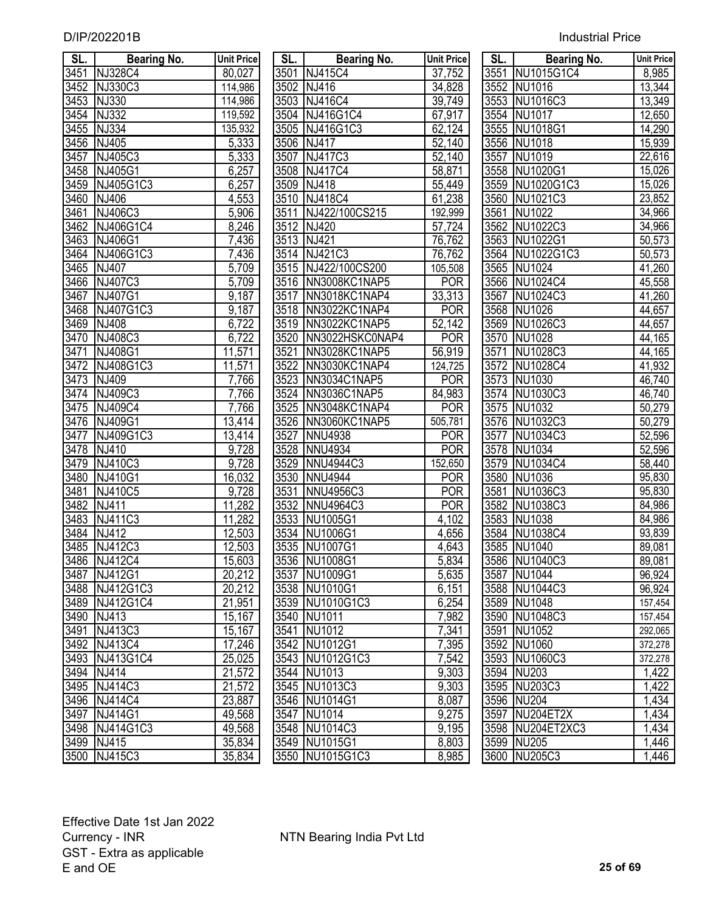| SL. | Bearing No. | Unit Price |
|---|---|---|
| 3451 | NJ328C4 | 80,027 |
| 3452 | NJ330C3 | 114,986 |
| 3453 | NJ330 | 114,986 |
| 3454 | NJ332 | 119,592 |
| 3455 | NJ334 | 135,932 |
| 3456 | NJ405 | 5,333 |
| 3457 | NJ405C3 | 5,333 |
| 3458 | NJ405G1 | 6,257 |
| 3459 | NJ405G1C3 | 6,257 |
| 3460 | NJ406 | 4,553 |
| 3461 | NJ406C3 | 5,906 |
| 3462 | NJ406G1C4 | 8,246 |
| 3463 | NJ406G1 | 7,436 |
| 3464 | NJ406G1C3 | 7,436 |
| 3465 | NJ407 | 5,709 |
| 3466 | NJ407C3 | 5,709 |
| 3467 | NJ407G1 | 9,187 |
| 3468 | NJ407G1C3 | 9,187 |
| 3469 | NJ408 | 6,722 |
| 3470 | NJ408C3 | 6,722 |
| 3471 | NJ408G1 | 11,571 |
| 3472 | NJ408G1C3 | 11,571 |
| 3473 | NJ409 | 7,766 |
| 3474 | NJ409C3 | 7,766 |
| 3475 | NJ409C4 | 7,766 |
| 3476 | NJ409G1 | 13,414 |
| 3477 | NJ409G1C3 | 13,414 |
| 3478 | NJ410 | 9,728 |
| 3479 | NJ410C3 | 9,728 |
| 3480 | NJ410G1 | 16,032 |
| 3481 | NJ410C5 | 9,728 |
| 3482 | NJ411 | 11,282 |
| 3483 | NJ411C3 | 11,282 |
| 3484 | NJ412 | 12,503 |
| 3485 | NJ412C3 | 12,503 |
| 3486 | NJ412C4 | 15,603 |
| 3487 | NJ412G1 | 20,212 |
| 3488 | NJ412G1C3 | 20,212 |
| 3489 | NJ412G1C4 | 21,951 |
| 3490 | NJ413 | 15,167 |
| 3491 | NJ413C3 | 15,167 |
| 3492 | NJ413C4 | 17,246 |
| 3493 | NJ413G1C4 | 25,025 |
| 3494 | NJ414 | 21,572 |
| 3495 | NJ414C3 | 21,572 |
| 3496 | NJ414C4 | 23,887 |
| 3497 | NJ414G1 | 49,568 |
| 3498 | NJ414G1C3 | 49,568 |
| 3499 | NJ415 | 35,834 |
| 3500 | NJ415C3 | 35,834 |
| 3501 | NJ415C4 | 37,752 |
| 3502 | NJ416 | 34,828 |
| 3503 | NJ416C4 | 39,749 |
| 3504 | NJ416G1C4 | 67,917 |
| 3505 | NJ416G1C3 | 62,124 |
| 3506 | NJ417 | 52,140 |
| 3507 | NJ417C3 | 52,140 |
| 3508 | NJ417C4 | 58,871 |
| 3509 | NJ418 | 55,449 |
| 3510 | NJ418C4 | 61,238 |
| 3511 | NJ422/100CS215 | 192,999 |
| 3512 | NJ420 | 57,724 |
| 3513 | NJ421 | 76,762 |
| 3514 | NJ421C3 | 76,762 |
| 3515 | NJ422/100CS200 | 105,508 |
| 3516 | NN3008KC1NAP5 | POR |
| 3517 | NN3018KC1NAP4 | 33,313 |
| 3518 | NN3022KC1NAP4 | POR |
| 3519 | NN3022KC1NAP5 | 52,142 |
| 3520 | NN3022HSKC0NAP4 | POR |
| 3521 | NN3028KC1NAP5 | 56,919 |
| 3522 | NN3030KC1NAP4 | 124,725 |
| 3523 | NN3034C1NAP5 | POR |
| 3524 | NN3036C1NAP5 | 84,983 |
| 3525 | NN3048KC1NAP4 | POR |
| 3526 | NN3060KC1NAP5 | 505,781 |
| 3527 | NNU4938 | POR |
| 3528 | NNU4934 | POR |
| 3529 | NNU4944C3 | 152,650 |
| 3530 | NNU4944 | POR |
| 3531 | NNU4956C3 | POR |
| 3532 | NNU4964C3 | POR |
| 3533 | NU1005G1 | 4,102 |
| 3534 | NU1006G1 | 4,656 |
| 3535 | NU1007G1 | 4,643 |
| 3536 | NU1008G1 | 5,834 |
| 3537 | NU1009G1 | 5,635 |
| 3538 | NU1010G1 | 6,151 |
| 3539 | NU1010G1C3 | 6,254 |
| 3540 | NU1011 | 7,982 |
| 3541 | NU1012 | 7,341 |
| 3542 | NU1012G1 | 7,395 |
| 3543 | NU1012G1C3 | 7,542 |
| 3544 | NU1013 | 9,303 |
| 3545 | NU1013C3 | 9,303 |
| 3546 | NU1014G1 | 8,087 |
| 3547 | NU1014 | 9,275 |
| 3548 | NU1014C3 | 9,195 |
| 3549 | NU1015G1 | 8,803 |
| 3550 | NU1015G1C3 | 8,985 |
| 3551 | NU1015G1C4 | 8,985 |
| 3552 | NU1016 | 13,344 |
| 3553 | NU1016C3 | 13,349 |
| 3554 | NU1017 | 12,650 |
| 3555 | NU1018G1 | 14,290 |
| 3556 | NU1018 | 15,939 |
| 3557 | NU1019 | 22,616 |
| 3558 | NU1020G1 | 15,026 |
| 3559 | NU1020G1C3 | 15,026 |
| 3560 | NU1021C3 | 23,852 |
| 3561 | NU1022 | 34,966 |
| 3562 | NU1022C3 | 34,966 |
| 3563 | NU1022G1 | 50,573 |
| 3564 | NU1022G1C3 | 50,573 |
| 3565 | NU1024 | 41,260 |
| 3566 | NU1024C4 | 45,558 |
| 3567 | NU1024C3 | 41,260 |
| 3568 | NU1026 | 44,657 |
| 3569 | NU1026C3 | 44,657 |
| 3570 | NU1028 | 44,165 |
| 3571 | NU1028C3 | 44,165 |
| 3572 | NU1028C4 | 41,932 |
| 3573 | NU1030 | 46,740 |
| 3574 | NU1030C3 | 46,740 |
| 3575 | NU1032 | 50,279 |
| 3576 | NU1032C3 | 50,279 |
| 3577 | NU1034C3 | 52,596 |
| 3578 | NU1034 | 52,596 |
| 3579 | NU1034C4 | 58,440 |
| 3580 | NU1036 | 95,830 |
| 3581 | NU1036C3 | 95,830 |
| 3582 | NU1038C3 | 84,986 |
| 3583 | NU1038 | 84,986 |
| 3584 | NU1038C4 | 93,839 |
| 3585 | NU1040 | 89,081 |
| 3586 | NU1040C3 | 89,081 |
| 3587 | NU1044 | 96,924 |
| 3588 | NU1044C3 | 96,924 |
| 3589 | NU1048 | 157,454 |
| 3590 | NU1048C3 | 157,454 |
| 3591 | NU1052 | 292,065 |
| 3592 | NU1060 | 372,278 |
| 3593 | NU1060C3 | 372,278 |
| 3594 | NU203 | 1,422 |
| 3595 | NU203C3 | 1,422 |
| 3596 | NU204 | 1,434 |
| 3597 | NU204ET2X | 1,434 |
| 3598 | NU204ET2XC3 | 1,434 |
| 3599 | NU205 | 1,446 |
| 3600 | NU205C3 | 1,446 |

Effective Date 1st Jan 2022
Currency - INR
GST - Extra as applicable
E and OE

NTN Bearing India Pvt Ltd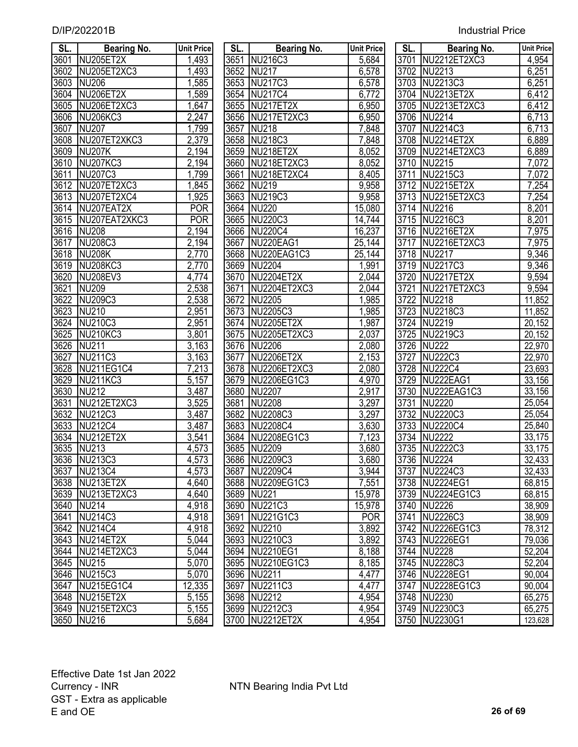D/IP/202201B

Industrial Price

| SL. | Bearing No. | Unit Price |
|---|---|---|
| 3601 | NU205ET2X | 1,493 |
| 3602 | NU205ET2XC3 | 1,493 |
| 3603 | NU206 | 1,585 |
| 3604 | NU206ET2X | 1,589 |
| 3605 | NU206ET2XC3 | 1,647 |
| 3606 | NU206KC3 | 2,247 |
| 3607 | NU207 | 1,799 |
| 3608 | NU207ET2XKC3 | 2,379 |
| 3609 | NU207K | 2,194 |
| 3610 | NU207KC3 | 2,194 |
| 3611 | NU207C3 | 1,799 |
| 3612 | NU207ET2XC3 | 1,845 |
| 3613 | NU207ET2XC4 | 1,925 |
| 3614 | NU207EAT2X | POR |
| 3615 | NU207EAT2XKC3 | POR |
| 3616 | NU208 | 2,194 |
| 3617 | NU208C3 | 2,194 |
| 3618 | NU208K | 2,770 |
| 3619 | NU208KC3 | 2,770 |
| 3620 | NU208EV3 | 4,774 |
| 3621 | NU209 | 2,538 |
| 3622 | NU209C3 | 2,538 |
| 3623 | NU210 | 2,951 |
| 3624 | NU210C3 | 2,951 |
| 3625 | NU210KC3 | 3,801 |
| 3626 | NU211 | 3,163 |
| 3627 | NU211C3 | 3,163 |
| 3628 | NU211EG1C4 | 7,213 |
| 3629 | NU211KC3 | 5,157 |
| 3630 | NU212 | 3,487 |
| 3631 | NU212ET2XC3 | 3,525 |
| 3632 | NU212C3 | 3,487 |
| 3633 | NU212C4 | 3,487 |
| 3634 | NU212ET2X | 3,541 |
| 3635 | NU213 | 4,573 |
| 3636 | NU213C3 | 4,573 |
| 3637 | NU213C4 | 4,573 |
| 3638 | NU213ET2X | 4,640 |
| 3639 | NU213ET2XC3 | 4,640 |
| 3640 | NU214 | 4,918 |
| 3641 | NU214C3 | 4,918 |
| 3642 | NU214C4 | 4,918 |
| 3643 | NU214ET2X | 5,044 |
| 3644 | NU214ET2XC3 | 5,044 |
| 3645 | NU215 | 5,070 |
| 3646 | NU215C3 | 5,070 |
| 3647 | NU215EG1C4 | 12,335 |
| 3648 | NU215ET2X | 5,155 |
| 3649 | NU215ET2XC3 | 5,155 |
| 3650 | NU216 | 5,684 |
| 3651 | NU216C3 | 5,684 |
| 3652 | NU217 | 6,578 |
| 3653 | NU217C3 | 6,578 |
| 3654 | NU217C4 | 6,772 |
| 3655 | NU217ET2X | 6,950 |
| 3656 | NU217ET2XC3 | 6,950 |
| 3657 | NU218 | 7,848 |
| 3658 | NU218C3 | 7,848 |
| 3659 | NU218ET2X | 8,052 |
| 3660 | NU218ET2XC3 | 8,052 |
| 3661 | NU218ET2XC4 | 8,405 |
| 3662 | NU219 | 9,958 |
| 3663 | NU219C3 | 9,958 |
| 3664 | NU220 | 15,080 |
| 3665 | NU220C3 | 14,744 |
| 3666 | NU220C4 | 16,237 |
| 3667 | NU220EAG1 | 25,144 |
| 3668 | NU220EAG1C3 | 25,144 |
| 3669 | NU2204 | 1,991 |
| 3670 | NU2204ET2X | 2,044 |
| 3671 | NU2204ET2XC3 | 2,044 |
| 3672 | NU2205 | 1,985 |
| 3673 | NU2205C3 | 1,985 |
| 3674 | NU2205ET2X | 1,987 |
| 3675 | NU2205ET2XC3 | 2,037 |
| 3676 | NU2206 | 2,080 |
| 3677 | NU2206ET2X | 2,153 |
| 3678 | NU2206ET2XC3 | 2,080 |
| 3679 | NU2206EG1C3 | 4,970 |
| 3680 | NU2207 | 2,917 |
| 3681 | NU2208 | 3,297 |
| 3682 | NU2208C3 | 3,297 |
| 3683 | NU2208C4 | 3,630 |
| 3684 | NU2208EG1C3 | 7,123 |
| 3685 | NU2209 | 3,680 |
| 3686 | NU2209C3 | 3,680 |
| 3687 | NU2209C4 | 3,944 |
| 3688 | NU2209EG1C3 | 7,551 |
| 3689 | NU221 | 15,978 |
| 3690 | NU221C3 | 15,978 |
| 3691 | NU221G1C3 | POR |
| 3692 | NU2210 | 3,892 |
| 3693 | NU2210C3 | 3,892 |
| 3694 | NU2210EG1 | 8,188 |
| 3695 | NU2210EG1C3 | 8,185 |
| 3696 | NU2211 | 4,477 |
| 3697 | NU2211C3 | 4,477 |
| 3698 | NU2212 | 4,954 |
| 3699 | NU2212C3 | 4,954 |
| 3700 | NU2212ET2X | 4,954 |
| 3701 | NU2212ET2XC3 | 4,954 |
| 3702 | NU2213 | 6,251 |
| 3703 | NU2213C3 | 6,251 |
| 3704 | NU2213ET2X | 6,412 |
| 3705 | NU2213ET2XC3 | 6,412 |
| 3706 | NU2214 | 6,713 |
| 3707 | NU2214C3 | 6,713 |
| 3708 | NU2214ET2X | 6,889 |
| 3709 | NU2214ET2XC3 | 6,889 |
| 3710 | NU2215 | 7,072 |
| 3711 | NU2215C3 | 7,072 |
| 3712 | NU2215ET2X | 7,254 |
| 3713 | NU2215ET2XC3 | 7,254 |
| 3714 | NU2216 | 8,201 |
| 3715 | NU2216C3 | 8,201 |
| 3716 | NU2216ET2X | 7,975 |
| 3717 | NU2216ET2XC3 | 7,975 |
| 3718 | NU2217 | 9,346 |
| 3719 | NU2217C3 | 9,346 |
| 3720 | NU2217ET2X | 9,594 |
| 3721 | NU2217ET2XC3 | 9,594 |
| 3722 | NU2218 | 11,852 |
| 3723 | NU2218C3 | 11,852 |
| 3724 | NU2219 | 20,152 |
| 3725 | NU2219C3 | 20,152 |
| 3726 | NU222 | 22,970 |
| 3727 | NU222C3 | 22,970 |
| 3728 | NU222C4 | 23,693 |
| 3729 | NU222EAG1 | 33,156 |
| 3730 | NU222EAG1C3 | 33,156 |
| 3731 | NU2220 | 25,054 |
| 3732 | NU2220C3 | 25,054 |
| 3733 | NU2220C4 | 25,840 |
| 3734 | NU2222 | 33,175 |
| 3735 | NU2222C3 | 33,175 |
| 3736 | NU2224 | 32,433 |
| 3737 | NU2224C3 | 32,433 |
| 3738 | NU2224EG1 | 68,815 |
| 3739 | NU2224EG1C3 | 68,815 |
| 3740 | NU2226 | 38,909 |
| 3741 | NU2226C3 | 38,909 |
| 3742 | NU2226EG1C3 | 78,312 |
| 3743 | NU2226EG1 | 79,036 |
| 3744 | NU2228 | 52,204 |
| 3745 | NU2228C3 | 52,204 |
| 3746 | NU2228EG1 | 90,004 |
| 3747 | NU2228EG1C3 | 90,004 |
| 3748 | NU2230 | 65,275 |
| 3749 | NU2230C3 | 65,275 |
| 3750 | NU2230G1 | 123,628 |

Effective Date 1st Jan 2022
Currency - INR
GST - Extra as applicable
E and OE

NTN Bearing India Pvt Ltd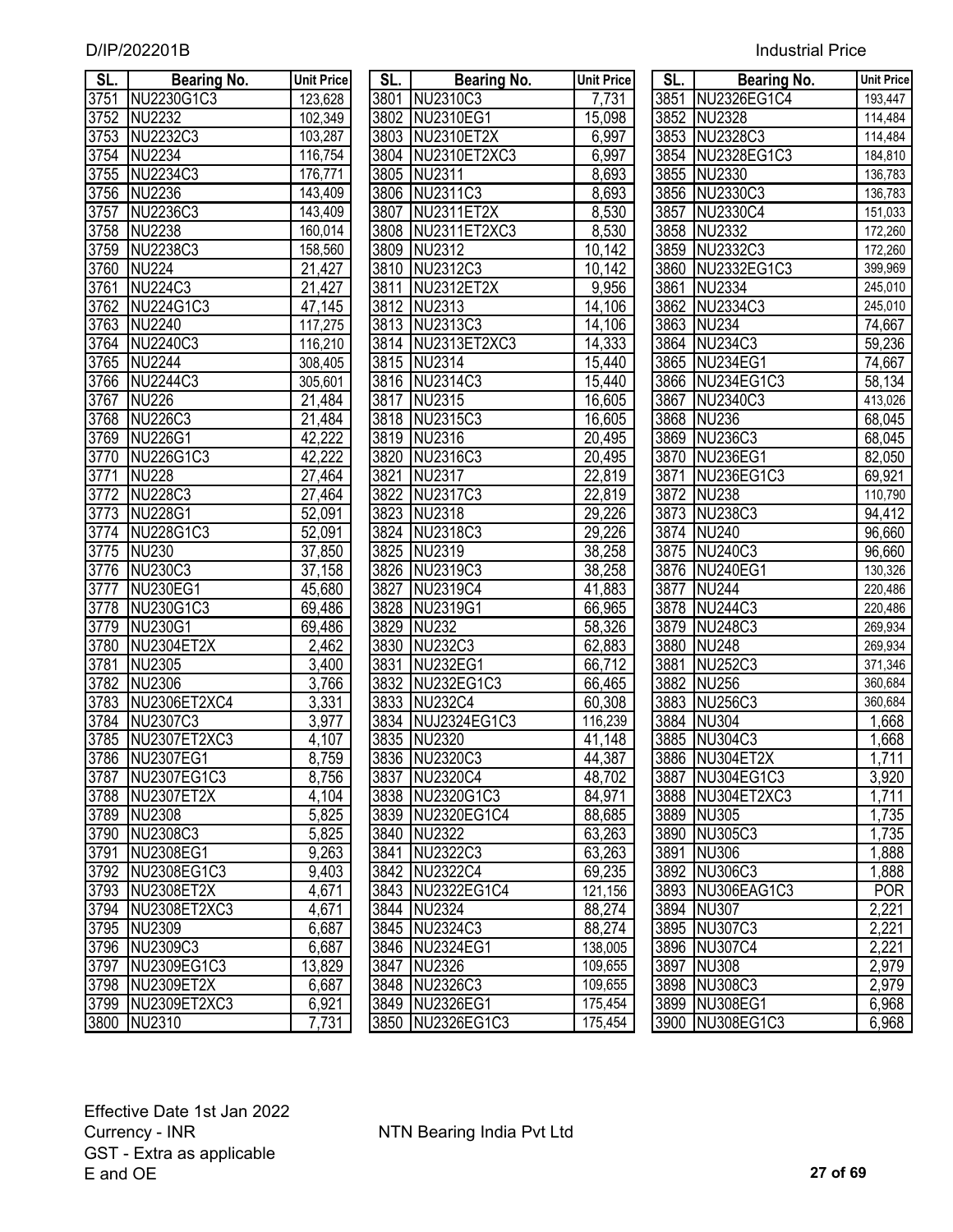D/IP/202201B

Industrial Price

| SL. | Bearing No. | Unit Price |
|---|---|---|
| 3751 | NU2230G1C3 | 123,628 |
| 3752 | NU2232 | 102,349 |
| 3753 | NU2232C3 | 103,287 |
| 3754 | NU2234 | 116,754 |
| 3755 | NU2234C3 | 176,771 |
| 3756 | NU2236 | 143,409 |
| 3757 | NU2236C3 | 143,409 |
| 3758 | NU2238 | 160,014 |
| 3759 | NU2238C3 | 158,560 |
| 3760 | NU224 | 21,427 |
| 3761 | NU224C3 | 21,427 |
| 3762 | NU224G1C3 | 47,145 |
| 3763 | NU2240 | 117,275 |
| 3764 | NU2240C3 | 116,210 |
| 3765 | NU2244 | 308,405 |
| 3766 | NU2244C3 | 305,601 |
| 3767 | NU226 | 21,484 |
| 3768 | NU226C3 | 21,484 |
| 3769 | NU226G1 | 42,222 |
| 3770 | NU226G1C3 | 42,222 |
| 3771 | NU228 | 27,464 |
| 3772 | NU228C3 | 27,464 |
| 3773 | NU228G1 | 52,091 |
| 3774 | NU228G1C3 | 52,091 |
| 3775 | NU230 | 37,850 |
| 3776 | NU230C3 | 37,158 |
| 3777 | NU230EG1 | 45,680 |
| 3778 | NU230G1C3 | 69,486 |
| 3779 | NU230G1 | 69,486 |
| 3780 | NU2304ET2X | 2,462 |
| 3781 | NU2305 | 3,400 |
| 3782 | NU2306 | 3,766 |
| 3783 | NU2306ET2XC4 | 3,331 |
| 3784 | NU2307C3 | 3,977 |
| 3785 | NU2307ET2XC3 | 4,107 |
| 3786 | NU2307EG1 | 8,759 |
| 3787 | NU2307EG1C3 | 8,756 |
| 3788 | NU2307ET2X | 4,104 |
| 3789 | NU2308 | 5,825 |
| 3790 | NU2308C3 | 5,825 |
| 3791 | NU2308EG1 | 9,263 |
| 3792 | NU2308EG1C3 | 9,403 |
| 3793 | NU2308ET2X | 4,671 |
| 3794 | NU2308ET2XC3 | 4,671 |
| 3795 | NU2309 | 6,687 |
| 3796 | NU2309C3 | 6,687 |
| 3797 | NU2309EG1C3 | 13,829 |
| 3798 | NU2309ET2X | 6,687 |
| 3799 | NU2309ET2XC3 | 6,921 |
| 3800 | NU2310 | 7,731 |
| 3801 | NU2310C3 | 7,731 |
| 3802 | NU2310EG1 | 15,098 |
| 3803 | NU2310ET2X | 6,997 |
| 3804 | NU2310ET2XC3 | 6,997 |
| 3805 | NU2311 | 8,693 |
| 3806 | NU2311C3 | 8,693 |
| 3807 | NU2311ET2X | 8,530 |
| 3808 | NU2311ET2XC3 | 8,530 |
| 3809 | NU2312 | 10,142 |
| 3810 | NU2312C3 | 10,142 |
| 3811 | NU2312ET2X | 9,956 |
| 3812 | NU2313 | 14,106 |
| 3813 | NU2313C3 | 14,106 |
| 3814 | NU2313ET2XC3 | 14,333 |
| 3815 | NU2314 | 15,440 |
| 3816 | NU2314C3 | 15,440 |
| 3817 | NU2315 | 16,605 |
| 3818 | NU2315C3 | 16,605 |
| 3819 | NU2316 | 20,495 |
| 3820 | NU2316C3 | 20,495 |
| 3821 | NU2317 | 22,819 |
| 3822 | NU2317C3 | 22,819 |
| 3823 | NU2318 | 29,226 |
| 3824 | NU2318C3 | 29,226 |
| 3825 | NU2319 | 38,258 |
| 3826 | NU2319C3 | 38,258 |
| 3827 | NU2319C4 | 41,883 |
| 3828 | NU2319G1 | 66,965 |
| 3829 | NU232 | 58,326 |
| 3830 | NU232C3 | 62,883 |
| 3831 | NU232EG1 | 66,712 |
| 3832 | NU232EG1C3 | 66,465 |
| 3833 | NU232C4 | 60,308 |
| 3834 | NUJ2324EG1C3 | 116,239 |
| 3835 | NU2320 | 41,148 |
| 3836 | NU2320C3 | 44,387 |
| 3837 | NU2320C4 | 48,702 |
| 3838 | NU2320G1C3 | 84,971 |
| 3839 | NU2320EG1C4 | 88,685 |
| 3840 | NU2322 | 63,263 |
| 3841 | NU2322C3 | 63,263 |
| 3842 | NU2322C4 | 69,235 |
| 3843 | NU2322EG1C4 | 121,156 |
| 3844 | NU2324 | 88,274 |
| 3845 | NU2324C3 | 88,274 |
| 3846 | NU2324EG1 | 138,005 |
| 3847 | NU2326 | 109,655 |
| 3848 | NU2326C3 | 109,655 |
| 3849 | NU2326EG1 | 175,454 |
| 3850 | NU2326EG1C3 | 175,454 |
| 3851 | NU2326EG1C4 | 193,447 |
| 3852 | NU2328 | 114,484 |
| 3853 | NU2328C3 | 114,484 |
| 3854 | NU2328EG1C3 | 184,810 |
| 3855 | NU2330 | 136,783 |
| 3856 | NU2330C3 | 136,783 |
| 3857 | NU2330C4 | 151,033 |
| 3858 | NU2332 | 172,260 |
| 3859 | NU2332C3 | 172,260 |
| 3860 | NU2332EG1C3 | 399,969 |
| 3861 | NU2334 | 245,010 |
| 3862 | NU2334C3 | 245,010 |
| 3863 | NU234 | 74,667 |
| 3864 | NU234C3 | 59,236 |
| 3865 | NU234EG1 | 74,667 |
| 3866 | NU234EG1C3 | 58,134 |
| 3867 | NU2340C3 | 413,026 |
| 3868 | NU236 | 68,045 |
| 3869 | NU236C3 | 68,045 |
| 3870 | NU236EG1 | 82,050 |
| 3871 | NU236EG1C3 | 69,921 |
| 3872 | NU238 | 110,790 |
| 3873 | NU238C3 | 94,412 |
| 3874 | NU240 | 96,660 |
| 3875 | NU240C3 | 96,660 |
| 3876 | NU240EG1 | 130,326 |
| 3877 | NU244 | 220,486 |
| 3878 | NU244C3 | 220,486 |
| 3879 | NU248C3 | 269,934 |
| 3880 | NU248 | 269,934 |
| 3881 | NU252C3 | 371,346 |
| 3882 | NU256 | 360,684 |
| 3883 | NU256C3 | 360,684 |
| 3884 | NU304 | 1,668 |
| 3885 | NU304C3 | 1,668 |
| 3886 | NU304ET2X | 1,711 |
| 3887 | NU304EG1C3 | 3,920 |
| 3888 | NU304ET2XC3 | 1,711 |
| 3889 | NU305 | 1,735 |
| 3890 | NU305C3 | 1,735 |
| 3891 | NU306 | 1,888 |
| 3892 | NU306C3 | 1,888 |
| 3893 | NU306EAG1C3 | POR |
| 3894 | NU307 | 2,221 |
| 3895 | NU307C3 | 2,221 |
| 3896 | NU307C4 | 2,221 |
| 3897 | NU308 | 2,979 |
| 3898 | NU308C3 | 2,979 |
| 3899 | NU308EG1 | 6,968 |
| 3900 | NU308EG1C3 | 6,968 |

Effective Date 1st Jan 2022
Currency - INR
GST - Extra as applicable
E and OE

NTN Bearing India Pvt Ltd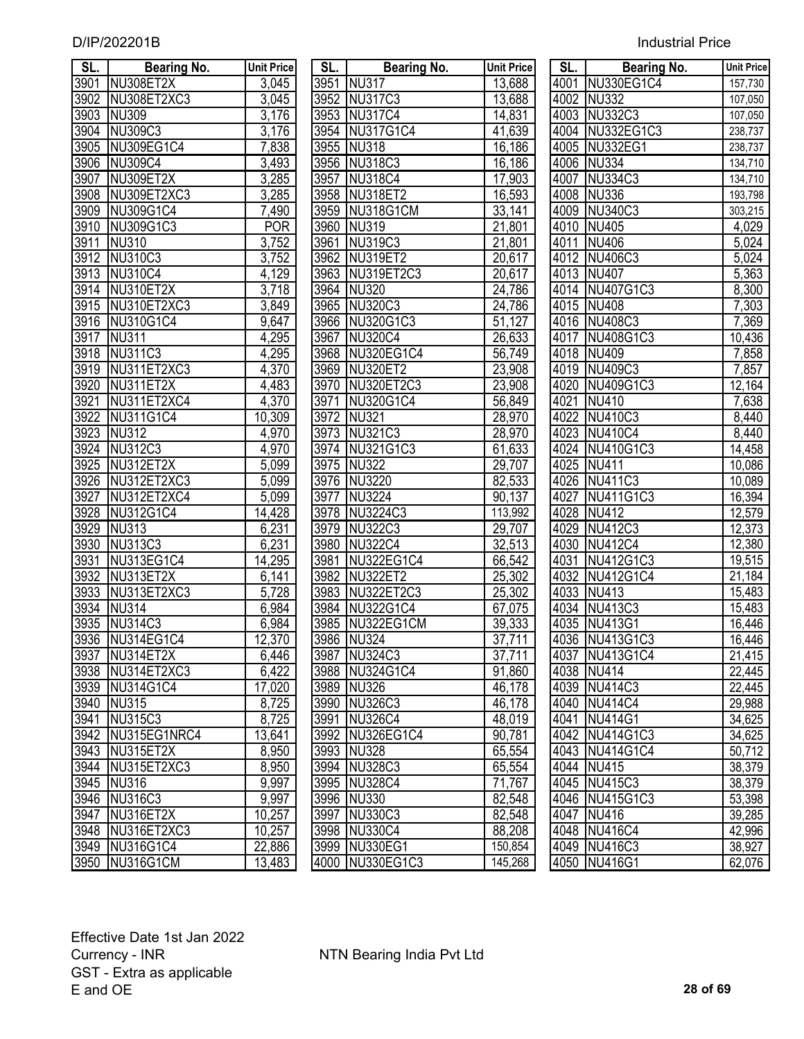| SL. | Bearing No. | Unit Price |
|---|---|---|
| 3901 | NU308ET2X | 3,045 |
| 3902 | NU308ET2XC3 | 3,045 |
| 3903 | NU309 | 3,176 |
| 3904 | NU309C3 | 3,176 |
| 3905 | NU309EG1C4 | 7,838 |
| 3906 | NU309C4 | 3,493 |
| 3907 | NU309ET2X | 3,285 |
| 3908 | NU309ET2XC3 | 3,285 |
| 3909 | NU309G1C4 | 7,490 |
| 3910 | NU309G1C3 | POR |
| 3911 | NU310 | 3,752 |
| 3912 | NU310C3 | 3,752 |
| 3913 | NU310C4 | 4,129 |
| 3914 | NU310ET2X | 3,718 |
| 3915 | NU310ET2XC3 | 3,849 |
| 3916 | NU310G1C4 | 9,647 |
| 3917 | NU311 | 4,295 |
| 3918 | NU311C3 | 4,295 |
| 3919 | NU311ET2XC3 | 4,370 |
| 3920 | NU311ET2X | 4,483 |
| 3921 | NU311ET2XC4 | 4,370 |
| 3922 | NU311G1C4 | 10,309 |
| 3923 | NU312 | 4,970 |
| 3924 | NU312C3 | 4,970 |
| 3925 | NU312ET2X | 5,099 |
| 3926 | NU312ET2XC3 | 5,099 |
| 3927 | NU312ET2XC4 | 5,099 |
| 3928 | NU312G1C4 | 14,428 |
| 3929 | NU313 | 6,231 |
| 3930 | NU313C3 | 6,231 |
| 3931 | NU313EG1C4 | 14,295 |
| 3932 | NU313ET2X | 6,141 |
| 3933 | NU313ET2XC3 | 5,728 |
| 3934 | NU314 | 6,984 |
| 3935 | NU314C3 | 6,984 |
| 3936 | NU314EG1C4 | 12,370 |
| 3937 | NU314ET2X | 6,446 |
| 3938 | NU314ET2XC3 | 6,422 |
| 3939 | NU314G1C4 | 17,020 |
| 3940 | NU315 | 8,725 |
| 3941 | NU315C3 | 8,725 |
| 3942 | NU315EG1NRC4 | 13,641 |
| 3943 | NU315ET2X | 8,950 |
| 3944 | NU315ET2XC3 | 8,950 |
| 3945 | NU316 | 9,997 |
| 3946 | NU316C3 | 9,997 |
| 3947 | NU316ET2X | 10,257 |
| 3948 | NU316ET2XC3 | 10,257 |
| 3949 | NU316G1C4 | 22,886 |
| 3950 | NU316G1CM | 13,483 |
| 3951 | NU317 | 13,688 |
| 3952 | NU317C3 | 13,688 |
| 3953 | NU317C4 | 14,831 |
| 3954 | NU317G1C4 | 41,639 |
| 3955 | NU318 | 16,186 |
| 3956 | NU318C3 | 16,186 |
| 3957 | NU318C4 | 17,903 |
| 3958 | NU318ET2 | 16,593 |
| 3959 | NU318G1CM | 33,141 |
| 3960 | NU319 | 21,801 |
| 3961 | NU319C3 | 21,801 |
| 3962 | NU319ET2 | 20,617 |
| 3963 | NU319ET2C3 | 20,617 |
| 3964 | NU320 | 24,786 |
| 3965 | NU320C3 | 24,786 |
| 3966 | NU320G1C3 | 51,127 |
| 3967 | NU320C4 | 26,633 |
| 3968 | NU320EG1C4 | 56,749 |
| 3969 | NU320ET2 | 23,908 |
| 3970 | NU320ET2C3 | 23,908 |
| 3971 | NU320G1C4 | 56,849 |
| 3972 | NU321 | 28,970 |
| 3973 | NU321C3 | 28,970 |
| 3974 | NU321G1C3 | 61,633 |
| 3975 | NU322 | 29,707 |
| 3976 | NU3220 | 82,533 |
| 3977 | NU3224 | 90,137 |
| 3978 | NU3224C3 | 113,992 |
| 3979 | NU322C3 | 29,707 |
| 3980 | NU322C4 | 32,513 |
| 3981 | NU322EG1C4 | 66,542 |
| 3982 | NU322ET2 | 25,302 |
| 3983 | NU322ET2C3 | 25,302 |
| 3984 | NU322G1C4 | 67,075 |
| 3985 | NU322EG1CM | 39,333 |
| 3986 | NU324 | 37,711 |
| 3987 | NU324C3 | 37,711 |
| 3988 | NU324G1C4 | 91,860 |
| 3989 | NU326 | 46,178 |
| 3990 | NU326C3 | 46,178 |
| 3991 | NU326C4 | 48,019 |
| 3992 | NU326EG1C4 | 90,781 |
| 3993 | NU328 | 65,554 |
| 3994 | NU328C3 | 65,554 |
| 3995 | NU328C4 | 71,767 |
| 3996 | NU330 | 82,548 |
| 3997 | NU330C3 | 82,548 |
| 3998 | NU330C4 | 88,208 |
| 3999 | NU330EG1 | 150,854 |
| 4000 | NU330EG1C3 | 145,268 |
| 4001 | NU330EG1C4 | 157,730 |
| 4002 | NU332 | 107,050 |
| 4003 | NU332C3 | 107,050 |
| 4004 | NU332EG1C3 | 238,737 |
| 4005 | NU332EG1 | 238,737 |
| 4006 | NU334 | 134,710 |
| 4007 | NU334C3 | 134,710 |
| 4008 | NU336 | 193,798 |
| 4009 | NU340C3 | 303,215 |
| 4010 | NU405 | 4,029 |
| 4011 | NU406 | 5,024 |
| 4012 | NU406C3 | 5,024 |
| 4013 | NU407 | 5,363 |
| 4014 | NU407G1C3 | 8,300 |
| 4015 | NU408 | 7,303 |
| 4016 | NU408C3 | 7,369 |
| 4017 | NU408G1C3 | 10,436 |
| 4018 | NU409 | 7,858 |
| 4019 | NU409C3 | 7,857 |
| 4020 | NU409G1C3 | 12,164 |
| 4021 | NU410 | 7,638 |
| 4022 | NU410C3 | 8,440 |
| 4023 | NU410C4 | 8,440 |
| 4024 | NU410G1C3 | 14,458 |
| 4025 | NU411 | 10,086 |
| 4026 | NU411C3 | 10,089 |
| 4027 | NU411G1C3 | 16,394 |
| 4028 | NU412 | 12,579 |
| 4029 | NU412C3 | 12,373 |
| 4030 | NU412C4 | 12,380 |
| 4031 | NU412G1C3 | 19,515 |
| 4032 | NU412G1C4 | 21,184 |
| 4033 | NU413 | 15,483 |
| 4034 | NU413C3 | 15,483 |
| 4035 | NU413G1 | 16,446 |
| 4036 | NU413G1C3 | 16,446 |
| 4037 | NU413G1C4 | 21,415 |
| 4038 | NU414 | 22,445 |
| 4039 | NU414C3 | 22,445 |
| 4040 | NU414C4 | 29,988 |
| 4041 | NU414G1 | 34,625 |
| 4042 | NU414G1C3 | 34,625 |
| 4043 | NU414G1C4 | 50,712 |
| 4044 | NU415 | 38,379 |
| 4045 | NU415C3 | 38,379 |
| 4046 | NU415G1C3 | 53,398 |
| 4047 | NU416 | 39,285 |
| 4048 | NU416C4 | 42,996 |
| 4049 | NU416C3 | 38,927 |
| 4050 | NU416G1 | 62,076 |

Effective Date 1st Jan 2022
Currency - INR
GST - Extra as applicable
E and OE

NTN Bearing India Pvt Ltd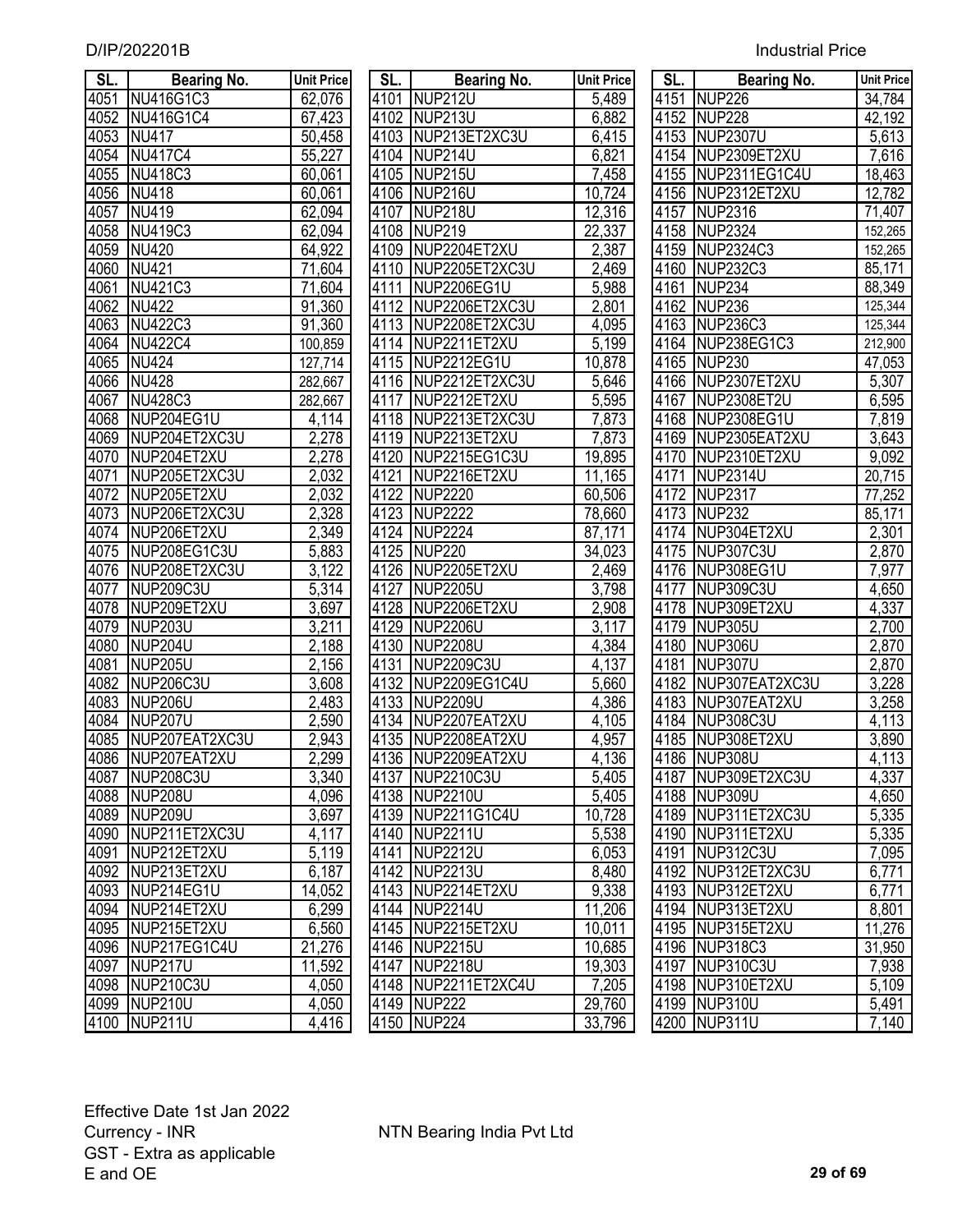| SL. | Bearing No. | Unit Price |
|---|---|---|
| 4051 | NU416G1C3 | 62,076 |
| 4052 | NU416G1C4 | 67,423 |
| 4053 | NU417 | 50,458 |
| 4054 | NU417C4 | 55,227 |
| 4055 | NU418C3 | 60,061 |
| 4056 | NU418 | 60,061 |
| 4057 | NU419 | 62,094 |
| 4058 | NU419C3 | 62,094 |
| 4059 | NU420 | 64,922 |
| 4060 | NU421 | 71,604 |
| 4061 | NU421C3 | 71,604 |
| 4062 | NU422 | 91,360 |
| 4063 | NU422C3 | 91,360 |
| 4064 | NU422C4 | 100,859 |
| 4065 | NU424 | 127,714 |
| 4066 | NU428 | 282,667 |
| 4067 | NU428C3 | 282,667 |
| 4068 | NUP204EG1U | 4,114 |
| 4069 | NUP204ET2XC3U | 2,278 |
| 4070 | NUP204ET2XU | 2,278 |
| 4071 | NUP205ET2XC3U | 2,032 |
| 4072 | NUP205ET2XU | 2,032 |
| 4073 | NUP206ET2XC3U | 2,328 |
| 4074 | NUP206ET2XU | 2,349 |
| 4075 | NUP208EG1C3U | 5,883 |
| 4076 | NUP208ET2XC3U | 3,122 |
| 4077 | NUP209C3U | 5,314 |
| 4078 | NUP209ET2XU | 3,697 |
| 4079 | NUP203U | 3,211 |
| 4080 | NUP204U | 2,188 |
| 4081 | NUP205U | 2,156 |
| 4082 | NUP206C3U | 3,608 |
| 4083 | NUP206U | 2,483 |
| 4084 | NUP207U | 2,590 |
| 4085 | NUP207EAT2XC3U | 2,943 |
| 4086 | NUP207EAT2XU | 2,299 |
| 4087 | NUP208C3U | 3,340 |
| 4088 | NUP208U | 4,096 |
| 4089 | NUP209U | 3,697 |
| 4090 | NUP211ET2XC3U | 4,117 |
| 4091 | NUP212ET2XU | 5,119 |
| 4092 | NUP213ET2XU | 6,187 |
| 4093 | NUP214EG1U | 14,052 |
| 4094 | NUP214ET2XU | 6,299 |
| 4095 | NUP215ET2XU | 6,560 |
| 4096 | NUP217EG1C4U | 21,276 |
| 4097 | NUP217U | 11,592 |
| 4098 | NUP210C3U | 4,050 |
| 4099 | NUP210U | 4,050 |
| 4100 | NUP211U | 4,416 |
| 4101 | NUP212U | 5,489 |
| 4102 | NUP213U | 6,882 |
| 4103 | NUP213ET2XC3U | 6,415 |
| 4104 | NUP214U | 6,821 |
| 4105 | NUP215U | 7,458 |
| 4106 | NUP216U | 10,724 |
| 4107 | NUP218U | 12,316 |
| 4108 | NUP219 | 22,337 |
| 4109 | NUP2204ET2XU | 2,387 |
| 4110 | NUP2205ET2XC3U | 2,469 |
| 4111 | NUP2206EG1U | 5,988 |
| 4112 | NUP2206ET2XC3U | 2,801 |
| 4113 | NUP2208ET2XC3U | 4,095 |
| 4114 | NUP2211ET2XU | 5,199 |
| 4115 | NUP2212EG1U | 10,878 |
| 4116 | NUP2212ET2XC3U | 5,646 |
| 4117 | NUP2212ET2XU | 5,595 |
| 4118 | NUP2213ET2XC3U | 7,873 |
| 4119 | NUP2213ET2XU | 7,873 |
| 4120 | NUP2215EG1C3U | 19,895 |
| 4121 | NUP2216ET2XU | 11,165 |
| 4122 | NUP2220 | 60,506 |
| 4123 | NUP2222 | 78,660 |
| 4124 | NUP2224 | 87,171 |
| 4125 | NUP220 | 34,023 |
| 4126 | NUP2205ET2XU | 2,469 |
| 4127 | NUP2205U | 3,798 |
| 4128 | NUP2206ET2XU | 2,908 |
| 4129 | NUP2206U | 3,117 |
| 4130 | NUP2208U | 4,384 |
| 4131 | NUP2209C3U | 4,137 |
| 4132 | NUP2209EG1C4U | 5,660 |
| 4133 | NUP2209U | 4,386 |
| 4134 | NUP2207EAT2XU | 4,105 |
| 4135 | NUP2208EAT2XU | 4,957 |
| 4136 | NUP2209EAT2XU | 4,136 |
| 4137 | NUP2210C3U | 5,405 |
| 4138 | NUP2210U | 5,405 |
| 4139 | NUP2211G1C4U | 10,728 |
| 4140 | NUP2211U | 5,538 |
| 4141 | NUP2212U | 6,053 |
| 4142 | NUP2213U | 8,480 |
| 4143 | NUP2214ET2XU | 9,338 |
| 4144 | NUP2214U | 11,206 |
| 4145 | NUP2215ET2XU | 10,011 |
| 4146 | NUP2215U | 10,685 |
| 4147 | NUP2218U | 19,303 |
| 4148 | NUP2211ET2XC4U | 7,205 |
| 4149 | NUP222 | 29,760 |
| 4150 | NUP224 | 33,796 |
| 4151 | NUP226 | 34,784 |
| 4152 | NUP228 | 42,192 |
| 4153 | NUP2307U | 5,613 |
| 4154 | NUP2309ET2XU | 7,616 |
| 4155 | NUP2311EG1C4U | 18,463 |
| 4156 | NUP2312ET2XU | 12,782 |
| 4157 | NUP2316 | 71,407 |
| 4158 | NUP2324 | 152,265 |
| 4159 | NUP2324C3 | 152,265 |
| 4160 | NUP232C3 | 85,171 |
| 4161 | NUP234 | 88,349 |
| 4162 | NUP236 | 125,344 |
| 4163 | NUP236C3 | 125,344 |
| 4164 | NUP238EG1C3 | 212,900 |
| 4165 | NUP230 | 47,053 |
| 4166 | NUP2307ET2XU | 5,307 |
| 4167 | NUP2308ET2U | 6,595 |
| 4168 | NUP2308EG1U | 7,819 |
| 4169 | NUP2305EAT2XU | 3,643 |
| 4170 | NUP2310ET2XU | 9,092 |
| 4171 | NUP2314U | 20,715 |
| 4172 | NUP2317 | 77,252 |
| 4173 | NUP232 | 85,171 |
| 4174 | NUP304ET2XU | 2,301 |
| 4175 | NUP307C3U | 2,870 |
| 4176 | NUP308EG1U | 7,977 |
| 4177 | NUP309C3U | 4,650 |
| 4178 | NUP309ET2XU | 4,337 |
| 4179 | NUP305U | 2,700 |
| 4180 | NUP306U | 2,870 |
| 4181 | NUP307U | 2,870 |
| 4182 | NUP307EAT2XC3U | 3,228 |
| 4183 | NUP307EAT2XU | 3,258 |
| 4184 | NUP308C3U | 4,113 |
| 4185 | NUP308ET2XU | 3,890 |
| 4186 | NUP308U | 4,113 |
| 4187 | NUP309ET2XC3U | 4,337 |
| 4188 | NUP309U | 4,650 |
| 4189 | NUP311ET2XC3U | 5,335 |
| 4190 | NUP311ET2XU | 5,335 |
| 4191 | NUP312C3U | 7,095 |
| 4192 | NUP312ET2XC3U | 6,771 |
| 4193 | NUP312ET2XU | 6,771 |
| 4194 | NUP313ET2XU | 8,801 |
| 4195 | NUP315ET2XU | 11,276 |
| 4196 | NUP318C3 | 31,950 |
| 4197 | NUP310C3U | 7,938 |
| 4198 | NUP310ET2XU | 5,109 |
| 4199 | NUP310U | 5,491 |
| 4200 | NUP311U | 7,140 |

Effective Date 1st Jan 2022
Currency - INR
GST - Extra as applicable
E and OE

NTN Bearing India Pvt Ltd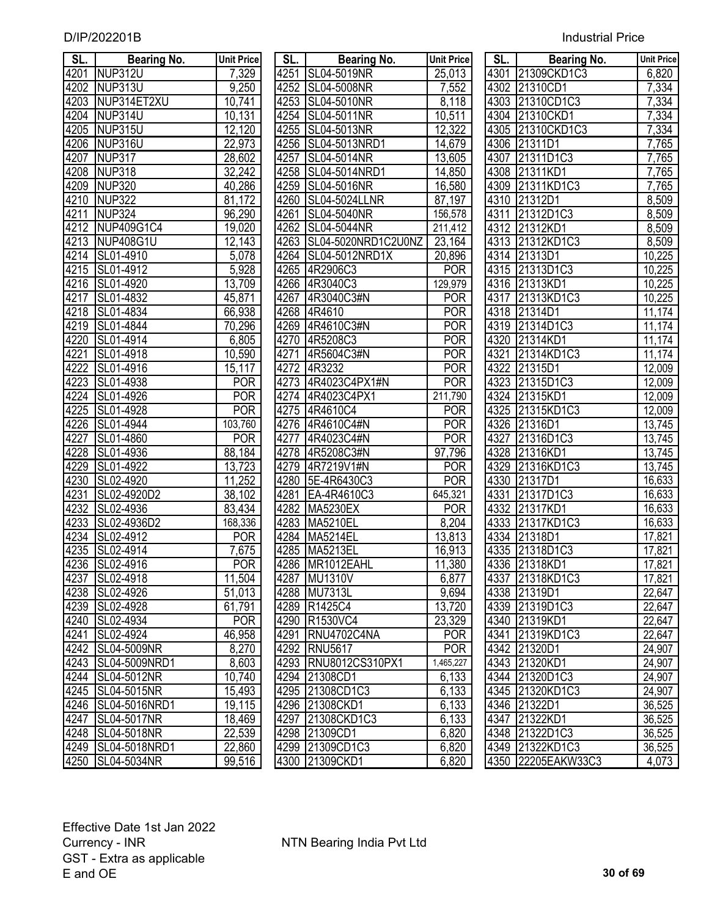D/IP/202201B

Industrial Price

| SL. | Bearing No. | Unit Price |
|---|---|---|
| 4201 | NUP312U | 7,329 |
| 4202 | NUP313U | 9,250 |
| 4203 | NUP314ET2XU | 10,741 |
| 4204 | NUP314U | 10,131 |
| 4205 | NUP315U | 12,120 |
| 4206 | NUP316U | 22,973 |
| 4207 | NUP317 | 28,602 |
| 4208 | NUP318 | 32,242 |
| 4209 | NUP320 | 40,286 |
| 4210 | NUP322 | 81,172 |
| 4211 | NUP324 | 96,290 |
| 4212 | NUP409G1C4 | 19,020 |
| 4213 | NUP408G1U | 12,143 |
| 4214 | SL01-4910 | 5,078 |
| 4215 | SL01-4912 | 5,928 |
| 4216 | SL01-4920 | 13,709 |
| 4217 | SL01-4832 | 45,871 |
| 4218 | SL01-4834 | 66,938 |
| 4219 | SL01-4844 | 70,296 |
| 4220 | SL01-4914 | 6,805 |
| 4221 | SL01-4918 | 10,590 |
| 4222 | SL01-4916 | 15,117 |
| 4223 | SL01-4938 | POR |
| 4224 | SL01-4926 | POR |
| 4225 | SL01-4928 | POR |
| 4226 | SL01-4944 | 103,760 |
| 4227 | SL01-4860 | POR |
| 4228 | SL01-4936 | 88,184 |
| 4229 | SL01-4922 | 13,723 |
| 4230 | SL02-4920 | 11,252 |
| 4231 | SL02-4920D2 | 38,102 |
| 4232 | SL02-4936 | 83,434 |
| 4233 | SL02-4936D2 | 168,336 |
| 4234 | SL02-4912 | POR |
| 4235 | SL02-4914 | 7,675 |
| 4236 | SL02-4916 | POR |
| 4237 | SL02-4918 | 11,504 |
| 4238 | SL02-4926 | 51,013 |
| 4239 | SL02-4928 | 61,791 |
| 4240 | SL02-4934 | POR |
| 4241 | SL02-4924 | 46,958 |
| 4242 | SL04-5009NR | 8,270 |
| 4243 | SL04-5009NRD1 | 8,603 |
| 4244 | SL04-5012NR | 10,740 |
| 4245 | SL04-5015NR | 15,493 |
| 4246 | SL04-5016NRD1 | 19,115 |
| 4247 | SL04-5017NR | 18,469 |
| 4248 | SL04-5018NR | 22,539 |
| 4249 | SL04-5018NRD1 | 22,860 |
| 4250 | SL04-5034NR | 99,516 |
| 4251 | SL04-5019NR | 25,013 |
| 4252 | SL04-5008NR | 7,552 |
| 4253 | SL04-5010NR | 8,118 |
| 4254 | SL04-5011NR | 10,511 |
| 4255 | SL04-5013NR | 12,322 |
| 4256 | SL04-5013NRD1 | 14,679 |
| 4257 | SL04-5014NR | 13,605 |
| 4258 | SL04-5014NRD1 | 14,850 |
| 4259 | SL04-5016NR | 16,580 |
| 4260 | SL04-5024LLNR | 87,197 |
| 4261 | SL04-5040NR | 156,578 |
| 4262 | SL04-5044NR | 211,412 |
| 4263 | SL04-5020NRD1C2U0NZ | 23,164 |
| 4264 | SL04-5012NRD1X | 20,896 |
| 4265 | 4R2906C3 | POR |
| 4266 | 4R3040C3 | 129,979 |
| 4267 | 4R3040C3#N | POR |
| 4268 | 4R4610 | POR |
| 4269 | 4R4610C3#N | POR |
| 4270 | 4R5208C3 | POR |
| 4271 | 4R5604C3#N | POR |
| 4272 | 4R3232 | POR |
| 4273 | 4R4023C4PX1#N | POR |
| 4274 | 4R4023C4PX1 | 211,790 |
| 4275 | 4R4610C4 | POR |
| 4276 | 4R4610C4#N | POR |
| 4277 | 4R4023C4#N | POR |
| 4278 | 4R5208C3#N | 97,796 |
| 4279 | 4R7219V1#N | POR |
| 4280 | 5E-4R6430C3 | POR |
| 4281 | EA-4R4610C3 | 645,321 |
| 4282 | MA5230EX | POR |
| 4283 | MA5210EL | 8,204 |
| 4284 | MA5214EL | 13,813 |
| 4285 | MA5213EL | 16,913 |
| 4286 | MR1012EAHL | 11,380 |
| 4287 | MU1310V | 6,877 |
| 4288 | MU7313L | 9,694 |
| 4289 | R1425C4 | 13,720 |
| 4290 | R1530VC4 | 23,329 |
| 4291 | RNU4702C4NA | POR |
| 4292 | RNU5617 | POR |
| 4293 | RNU8012CS310PX1 | 1,465,227 |
| 4294 | 21308CD1 | 6,133 |
| 4295 | 21308CD1C3 | 6,133 |
| 4296 | 21308CKD1 | 6,133 |
| 4297 | 21308CKD1C3 | 6,133 |
| 4298 | 21309CD1 | 6,820 |
| 4299 | 21309CD1C3 | 6,820 |
| 4300 | 21309CKD1 | 6,820 |
| 4301 | 21309CKD1C3 | 6,820 |
| 4302 | 21310CD1 | 7,334 |
| 4303 | 21310CD1C3 | 7,334 |
| 4304 | 21310CKD1 | 7,334 |
| 4305 | 21310CKD1C3 | 7,334 |
| 4306 | 21311D1 | 7,765 |
| 4307 | 21311D1C3 | 7,765 |
| 4308 | 21311KD1 | 7,765 |
| 4309 | 21311KD1C3 | 7,765 |
| 4310 | 21312D1 | 8,509 |
| 4311 | 21312D1C3 | 8,509 |
| 4312 | 21312KD1 | 8,509 |
| 4313 | 21312KD1C3 | 8,509 |
| 4314 | 21313D1 | 10,225 |
| 4315 | 21313D1C3 | 10,225 |
| 4316 | 21313KD1 | 10,225 |
| 4317 | 21313KD1C3 | 10,225 |
| 4318 | 21314D1 | 11,174 |
| 4319 | 21314D1C3 | 11,174 |
| 4320 | 21314KD1 | 11,174 |
| 4321 | 21314KD1C3 | 11,174 |
| 4322 | 21315D1 | 12,009 |
| 4323 | 21315D1C3 | 12,009 |
| 4324 | 21315KD1 | 12,009 |
| 4325 | 21315KD1C3 | 12,009 |
| 4326 | 21316D1 | 13,745 |
| 4327 | 21316D1C3 | 13,745 |
| 4328 | 21316KD1 | 13,745 |
| 4329 | 21316KD1C3 | 13,745 |
| 4330 | 21317D1 | 16,633 |
| 4331 | 21317D1C3 | 16,633 |
| 4332 | 21317KD1 | 16,633 |
| 4333 | 21317KD1C3 | 16,633 |
| 4334 | 21318D1 | 17,821 |
| 4335 | 21318D1C3 | 17,821 |
| 4336 | 21318KD1 | 17,821 |
| 4337 | 21318KD1C3 | 17,821 |
| 4338 | 21319D1 | 22,647 |
| 4339 | 21319D1C3 | 22,647 |
| 4340 | 21319KD1 | 22,647 |
| 4341 | 21319KD1C3 | 22,647 |
| 4342 | 21320D1 | 24,907 |
| 4343 | 21320KD1 | 24,907 |
| 4344 | 21320D1C3 | 24,907 |
| 4345 | 21320KD1C3 | 24,907 |
| 4346 | 21322D1 | 36,525 |
| 4347 | 21322KD1 | 36,525 |
| 4348 | 21322D1C3 | 36,525 |
| 4349 | 21322KD1C3 | 36,525 |
| 4350 | 22205EAKW33C3 | 4,073 |

Effective Date 1st Jan 2022
Currency - INR
GST - Extra as applicable
E and OE

NTN Bearing India Pvt Ltd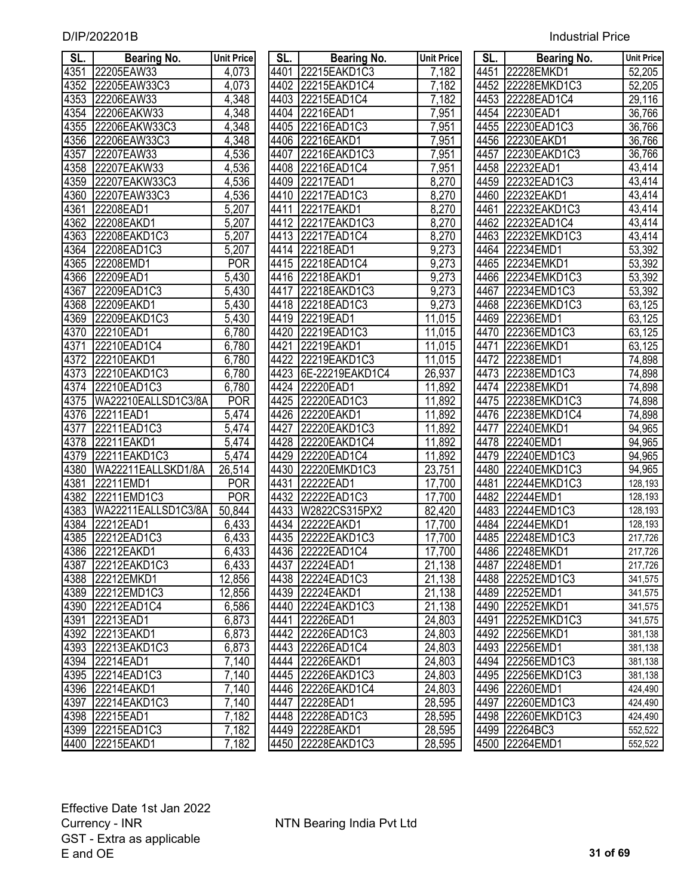| SL. | Bearing No. | Unit Price |
|---|---|---|
| 4351 | 22205EAW33 | 4,073 |
| 4352 | 22205EAW33C3 | 4,073 |
| 4353 | 22206EAW33 | 4,348 |
| 4354 | 22206EAKW33 | 4,348 |
| 4355 | 22206EAKW33C3 | 4,348 |
| 4356 | 22206EAW33C3 | 4,348 |
| 4357 | 22207EAW33 | 4,536 |
| 4358 | 22207EAKW33 | 4,536 |
| 4359 | 22207EAKW33C3 | 4,536 |
| 4360 | 22207EAW33C3 | 4,536 |
| 4361 | 22208EAD1 | 5,207 |
| 4362 | 22208EAKD1 | 5,207 |
| 4363 | 22208EAKD1C3 | 5,207 |
| 4364 | 22208EAD1C3 | 5,207 |
| 4365 | 22208EMD1 | POR |
| 4366 | 22209EAD1 | 5,430 |
| 4367 | 22209EAD1C3 | 5,430 |
| 4368 | 22209EAKD1 | 5,430 |
| 4369 | 22209EAKD1C3 | 5,430 |
| 4370 | 22210EAD1 | 6,780 |
| 4371 | 22210EAD1C4 | 6,780 |
| 4372 | 22210EAKD1 | 6,780 |
| 4373 | 22210EAKD1C3 | 6,780 |
| 4374 | 22210EAD1C3 | 6,780 |
| 4375 | WA22210EALLSD1C3/8A | POR |
| 4376 | 22211EAD1 | 5,474 |
| 4377 | 22211EAD1C3 | 5,474 |
| 4378 | 22211EAKD1 | 5,474 |
| 4379 | 22211EAKD1C3 | 5,474 |
| 4380 | WA22211EALLSKD1/8A | 26,514 |
| 4381 | 22211EMD1 | POR |
| 4382 | 22211EMD1C3 | POR |
| 4383 | WA22211EALLSD1C3/8A | 50,844 |
| 4384 | 22212EAD1 | 6,433 |
| 4385 | 22212EAD1C3 | 6,433 |
| 4386 | 22212EAKD1 | 6,433 |
| 4387 | 22212EAKD1C3 | 6,433 |
| 4388 | 22212EMKD1 | 12,856 |
| 4389 | 22212EMD1C3 | 12,856 |
| 4390 | 22212EAD1C4 | 6,586 |
| 4391 | 22213EAD1 | 6,873 |
| 4392 | 22213EAKD1 | 6,873 |
| 4393 | 22213EAKD1C3 | 6,873 |
| 4394 | 22214EAD1 | 7,140 |
| 4395 | 22214EAD1C3 | 7,140 |
| 4396 | 22214EAKD1 | 7,140 |
| 4397 | 22214EAKD1C3 | 7,140 |
| 4398 | 22215EAD1 | 7,182 |
| 4399 | 22215EAD1C3 | 7,182 |
| 4400 | 22215EAKD1 | 7,182 |
| 4401 | 22215EAKD1C3 | 7,182 |
| 4402 | 22215EAKD1C4 | 7,182 |
| 4403 | 22215EAD1C4 | 7,182 |
| 4404 | 22216EAD1 | 7,951 |
| 4405 | 22216EAD1C3 | 7,951 |
| 4406 | 22216EAKD1 | 7,951 |
| 4407 | 22216EAKD1C3 | 7,951 |
| 4408 | 22216EAD1C4 | 7,951 |
| 4409 | 22217EAD1 | 8,270 |
| 4410 | 22217EAD1C3 | 8,270 |
| 4411 | 22217EAKD1 | 8,270 |
| 4412 | 22217EAKD1C3 | 8,270 |
| 4413 | 22217EAD1C4 | 8,270 |
| 4414 | 22218EAD1 | 9,273 |
| 4415 | 22218EAD1C4 | 9,273 |
| 4416 | 22218EAKD1 | 9,273 |
| 4417 | 22218EAKD1C3 | 9,273 |
| 4418 | 22218EAD1C3 | 9,273 |
| 4419 | 22219EAD1 | 11,015 |
| 4420 | 22219EAD1C3 | 11,015 |
| 4421 | 22219EAKD1 | 11,015 |
| 4422 | 22219EAKD1C3 | 11,015 |
| 4423 | 6E-22219EAKD1C4 | 26,937 |
| 4424 | 22220EAD1 | 11,892 |
| 4425 | 22220EAD1C3 | 11,892 |
| 4426 | 22220EAKD1 | 11,892 |
| 4427 | 22220EAKD1C3 | 11,892 |
| 4428 | 22220EAKD1C4 | 11,892 |
| 4429 | 22220EAD1C4 | 11,892 |
| 4430 | 22220EMKD1C3 | 23,751 |
| 4431 | 22222EAD1 | 17,700 |
| 4432 | 22222EAD1C3 | 17,700 |
| 4433 | W2822CS315PX2 | 82,420 |
| 4434 | 22222EAKD1 | 17,700 |
| 4435 | 22222EAKD1C3 | 17,700 |
| 4436 | 22222EAD1C4 | 17,700 |
| 4437 | 22224EAD1 | 21,138 |
| 4438 | 22224EAD1C3 | 21,138 |
| 4439 | 22224EAKD1 | 21,138 |
| 4440 | 22224EAKD1C3 | 21,138 |
| 4441 | 22226EAD1 | 24,803 |
| 4442 | 22226EAD1C3 | 24,803 |
| 4443 | 22226EAD1C4 | 24,803 |
| 4444 | 22226EAKD1 | 24,803 |
| 4445 | 22226EAKD1C3 | 24,803 |
| 4446 | 22226EAKD1C4 | 24,803 |
| 4447 | 22228EAD1 | 28,595 |
| 4448 | 22228EAD1C3 | 28,595 |
| 4449 | 22228EAKD1 | 28,595 |
| 4450 | 22228EAKD1C3 | 28,595 |
| 4451 | 22228EMKD1 | 52,205 |
| 4452 | 22228EMKD1C3 | 52,205 |
| 4453 | 22228EAD1C4 | 29,116 |
| 4454 | 22230EAD1 | 36,766 |
| 4455 | 22230EAD1C3 | 36,766 |
| 4456 | 22230EAKD1 | 36,766 |
| 4457 | 22230EAKD1C3 | 36,766 |
| 4458 | 22232EAD1 | 43,414 |
| 4459 | 22232EAD1C3 | 43,414 |
| 4460 | 22232EAKD1 | 43,414 |
| 4461 | 22232EAKD1C3 | 43,414 |
| 4462 | 22232EAD1C4 | 43,414 |
| 4463 | 22232EMKD1C3 | 43,414 |
| 4464 | 22234EMD1 | 53,392 |
| 4465 | 22234EMKD1 | 53,392 |
| 4466 | 22234EMKD1C3 | 53,392 |
| 4467 | 22234EMD1C3 | 53,392 |
| 4468 | 22236EMKD1C3 | 63,125 |
| 4469 | 22236EMD1 | 63,125 |
| 4470 | 22236EMD1C3 | 63,125 |
| 4471 | 22236EMKD1 | 63,125 |
| 4472 | 22238EMD1 | 74,898 |
| 4473 | 22238EMD1C3 | 74,898 |
| 4474 | 22238EMKD1 | 74,898 |
| 4475 | 22238EMKD1C3 | 74,898 |
| 4476 | 22238EMKD1C4 | 74,898 |
| 4477 | 22240EMKD1 | 94,965 |
| 4478 | 22240EMD1 | 94,965 |
| 4479 | 22240EMD1C3 | 94,965 |
| 4480 | 22240EMKD1C3 | 94,965 |
| 4481 | 22244EMKD1C3 | 128,193 |
| 4482 | 22244EMD1 | 128,193 |
| 4483 | 22244EMD1C3 | 128,193 |
| 4484 | 22244EMKD1 | 128,193 |
| 4485 | 22248EMD1C3 | 217,726 |
| 4486 | 22248EMKD1 | 217,726 |
| 4487 | 22248EMD1 | 217,726 |
| 4488 | 22252EMD1C3 | 341,575 |
| 4489 | 22252EMD1 | 341,575 |
| 4490 | 22252EMKD1 | 341,575 |
| 4491 | 22252EMKD1C3 | 341,575 |
| 4492 | 22256EMKD1 | 381,138 |
| 4493 | 22256EMD1 | 381,138 |
| 4494 | 22256EMD1C3 | 381,138 |
| 4495 | 22256EMKD1C3 | 381,138 |
| 4496 | 22260EMD1 | 424,490 |
| 4497 | 22260EMD1C3 | 424,490 |
| 4498 | 22260EMKD1C3 | 424,490 |
| 4499 | 22264BC3 | 552,522 |
| 4500 | 22264EMD1 | 552,522 |

Effective Date 1st Jan 2022
Currency - INR
GST - Extra as applicable
E and OE

NTN Bearing India Pvt Ltd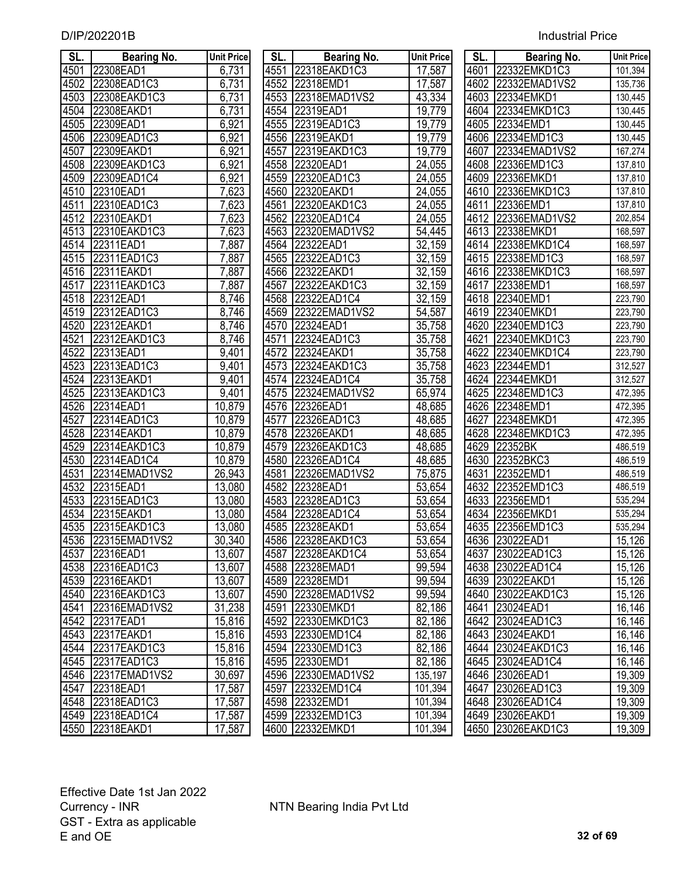| SL. | Bearing No. | Unit Price |
|---|---|---|
| 4501 | 22308EAD1 | 6,731 |
| 4502 | 22308EAD1C3 | 6,731 |
| 4503 | 22308EAKD1C3 | 6,731 |
| 4504 | 22308EAKD1 | 6,731 |
| 4505 | 22309EAD1 | 6,921 |
| 4506 | 22309EAD1C3 | 6,921 |
| 4507 | 22309EAKD1 | 6,921 |
| 4508 | 22309EAKD1C3 | 6,921 |
| 4509 | 22309EAD1C4 | 6,921 |
| 4510 | 22310EAD1 | 7,623 |
| 4511 | 22310EAD1C3 | 7,623 |
| 4512 | 22310EAKD1 | 7,623 |
| 4513 | 22310EAKD1C3 | 7,623 |
| 4514 | 22311EAD1 | 7,887 |
| 4515 | 22311EAD1C3 | 7,887 |
| 4516 | 22311EAKD1 | 7,887 |
| 4517 | 22311EAKD1C3 | 7,887 |
| 4518 | 22312EAD1 | 8,746 |
| 4519 | 22312EAD1C3 | 8,746 |
| 4520 | 22312EAKD1 | 8,746 |
| 4521 | 22312EAKD1C3 | 8,746 |
| 4522 | 22313EAD1 | 9,401 |
| 4523 | 22313EAD1C3 | 9,401 |
| 4524 | 22313EAKD1 | 9,401 |
| 4525 | 22313EAKD1C3 | 9,401 |
| 4526 | 22314EAD1 | 10,879 |
| 4527 | 22314EAD1C3 | 10,879 |
| 4528 | 22314EAKD1 | 10,879 |
| 4529 | 22314EAKD1C3 | 10,879 |
| 4530 | 22314EAD1C4 | 10,879 |
| 4531 | 22314EMAD1VS2 | 26,943 |
| 4532 | 22315EAD1 | 13,080 |
| 4533 | 22315EAD1C3 | 13,080 |
| 4534 | 22315EAKD1 | 13,080 |
| 4535 | 22315EAKD1C3 | 13,080 |
| 4536 | 22315EMAD1VS2 | 30,340 |
| 4537 | 22316EAD1 | 13,607 |
| 4538 | 22316EAD1C3 | 13,607 |
| 4539 | 22316EAKD1 | 13,607 |
| 4540 | 22316EAKD1C3 | 13,607 |
| 4541 | 22316EMAD1VS2 | 31,238 |
| 4542 | 22317EAD1 | 15,816 |
| 4543 | 22317EAKD1 | 15,816 |
| 4544 | 22317EAKD1C3 | 15,816 |
| 4545 | 22317EAD1C3 | 15,816 |
| 4546 | 22317EMAD1VS2 | 30,697 |
| 4547 | 22318EAD1 | 17,587 |
| 4548 | 22318EAD1C3 | 17,587 |
| 4549 | 22318EAD1C4 | 17,587 |
| 4550 | 22318EAKD1 | 17,587 |
| 4551 | 22318EAKD1C3 | 17,587 |
| 4552 | 22318EMD1 | 17,587 |
| 4553 | 22318EMAD1VS2 | 43,334 |
| 4554 | 22319EAD1 | 19,779 |
| 4555 | 22319EAD1C3 | 19,779 |
| 4556 | 22319EAKD1 | 19,779 |
| 4557 | 22319EAKD1C3 | 19,779 |
| 4558 | 22320EAD1 | 24,055 |
| 4559 | 22320EAD1C3 | 24,055 |
| 4560 | 22320EAKD1 | 24,055 |
| 4561 | 22320EAKD1C3 | 24,055 |
| 4562 | 22320EAD1C4 | 24,055 |
| 4563 | 22320EMAD1VS2 | 54,445 |
| 4564 | 22322EAD1 | 32,159 |
| 4565 | 22322EAD1C3 | 32,159 |
| 4566 | 22322EAKD1 | 32,159 |
| 4567 | 22322EAKD1C3 | 32,159 |
| 4568 | 22322EAD1C4 | 32,159 |
| 4569 | 22322EMAD1VS2 | 54,587 |
| 4570 | 22324EAD1 | 35,758 |
| 4571 | 22324EAD1C3 | 35,758 |
| 4572 | 22324EAKD1 | 35,758 |
| 4573 | 22324EAKD1C3 | 35,758 |
| 4574 | 22324EAD1C4 | 35,758 |
| 4575 | 22324EMAD1VS2 | 65,974 |
| 4576 | 22326EAD1 | 48,685 |
| 4577 | 22326EAD1C3 | 48,685 |
| 4578 | 22326EAKD1 | 48,685 |
| 4579 | 22326EAKD1C3 | 48,685 |
| 4580 | 22326EAD1C4 | 48,685 |
| 4581 | 22326EMAD1VS2 | 75,875 |
| 4582 | 22328EAD1 | 53,654 |
| 4583 | 22328EAD1C3 | 53,654 |
| 4584 | 22328EAD1C4 | 53,654 |
| 4585 | 22328EAKD1 | 53,654 |
| 4586 | 22328EAKD1C3 | 53,654 |
| 4587 | 22328EAKD1C4 | 53,654 |
| 4588 | 22328EMAD1 | 99,594 |
| 4589 | 22328EMD1 | 99,594 |
| 4590 | 22328EMAD1VS2 | 99,594 |
| 4591 | 22330EMKD1 | 82,186 |
| 4592 | 22330EMKD1C3 | 82,186 |
| 4593 | 22330EMD1C4 | 82,186 |
| 4594 | 22330EMD1C3 | 82,186 |
| 4595 | 22330EMD1 | 82,186 |
| 4596 | 22330EMAD1VS2 | 135,197 |
| 4597 | 22332EMD1C4 | 101,394 |
| 4598 | 22332EMD1 | 101,394 |
| 4599 | 22332EMD1C3 | 101,394 |
| 4600 | 22332EMKD1 | 101,394 |
| 4601 | 22332EMKD1C3 | 101,394 |
| 4602 | 22332EMAD1VS2 | 135,736 |
| 4603 | 22334EMKD1 | 130,445 |
| 4604 | 22334EMKD1C3 | 130,445 |
| 4605 | 22334EMD1 | 130,445 |
| 4606 | 22334EMD1C3 | 130,445 |
| 4607 | 22334EMAD1VS2 | 167,274 |
| 4608 | 22336EMD1C3 | 137,810 |
| 4609 | 22336EMKD1 | 137,810 |
| 4610 | 22336EMKD1C3 | 137,810 |
| 4611 | 22336EMD1 | 137,810 |
| 4612 | 22336EMAD1VS2 | 202,854 |
| 4613 | 22338EMKD1 | 168,597 |
| 4614 | 22338EMKD1C4 | 168,597 |
| 4615 | 22338EMD1C3 | 168,597 |
| 4616 | 22338EMKD1C3 | 168,597 |
| 4617 | 22338EMD1 | 168,597 |
| 4618 | 22340EMD1 | 223,790 |
| 4619 | 22340EMKD1 | 223,790 |
| 4620 | 22340EMD1C3 | 223,790 |
| 4621 | 22340EMKD1C3 | 223,790 |
| 4622 | 22340EMKD1C4 | 223,790 |
| 4623 | 22344EMD1 | 312,527 |
| 4624 | 22344EMKD1 | 312,527 |
| 4625 | 22348EMD1C3 | 472,395 |
| 4626 | 22348EMD1 | 472,395 |
| 4627 | 22348EMKD1 | 472,395 |
| 4628 | 22348EMKD1C3 | 472,395 |
| 4629 | 22352BK | 486,519 |
| 4630 | 22352BKC3 | 486,519 |
| 4631 | 22352EMD1 | 486,519 |
| 4632 | 22352EMD1C3 | 486,519 |
| 4633 | 22356EMD1 | 535,294 |
| 4634 | 22356EMKD1 | 535,294 |
| 4635 | 22356EMD1C3 | 535,294 |
| 4636 | 23022EAD1 | 15,126 |
| 4637 | 23022EAD1C3 | 15,126 |
| 4638 | 23022EAD1C4 | 15,126 |
| 4639 | 23022EAKD1 | 15,126 |
| 4640 | 23022EAKD1C3 | 15,126 |
| 4641 | 23024EAD1 | 16,146 |
| 4642 | 23024EAD1C3 | 16,146 |
| 4643 | 23024EAKD1 | 16,146 |
| 4644 | 23024EAKD1C3 | 16,146 |
| 4645 | 23024EAD1C4 | 16,146 |
| 4646 | 23026EAD1 | 19,309 |
| 4647 | 23026EAD1C3 | 19,309 |
| 4648 | 23026EAD1C4 | 19,309 |
| 4649 | 23026EAKD1 | 19,309 |
| 4650 | 23026EAKD1C3 | 19,309 |

Effective Date 1st Jan 2022
Currency - INR
GST - Extra as applicable
E and OE

NTN Bearing India Pvt Ltd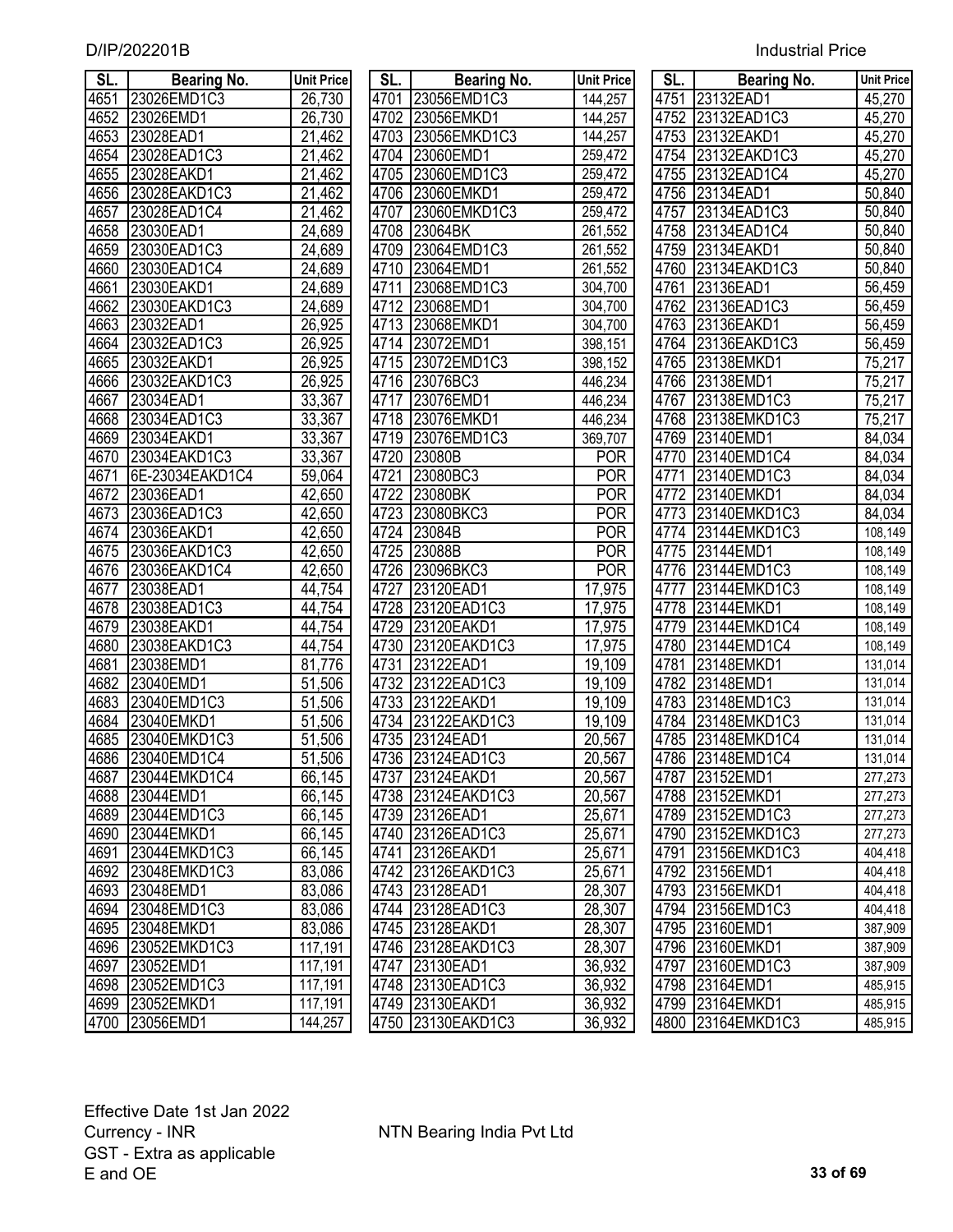D/IP/202201B

Industrial Price

| SL. | Bearing No. | Unit Price |
|---|---|---|
| 4651 | 23026EMD1C3 | 26,730 |
| 4652 | 23026EMD1 | 26,730 |
| 4653 | 23028EAD1 | 21,462 |
| 4654 | 23028EAD1C3 | 21,462 |
| 4655 | 23028EAKD1 | 21,462 |
| 4656 | 23028EAKD1C3 | 21,462 |
| 4657 | 23028EAD1C4 | 21,462 |
| 4658 | 23030EAD1 | 24,689 |
| 4659 | 23030EAD1C3 | 24,689 |
| 4660 | 23030EAD1C4 | 24,689 |
| 4661 | 23030EAKD1 | 24,689 |
| 4662 | 23030EAKD1C3 | 24,689 |
| 4663 | 23032EAD1 | 26,925 |
| 4664 | 23032EAD1C3 | 26,925 |
| 4665 | 23032EAKD1 | 26,925 |
| 4666 | 23032EAKD1C3 | 26,925 |
| 4667 | 23034EAD1 | 33,367 |
| 4668 | 23034EAD1C3 | 33,367 |
| 4669 | 23034EAKD1 | 33,367 |
| 4670 | 23034EAKD1C3 | 33,367 |
| 4671 | 6E-23034EAKD1C4 | 59,064 |
| 4672 | 23036EAD1 | 42,650 |
| 4673 | 23036EAD1C3 | 42,650 |
| 4674 | 23036EAKD1 | 42,650 |
| 4675 | 23036EAKD1C3 | 42,650 |
| 4676 | 23036EAKD1C4 | 42,650 |
| 4677 | 23038EAD1 | 44,754 |
| 4678 | 23038EAD1C3 | 44,754 |
| 4679 | 23038EAKD1 | 44,754 |
| 4680 | 23038EAKD1C3 | 44,754 |
| 4681 | 23038EMD1 | 81,776 |
| 4682 | 23040EMD1 | 51,506 |
| 4683 | 23040EMD1C3 | 51,506 |
| 4684 | 23040EMKD1 | 51,506 |
| 4685 | 23040EMKD1C3 | 51,506 |
| 4686 | 23040EMD1C4 | 51,506 |
| 4687 | 23044EMKD1C4 | 66,145 |
| 4688 | 23044EMD1 | 66,145 |
| 4689 | 23044EMD1C3 | 66,145 |
| 4690 | 23044EMKD1 | 66,145 |
| 4691 | 23044EMKD1C3 | 66,145 |
| 4692 | 23048EMKD1C3 | 83,086 |
| 4693 | 23048EMD1 | 83,086 |
| 4694 | 23048EMD1C3 | 83,086 |
| 4695 | 23048EMKD1 | 83,086 |
| 4696 | 23052EMKD1C3 | 117,191 |
| 4697 | 23052EMD1 | 117,191 |
| 4698 | 23052EMD1C3 | 117,191 |
| 4699 | 23052EMKD1 | 117,191 |
| 4700 | 23056EMD1 | 144,257 |
| 4701 | 23056EMD1C3 | 144,257 |
| 4702 | 23056EMKD1 | 144,257 |
| 4703 | 23056EMKD1C3 | 144,257 |
| 4704 | 23060EMD1 | 259,472 |
| 4705 | 23060EMD1C3 | 259,472 |
| 4706 | 23060EMKD1 | 259,472 |
| 4707 | 23060EMKD1C3 | 259,472 |
| 4708 | 23064BK | 261,552 |
| 4709 | 23064EMD1C3 | 261,552 |
| 4710 | 23064EMD1 | 261,552 |
| 4711 | 23068EMD1C3 | 304,700 |
| 4712 | 23068EMD1 | 304,700 |
| 4713 | 23068EMKD1 | 304,700 |
| 4714 | 23072EMD1 | 398,151 |
| 4715 | 23072EMD1C3 | 398,152 |
| 4716 | 23076BC3 | 446,234 |
| 4717 | 23076EMD1 | 446,234 |
| 4718 | 23076EMKD1 | 446,234 |
| 4719 | 23076EMD1C3 | 369,707 |
| 4720 | 23080B | POR |
| 4721 | 23080BC3 | POR |
| 4722 | 23080BK | POR |
| 4723 | 23080BKC3 | POR |
| 4724 | 23084B | POR |
| 4725 | 23088B | POR |
| 4726 | 23096BKC3 | POR |
| 4727 | 23120EAD1 | 17,975 |
| 4728 | 23120EAD1C3 | 17,975 |
| 4729 | 23120EAKD1 | 17,975 |
| 4730 | 23120EAKD1C3 | 17,975 |
| 4731 | 23122EAD1 | 19,109 |
| 4732 | 23122EAD1C3 | 19,109 |
| 4733 | 23122EAKD1 | 19,109 |
| 4734 | 23122EAKD1C3 | 19,109 |
| 4735 | 23124EAD1 | 20,567 |
| 4736 | 23124EAD1C3 | 20,567 |
| 4737 | 23124EAKD1 | 20,567 |
| 4738 | 23124EAKD1C3 | 20,567 |
| 4739 | 23126EAD1 | 25,671 |
| 4740 | 23126EAD1C3 | 25,671 |
| 4741 | 23126EAKD1 | 25,671 |
| 4742 | 23126EAKD1C3 | 25,671 |
| 4743 | 23128EAD1 | 28,307 |
| 4744 | 23128EAD1C3 | 28,307 |
| 4745 | 23128EAKD1 | 28,307 |
| 4746 | 23128EAKD1C3 | 28,307 |
| 4747 | 23130EAD1 | 36,932 |
| 4748 | 23130EAD1C3 | 36,932 |
| 4749 | 23130EAKD1 | 36,932 |
| 4750 | 23130EAKD1C3 | 36,932 |
| 4751 | 23132EAD1 | 45,270 |
| 4752 | 23132EAD1C3 | 45,270 |
| 4753 | 23132EAKD1 | 45,270 |
| 4754 | 23132EAKD1C3 | 45,270 |
| 4755 | 23132EAD1C4 | 45,270 |
| 4756 | 23134EAD1 | 50,840 |
| 4757 | 23134EAD1C3 | 50,840 |
| 4758 | 23134EAD1C4 | 50,840 |
| 4759 | 23134EAKD1 | 50,840 |
| 4760 | 23134EAKD1C3 | 50,840 |
| 4761 | 23136EAD1 | 56,459 |
| 4762 | 23136EAD1C3 | 56,459 |
| 4763 | 23136EAKD1 | 56,459 |
| 4764 | 23136EAKD1C3 | 56,459 |
| 4765 | 23138EMKD1 | 75,217 |
| 4766 | 23138EMD1 | 75,217 |
| 4767 | 23138EMD1C3 | 75,217 |
| 4768 | 23138EMKD1C3 | 75,217 |
| 4769 | 23140EMD1 | 84,034 |
| 4770 | 23140EMD1C4 | 84,034 |
| 4771 | 23140EMD1C3 | 84,034 |
| 4772 | 23140EMKD1 | 84,034 |
| 4773 | 23140EMKD1C3 | 84,034 |
| 4774 | 23144EMKD1C3 | 108,149 |
| 4775 | 23144EMD1 | 108,149 |
| 4776 | 23144EMD1C3 | 108,149 |
| 4777 | 23144EMKD1C3 | 108,149 |
| 4778 | 23144EMKD1 | 108,149 |
| 4779 | 23144EMKD1C4 | 108,149 |
| 4780 | 23144EMD1C4 | 108,149 |
| 4781 | 23148EMKD1 | 131,014 |
| 4782 | 23148EMD1 | 131,014 |
| 4783 | 23148EMD1C3 | 131,014 |
| 4784 | 23148EMKD1C3 | 131,014 |
| 4785 | 23148EMKD1C4 | 131,014 |
| 4786 | 23148EMD1C4 | 131,014 |
| 4787 | 23152EMD1 | 277,273 |
| 4788 | 23152EMKD1 | 277,273 |
| 4789 | 23152EMD1C3 | 277,273 |
| 4790 | 23152EMKD1C3 | 277,273 |
| 4791 | 23156EMKD1C3 | 404,418 |
| 4792 | 23156EMD1 | 404,418 |
| 4793 | 23156EMKD1 | 404,418 |
| 4794 | 23156EMD1C3 | 404,418 |
| 4795 | 23160EMD1 | 387,909 |
| 4796 | 23160EMKD1 | 387,909 |
| 4797 | 23160EMD1C3 | 387,909 |
| 4798 | 23164EMD1 | 485,915 |
| 4799 | 23164EMKD1 | 485,915 |
| 4800 | 23164EMKD1C3 | 485,915 |

Effective Date 1st Jan 2022
Currency - INR
GST - Extra as applicable
E and OE

NTN Bearing India Pvt Ltd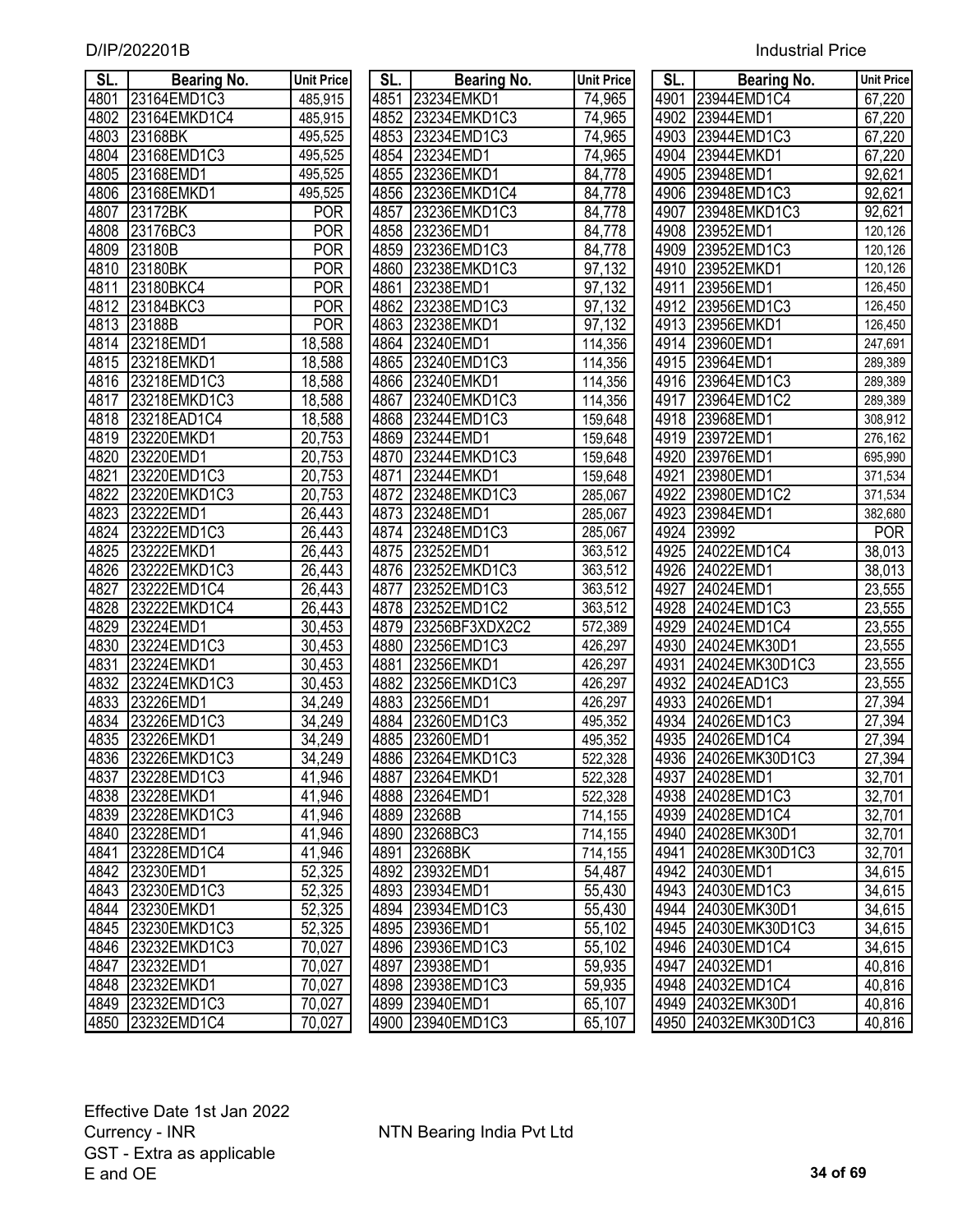D/IP/202201B Industrial Price

| SL. | Bearing No. | Unit Price |
|---|---|---|
| 4801 | 23164EMD1C3 | 485,915 |
| 4802 | 23164EMKD1C4 | 485,915 |
| 4803 | 23168BK | 495,525 |
| 4804 | 23168EMD1C3 | 495,525 |
| 4805 | 23168EMD1 | 495,525 |
| 4806 | 23168EMKD1 | 495,525 |
| 4807 | 23172BK | POR |
| 4808 | 23176BC3 | POR |
| 4809 | 23180B | POR |
| 4810 | 23180BK | POR |
| 4811 | 23180BKC4 | POR |
| 4812 | 23184BKC3 | POR |
| 4813 | 23188B | POR |
| 4814 | 23218EMD1 | 18,588 |
| 4815 | 23218EMKD1 | 18,588 |
| 4816 | 23218EMD1C3 | 18,588 |
| 4817 | 23218EMKD1C3 | 18,588 |
| 4818 | 23218EAD1C4 | 18,588 |
| 4819 | 23220EMKD1 | 20,753 |
| 4820 | 23220EMD1 | 20,753 |
| 4821 | 23220EMD1C3 | 20,753 |
| 4822 | 23220EMKD1C3 | 20,753 |
| 4823 | 23222EMD1 | 26,443 |
| 4824 | 23222EMD1C3 | 26,443 |
| 4825 | 23222EMKD1 | 26,443 |
| 4826 | 23222EMKD1C3 | 26,443 |
| 4827 | 23222EMD1C4 | 26,443 |
| 4828 | 23222EMKD1C4 | 26,443 |
| 4829 | 23224EMD1 | 30,453 |
| 4830 | 23224EMD1C3 | 30,453 |
| 4831 | 23224EMKD1 | 30,453 |
| 4832 | 23224EMKD1C3 | 30,453 |
| 4833 | 23226EMD1 | 34,249 |
| 4834 | 23226EMD1C3 | 34,249 |
| 4835 | 23226EMKD1 | 34,249 |
| 4836 | 23226EMKD1C3 | 34,249 |
| 4837 | 23228EMD1C3 | 41,946 |
| 4838 | 23228EMKD1 | 41,946 |
| 4839 | 23228EMKD1C3 | 41,946 |
| 4840 | 23228EMD1 | 41,946 |
| 4841 | 23228EMD1C4 | 41,946 |
| 4842 | 23230EMD1 | 52,325 |
| 4843 | 23230EMD1C3 | 52,325 |
| 4844 | 23230EMKD1 | 52,325 |
| 4845 | 23230EMKD1C3 | 52,325 |
| 4846 | 23232EMKD1C3 | 70,027 |
| 4847 | 23232EMD1 | 70,027 |
| 4848 | 23232EMKD1 | 70,027 |
| 4849 | 23232EMD1C3 | 70,027 |
| 4850 | 23232EMD1C4 | 70,027 |
| 4851 | 23234EMKD1 | 74,965 |
| 4852 | 23234EMKD1C3 | 74,965 |
| 4853 | 23234EMD1C3 | 74,965 |
| 4854 | 23234EMD1 | 74,965 |
| 4855 | 23236EMKD1 | 84,778 |
| 4856 | 23236EMKD1C4 | 84,778 |
| 4857 | 23236EMKD1C3 | 84,778 |
| 4858 | 23236EMD1 | 84,778 |
| 4859 | 23236EMD1C3 | 84,778 |
| 4860 | 23238EMKD1C3 | 97,132 |
| 4861 | 23238EMD1 | 97,132 |
| 4862 | 23238EMD1C3 | 97,132 |
| 4863 | 23238EMKD1 | 97,132 |
| 4864 | 23240EMD1 | 114,356 |
| 4865 | 23240EMD1C3 | 114,356 |
| 4866 | 23240EMKD1 | 114,356 |
| 4867 | 23240EMKD1C3 | 114,356 |
| 4868 | 23244EMD1C3 | 159,648 |
| 4869 | 23244EMD1 | 159,648 |
| 4870 | 23244EMKD1C3 | 159,648 |
| 4871 | 23244EMKD1 | 159,648 |
| 4872 | 23248EMKD1C3 | 285,067 |
| 4873 | 23248EMD1 | 285,067 |
| 4874 | 23248EMD1C3 | 285,067 |
| 4875 | 23252EMD1 | 363,512 |
| 4876 | 23252EMKD1C3 | 363,512 |
| 4877 | 23252EMD1C3 | 363,512 |
| 4878 | 23252EMD1C2 | 363,512 |
| 4879 | 23256BF3XDX2C2 | 572,389 |
| 4880 | 23256EMD1C3 | 426,297 |
| 4881 | 23256EMKD1 | 426,297 |
| 4882 | 23256EMKD1C3 | 426,297 |
| 4883 | 23256EMD1 | 426,297 |
| 4884 | 23260EMD1C3 | 495,352 |
| 4885 | 23260EMD1 | 495,352 |
| 4886 | 23264EMKD1C3 | 522,328 |
| 4887 | 23264EMKD1 | 522,328 |
| 4888 | 23264EMD1 | 522,328 |
| 4889 | 23268B | 714,155 |
| 4890 | 23268BC3 | 714,155 |
| 4891 | 23268BK | 714,155 |
| 4892 | 23932EMD1 | 54,487 |
| 4893 | 23934EMD1 | 55,430 |
| 4894 | 23934EMD1C3 | 55,430 |
| 4895 | 23936EMD1 | 55,102 |
| 4896 | 23936EMD1C3 | 55,102 |
| 4897 | 23938EMD1 | 59,935 |
| 4898 | 23938EMD1C3 | 59,935 |
| 4899 | 23940EMD1 | 65,107 |
| 4900 | 23940EMD1C3 | 65,107 |
| 4901 | 23944EMD1C4 | 67,220 |
| 4902 | 23944EMD1 | 67,220 |
| 4903 | 23944EMD1C3 | 67,220 |
| 4904 | 23944EMKD1 | 67,220 |
| 4905 | 23948EMD1 | 92,621 |
| 4906 | 23948EMD1C3 | 92,621 |
| 4907 | 23948EMKD1C3 | 92,621 |
| 4908 | 23952EMD1 | 120,126 |
| 4909 | 23952EMD1C3 | 120,126 |
| 4910 | 23952EMKD1 | 120,126 |
| 4911 | 23956EMD1 | 126,450 |
| 4912 | 23956EMD1C3 | 126,450 |
| 4913 | 23956EMKD1 | 126,450 |
| 4914 | 23960EMD1 | 247,691 |
| 4915 | 23964EMD1 | 289,389 |
| 4916 | 23964EMD1C3 | 289,389 |
| 4917 | 23964EMD1C2 | 289,389 |
| 4918 | 23968EMD1 | 308,912 |
| 4919 | 23972EMD1 | 276,162 |
| 4920 | 23976EMD1 | 695,990 |
| 4921 | 23980EMD1 | 371,534 |
| 4922 | 23980EMD1C2 | 371,534 |
| 4923 | 23984EMD1 | 382,680 |
| 4924 | 23992 | POR |
| 4925 | 24022EMD1C4 | 38,013 |
| 4926 | 24022EMD1 | 38,013 |
| 4927 | 24024EMD1 | 23,555 |
| 4928 | 24024EMD1C3 | 23,555 |
| 4929 | 24024EMD1C4 | 23,555 |
| 4930 | 24024EMK30D1 | 23,555 |
| 4931 | 24024EMK30D1C3 | 23,555 |
| 4932 | 24024EAD1C3 | 23,555 |
| 4933 | 24026EMD1 | 27,394 |
| 4934 | 24026EMD1C3 | 27,394 |
| 4935 | 24026EMD1C4 | 27,394 |
| 4936 | 24026EMK30D1C3 | 27,394 |
| 4937 | 24028EMD1 | 32,701 |
| 4938 | 24028EMD1C3 | 32,701 |
| 4939 | 24028EMD1C4 | 32,701 |
| 4940 | 24028EMK30D1 | 32,701 |
| 4941 | 24028EMK30D1C3 | 32,701 |
| 4942 | 24030EMD1 | 34,615 |
| 4943 | 24030EMD1C3 | 34,615 |
| 4944 | 24030EMK30D1 | 34,615 |
| 4945 | 24030EMK30D1C3 | 34,615 |
| 4946 | 24030EMD1C4 | 34,615 |
| 4947 | 24032EMD1 | 40,816 |
| 4948 | 24032EMD1C4 | 40,816 |
| 4949 | 24032EMK30D1 | 40,816 |
| 4950 | 24032EMK30D1C3 | 40,816 |

Effective Date 1st Jan 2022
Currency - INR
GST - Extra as applicable
E and OE

NTN Bearing India Pvt Ltd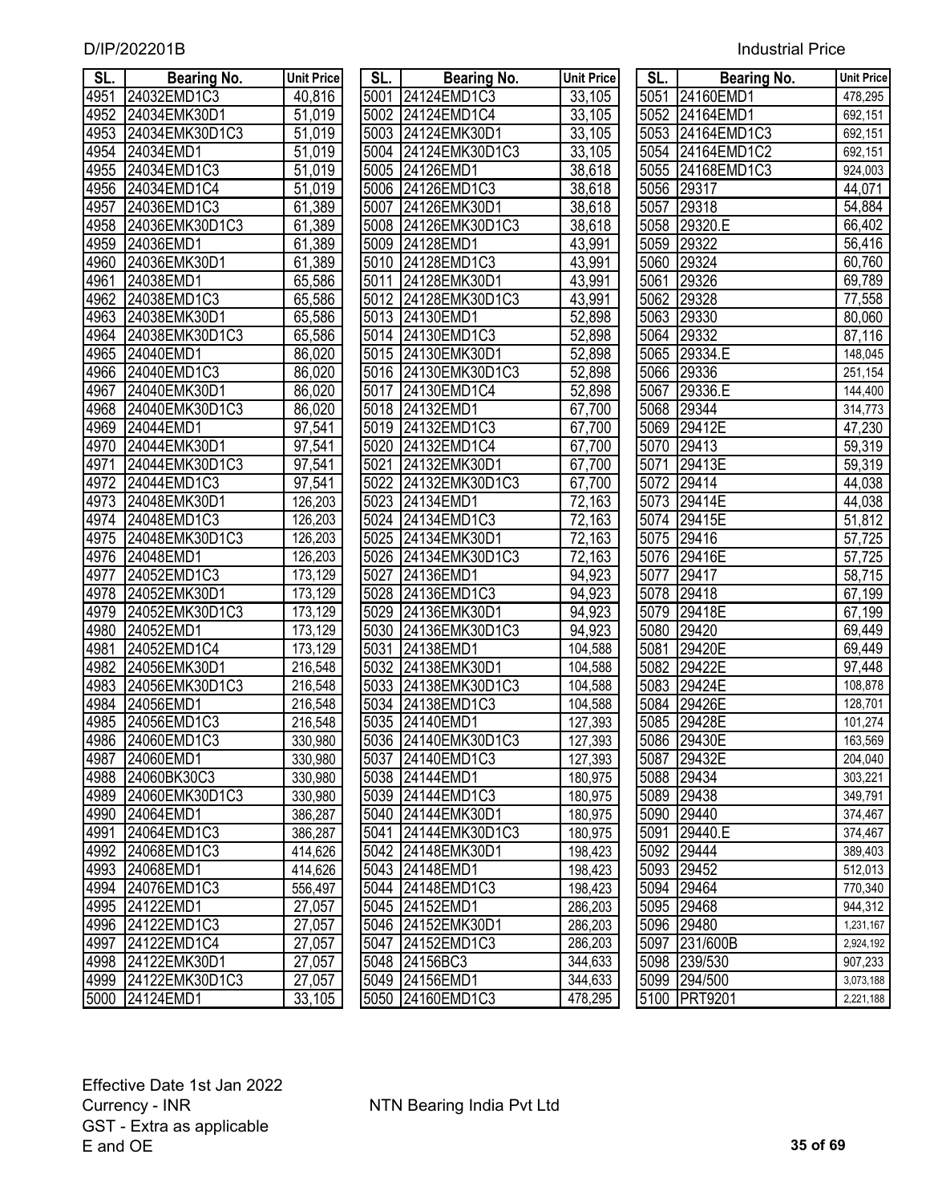D/IP/202201B

Industrial Price

| SL. | Bearing No. | Unit Price |
|---|---|---|
| 4951 | 24032EMD1C3 | 40,816 |
| 4952 | 24034EMK30D1 | 51,019 |
| 4953 | 24034EMK30D1C3 | 51,019 |
| 4954 | 24034EMD1 | 51,019 |
| 4955 | 24034EMD1C3 | 51,019 |
| 4956 | 24034EMD1C4 | 51,019 |
| 4957 | 24036EMD1C3 | 61,389 |
| 4958 | 24036EMK30D1C3 | 61,389 |
| 4959 | 24036EMD1 | 61,389 |
| 4960 | 24036EMK30D1 | 61,389 |
| 4961 | 24038EMD1 | 65,586 |
| 4962 | 24038EMD1C3 | 65,586 |
| 4963 | 24038EMK30D1 | 65,586 |
| 4964 | 24038EMK30D1C3 | 65,586 |
| 4965 | 24040EMD1 | 86,020 |
| 4966 | 24040EMD1C3 | 86,020 |
| 4967 | 24040EMK30D1 | 86,020 |
| 4968 | 24040EMK30D1C3 | 86,020 |
| 4969 | 24044EMD1 | 97,541 |
| 4970 | 24044EMK30D1 | 97,541 |
| 4971 | 24044EMK30D1C3 | 97,541 |
| 4972 | 24044EMD1C3 | 97,541 |
| 4973 | 24048EMK30D1 | 126,203 |
| 4974 | 24048EMD1C3 | 126,203 |
| 4975 | 24048EMK30D1C3 | 126,203 |
| 4976 | 24048EMD1 | 126,203 |
| 4977 | 24052EMD1C3 | 173,129 |
| 4978 | 24052EMK30D1 | 173,129 |
| 4979 | 24052EMK30D1C3 | 173,129 |
| 4980 | 24052EMD1 | 173,129 |
| 4981 | 24052EMD1C4 | 173,129 |
| 4982 | 24056EMK30D1 | 216,548 |
| 4983 | 24056EMK30D1C3 | 216,548 |
| 4984 | 24056EMD1 | 216,548 |
| 4985 | 24056EMD1C3 | 216,548 |
| 4986 | 24060EMD1C3 | 330,980 |
| 4987 | 24060EMD1 | 330,980 |
| 4988 | 24060BK30C3 | 330,980 |
| 4989 | 24060EMK30D1C3 | 330,980 |
| 4990 | 24064EMD1 | 386,287 |
| 4991 | 24064EMD1C3 | 386,287 |
| 4992 | 24068EMD1C3 | 414,626 |
| 4993 | 24068EMD1 | 414,626 |
| 4994 | 24076EMD1C3 | 556,497 |
| 4995 | 24122EMD1 | 27,057 |
| 4996 | 24122EMD1C3 | 27,057 |
| 4997 | 24122EMD1C4 | 27,057 |
| 4998 | 24122EMK30D1 | 27,057 |
| 4999 | 24122EMK30D1C3 | 27,057 |
| 5000 | 24124EMD1 | 33,105 |
| 5001 | 24124EMD1C3 | 33,105 |
| 5002 | 24124EMD1C4 | 33,105 |
| 5003 | 24124EMK30D1 | 33,105 |
| 5004 | 24124EMK30D1C3 | 33,105 |
| 5005 | 24126EMD1 | 38,618 |
| 5006 | 24126EMD1C3 | 38,618 |
| 5007 | 24126EMK30D1 | 38,618 |
| 5008 | 24126EMK30D1C3 | 38,618 |
| 5009 | 24128EMD1 | 43,991 |
| 5010 | 24128EMD1C3 | 43,991 |
| 5011 | 24128EMK30D1 | 43,991 |
| 5012 | 24128EMK30D1C3 | 43,991 |
| 5013 | 24130EMD1 | 52,898 |
| 5014 | 24130EMD1C3 | 52,898 |
| 5015 | 24130EMK30D1 | 52,898 |
| 5016 | 24130EMK30D1C3 | 52,898 |
| 5017 | 24130EMD1C4 | 52,898 |
| 5018 | 24132EMD1 | 67,700 |
| 5019 | 24132EMD1C3 | 67,700 |
| 5020 | 24132EMD1C4 | 67,700 |
| 5021 | 24132EMK30D1 | 67,700 |
| 5022 | 24132EMK30D1C3 | 67,700 |
| 5023 | 24134EMD1 | 72,163 |
| 5024 | 24134EMD1C3 | 72,163 |
| 5025 | 24134EMK30D1 | 72,163 |
| 5026 | 24134EMK30D1C3 | 72,163 |
| 5027 | 24136EMD1 | 94,923 |
| 5028 | 24136EMD1C3 | 94,923 |
| 5029 | 24136EMK30D1 | 94,923 |
| 5030 | 24136EMK30D1C3 | 94,923 |
| 5031 | 24138EMD1 | 104,588 |
| 5032 | 24138EMK30D1 | 104,588 |
| 5033 | 24138EMK30D1C3 | 104,588 |
| 5034 | 24138EMD1C3 | 104,588 |
| 5035 | 24140EMD1 | 127,393 |
| 5036 | 24140EMK30D1C3 | 127,393 |
| 5037 | 24140EMD1C3 | 127,393 |
| 5038 | 24144EMD1 | 180,975 |
| 5039 | 24144EMD1C3 | 180,975 |
| 5040 | 24144EMK30D1 | 180,975 |
| 5041 | 24144EMK30D1C3 | 180,975 |
| 5042 | 24148EMK30D1 | 198,423 |
| 5043 | 24148EMD1 | 198,423 |
| 5044 | 24148EMD1C3 | 198,423 |
| 5045 | 24152EMD1 | 286,203 |
| 5046 | 24152EMK30D1 | 286,203 |
| 5047 | 24152EMD1C3 | 286,203 |
| 5048 | 24156BC3 | 344,633 |
| 5049 | 24156EMD1 | 344,633 |
| 5050 | 24160EMD1C3 | 478,295 |
| 5051 | 24160EMD1 | 478,295 |
| 5052 | 24164EMD1 | 692,151 |
| 5053 | 24164EMD1C3 | 692,151 |
| 5054 | 24164EMD1C2 | 692,151 |
| 5055 | 24168EMD1C3 | 924,003 |
| 5056 | 29317 | 44,071 |
| 5057 | 29318 | 54,884 |
| 5058 | 29320.E | 66,402 |
| 5059 | 29322 | 56,416 |
| 5060 | 29324 | 60,760 |
| 5061 | 29326 | 69,789 |
| 5062 | 29328 | 77,558 |
| 5063 | 29330 | 80,060 |
| 5064 | 29332 | 87,116 |
| 5065 | 29334.E | 148,045 |
| 5066 | 29336 | 251,154 |
| 5067 | 29336.E | 144,400 |
| 5068 | 29344 | 314,773 |
| 5069 | 29412E | 47,230 |
| 5070 | 29413 | 59,319 |
| 5071 | 29413E | 59,319 |
| 5072 | 29414 | 44,038 |
| 5073 | 29414E | 44,038 |
| 5074 | 29415E | 51,812 |
| 5075 | 29416 | 57,725 |
| 5076 | 29416E | 57,725 |
| 5077 | 29417 | 58,715 |
| 5078 | 29418 | 67,199 |
| 5079 | 29418E | 67,199 |
| 5080 | 29420 | 69,449 |
| 5081 | 29420E | 69,449 |
| 5082 | 29422E | 97,448 |
| 5083 | 29424E | 108,878 |
| 5084 | 29426E | 128,701 |
| 5085 | 29428E | 101,274 |
| 5086 | 29430E | 163,569 |
| 5087 | 29432E | 204,040 |
| 5088 | 29434 | 303,221 |
| 5089 | 29438 | 349,791 |
| 5090 | 29440 | 374,467 |
| 5091 | 29440.E | 374,467 |
| 5092 | 29444 | 389,403 |
| 5093 | 29452 | 512,013 |
| 5094 | 29464 | 770,340 |
| 5095 | 29468 | 944,312 |
| 5096 | 29480 | 1,231,167 |
| 5097 | 231/600B | 2,924,192 |
| 5098 | 239/530 | 907,233 |
| 5099 | 294/500 | 3,073,188 |
| 5100 | PRT9201 | 2,221,188 |

Effective Date 1st Jan 2022
Currency - INR
GST - Extra as applicable
E and OE

NTN Bearing India Pvt Ltd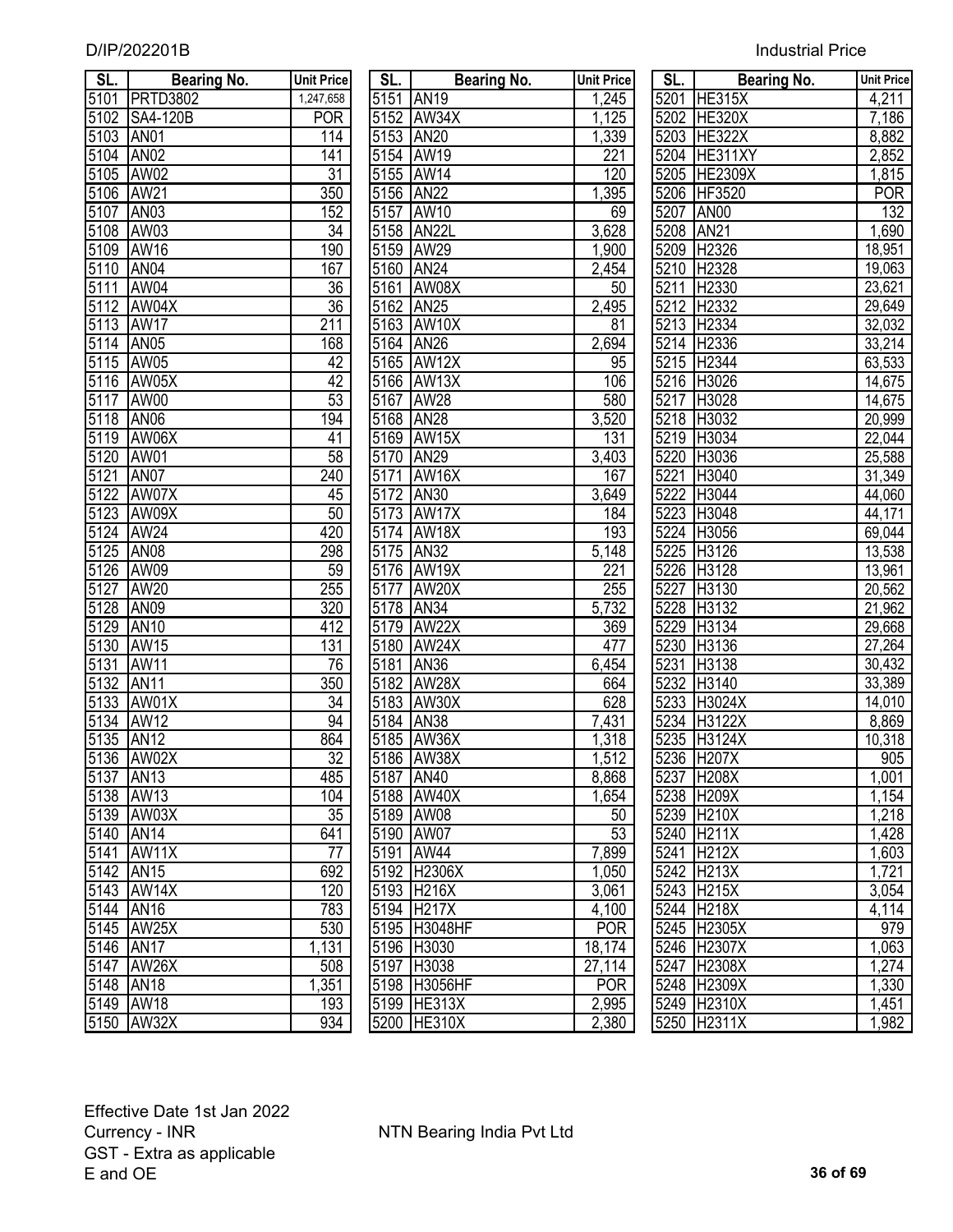| SL. | Bearing No. | Unit Price | SL. | Bearing No. | Unit Price | SL. | Bearing No. | Unit Price |
|---|---|---|---|---|---|---|---|---|
| 5101 | PRTD3802 | 1,247,658 | 5151 | AN19 | 1,245 | 5201 | HE315X | 4,211 |
| 5102 | SA4-120B | POR | 5152 | AW34X | 1,125 | 5202 | HE320X | 7,186 |
| 5103 | AN01 | 114 | 5153 | AN20 | 1,339 | 5203 | HE322X | 8,882 |
| 5104 | AN02 | 141 | 5154 | AW19 | 221 | 5204 | HE311XY | 2,852 |
| 5105 | AW02 | 31 | 5155 | AW14 | 120 | 5205 | HE2309X | 1,815 |
| 5106 | AW21 | 350 | 5156 | AN22 | 1,395 | 5206 | HF3520 | POR |
| 5107 | AN03 | 152 | 5157 | AW10 | 69 | 5207 | AN00 | 132 |
| 5108 | AW03 | 34 | 5158 | AN22L | 3,628 | 5208 | AN21 | 1,690 |
| 5109 | AW16 | 190 | 5159 | AW29 | 1,900 | 5209 | H2326 | 18,951 |
| 5110 | AN04 | 167 | 5160 | AN24 | 2,454 | 5210 | H2328 | 19,063 |
| 5111 | AW04 | 36 | 5161 | AW08X | 50 | 5211 | H2330 | 23,621 |
| 5112 | AW04X | 36 | 5162 | AN25 | 2,495 | 5212 | H2332 | 29,649 |
| 5113 | AW17 | 211 | 5163 | AW10X | 81 | 5213 | H2334 | 32,032 |
| 5114 | AN05 | 168 | 5164 | AN26 | 2,694 | 5214 | H2336 | 33,214 |
| 5115 | AW05 | 42 | 5165 | AW12X | 95 | 5215 | H2344 | 63,533 |
| 5116 | AW05X | 42 | 5166 | AW13X | 106 | 5216 | H3026 | 14,675 |
| 5117 | AW00 | 53 | 5167 | AW28 | 580 | 5217 | H3028 | 14,675 |
| 5118 | AN06 | 194 | 5168 | AN28 | 3,520 | 5218 | H3032 | 20,999 |
| 5119 | AW06X | 41 | 5169 | AW15X | 131 | 5219 | H3034 | 22,044 |
| 5120 | AW01 | 58 | 5170 | AN29 | 3,403 | 5220 | H3036 | 25,588 |
| 5121 | AN07 | 240 | 5171 | AW16X | 167 | 5221 | H3040 | 31,349 |
| 5122 | AW07X | 45 | 5172 | AN30 | 3,649 | 5222 | H3044 | 44,060 |
| 5123 | AW09X | 50 | 5173 | AW17X | 184 | 5223 | H3048 | 44,171 |
| 5124 | AW24 | 420 | 5174 | AW18X | 193 | 5224 | H3056 | 69,044 |
| 5125 | AN08 | 298 | 5175 | AN32 | 5,148 | 5225 | H3126 | 13,538 |
| 5126 | AW09 | 59 | 5176 | AW19X | 221 | 5226 | H3128 | 13,961 |
| 5127 | AW20 | 255 | 5177 | AW20X | 255 | 5227 | H3130 | 20,562 |
| 5128 | AN09 | 320 | 5178 | AN34 | 5,732 | 5228 | H3132 | 21,962 |
| 5129 | AN10 | 412 | 5179 | AW22X | 369 | 5229 | H3134 | 29,668 |
| 5130 | AW15 | 131 | 5180 | AW24X | 477 | 5230 | H3136 | 27,264 |
| 5131 | AW11 | 76 | 5181 | AN36 | 6,454 | 5231 | H3138 | 30,432 |
| 5132 | AN11 | 350 | 5182 | AW28X | 664 | 5232 | H3140 | 33,389 |
| 5133 | AW01X | 34 | 5183 | AW30X | 628 | 5233 | H3024X | 14,010 |
| 5134 | AW12 | 94 | 5184 | AN38 | 7,431 | 5234 | H3122X | 8,869 |
| 5135 | AN12 | 864 | 5185 | AW36X | 1,318 | 5235 | H3124X | 10,318 |
| 5136 | AW02X | 32 | 5186 | AW38X | 1,512 | 5236 | H207X | 905 |
| 5137 | AN13 | 485 | 5187 | AN40 | 8,868 | 5237 | H208X | 1,001 |
| 5138 | AW13 | 104 | 5188 | AW40X | 1,654 | 5238 | H209X | 1,154 |
| 5139 | AW03X | 35 | 5189 | AW08 | 50 | 5239 | H210X | 1,218 |
| 5140 | AN14 | 641 | 5190 | AW07 | 53 | 5240 | H211X | 1,428 |
| 5141 | AW11X | 77 | 5191 | AW44 | 7,899 | 5241 | H212X | 1,603 |
| 5142 | AN15 | 692 | 5192 | H2306X | 1,050 | 5242 | H213X | 1,721 |
| 5143 | AW14X | 120 | 5193 | H216X | 3,061 | 5243 | H215X | 3,054 |
| 5144 | AN16 | 783 | 5194 | H217X | 4,100 | 5244 | H218X | 4,114 |
| 5145 | AW25X | 530 | 5195 | H3048HF | POR | 5245 | H2305X | 979 |
| 5146 | AN17 | 1,131 | 5196 | H3030 | 18,174 | 5246 | H2307X | 1,063 |
| 5147 | AW26X | 508 | 5197 | H3038 | 27,114 | 5247 | H2308X | 1,274 |
| 5148 | AN18 | 1,351 | 5198 | H3056HF | POR | 5248 | H2309X | 1,330 |
| 5149 | AW18 | 193 | 5199 | HE313X | 2,995 | 5249 | H2310X | 1,451 |
| 5150 | AW32X | 934 | 5200 | HE310X | 2,380 | 5250 | H2311X | 1,982 |

Effective Date 1st Jan 2022
Currency - INR
GST - Extra as applicable
E and OE

NTN Bearing India Pvt Ltd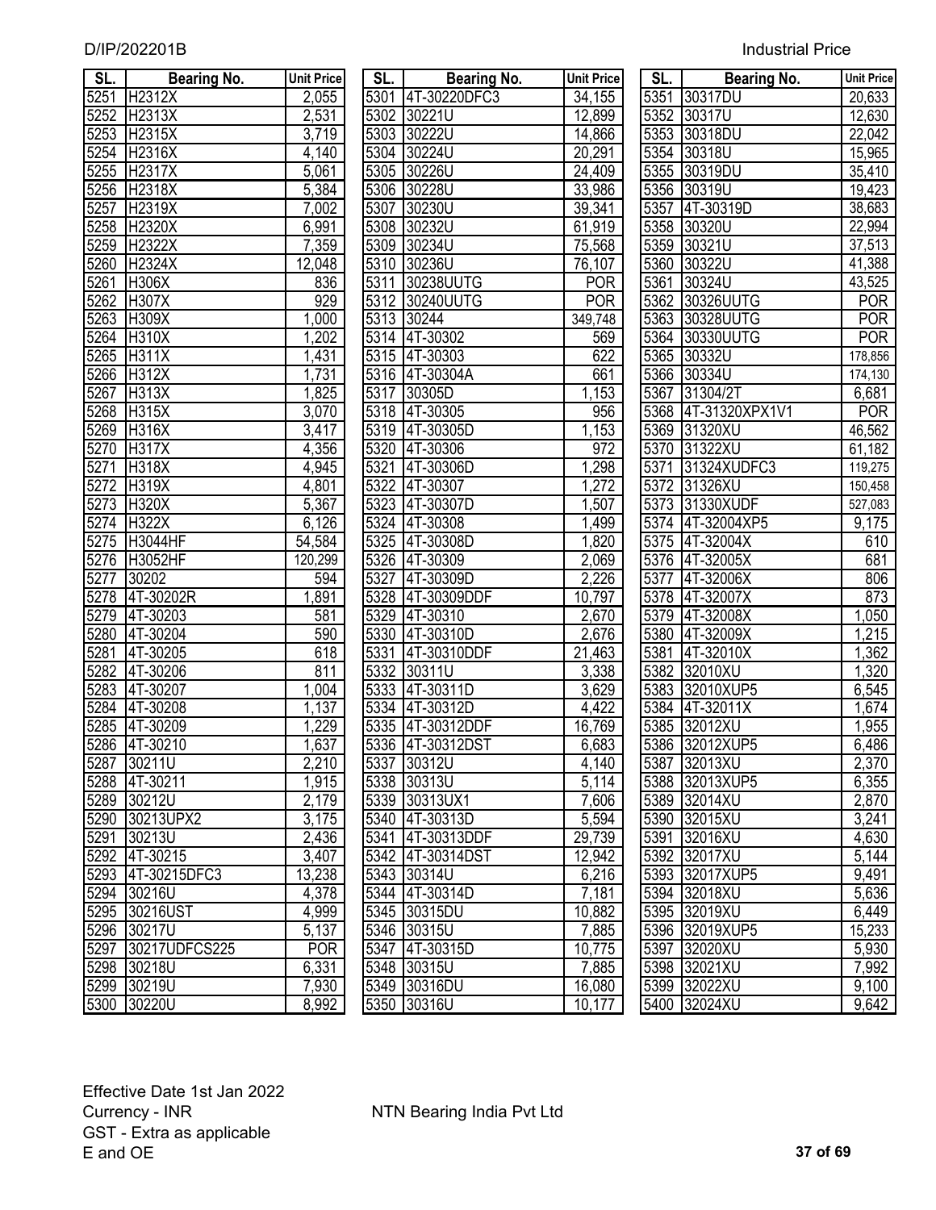| SL. | Bearing No. | Unit Price |
|---|---|---|
| 5251 | H2312X | 2,055 |
| 5252 | H2313X | 2,531 |
| 5253 | H2315X | 3,719 |
| 5254 | H2316X | 4,140 |
| 5255 | H2317X | 5,061 |
| 5256 | H2318X | 5,384 |
| 5257 | H2319X | 7,002 |
| 5258 | H2320X | 6,991 |
| 5259 | H2322X | 7,359 |
| 5260 | H2324X | 12,048 |
| 5261 | H306X | 836 |
| 5262 | H307X | 929 |
| 5263 | H309X | 1,000 |
| 5264 | H310X | 1,202 |
| 5265 | H311X | 1,431 |
| 5266 | H312X | 1,731 |
| 5267 | H313X | 1,825 |
| 5268 | H315X | 3,070 |
| 5269 | H316X | 3,417 |
| 5270 | H317X | 4,356 |
| 5271 | H318X | 4,945 |
| 5272 | H319X | 4,801 |
| 5273 | H320X | 5,367 |
| 5274 | H322X | 6,126 |
| 5275 | H3044HF | 54,584 |
| 5276 | H3052HF | 120,299 |
| 5277 | 30202 | 594 |
| 5278 | 4T-30202R | 1,891 |
| 5279 | 4T-30203 | 581 |
| 5280 | 4T-30204 | 590 |
| 5281 | 4T-30205 | 618 |
| 5282 | 4T-30206 | 811 |
| 5283 | 4T-30207 | 1,004 |
| 5284 | 4T-30208 | 1,137 |
| 5285 | 4T-30209 | 1,229 |
| 5286 | 4T-30210 | 1,637 |
| 5287 | 30211U | 2,210 |
| 5288 | 4T-30211 | 1,915 |
| 5289 | 30212U | 2,179 |
| 5290 | 30213UPX2 | 3,175 |
| 5291 | 30213U | 2,436 |
| 5292 | 4T-30215 | 3,407 |
| 5293 | 4T-30215DFC3 | 13,238 |
| 5294 | 30216U | 4,378 |
| 5295 | 30216UST | 4,999 |
| 5296 | 30217U | 5,137 |
| 5297 | 30217UDFCS225 | POR |
| 5298 | 30218U | 6,331 |
| 5299 | 30219U | 7,930 |
| 5300 | 30220U | 8,992 |
| 5301 | 4T-30220DFC3 | 34,155 |
| 5302 | 30221U | 12,899 |
| 5303 | 30222U | 14,866 |
| 5304 | 30224U | 20,291 |
| 5305 | 30226U | 24,409 |
| 5306 | 30228U | 33,986 |
| 5307 | 30230U | 39,341 |
| 5308 | 30232U | 61,919 |
| 5309 | 30234U | 75,568 |
| 5310 | 30236U | 76,107 |
| 5311 | 30238UUTG | POR |
| 5312 | 30240UUTG | POR |
| 5313 | 30244 | 349,748 |
| 5314 | 4T-30302 | 569 |
| 5315 | 4T-30303 | 622 |
| 5316 | 4T-30304A | 661 |
| 5317 | 30305D | 1,153 |
| 5318 | 4T-30305 | 956 |
| 5319 | 4T-30305D | 1,153 |
| 5320 | 4T-30306 | 972 |
| 5321 | 4T-30306D | 1,298 |
| 5322 | 4T-30307 | 1,272 |
| 5323 | 4T-30307D | 1,507 |
| 5324 | 4T-30308 | 1,499 |
| 5325 | 4T-30308D | 1,820 |
| 5326 | 4T-30309 | 2,069 |
| 5327 | 4T-30309D | 2,226 |
| 5328 | 4T-30309DDF | 10,797 |
| 5329 | 4T-30310 | 2,670 |
| 5330 | 4T-30310D | 2,676 |
| 5331 | 4T-30310DDF | 21,463 |
| 5332 | 30311U | 3,338 |
| 5333 | 4T-30311D | 3,629 |
| 5334 | 4T-30312D | 4,422 |
| 5335 | 4T-30312DDF | 16,769 |
| 5336 | 4T-30312DST | 6,683 |
| 5337 | 30312U | 4,140 |
| 5338 | 30313U | 5,114 |
| 5339 | 30313UX1 | 7,606 |
| 5340 | 4T-30313D | 5,594 |
| 5341 | 4T-30313DDF | 29,739 |
| 5342 | 4T-30314DST | 12,942 |
| 5343 | 30314U | 6,216 |
| 5344 | 4T-30314D | 7,181 |
| 5345 | 30315DU | 10,882 |
| 5346 | 30315U | 7,885 |
| 5347 | 4T-30315D | 10,775 |
| 5348 | 30315U | 7,885 |
| 5349 | 30316DU | 16,080 |
| 5350 | 30316U | 10,177 |
| 5351 | 30317DU | 20,633 |
| 5352 | 30317U | 12,630 |
| 5353 | 30318DU | 22,042 |
| 5354 | 30318U | 15,965 |
| 5355 | 30319DU | 35,410 |
| 5356 | 30319U | 19,423 |
| 5357 | 4T-30319D | 38,683 |
| 5358 | 30320U | 22,994 |
| 5359 | 30321U | 37,513 |
| 5360 | 30322U | 41,388 |
| 5361 | 30324U | 43,525 |
| 5362 | 30326UUTG | POR |
| 5363 | 30328UUTG | POR |
| 5364 | 30330UUTG | POR |
| 5365 | 30332U | 178,856 |
| 5366 | 30334U | 174,130 |
| 5367 | 31304/2T | 6,681 |
| 5368 | 4T-31320XPX1V1 | POR |
| 5369 | 31320XU | 46,562 |
| 5370 | 31322XU | 61,182 |
| 5371 | 31324XUDFC3 | 119,275 |
| 5372 | 31326XU | 150,458 |
| 5373 | 31330XUDF | 527,083 |
| 5374 | 4T-32004XP5 | 9,175 |
| 5375 | 4T-32004X | 610 |
| 5376 | 4T-32005X | 681 |
| 5377 | 4T-32006X | 806 |
| 5378 | 4T-32007X | 873 |
| 5379 | 4T-32008X | 1,050 |
| 5380 | 4T-32009X | 1,215 |
| 5381 | 4T-32010X | 1,362 |
| 5382 | 32010XU | 1,320 |
| 5383 | 32010XUP5 | 6,545 |
| 5384 | 4T-32011X | 1,674 |
| 5385 | 32012XU | 1,955 |
| 5386 | 32012XUP5 | 6,486 |
| 5387 | 32013XU | 2,370 |
| 5388 | 32013XUP5 | 6,355 |
| 5389 | 32014XU | 2,870 |
| 5390 | 32015XU | 3,241 |
| 5391 | 32016XU | 4,630 |
| 5392 | 32017XU | 5,144 |
| 5393 | 32017XUP5 | 9,491 |
| 5394 | 32018XU | 5,636 |
| 5395 | 32019XU | 6,449 |
| 5396 | 32019XUP5 | 15,233 |
| 5397 | 32020XU | 5,930 |
| 5398 | 32021XU | 7,992 |
| 5399 | 32022XU | 9,100 |
| 5400 | 32024XU | 9,642 |

Effective Date 1st Jan 2022
Currency - INR
GST - Extra as applicable
E and OE

NTN Bearing India Pvt Ltd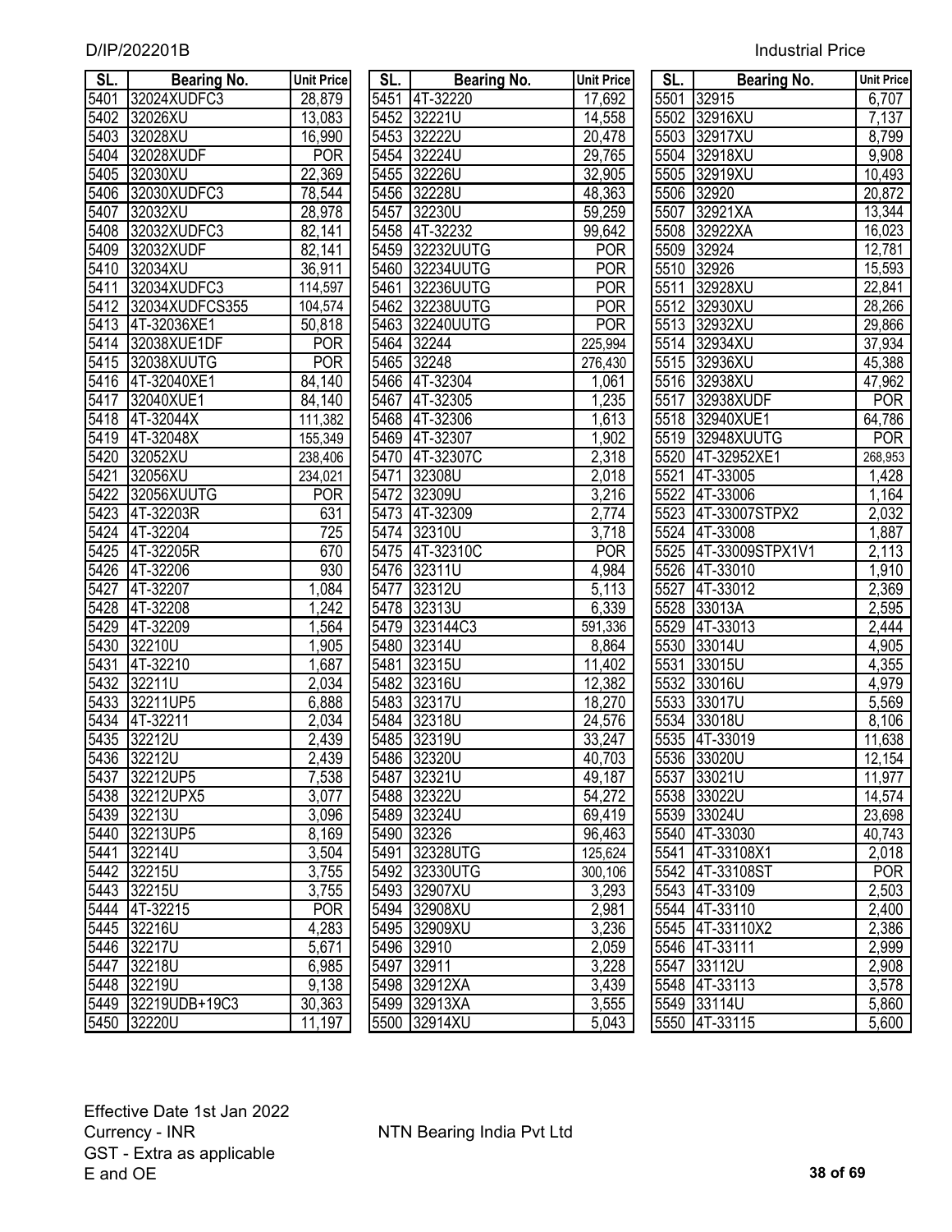| SL. | Bearing No. | Unit Price |
|---|---|---|
| 5401 | 32024XUDFC3 | 28,879 |
| 5402 | 32026XU | 13,083 |
| 5403 | 32028XU | 16,990 |
| 5404 | 32028XUDF | POR |
| 5405 | 32030XU | 22,369 |
| 5406 | 32030XUDFC3 | 78,544 |
| 5407 | 32032XU | 28,978 |
| 5408 | 32032XUDFC3 | 82,141 |
| 5409 | 32032XUDF | 82,141 |
| 5410 | 32034XU | 36,911 |
| 5411 | 32034XUDFC3 | 114,597 |
| 5412 | 32034XUDFCS355 | 104,574 |
| 5413 | 4T-32036XE1 | 50,818 |
| 5414 | 32038XUE1DF | POR |
| 5415 | 32038XUUTG | POR |
| 5416 | 4T-32040XE1 | 84,140 |
| 5417 | 32040XUE1 | 84,140 |
| 5418 | 4T-32044X | 111,382 |
| 5419 | 4T-32048X | 155,349 |
| 5420 | 32052XU | 238,406 |
| 5421 | 32056XU | 234,021 |
| 5422 | 32056XUUTG | POR |
| 5423 | 4T-32203R | 631 |
| 5424 | 4T-32204 | 725 |
| 5425 | 4T-32205R | 670 |
| 5426 | 4T-32206 | 930 |
| 5427 | 4T-32207 | 1,084 |
| 5428 | 4T-32208 | 1,242 |
| 5429 | 4T-32209 | 1,564 |
| 5430 | 32210U | 1,905 |
| 5431 | 4T-32210 | 1,687 |
| 5432 | 32211U | 2,034 |
| 5433 | 32211UP5 | 6,888 |
| 5434 | 4T-32211 | 2,034 |
| 5435 | 32212U | 2,439 |
| 5436 | 32212U | 2,439 |
| 5437 | 32212UP5 | 7,538 |
| 5438 | 32212UPX5 | 3,077 |
| 5439 | 32213U | 3,096 |
| 5440 | 32213UP5 | 8,169 |
| 5441 | 32214U | 3,504 |
| 5442 | 32215U | 3,755 |
| 5443 | 32215U | 3,755 |
| 5444 | 4T-32215 | POR |
| 5445 | 32216U | 4,283 |
| 5446 | 32217U | 5,671 |
| 5447 | 32218U | 6,985 |
| 5448 | 32219U | 9,138 |
| 5449 | 32219UDB+19C3 | 30,363 |
| 5450 | 32220U | 11,197 |
| 5451 | 4T-32220 | 17,692 |
| 5452 | 32221U | 14,558 |
| 5453 | 32222U | 20,478 |
| 5454 | 32224U | 29,765 |
| 5455 | 32226U | 32,905 |
| 5456 | 32228U | 48,363 |
| 5457 | 32230U | 59,259 |
| 5458 | 4T-32232 | 99,642 |
| 5459 | 32232UUTG | POR |
| 5460 | 32234UUTG | POR |
| 5461 | 32236UUTG | POR |
| 5462 | 32238UUTG | POR |
| 5463 | 32240UUTG | POR |
| 5464 | 32244 | 225,994 |
| 5465 | 32248 | 276,430 |
| 5466 | 4T-32304 | 1,061 |
| 5467 | 4T-32305 | 1,235 |
| 5468 | 4T-32306 | 1,613 |
| 5469 | 4T-32307 | 1,902 |
| 5470 | 4T-32307C | 2,318 |
| 5471 | 32308U | 2,018 |
| 5472 | 32309U | 3,216 |
| 5473 | 4T-32309 | 2,774 |
| 5474 | 32310U | 3,718 |
| 5475 | 4T-32310C | POR |
| 5476 | 32311U | 4,984 |
| 5477 | 32312U | 5,113 |
| 5478 | 32313U | 6,339 |
| 5479 | 323144C3 | 591,336 |
| 5480 | 32314U | 8,864 |
| 5481 | 32315U | 11,402 |
| 5482 | 32316U | 12,382 |
| 5483 | 32317U | 18,270 |
| 5484 | 32318U | 24,576 |
| 5485 | 32319U | 33,247 |
| 5486 | 32320U | 40,703 |
| 5487 | 32321U | 49,187 |
| 5488 | 32322U | 54,272 |
| 5489 | 32324U | 69,419 |
| 5490 | 32326 | 96,463 |
| 5491 | 32328UTG | 125,624 |
| 5492 | 32330UTG | 300,106 |
| 5493 | 32907XU | 3,293 |
| 5494 | 32908XU | 2,981 |
| 5495 | 32909XU | 3,236 |
| 5496 | 32910 | 2,059 |
| 5497 | 32911 | 3,228 |
| 5498 | 32912XA | 3,439 |
| 5499 | 32913XA | 3,555 |
| 5500 | 32914XU | 5,043 |
| 5501 | 32915 | 6,707 |
| 5502 | 32916XU | 7,137 |
| 5503 | 32917XU | 8,799 |
| 5504 | 32918XU | 9,908 |
| 5505 | 32919XU | 10,493 |
| 5506 | 32920 | 20,872 |
| 5507 | 32921XA | 13,344 |
| 5508 | 32922XA | 16,023 |
| 5509 | 32924 | 12,781 |
| 5510 | 32926 | 15,593 |
| 5511 | 32928XU | 22,841 |
| 5512 | 32930XU | 28,266 |
| 5513 | 32932XU | 29,866 |
| 5514 | 32934XU | 37,934 |
| 5515 | 32936XU | 45,388 |
| 5516 | 32938XU | 47,962 |
| 5517 | 32938XUDF | POR |
| 5518 | 32940XUE1 | 64,786 |
| 5519 | 32948XUUTG | POR |
| 5520 | 4T-32952XE1 | 268,953 |
| 5521 | 4T-33005 | 1,428 |
| 5522 | 4T-33006 | 1,164 |
| 5523 | 4T-33007STPX2 | 2,032 |
| 5524 | 4T-33008 | 1,887 |
| 5525 | 4T-33009STPX1V1 | 2,113 |
| 5526 | 4T-33010 | 1,910 |
| 5527 | 4T-33012 | 2,369 |
| 5528 | 33013A | 2,595 |
| 5529 | 4T-33013 | 2,444 |
| 5530 | 33014U | 4,905 |
| 5531 | 33015U | 4,355 |
| 5532 | 33016U | 4,979 |
| 5533 | 33017U | 5,569 |
| 5534 | 33018U | 8,106 |
| 5535 | 4T-33019 | 11,638 |
| 5536 | 33020U | 12,154 |
| 5537 | 33021U | 11,977 |
| 5538 | 33022U | 14,574 |
| 5539 | 33024U | 23,698 |
| 5540 | 4T-33030 | 40,743 |
| 5541 | 4T-33108X1 | 2,018 |
| 5542 | 4T-33108ST | POR |
| 5543 | 4T-33109 | 2,503 |
| 5544 | 4T-33110 | 2,400 |
| 5545 | 4T-33110X2 | 2,386 |
| 5546 | 4T-33111 | 2,999 |
| 5547 | 33112U | 2,908 |
| 5548 | 4T-33113 | 3,578 |
| 5549 | 33114U | 5,860 |
| 5550 | 4T-33115 | 5,600 |

Effective Date 1st Jan 2022
Currency - INR
GST - Extra as applicable
E and OE

NTN Bearing India Pvt Ltd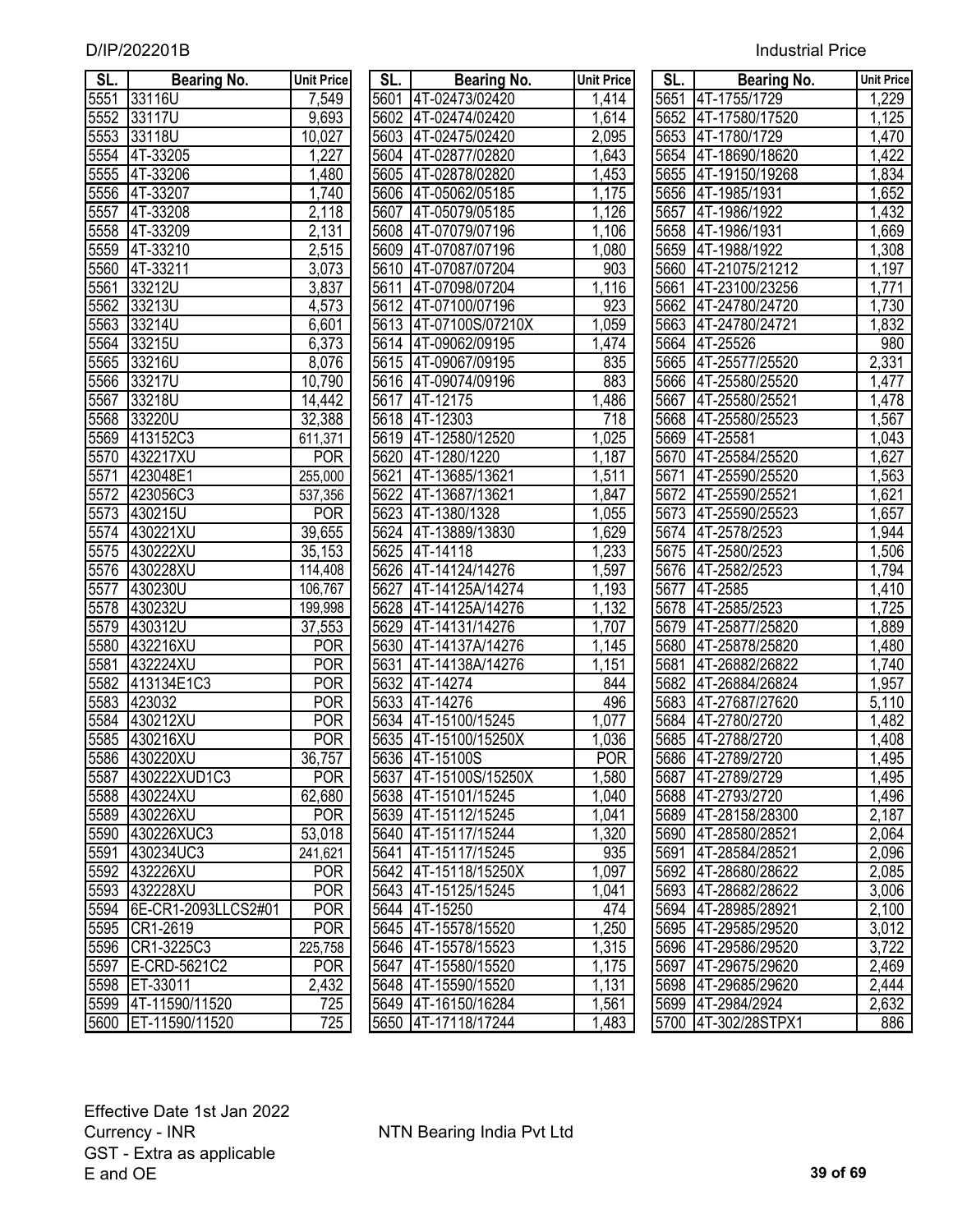D/IP/202201B

Industrial Price

| SL. | Bearing No. | Unit Price |
|---|---|---|
| 5551 | 33116U | 7,549 |
| 5552 | 33117U | 9,693 |
| 5553 | 33118U | 10,027 |
| 5554 | 4T-33205 | 1,227 |
| 5555 | 4T-33206 | 1,480 |
| 5556 | 4T-33207 | 1,740 |
| 5557 | 4T-33208 | 2,118 |
| 5558 | 4T-33209 | 2,131 |
| 5559 | 4T-33210 | 2,515 |
| 5560 | 4T-33211 | 3,073 |
| 5561 | 33212U | 3,837 |
| 5562 | 33213U | 4,573 |
| 5563 | 33214U | 6,601 |
| 5564 | 33215U | 6,373 |
| 5565 | 33216U | 8,076 |
| 5566 | 33217U | 10,790 |
| 5567 | 33218U | 14,442 |
| 5568 | 33220U | 32,388 |
| 5569 | 413152C3 | 611,371 |
| 5570 | 432217XU | POR |
| 5571 | 423048E1 | 255,000 |
| 5572 | 423056C3 | 537,356 |
| 5573 | 430215U | POR |
| 5574 | 430221XU | 39,655 |
| 5575 | 430222XU | 35,153 |
| 5576 | 430228XU | 114,408 |
| 5577 | 430230U | 106,767 |
| 5578 | 430232U | 199,998 |
| 5579 | 430312U | 37,553 |
| 5580 | 432216XU | POR |
| 5581 | 432224XU | POR |
| 5582 | 413134E1C3 | POR |
| 5583 | 423032 | POR |
| 5584 | 430212XU | POR |
| 5585 | 430216XU | POR |
| 5586 | 430220XU | 36,757 |
| 5587 | 430222XUD1C3 | POR |
| 5588 | 430224XU | 62,680 |
| 5589 | 430226XU | POR |
| 5590 | 430226XUC3 | 53,018 |
| 5591 | 430234UC3 | 241,621 |
| 5592 | 432226XU | POR |
| 5593 | 432228XU | POR |
| 5594 | 6E-CR1-2093LLCS2#01 | POR |
| 5595 | CR1-2619 | POR |
| 5596 | CR1-3225C3 | 225,758 |
| 5597 | E-CRD-5621C2 | POR |
| 5598 | ET-33011 | 2,432 |
| 5599 | 4T-11590/11520 | 725 |
| 5600 | ET-11590/11520 | 725 |
| 5601 | 4T-02473/02420 | 1,414 |
| 5602 | 4T-02474/02420 | 1,614 |
| 5603 | 4T-02475/02420 | 2,095 |
| 5604 | 4T-02877/02820 | 1,643 |
| 5605 | 4T-02878/02820 | 1,453 |
| 5606 | 4T-05062/05185 | 1,175 |
| 5607 | 4T-05079/05185 | 1,126 |
| 5608 | 4T-07079/07196 | 1,106 |
| 5609 | 4T-07087/07196 | 1,080 |
| 5610 | 4T-07087/07204 | 903 |
| 5611 | 4T-07098/07204 | 1,116 |
| 5612 | 4T-07100/07196 | 923 |
| 5613 | 4T-07100S/07210X | 1,059 |
| 5614 | 4T-09062/09195 | 1,474 |
| 5615 | 4T-09067/09195 | 835 |
| 5616 | 4T-09074/09196 | 883 |
| 5617 | 4T-12175 | 1,486 |
| 5618 | 4T-12303 | 718 |
| 5619 | 4T-12580/12520 | 1,025 |
| 5620 | 4T-1280/1220 | 1,187 |
| 5621 | 4T-13685/13621 | 1,511 |
| 5622 | 4T-13687/13621 | 1,847 |
| 5623 | 4T-1380/1328 | 1,055 |
| 5624 | 4T-13889/13830 | 1,629 |
| 5625 | 4T-14118 | 1,233 |
| 5626 | 4T-14124/14276 | 1,597 |
| 5627 | 4T-14125A/14274 | 1,193 |
| 5628 | 4T-14125A/14276 | 1,132 |
| 5629 | 4T-14131/14276 | 1,707 |
| 5630 | 4T-14137A/14276 | 1,145 |
| 5631 | 4T-14138A/14276 | 1,151 |
| 5632 | 4T-14274 | 844 |
| 5633 | 4T-14276 | 496 |
| 5634 | 4T-15100/15245 | 1,077 |
| 5635 | 4T-15100/15250X | 1,036 |
| 5636 | 4T-15100S | POR |
| 5637 | 4T-15100S/15250X | 1,580 |
| 5638 | 4T-15101/15245 | 1,040 |
| 5639 | 4T-15112/15245 | 1,041 |
| 5640 | 4T-15117/15244 | 1,320 |
| 5641 | 4T-15117/15245 | 935 |
| 5642 | 4T-15118/15250X | 1,097 |
| 5643 | 4T-15125/15245 | 1,041 |
| 5644 | 4T-15250 | 474 |
| 5645 | 4T-15578/15520 | 1,250 |
| 5646 | 4T-15578/15523 | 1,315 |
| 5647 | 4T-15580/15520 | 1,175 |
| 5648 | 4T-15590/15520 | 1,131 |
| 5649 | 4T-16150/16284 | 1,561 |
| 5650 | 4T-17118/17244 | 1,483 |
| 5651 | 4T-1755/1729 | 1,229 |
| 5652 | 4T-17580/17520 | 1,125 |
| 5653 | 4T-1780/1729 | 1,470 |
| 5654 | 4T-18690/18620 | 1,422 |
| 5655 | 4T-19150/19268 | 1,834 |
| 5656 | 4T-1985/1931 | 1,652 |
| 5657 | 4T-1986/1922 | 1,432 |
| 5658 | 4T-1986/1931 | 1,669 |
| 5659 | 4T-1988/1922 | 1,308 |
| 5660 | 4T-21075/21212 | 1,197 |
| 5661 | 4T-23100/23256 | 1,771 |
| 5662 | 4T-24780/24720 | 1,730 |
| 5663 | 4T-24780/24721 | 1,832 |
| 5664 | 4T-25526 | 980 |
| 5665 | 4T-25577/25520 | 2,331 |
| 5666 | 4T-25580/25520 | 1,477 |
| 5667 | 4T-25580/25521 | 1,478 |
| 5668 | 4T-25580/25523 | 1,567 |
| 5669 | 4T-25581 | 1,043 |
| 5670 | 4T-25584/25520 | 1,627 |
| 5671 | 4T-25590/25520 | 1,563 |
| 5672 | 4T-25590/25521 | 1,621 |
| 5673 | 4T-25590/25523 | 1,657 |
| 5674 | 4T-2578/2523 | 1,944 |
| 5675 | 4T-2580/2523 | 1,506 |
| 5676 | 4T-2582/2523 | 1,794 |
| 5677 | 4T-2585 | 1,410 |
| 5678 | 4T-2585/2523 | 1,725 |
| 5679 | 4T-25877/25820 | 1,889 |
| 5680 | 4T-25878/25820 | 1,480 |
| 5681 | 4T-26882/26822 | 1,740 |
| 5682 | 4T-26884/26824 | 1,957 |
| 5683 | 4T-27687/27620 | 5,110 |
| 5684 | 4T-2780/2720 | 1,482 |
| 5685 | 4T-2788/2720 | 1,408 |
| 5686 | 4T-2789/2720 | 1,495 |
| 5687 | 4T-2789/2729 | 1,495 |
| 5688 | 4T-2793/2720 | 1,496 |
| 5689 | 4T-28158/28300 | 2,187 |
| 5690 | 4T-28580/28521 | 2,064 |
| 5691 | 4T-28584/28521 | 2,096 |
| 5692 | 4T-28680/28622 | 2,085 |
| 5693 | 4T-28682/28622 | 3,006 |
| 5694 | 4T-28985/28921 | 2,100 |
| 5695 | 4T-29585/29520 | 3,012 |
| 5696 | 4T-29586/29520 | 3,722 |
| 5697 | 4T-29675/29620 | 2,469 |
| 5698 | 4T-29685/29620 | 2,444 |
| 5699 | 4T-2984/2924 | 2,632 |
| 5700 | 4T-302/28STPX1 | 886 |

Effective Date 1st Jan 2022
Currency - INR
GST - Extra as applicable
E and OE

NTN Bearing India Pvt Ltd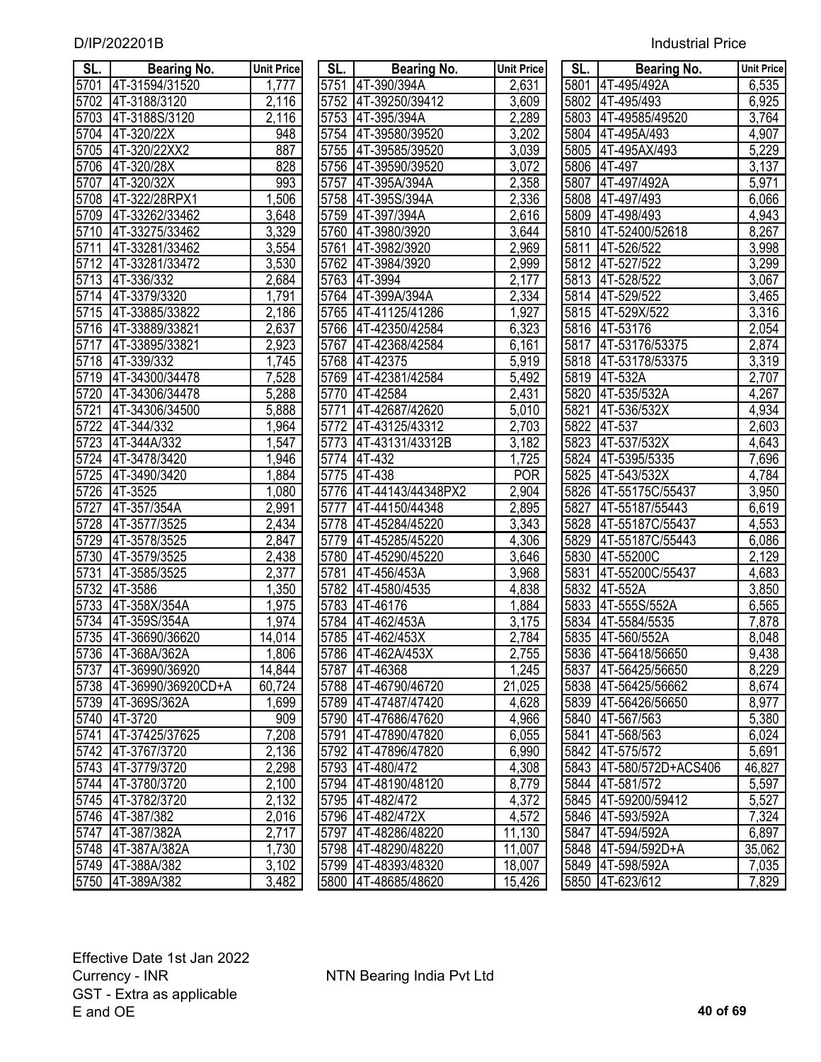| SL. | Bearing No. | Unit Price |
|---|---|---|
| 5701 | 4T-31594/31520 | 1,777 |
| 5702 | 4T-3188/3120 | 2,116 |
| 5703 | 4T-3188S/3120 | 2,116 |
| 5704 | 4T-320/22X | 948 |
| 5705 | 4T-320/22XX2 | 887 |
| 5706 | 4T-320/28X | 828 |
| 5707 | 4T-320/32X | 993 |
| 5708 | 4T-322/28RPX1 | 1,506 |
| 5709 | 4T-33262/33462 | 3,648 |
| 5710 | 4T-33275/33462 | 3,329 |
| 5711 | 4T-33281/33462 | 3,554 |
| 5712 | 4T-33281/33472 | 3,530 |
| 5713 | 4T-336/332 | 2,684 |
| 5714 | 4T-3379/3320 | 1,791 |
| 5715 | 4T-33885/33822 | 2,186 |
| 5716 | 4T-33889/33821 | 2,637 |
| 5717 | 4T-33895/33821 | 2,923 |
| 5718 | 4T-339/332 | 1,745 |
| 5719 | 4T-34300/34478 | 7,528 |
| 5720 | 4T-34306/34478 | 5,288 |
| 5721 | 4T-34306/34500 | 5,888 |
| 5722 | 4T-344/332 | 1,964 |
| 5723 | 4T-344A/332 | 1,547 |
| 5724 | 4T-3478/3420 | 1,946 |
| 5725 | 4T-3490/3420 | 1,884 |
| 5726 | 4T-3525 | 1,080 |
| 5727 | 4T-357/354A | 2,991 |
| 5728 | 4T-3577/3525 | 2,434 |
| 5729 | 4T-3578/3525 | 2,847 |
| 5730 | 4T-3579/3525 | 2,438 |
| 5731 | 4T-3585/3525 | 2,377 |
| 5732 | 4T-3586 | 1,350 |
| 5733 | 4T-358X/354A | 1,975 |
| 5734 | 4T-359S/354A | 1,974 |
| 5735 | 4T-36690/36620 | 14,014 |
| 5736 | 4T-368A/362A | 1,806 |
| 5737 | 4T-36990/36920 | 14,844 |
| 5738 | 4T-36990/36920CD+A | 60,724 |
| 5739 | 4T-369S/362A | 1,699 |
| 5740 | 4T-3720 | 909 |
| 5741 | 4T-37425/37625 | 7,208 |
| 5742 | 4T-3767/3720 | 2,136 |
| 5743 | 4T-3779/3720 | 2,298 |
| 5744 | 4T-3780/3720 | 2,100 |
| 5745 | 4T-3782/3720 | 2,132 |
| 5746 | 4T-387/382 | 2,016 |
| 5747 | 4T-387/382A | 2,717 |
| 5748 | 4T-387A/382A | 1,730 |
| 5749 | 4T-388A/382 | 3,102 |
| 5750 | 4T-389A/382 | 3,482 |
| 5751 | 4T-390/394A | 2,631 |
| 5752 | 4T-39250/39412 | 3,609 |
| 5753 | 4T-395/394A | 2,289 |
| 5754 | 4T-39580/39520 | 3,202 |
| 5755 | 4T-39585/39520 | 3,039 |
| 5756 | 4T-39590/39520 | 3,072 |
| 5757 | 4T-395A/394A | 2,358 |
| 5758 | 4T-395S/394A | 2,336 |
| 5759 | 4T-397/394A | 2,616 |
| 5760 | 4T-3980/3920 | 3,644 |
| 5761 | 4T-3982/3920 | 2,969 |
| 5762 | 4T-3984/3920 | 2,999 |
| 5763 | 4T-3994 | 2,177 |
| 5764 | 4T-399A/394A | 2,334 |
| 5765 | 4T-41125/41286 | 1,927 |
| 5766 | 4T-42350/42584 | 6,323 |
| 5767 | 4T-42368/42584 | 6,161 |
| 5768 | 4T-42375 | 5,919 |
| 5769 | 4T-42381/42584 | 5,492 |
| 5770 | 4T-42584 | 2,431 |
| 5771 | 4T-42687/42620 | 5,010 |
| 5772 | 4T-43125/43312 | 2,703 |
| 5773 | 4T-43131/43312B | 3,182 |
| 5774 | 4T-432 | 1,725 |
| 5775 | 4T-438 | POR |
| 5776 | 4T-44143/44348PX2 | 2,904 |
| 5777 | 4T-44150/44348 | 2,895 |
| 5778 | 4T-45284/45220 | 3,343 |
| 5779 | 4T-45285/45220 | 4,306 |
| 5780 | 4T-45290/45220 | 3,646 |
| 5781 | 4T-456/453A | 3,968 |
| 5782 | 4T-4580/4535 | 4,838 |
| 5783 | 4T-46176 | 1,884 |
| 5784 | 4T-462/453A | 3,175 |
| 5785 | 4T-462/453X | 2,784 |
| 5786 | 4T-462A/453X | 2,755 |
| 5787 | 4T-46368 | 1,245 |
| 5788 | 4T-46790/46720 | 21,025 |
| 5789 | 4T-47487/47420 | 4,628 |
| 5790 | 4T-47686/47620 | 4,966 |
| 5791 | 4T-47890/47820 | 6,055 |
| 5792 | 4T-47896/47820 | 6,990 |
| 5793 | 4T-480/472 | 4,308 |
| 5794 | 4T-48190/48120 | 8,779 |
| 5795 | 4T-482/472 | 4,372 |
| 5796 | 4T-482/472X | 4,572 |
| 5797 | 4T-48286/48220 | 11,130 |
| 5798 | 4T-48290/48220 | 11,007 |
| 5799 | 4T-48393/48320 | 18,007 |
| 5800 | 4T-48685/48620 | 15,426 |
| 5801 | 4T-495/492A | 6,535 |
| 5802 | 4T-495/493 | 6,925 |
| 5803 | 4T-49585/49520 | 3,764 |
| 5804 | 4T-495A/493 | 4,907 |
| 5805 | 4T-495AX/493 | 5,229 |
| 5806 | 4T-497 | 3,137 |
| 5807 | 4T-497/492A | 5,971 |
| 5808 | 4T-497/493 | 6,066 |
| 5809 | 4T-498/493 | 4,943 |
| 5810 | 4T-52400/52618 | 8,267 |
| 5811 | 4T-526/522 | 3,998 |
| 5812 | 4T-527/522 | 3,299 |
| 5813 | 4T-528/522 | 3,067 |
| 5814 | 4T-529/522 | 3,465 |
| 5815 | 4T-529X/522 | 3,316 |
| 5816 | 4T-53176 | 2,054 |
| 5817 | 4T-53176/53375 | 2,874 |
| 5818 | 4T-53178/53375 | 3,319 |
| 5819 | 4T-532A | 2,707 |
| 5820 | 4T-535/532A | 4,267 |
| 5821 | 4T-536/532X | 4,934 |
| 5822 | 4T-537 | 2,603 |
| 5823 | 4T-537/532X | 4,643 |
| 5824 | 4T-5395/5335 | 7,696 |
| 5825 | 4T-543/532X | 4,784 |
| 5826 | 4T-55175C/55437 | 3,950 |
| 5827 | 4T-55187/55443 | 6,619 |
| 5828 | 4T-55187C/55437 | 4,553 |
| 5829 | 4T-55187C/55443 | 6,086 |
| 5830 | 4T-55200C | 2,129 |
| 5831 | 4T-55200C/55437 | 4,683 |
| 5832 | 4T-552A | 3,850 |
| 5833 | 4T-555S/552A | 6,565 |
| 5834 | 4T-5584/5535 | 7,878 |
| 5835 | 4T-560/552A | 8,048 |
| 5836 | 4T-56418/56650 | 9,438 |
| 5837 | 4T-56425/56650 | 8,229 |
| 5838 | 4T-56425/56662 | 8,674 |
| 5839 | 4T-56426/56650 | 8,977 |
| 5840 | 4T-567/563 | 5,380 |
| 5841 | 4T-568/563 | 6,024 |
| 5842 | 4T-575/572 | 5,691 |
| 5843 | 4T-580/572D+ACS406 | 46,827 |
| 5844 | 4T-581/572 | 5,597 |
| 5845 | 4T-59200/59412 | 5,527 |
| 5846 | 4T-593/592A | 7,324 |
| 5847 | 4T-594/592A | 6,897 |
| 5848 | 4T-594/592D+A | 35,062 |
| 5849 | 4T-598/592A | 7,035 |
| 5850 | 4T-623/612 | 7,829 |

Effective Date 1st Jan 2022
Currency - INR
GST - Extra as applicable
E and OE

NTN Bearing India Pvt Ltd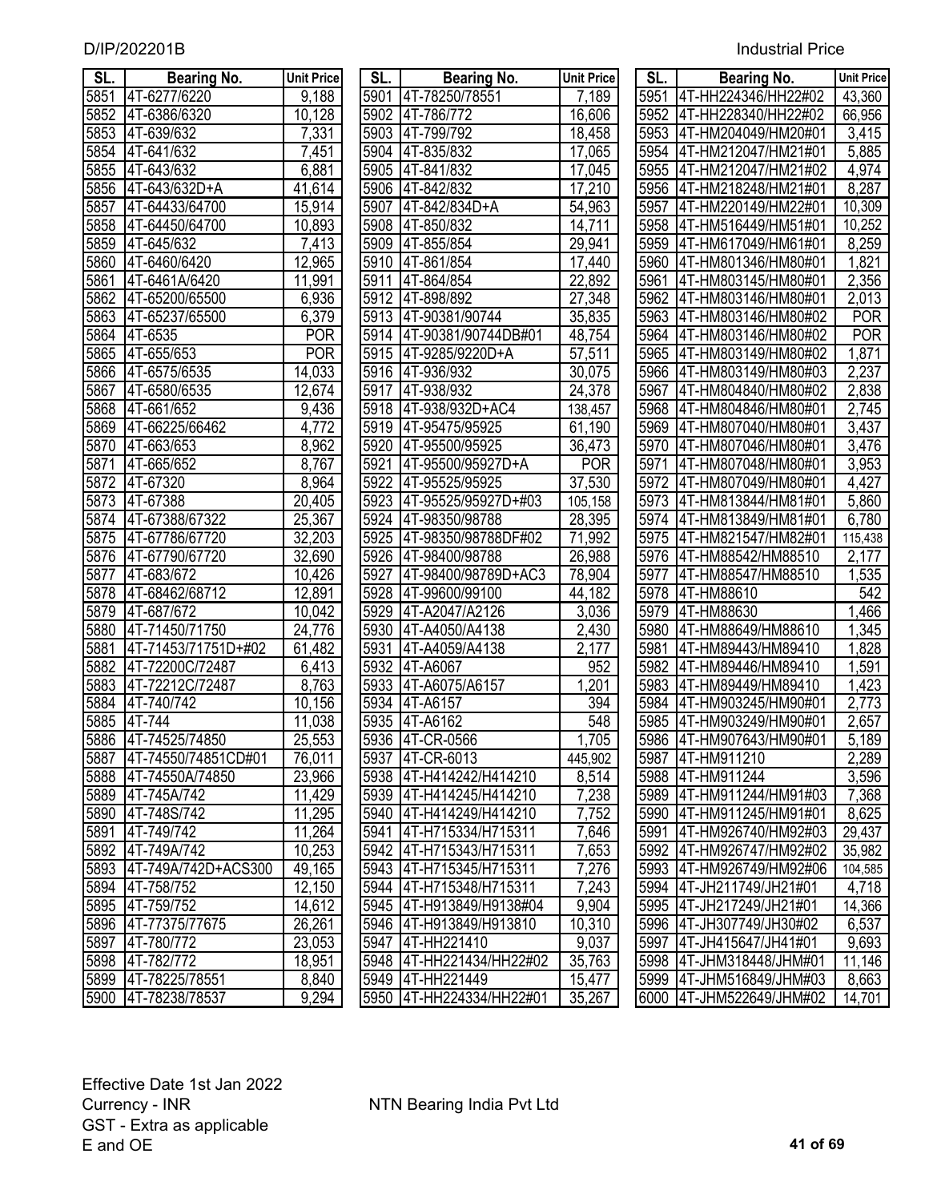D/IP/202201B

Industrial Price

| SL. | Bearing No. | Unit Price |
|---|---|---|
| 5851 | 4T-6277/6220 | 9,188 |
| 5852 | 4T-6386/6320 | 10,128 |
| 5853 | 4T-639/632 | 7,331 |
| 5854 | 4T-641/632 | 7,451 |
| 5855 | 4T-643/632 | 6,881 |
| 5856 | 4T-643/632D+A | 41,614 |
| 5857 | 4T-64433/64700 | 15,914 |
| 5858 | 4T-64450/64700 | 10,893 |
| 5859 | 4T-645/632 | 7,413 |
| 5860 | 4T-6460/6420 | 12,965 |
| 5861 | 4T-6461A/6420 | 11,991 |
| 5862 | 4T-65200/65500 | 6,936 |
| 5863 | 4T-65237/65500 | 6,379 |
| 5864 | 4T-6535 | POR |
| 5865 | 4T-655/653 | POR |
| 5866 | 4T-6575/6535 | 14,033 |
| 5867 | 4T-6580/6535 | 12,674 |
| 5868 | 4T-661/652 | 9,436 |
| 5869 | 4T-66225/66462 | 4,772 |
| 5870 | 4T-663/653 | 8,962 |
| 5871 | 4T-665/652 | 8,767 |
| 5872 | 4T-67320 | 8,964 |
| 5873 | 4T-67388 | 20,405 |
| 5874 | 4T-67388/67322 | 25,367 |
| 5875 | 4T-67786/67720 | 32,203 |
| 5876 | 4T-67790/67720 | 32,690 |
| 5877 | 4T-683/672 | 10,426 |
| 5878 | 4T-68462/68712 | 12,891 |
| 5879 | 4T-687/672 | 10,042 |
| 5880 | 4T-71450/71750 | 24,776 |
| 5881 | 4T-71453/71751D+#02 | 61,482 |
| 5882 | 4T-72200C/72487 | 6,413 |
| 5883 | 4T-72212C/72487 | 8,763 |
| 5884 | 4T-740/742 | 10,156 |
| 5885 | 4T-744 | 11,038 |
| 5886 | 4T-74525/74850 | 25,553 |
| 5887 | 4T-74550/74851CD#01 | 76,011 |
| 5888 | 4T-74550A/74850 | 23,966 |
| 5889 | 4T-745A/742 | 11,429 |
| 5890 | 4T-748S/742 | 11,295 |
| 5891 | 4T-749/742 | 11,264 |
| 5892 | 4T-749A/742 | 10,253 |
| 5893 | 4T-749A/742D+ACS300 | 49,165 |
| 5894 | 4T-758/752 | 12,150 |
| 5895 | 4T-759/752 | 14,612 |
| 5896 | 4T-77375/77675 | 26,261 |
| 5897 | 4T-780/772 | 23,053 |
| 5898 | 4T-782/772 | 18,951 |
| 5899 | 4T-78225/78551 | 8,840 |
| 5900 | 4T-78238/78537 | 9,294 |
| 5901 | 4T-78250/78551 | 7,189 |
| 5902 | 4T-786/772 | 16,606 |
| 5903 | 4T-799/792 | 18,458 |
| 5904 | 4T-835/832 | 17,065 |
| 5905 | 4T-841/832 | 17,045 |
| 5906 | 4T-842/832 | 17,210 |
| 5907 | 4T-842/834D+A | 54,963 |
| 5908 | 4T-850/832 | 14,711 |
| 5909 | 4T-855/854 | 29,941 |
| 5910 | 4T-861/854 | 17,440 |
| 5911 | 4T-864/854 | 22,892 |
| 5912 | 4T-898/892 | 27,348 |
| 5913 | 4T-90381/90744 | 35,835 |
| 5914 | 4T-90381/90744DB#01 | 48,754 |
| 5915 | 4T-9285/9220D+A | 57,511 |
| 5916 | 4T-936/932 | 30,075 |
| 5917 | 4T-938/932 | 24,378 |
| 5918 | 4T-938/932D+AC4 | 138,457 |
| 5919 | 4T-95475/95925 | 61,190 |
| 5920 | 4T-95500/95925 | 36,473 |
| 5921 | 4T-95500/95927D+A | POR |
| 5922 | 4T-95525/95925 | 37,530 |
| 5923 | 4T-95525/95927D+#03 | 105,158 |
| 5924 | 4T-98350/98788 | 28,395 |
| 5925 | 4T-98350/98788DF#02 | 71,992 |
| 5926 | 4T-98400/98788 | 26,988 |
| 5927 | 4T-98400/98789D+AC3 | 78,904 |
| 5928 | 4T-99600/99100 | 44,182 |
| 5929 | 4T-A2047/A2126 | 3,036 |
| 5930 | 4T-A4050/A4138 | 2,430 |
| 5931 | 4T-A4059/A4138 | 2,177 |
| 5932 | 4T-A6067 | 952 |
| 5933 | 4T-A6075/A6157 | 1,201 |
| 5934 | 4T-A6157 | 394 |
| 5935 | 4T-A6162 | 548 |
| 5936 | 4T-CR-0566 | 1,705 |
| 5937 | 4T-CR-6013 | 445,902 |
| 5938 | 4T-H414242/H414210 | 8,514 |
| 5939 | 4T-H414245/H414210 | 7,238 |
| 5940 | 4T-H414249/H414210 | 7,752 |
| 5941 | 4T-H715334/H715311 | 7,646 |
| 5942 | 4T-H715343/H715311 | 7,653 |
| 5943 | 4T-H715345/H715311 | 7,276 |
| 5944 | 4T-H715348/H715311 | 7,243 |
| 5945 | 4T-H913849/H9138#04 | 9,904 |
| 5946 | 4T-H913849/H913810 | 10,310 |
| 5947 | 4T-HH221410 | 9,037 |
| 5948 | 4T-HH221434/HH22#02 | 35,763 |
| 5949 | 4T-HH221449 | 15,477 |
| 5950 | 4T-HH224334/HH22#01 | 35,267 |
| 5951 | 4T-HH224346/HH22#02 | 43,360 |
| 5952 | 4T-HH228340/HH22#02 | 66,956 |
| 5953 | 4T-HM204049/HM20#01 | 3,415 |
| 5954 | 4T-HM212047/HM21#01 | 5,885 |
| 5955 | 4T-HM212047/HM21#02 | 4,974 |
| 5956 | 4T-HM218248/HM21#01 | 8,287 |
| 5957 | 4T-HM220149/HM22#01 | 10,309 |
| 5958 | 4T-HM516449/HM51#01 | 10,252 |
| 5959 | 4T-HM617049/HM61#01 | 8,259 |
| 5960 | 4T-HM801346/HM80#01 | 1,821 |
| 5961 | 4T-HM803145/HM80#01 | 2,356 |
| 5962 | 4T-HM803146/HM80#01 | 2,013 |
| 5963 | 4T-HM803146/HM80#02 | POR |
| 5964 | 4T-HM803146/HM80#02 | POR |
| 5965 | 4T-HM803149/HM80#02 | 1,871 |
| 5966 | 4T-HM803149/HM80#03 | 2,237 |
| 5967 | 4T-HM804840/HM80#02 | 2,838 |
| 5968 | 4T-HM804846/HM80#01 | 2,745 |
| 5969 | 4T-HM807040/HM80#01 | 3,437 |
| 5970 | 4T-HM807046/HM80#01 | 3,476 |
| 5971 | 4T-HM807048/HM80#01 | 3,953 |
| 5972 | 4T-HM807049/HM80#01 | 4,427 |
| 5973 | 4T-HM813844/HM81#01 | 5,860 |
| 5974 | 4T-HM813849/HM81#01 | 6,780 |
| 5975 | 4T-HM821547/HM82#01 | 115,438 |
| 5976 | 4T-HM88542/HM88510 | 2,177 |
| 5977 | 4T-HM88547/HM88510 | 1,535 |
| 5978 | 4T-HM88610 | 542 |
| 5979 | 4T-HM88630 | 1,466 |
| 5980 | 4T-HM88649/HM88610 | 1,345 |
| 5981 | 4T-HM89443/HM89410 | 1,828 |
| 5982 | 4T-HM89446/HM89410 | 1,591 |
| 5983 | 4T-HM89449/HM89410 | 1,423 |
| 5984 | 4T-HM903245/HM90#01 | 2,773 |
| 5985 | 4T-HM903249/HM90#01 | 2,657 |
| 5986 | 4T-HM907643/HM90#01 | 5,189 |
| 5987 | 4T-HM911210 | 2,289 |
| 5988 | 4T-HM911244 | 3,596 |
| 5989 | 4T-HM911244/HM91#03 | 7,368 |
| 5990 | 4T-HM911245/HM91#01 | 8,625 |
| 5991 | 4T-HM926740/HM92#03 | 29,437 |
| 5992 | 4T-HM926747/HM92#02 | 35,982 |
| 5993 | 4T-HM926749/HM92#06 | 104,585 |
| 5994 | 4T-JH211749/JH21#01 | 4,718 |
| 5995 | 4T-JH217249/JH21#01 | 14,366 |
| 5996 | 4T-JH307749/JH30#02 | 6,537 |
| 5997 | 4T-JH415647/JH41#01 | 9,693 |
| 5998 | 4T-JHM318448/JHM#01 | 11,146 |
| 5999 | 4T-JHM516849/JHM#03 | 8,663 |
| 6000 | 4T-JHM522649/JHM#02 | 14,701 |

Effective Date 1st Jan 2022
Currency - INR
GST - Extra as applicable
E and OE

NTN Bearing India Pvt Ltd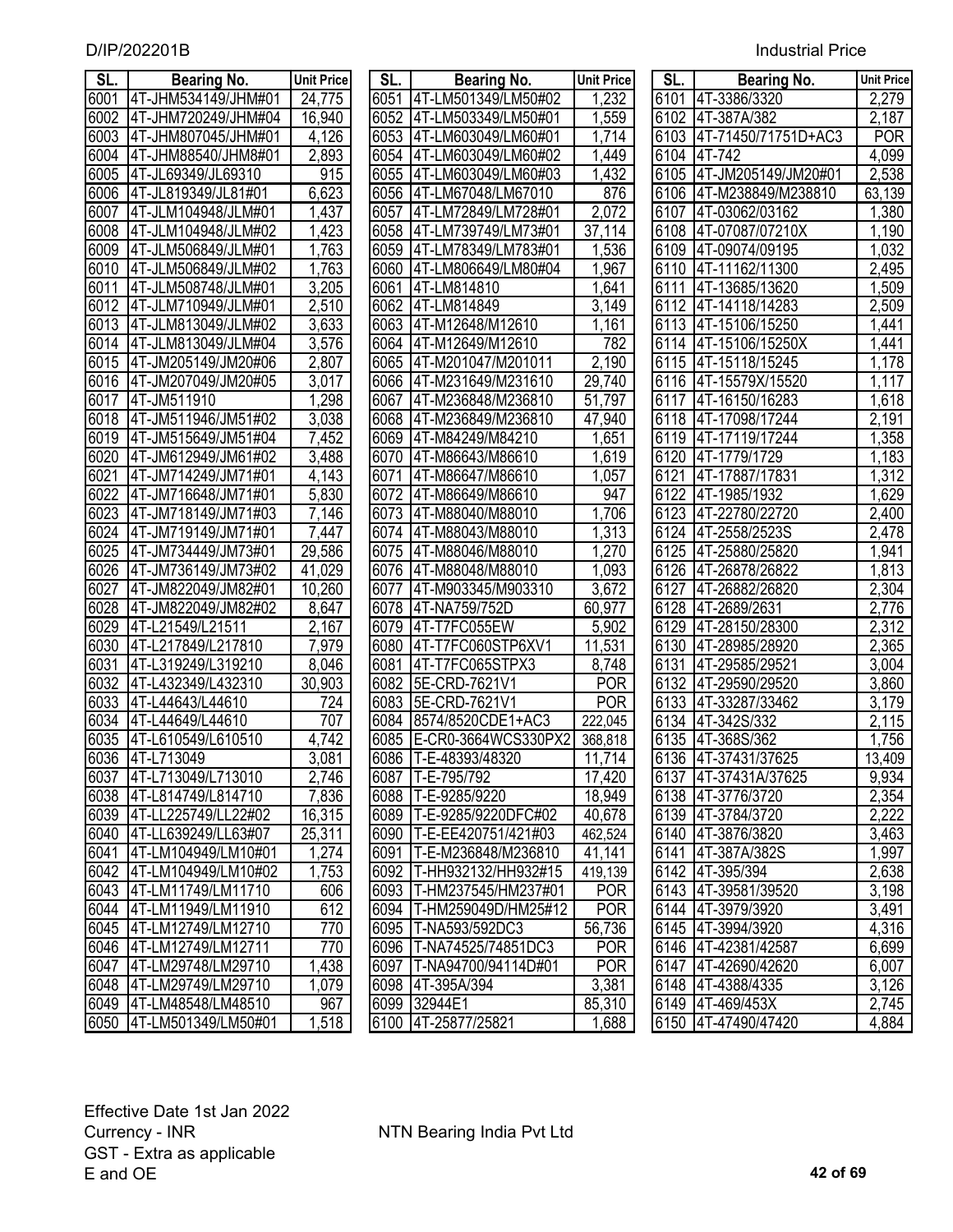| SL. | Bearing No. | Unit Price |
|---|---|---|
| 6001 | 4T-JHM534149/JHM#01 | 24,775 |
| 6002 | 4T-JHM720249/JHM#04 | 16,940 |
| 6003 | 4T-JHM807045/JHM#01 | 4,126 |
| 6004 | 4T-JHM88540/JHM8#01 | 2,893 |
| 6005 | 4T-JL69349/JL69310 | 915 |
| 6006 | 4T-JL819349/JL81#01 | 6,623 |
| 6007 | 4T-JLM104948/JLM#01 | 1,437 |
| 6008 | 4T-JLM104948/JLM#02 | 1,423 |
| 6009 | 4T-JLM506849/JLM#01 | 1,763 |
| 6010 | 4T-JLM506849/JLM#02 | 1,763 |
| 6011 | 4T-JLM508748/JLM#01 | 3,205 |
| 6012 | 4T-JLM710949/JLM#01 | 2,510 |
| 6013 | 4T-JLM813049/JLM#02 | 3,633 |
| 6014 | 4T-JLM813049/JLM#04 | 3,576 |
| 6015 | 4T-JM205149/JM20#06 | 2,807 |
| 6016 | 4T-JM207049/JM20#05 | 3,017 |
| 6017 | 4T-JM511910 | 1,298 |
| 6018 | 4T-JM511946/JM51#02 | 3,038 |
| 6019 | 4T-JM515649/JM51#04 | 7,452 |
| 6020 | 4T-JM612949/JM61#02 | 3,488 |
| 6021 | 4T-JM714249/JM71#01 | 4,143 |
| 6022 | 4T-JM716648/JM71#01 | 5,830 |
| 6023 | 4T-JM718149/JM71#03 | 7,146 |
| 6024 | 4T-JM719149/JM71#01 | 7,447 |
| 6025 | 4T-JM734449/JM73#01 | 29,586 |
| 6026 | 4T-JM736149/JM73#02 | 41,029 |
| 6027 | 4T-JM822049/JM82#01 | 10,260 |
| 6028 | 4T-JM822049/JM82#02 | 8,647 |
| 6029 | 4T-L21549/L21511 | 2,167 |
| 6030 | 4T-L217849/L217810 | 7,979 |
| 6031 | 4T-L319249/L319210 | 8,046 |
| 6032 | 4T-L432349/L432310 | 30,903 |
| 6033 | 4T-L44643/L44610 | 724 |
| 6034 | 4T-L44649/L44610 | 707 |
| 6035 | 4T-L610549/L610510 | 4,742 |
| 6036 | 4T-L713049 | 3,081 |
| 6037 | 4T-L713049/L713010 | 2,746 |
| 6038 | 4T-L814749/L814710 | 7,836 |
| 6039 | 4T-LL225749/LL22#02 | 16,315 |
| 6040 | 4T-LL639249/LL63#07 | 25,311 |
| 6041 | 4T-LM104949/LM10#01 | 1,274 |
| 6042 | 4T-LM104949/LM10#02 | 1,753 |
| 6043 | 4T-LM11749/LM11710 | 606 |
| 6044 | 4T-LM11949/LM11910 | 612 |
| 6045 | 4T-LM12749/LM12710 | 770 |
| 6046 | 4T-LM12749/LM12711 | 770 |
| 6047 | 4T-LM29748/LM29710 | 1,438 |
| 6048 | 4T-LM29749/LM29710 | 1,079 |
| 6049 | 4T-LM48548/LM48510 | 967 |
| 6050 | 4T-LM501349/LM50#01 | 1,518 |
| 6051 | 4T-LM501349/LM50#02 | 1,232 |
| 6052 | 4T-LM503349/LM50#01 | 1,559 |
| 6053 | 4T-LM603049/LM60#01 | 1,714 |
| 6054 | 4T-LM603049/LM60#02 | 1,449 |
| 6055 | 4T-LM603049/LM60#03 | 1,432 |
| 6056 | 4T-LM67048/LM67010 | 876 |
| 6057 | 4T-LM72849/LM728#01 | 2,072 |
| 6058 | 4T-LM739749/LM73#01 | 37,114 |
| 6059 | 4T-LM78349/LM783#01 | 1,536 |
| 6060 | 4T-LM806649/LM80#04 | 1,967 |
| 6061 | 4T-LM814810 | 1,641 |
| 6062 | 4T-LM814849 | 3,149 |
| 6063 | 4T-M12648/M12610 | 1,161 |
| 6064 | 4T-M12649/M12610 | 782 |
| 6065 | 4T-M201047/M201011 | 2,190 |
| 6066 | 4T-M231649/M231610 | 29,740 |
| 6067 | 4T-M236848/M236810 | 51,797 |
| 6068 | 4T-M236849/M236810 | 47,940 |
| 6069 | 4T-M84249/M84210 | 1,651 |
| 6070 | 4T-M86643/M86610 | 1,619 |
| 6071 | 4T-M86647/M86610 | 1,057 |
| 6072 | 4T-M86649/M86610 | 947 |
| 6073 | 4T-M88040/M88010 | 1,706 |
| 6074 | 4T-M88043/M88010 | 1,313 |
| 6075 | 4T-M88046/M88010 | 1,270 |
| 6076 | 4T-M88048/M88010 | 1,093 |
| 6077 | 4T-M903345/M903310 | 3,672 |
| 6078 | 4T-NA759/752D | 60,977 |
| 6079 | 4T-T7FC055EW | 5,902 |
| 6080 | 4T-T7FC060STP6XV1 | 11,531 |
| 6081 | 4T-T7FC065STPX3 | 8,748 |
| 6082 | 5E-CRD-7621V1 | POR |
| 6083 | 5E-CRD-7621V1 | POR |
| 6084 | 8574/8520CDE1+AC3 | 222,045 |
| 6085 | E-CR0-3664WCS330PX2 | 368,818 |
| 6086 | T-E-48393/48320 | 11,714 |
| 6087 | T-E-795/792 | 17,420 |
| 6088 | T-E-9285/9220 | 18,949 |
| 6089 | T-E-9285/9220DFC#02 | 40,678 |
| 6090 | T-E-EE420751/421#03 | 462,524 |
| 6091 | T-E-M236848/M236810 | 41,141 |
| 6092 | T-HH932132/HH932#15 | 419,139 |
| 6093 | T-HM237545/HM237#01 | POR |
| 6094 | T-HM259049D/HM25#12 | POR |
| 6095 | T-NA593/592DC3 | 56,736 |
| 6096 | T-NA74525/74851DC3 | POR |
| 6097 | T-NA94700/94114D#01 | POR |
| 6098 | 4T-395A/394 | 3,381 |
| 6099 | 32944E1 | 85,310 |
| 6100 | 4T-25877/25821 | 1,688 |
| 6101 | 4T-3386/3320 | 2,279 |
| 6102 | 4T-387A/382 | 2,187 |
| 6103 | 4T-71450/71751D+AC3 | POR |
| 6104 | 4T-742 | 4,099 |
| 6105 | 4T-JM205149/JM20#01 | 2,538 |
| 6106 | 4T-M238849/M238810 | 63,139 |
| 6107 | 4T-03062/03162 | 1,380 |
| 6108 | 4T-07087/07210X | 1,190 |
| 6109 | 4T-09074/09195 | 1,032 |
| 6110 | 4T-11162/11300 | 2,495 |
| 6111 | 4T-13685/13620 | 1,509 |
| 6112 | 4T-14118/14283 | 2,509 |
| 6113 | 4T-15106/15250 | 1,441 |
| 6114 | 4T-15106/15250X | 1,441 |
| 6115 | 4T-15118/15245 | 1,178 |
| 6116 | 4T-15579X/15520 | 1,117 |
| 6117 | 4T-16150/16283 | 1,618 |
| 6118 | 4T-17098/17244 | 2,191 |
| 6119 | 4T-17119/17244 | 1,358 |
| 6120 | 4T-1779/1729 | 1,183 |
| 6121 | 4T-17887/17831 | 1,312 |
| 6122 | 4T-1985/1932 | 1,629 |
| 6123 | 4T-22780/22720 | 2,400 |
| 6124 | 4T-2558/2523S | 2,478 |
| 6125 | 4T-25880/25820 | 1,941 |
| 6126 | 4T-26878/26822 | 1,813 |
| 6127 | 4T-26882/26820 | 2,304 |
| 6128 | 4T-2689/2631 | 2,776 |
| 6129 | 4T-28150/28300 | 2,312 |
| 6130 | 4T-28985/28920 | 2,365 |
| 6131 | 4T-29585/29521 | 3,004 |
| 6132 | 4T-29590/29520 | 3,860 |
| 6133 | 4T-33287/33462 | 3,179 |
| 6134 | 4T-342S/332 | 2,115 |
| 6135 | 4T-368S/362 | 1,756 |
| 6136 | 4T-37431/37625 | 13,409 |
| 6137 | 4T-37431A/37625 | 9,934 |
| 6138 | 4T-3776/3720 | 2,354 |
| 6139 | 4T-3784/3720 | 2,222 |
| 6140 | 4T-3876/3820 | 3,463 |
| 6141 | 4T-387A/382S | 1,997 |
| 6142 | 4T-395/394 | 2,638 |
| 6143 | 4T-39581/39520 | 3,198 |
| 6144 | 4T-3979/3920 | 3,491 |
| 6145 | 4T-3994/3920 | 4,316 |
| 6146 | 4T-42381/42587 | 6,699 |
| 6147 | 4T-42690/42620 | 6,007 |
| 6148 | 4T-4388/4335 | 3,126 |
| 6149 | 4T-469/453X | 2,745 |
| 6150 | 4T-47490/47420 | 4,884 |

Effective Date 1st Jan 2022
Currency - INR
GST - Extra as applicable
E and OE

NTN Bearing India Pvt Ltd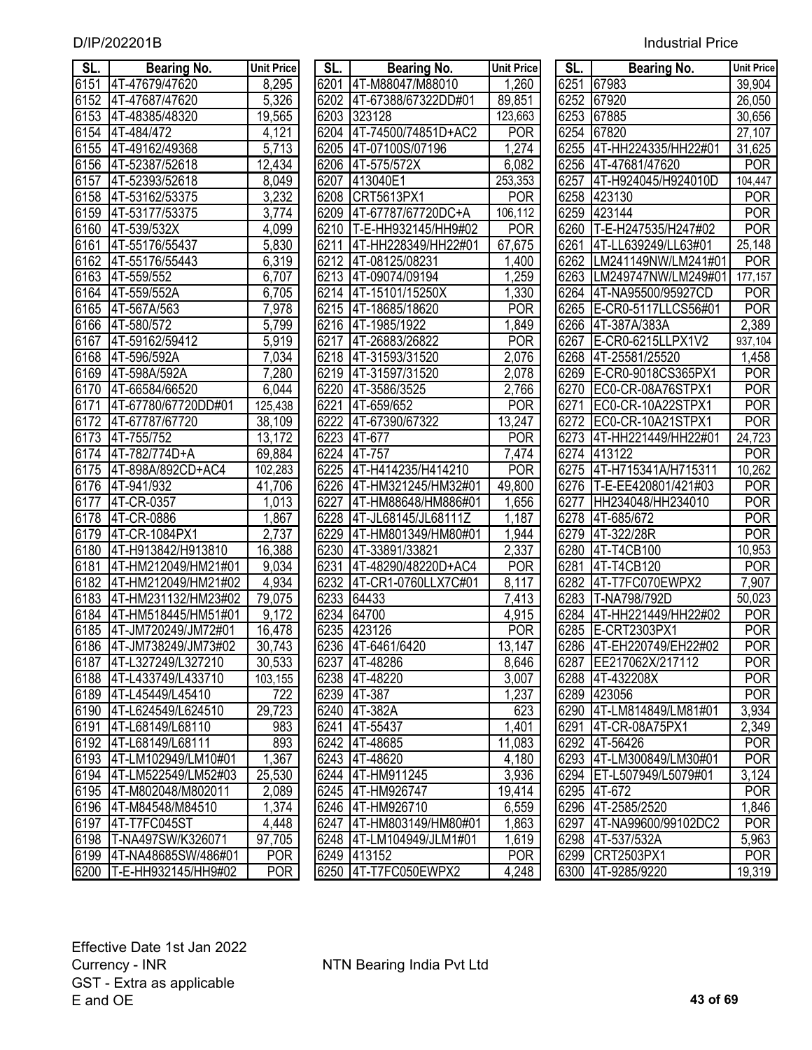| SL. | Bearing No. | Unit Price |
|---|---|---|
| 6151 | 4T-47679/47620 | 8,295 |
| 6152 | 4T-47687/47620 | 5,326 |
| 6153 | 4T-48385/48320 | 19,565 |
| 6154 | 4T-484/472 | 4,121 |
| 6155 | 4T-49162/49368 | 5,713 |
| 6156 | 4T-52387/52618 | 12,434 |
| 6157 | 4T-52393/52618 | 8,049 |
| 6158 | 4T-53162/53375 | 3,232 |
| 6159 | 4T-53177/53375 | 3,774 |
| 6160 | 4T-539/532X | 4,099 |
| 6161 | 4T-55176/55437 | 5,830 |
| 6162 | 4T-55176/55443 | 6,319 |
| 6163 | 4T-559/552 | 6,707 |
| 6164 | 4T-559/552A | 6,705 |
| 6165 | 4T-567A/563 | 7,978 |
| 6166 | 4T-580/572 | 5,799 |
| 6167 | 4T-59162/59412 | 5,919 |
| 6168 | 4T-596/592A | 7,034 |
| 6169 | 4T-598A/592A | 7,280 |
| 6170 | 4T-66584/66520 | 6,044 |
| 6171 | 4T-67780/67720DD#01 | 125,438 |
| 6172 | 4T-67787/67720 | 38,109 |
| 6173 | 4T-755/752 | 13,172 |
| 6174 | 4T-782/774D+A | 69,884 |
| 6175 | 4T-898A/892CD+AC4 | 102,283 |
| 6176 | 4T-941/932 | 41,706 |
| 6177 | 4T-CR-0357 | 1,013 |
| 6178 | 4T-CR-0886 | 1,867 |
| 6179 | 4T-CR-1084PX1 | 2,737 |
| 6180 | 4T-H913842/H913810 | 16,388 |
| 6181 | 4T-HM212049/HM21#01 | 9,034 |
| 6182 | 4T-HM212049/HM21#02 | 4,934 |
| 6183 | 4T-HM231132/HM23#02 | 79,075 |
| 6184 | 4T-HM518445/HM51#01 | 9,172 |
| 6185 | 4T-JM720249/JM72#01 | 16,478 |
| 6186 | 4T-JM738249/JM73#02 | 30,743 |
| 6187 | 4T-L327249/L327210 | 30,533 |
| 6188 | 4T-L433749/L433710 | 103,155 |
| 6189 | 4T-L45449/L45410 | 722 |
| 6190 | 4T-L624549/L624510 | 29,723 |
| 6191 | 4T-L68149/L68110 | 983 |
| 6192 | 4T-L68149/L68111 | 893 |
| 6193 | 4T-LM102949/LM10#01 | 1,367 |
| 6194 | 4T-LM522549/LM52#03 | 25,530 |
| 6195 | 4T-M802048/M802011 | 2,089 |
| 6196 | 4T-M84548/M84510 | 1,374 |
| 6197 | 4T-T7FC045ST | 4,448 |
| 6198 | T-NA497SW/K326071 | 97,705 |
| 6199 | 4T-NA48685SW/486#01 | POR |
| 6200 | T-E-HH932145/HH9#02 | POR |
| 6201 | 4T-M88047/M88010 | 1,260 |
| 6202 | 4T-67388/67322DD#01 | 89,851 |
| 6203 | 323128 | 123,663 |
| 6204 | 4T-74500/74851D+AC2 | POR |
| 6205 | 4T-07100S/07196 | 1,274 |
| 6206 | 4T-575/572X | 6,082 |
| 6207 | 413040E1 | 253,353 |
| 6208 | CRT5613PX1 | POR |
| 6209 | 4T-67787/67720DC+A | 106,112 |
| 6210 | T-E-HH932145/HH9#02 | POR |
| 6211 | 4T-HH228349/HH22#01 | 67,675 |
| 6212 | 4T-08125/08231 | 1,400 |
| 6213 | 4T-09074/09194 | 1,259 |
| 6214 | 4T-15101/15250X | 1,330 |
| 6215 | 4T-18685/18620 | POR |
| 6216 | 4T-1985/1922 | 1,849 |
| 6217 | 4T-26883/26822 | POR |
| 6218 | 4T-31593/31520 | 2,076 |
| 6219 | 4T-31597/31520 | 2,078 |
| 6220 | 4T-3586/3525 | 2,766 |
| 6221 | 4T-659/652 | POR |
| 6222 | 4T-67390/67322 | 13,247 |
| 6223 | 4T-677 | POR |
| 6224 | 4T-757 | 7,474 |
| 6225 | 4T-H414235/H414210 | POR |
| 6226 | 4T-HM321245/HM32#01 | 49,800 |
| 6227 | 4T-HM88648/HM886#01 | 1,656 |
| 6228 | 4T-JL68145/JL68111Z | 1,187 |
| 6229 | 4T-HM801349/HM80#01 | 1,944 |
| 6230 | 4T-33891/33821 | 2,337 |
| 6231 | 4T-48290/48220D+AC4 | POR |
| 6232 | 4T-CR1-0760LLX7C#01 | 8,117 |
| 6233 | 64433 | 7,413 |
| 6234 | 64700 | 4,915 |
| 6235 | 423126 | POR |
| 6236 | 4T-6461/6420 | 13,147 |
| 6237 | 4T-48286 | 8,646 |
| 6238 | 4T-48220 | 3,007 |
| 6239 | 4T-387 | 1,237 |
| 6240 | 4T-382A | 623 |
| 6241 | 4T-55437 | 1,401 |
| 6242 | 4T-48685 | 11,083 |
| 6243 | 4T-48620 | 4,180 |
| 6244 | 4T-HM911245 | 3,936 |
| 6245 | 4T-HM926747 | 19,414 |
| 6246 | 4T-HM926710 | 6,559 |
| 6247 | 4T-HM803149/HM80#01 | 1,863 |
| 6248 | 4T-LM104949/JLM1#01 | 1,619 |
| 6249 | 413152 | POR |
| 6250 | 4T-T7FC050EWPX2 | 4,248 |
| 6251 | 67983 | 39,904 |
| 6252 | 67920 | 26,050 |
| 6253 | 67885 | 30,656 |
| 6254 | 67820 | 27,107 |
| 6255 | 4T-HH224335/HH22#01 | 31,625 |
| 6256 | 4T-47681/47620 | POR |
| 6257 | 4T-H924045/H924010D | 104,447 |
| 6258 | 423130 | POR |
| 6259 | 423144 | POR |
| 6260 | T-E-H247535/H247#02 | POR |
| 6261 | 4T-LL639249/LL63#01 | 25,148 |
| 6262 | LM241149NW/LM241#01 | POR |
| 6263 | LM249747NW/LM249#01 | 177,157 |
| 6264 | 4T-NA95500/95927CD | POR |
| 6265 | E-CR0-5117LLCS56#01 | POR |
| 6266 | 4T-387A/383A | 2,389 |
| 6267 | E-CR0-6215LLPX1V2 | 937,104 |
| 6268 | 4T-25581/25520 | 1,458 |
| 6269 | E-CR0-9018CS365PX1 | POR |
| 6270 | EC0-CR-08A76STPX1 | POR |
| 6271 | EC0-CR-10A22STPX1 | POR |
| 6272 | EC0-CR-10A21STPX1 | POR |
| 6273 | 4T-HH221449/HH22#01 | 24,723 |
| 6274 | 413122 | POR |
| 6275 | 4T-H715341A/H715311 | 10,262 |
| 6276 | T-E-EE420801/421#03 | POR |
| 6277 | HH234048/HH234010 | POR |
| 6278 | 4T-685/672 | POR |
| 6279 | 4T-322/28R | POR |
| 6280 | 4T-T4CB100 | 10,953 |
| 6281 | 4T-T4CB120 | POR |
| 6282 | 4T-T7FC070EWPX2 | 7,907 |
| 6283 | T-NA798/792D | 50,023 |
| 6284 | 4T-HH221449/HH22#02 | POR |
| 6285 | E-CRT2303PX1 | POR |
| 6286 | 4T-EH220749/EH22#02 | POR |
| 6287 | EE217062X/217112 | POR |
| 6288 | 4T-432208X | POR |
| 6289 | 423056 | POR |
| 6290 | 4T-LM814849/LM81#01 | 3,934 |
| 6291 | 4T-CR-08A75PX1 | 2,349 |
| 6292 | 4T-56426 | POR |
| 6293 | 4T-LM300849/LM30#01 | POR |
| 6294 | ET-L507949/L5079#01 | 3,124 |
| 6295 | 4T-672 | POR |
| 6296 | 4T-2585/2520 | 1,846 |
| 6297 | 4T-NA99600/99102DC2 | POR |
| 6298 | 4T-537/532A | 5,963 |
| 6299 | CRT2503PX1 | POR |
| 6300 | 4T-9285/9220 | 19,319 |

Effective Date 1st Jan 2022
Currency - INR
GST - Extra as applicable
E and OE

NTN Bearing India Pvt Ltd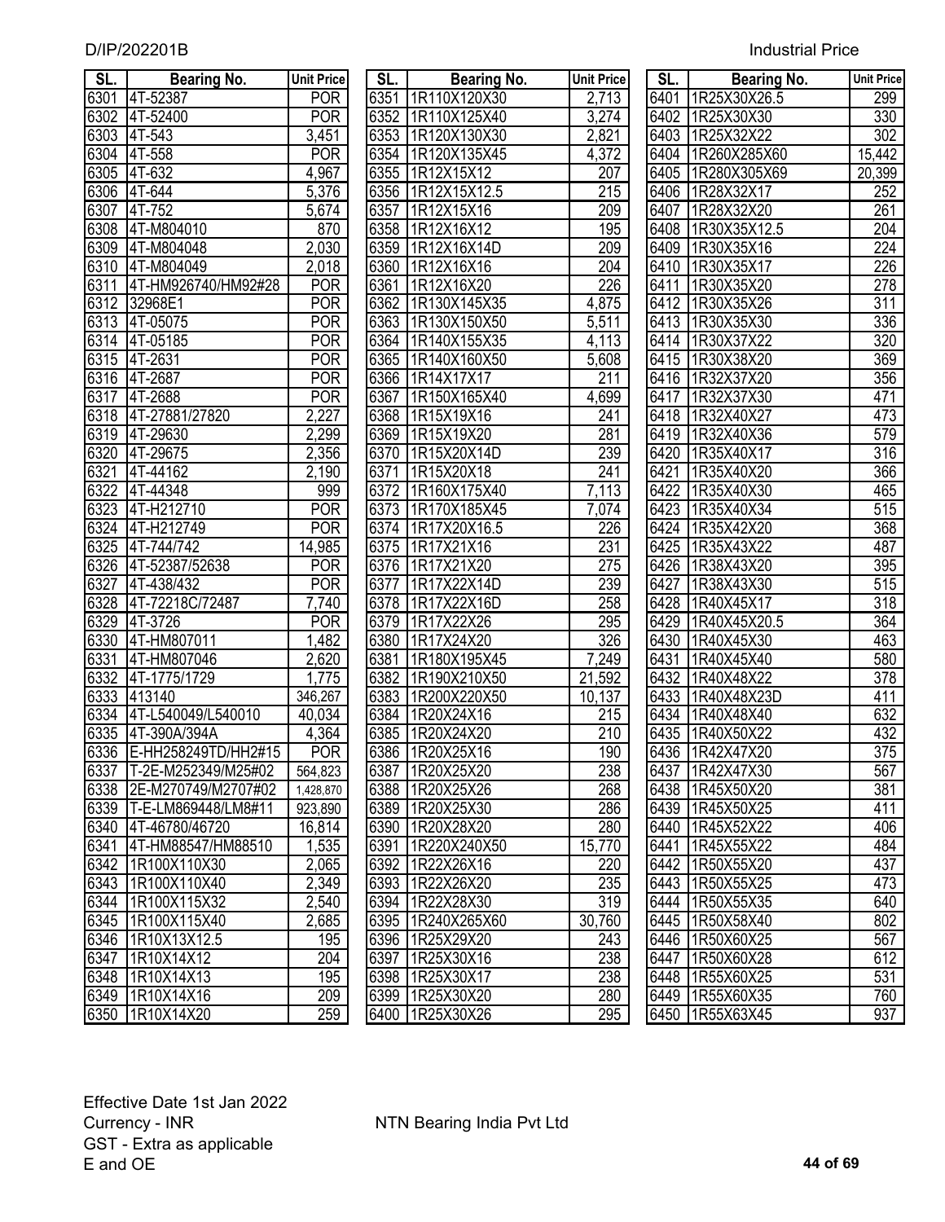| SL. | Bearing No. | Unit Price |
|---|---|---|
| 6301 | 4T-52387 | POR |
| 6302 | 4T-52400 | POR |
| 6303 | 4T-543 | 3,451 |
| 6304 | 4T-558 | POR |
| 6305 | 4T-632 | 4,967 |
| 6306 | 4T-644 | 5,376 |
| 6307 | 4T-752 | 5,674 |
| 6308 | 4T-M804010 | 870 |
| 6309 | 4T-M804048 | 2,030 |
| 6310 | 4T-M804049 | 2,018 |
| 6311 | 4T-HM926740/HM92#28 | POR |
| 6312 | 32968E1 | POR |
| 6313 | 4T-05075 | POR |
| 6314 | 4T-05185 | POR |
| 6315 | 4T-2631 | POR |
| 6316 | 4T-2687 | POR |
| 6317 | 4T-2688 | POR |
| 6318 | 4T-27881/27820 | 2,227 |
| 6319 | 4T-29630 | 2,299 |
| 6320 | 4T-29675 | 2,356 |
| 6321 | 4T-44162 | 2,190 |
| 6322 | 4T-44348 | 999 |
| 6323 | 4T-H212710 | POR |
| 6324 | 4T-H212749 | POR |
| 6325 | 4T-744/742 | 14,985 |
| 6326 | 4T-52387/52638 | POR |
| 6327 | 4T-438/432 | POR |
| 6328 | 4T-72218C/72487 | 7,740 |
| 6329 | 4T-3726 | POR |
| 6330 | 4T-HM807011 | 1,482 |
| 6331 | 4T-HM807046 | 2,620 |
| 6332 | 4T-1775/1729 | 1,775 |
| 6333 | 413140 | 346,267 |
| 6334 | 4T-L540049/L540010 | 40,034 |
| 6335 | 4T-390A/394A | 4,364 |
| 6336 | E-HH258249TD/HH2#15 | POR |
| 6337 | T-2E-M252349/M25#02 | 564,823 |
| 6338 | 2E-M270749/M2707#02 | 1,428,870 |
| 6339 | T-E-LM869448/LM8#11 | 923,890 |
| 6340 | 4T-46780/46720 | 16,814 |
| 6341 | 4T-HM88547/HM88510 | 1,535 |
| 6342 | 1R100X110X30 | 2,065 |
| 6343 | 1R100X110X40 | 2,349 |
| 6344 | 1R100X115X32 | 2,540 |
| 6345 | 1R100X115X40 | 2,685 |
| 6346 | 1R10X13X12.5 | 195 |
| 6347 | 1R10X14X12 | 204 |
| 6348 | 1R10X14X13 | 195 |
| 6349 | 1R10X14X16 | 209 |
| 6350 | 1R10X14X20 | 259 |
| 6351 | 1R110X120X30 | 2,713 |
| 6352 | 1R110X125X40 | 3,274 |
| 6353 | 1R120X130X30 | 2,821 |
| 6354 | 1R120X135X45 | 4,372 |
| 6355 | 1R12X15X12 | 207 |
| 6356 | 1R12X15X12.5 | 215 |
| 6357 | 1R12X15X16 | 209 |
| 6358 | 1R12X16X12 | 195 |
| 6359 | 1R12X16X14D | 209 |
| 6360 | 1R12X16X16 | 204 |
| 6361 | 1R12X16X20 | 226 |
| 6362 | 1R130X145X35 | 4,875 |
| 6363 | 1R130X150X50 | 5,511 |
| 6364 | 1R140X155X35 | 4,113 |
| 6365 | 1R140X160X50 | 5,608 |
| 6366 | 1R14X17X17 | 211 |
| 6367 | 1R150X165X40 | 4,699 |
| 6368 | 1R15X19X16 | 241 |
| 6369 | 1R15X19X20 | 281 |
| 6370 | 1R15X20X14D | 239 |
| 6371 | 1R15X20X18 | 241 |
| 6372 | 1R160X175X40 | 7,113 |
| 6373 | 1R170X185X45 | 7,074 |
| 6374 | 1R17X20X16.5 | 226 |
| 6375 | 1R17X21X16 | 231 |
| 6376 | 1R17X21X20 | 275 |
| 6377 | 1R17X22X14D | 239 |
| 6378 | 1R17X22X16D | 258 |
| 6379 | 1R17X22X26 | 295 |
| 6380 | 1R17X24X20 | 326 |
| 6381 | 1R180X195X45 | 7,249 |
| 6382 | 1R190X210X50 | 21,592 |
| 6383 | 1R200X220X50 | 10,137 |
| 6384 | 1R20X24X16 | 215 |
| 6385 | 1R20X24X20 | 210 |
| 6386 | 1R20X25X16 | 190 |
| 6387 | 1R20X25X20 | 238 |
| 6388 | 1R20X25X26 | 268 |
| 6389 | 1R20X25X30 | 286 |
| 6390 | 1R20X28X20 | 280 |
| 6391 | 1R220X240X50 | 15,770 |
| 6392 | 1R22X26X16 | 220 |
| 6393 | 1R22X26X20 | 235 |
| 6394 | 1R22X28X30 | 319 |
| 6395 | 1R240X265X60 | 30,760 |
| 6396 | 1R25X29X20 | 243 |
| 6397 | 1R25X30X16 | 238 |
| 6398 | 1R25X30X17 | 238 |
| 6399 | 1R25X30X20 | 280 |
| 6400 | 1R25X30X26 | 295 |
| 6401 | 1R25X30X26.5 | 299 |
| 6402 | 1R25X30X30 | 330 |
| 6403 | 1R25X32X22 | 302 |
| 6404 | 1R260X285X60 | 15,442 |
| 6405 | 1R280X305X69 | 20,399 |
| 6406 | 1R28X32X17 | 252 |
| 6407 | 1R28X32X20 | 261 |
| 6408 | 1R30X35X12.5 | 204 |
| 6409 | 1R30X35X16 | 224 |
| 6410 | 1R30X35X17 | 226 |
| 6411 | 1R30X35X20 | 278 |
| 6412 | 1R30X35X26 | 311 |
| 6413 | 1R30X35X30 | 336 |
| 6414 | 1R30X37X22 | 320 |
| 6415 | 1R30X38X20 | 369 |
| 6416 | 1R32X37X20 | 356 |
| 6417 | 1R32X37X30 | 471 |
| 6418 | 1R32X40X27 | 473 |
| 6419 | 1R32X40X36 | 579 |
| 6420 | 1R35X40X17 | 316 |
| 6421 | 1R35X40X20 | 366 |
| 6422 | 1R35X40X30 | 465 |
| 6423 | 1R35X40X34 | 515 |
| 6424 | 1R35X42X20 | 368 |
| 6425 | 1R35X43X22 | 487 |
| 6426 | 1R38X43X20 | 395 |
| 6427 | 1R38X43X30 | 515 |
| 6428 | 1R40X45X17 | 318 |
| 6429 | 1R40X45X20.5 | 364 |
| 6430 | 1R40X45X30 | 463 |
| 6431 | 1R40X45X40 | 580 |
| 6432 | 1R40X48X22 | 378 |
| 6433 | 1R40X48X23D | 411 |
| 6434 | 1R40X48X40 | 632 |
| 6435 | 1R40X50X22 | 432 |
| 6436 | 1R42X47X20 | 375 |
| 6437 | 1R42X47X30 | 567 |
| 6438 | 1R45X50X20 | 381 |
| 6439 | 1R45X50X25 | 411 |
| 6440 | 1R45X52X22 | 406 |
| 6441 | 1R45X55X22 | 484 |
| 6442 | 1R50X55X20 | 437 |
| 6443 | 1R50X55X25 | 473 |
| 6444 | 1R50X55X35 | 640 |
| 6445 | 1R50X58X40 | 802 |
| 6446 | 1R50X60X25 | 567 |
| 6447 | 1R50X60X28 | 612 |
| 6448 | 1R55X60X25 | 531 |
| 6449 | 1R55X60X35 | 760 |
| 6450 | 1R55X63X45 | 937 |

Effective Date 1st Jan 2022
Currency - INR
GST - Extra as applicable
E and OE

NTN Bearing India Pvt Ltd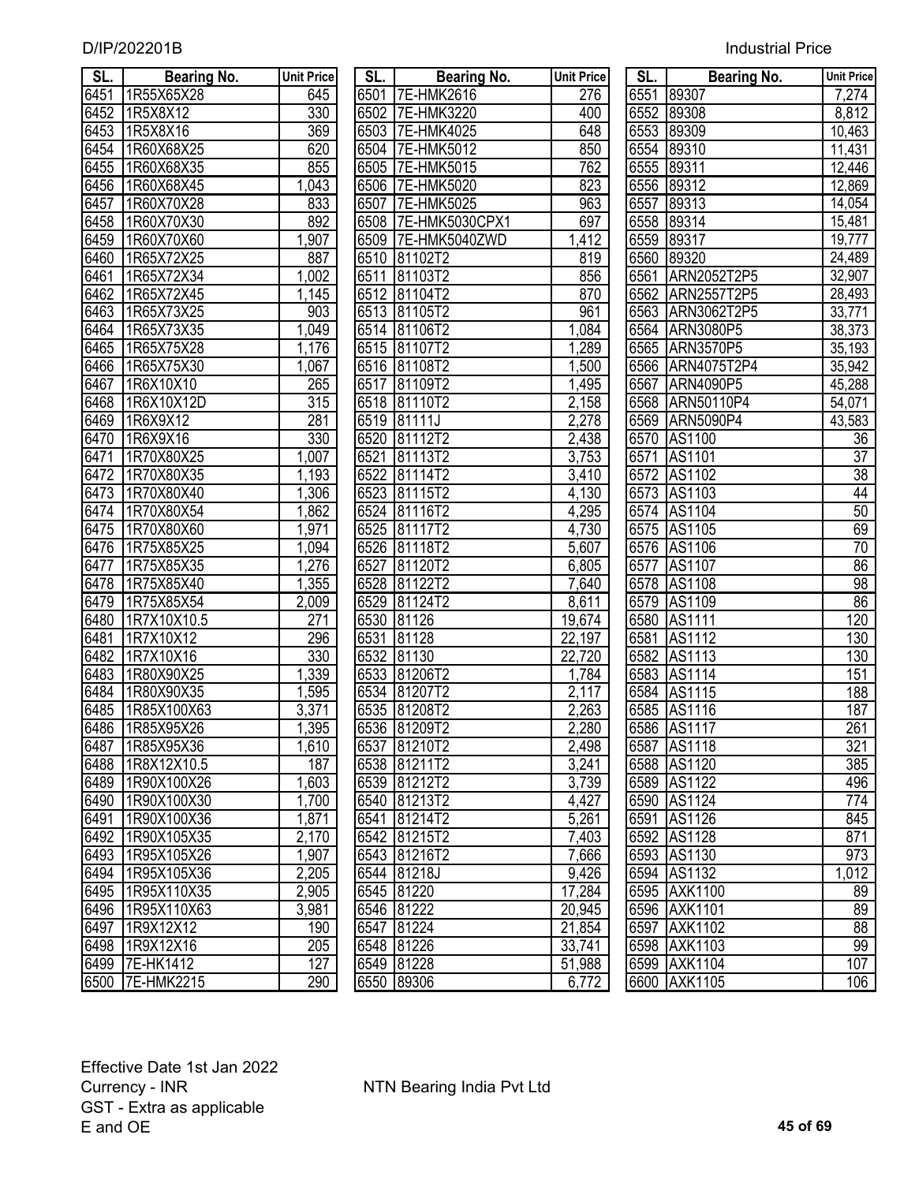| SL. | Bearing No. | Unit Price |
|---|---|---|
| 6451 | 1R55X65X28 | 645 |
| 6452 | 1R5X8X12 | 330 |
| 6453 | 1R5X8X16 | 369 |
| 6454 | 1R60X68X25 | 620 |
| 6455 | 1R60X68X35 | 855 |
| 6456 | 1R60X68X45 | 1,043 |
| 6457 | 1R60X70X28 | 833 |
| 6458 | 1R60X70X30 | 892 |
| 6459 | 1R60X70X60 | 1,907 |
| 6460 | 1R65X72X25 | 887 |
| 6461 | 1R65X72X34 | 1,002 |
| 6462 | 1R65X72X45 | 1,145 |
| 6463 | 1R65X73X25 | 903 |
| 6464 | 1R65X73X35 | 1,049 |
| 6465 | 1R65X75X28 | 1,176 |
| 6466 | 1R65X75X30 | 1,067 |
| 6467 | 1R6X10X10 | 265 |
| 6468 | 1R6X10X12D | 315 |
| 6469 | 1R6X9X12 | 281 |
| 6470 | 1R6X9X16 | 330 |
| 6471 | 1R70X80X25 | 1,007 |
| 6472 | 1R70X80X35 | 1,193 |
| 6473 | 1R70X80X40 | 1,306 |
| 6474 | 1R70X80X54 | 1,862 |
| 6475 | 1R70X80X60 | 1,971 |
| 6476 | 1R75X85X25 | 1,094 |
| 6477 | 1R75X85X35 | 1,276 |
| 6478 | 1R75X85X40 | 1,355 |
| 6479 | 1R75X85X54 | 2,009 |
| 6480 | 1R7X10X10.5 | 271 |
| 6481 | 1R7X10X12 | 296 |
| 6482 | 1R7X10X16 | 330 |
| 6483 | 1R80X90X25 | 1,339 |
| 6484 | 1R80X90X35 | 1,595 |
| 6485 | 1R85X100X63 | 3,371 |
| 6486 | 1R85X95X26 | 1,395 |
| 6487 | 1R85X95X36 | 1,610 |
| 6488 | 1R8X12X10.5 | 187 |
| 6489 | 1R90X100X26 | 1,603 |
| 6490 | 1R90X100X30 | 1,700 |
| 6491 | 1R90X100X36 | 1,871 |
| 6492 | 1R90X105X35 | 2,170 |
| 6493 | 1R95X105X26 | 1,907 |
| 6494 | 1R95X105X36 | 2,205 |
| 6495 | 1R95X110X35 | 2,905 |
| 6496 | 1R95X110X63 | 3,981 |
| 6497 | 1R9X12X12 | 190 |
| 6498 | 1R9X12X16 | 205 |
| 6499 | 7E-HK1412 | 127 |
| 6500 | 7E-HMK2215 | 290 |
| 6501 | 7E-HMK2616 | 276 |
| 6502 | 7E-HMK3220 | 400 |
| 6503 | 7E-HMK4025 | 648 |
| 6504 | 7E-HMK5012 | 850 |
| 6505 | 7E-HMK5015 | 762 |
| 6506 | 7E-HMK5020 | 823 |
| 6507 | 7E-HMK5025 | 963 |
| 6508 | 7E-HMK5030CPX1 | 697 |
| 6509 | 7E-HMK5040ZWD | 1,412 |
| 6510 | 81102T2 | 819 |
| 6511 | 81103T2 | 856 |
| 6512 | 81104T2 | 870 |
| 6513 | 81105T2 | 961 |
| 6514 | 81106T2 | 1,084 |
| 6515 | 81107T2 | 1,289 |
| 6516 | 81108T2 | 1,500 |
| 6517 | 81109T2 | 1,495 |
| 6518 | 81110T2 | 2,158 |
| 6519 | 81111J | 2,278 |
| 6520 | 81112T2 | 2,438 |
| 6521 | 81113T2 | 3,753 |
| 6522 | 81114T2 | 3,410 |
| 6523 | 81115T2 | 4,130 |
| 6524 | 81116T2 | 4,295 |
| 6525 | 81117T2 | 4,730 |
| 6526 | 81118T2 | 5,607 |
| 6527 | 81120T2 | 6,805 |
| 6528 | 81122T2 | 7,640 |
| 6529 | 81124T2 | 8,611 |
| 6530 | 81126 | 19,674 |
| 6531 | 81128 | 22,197 |
| 6532 | 81130 | 22,720 |
| 6533 | 81206T2 | 1,784 |
| 6534 | 81207T2 | 2,117 |
| 6535 | 81208T2 | 2,263 |
| 6536 | 81209T2 | 2,280 |
| 6537 | 81210T2 | 2,498 |
| 6538 | 81211T2 | 3,241 |
| 6539 | 81212T2 | 3,739 |
| 6540 | 81213T2 | 4,427 |
| 6541 | 81214T2 | 5,261 |
| 6542 | 81215T2 | 7,403 |
| 6543 | 81216T2 | 7,666 |
| 6544 | 81218J | 9,426 |
| 6545 | 81220 | 17,284 |
| 6546 | 81222 | 20,945 |
| 6547 | 81224 | 21,854 |
| 6548 | 81226 | 33,741 |
| 6549 | 81228 | 51,988 |
| 6550 | 89306 | 6,772 |
| 6551 | 89307 | 7,274 |
| 6552 | 89308 | 8,812 |
| 6553 | 89309 | 10,463 |
| 6554 | 89310 | 11,431 |
| 6555 | 89311 | 12,446 |
| 6556 | 89312 | 12,869 |
| 6557 | 89313 | 14,054 |
| 6558 | 89314 | 15,481 |
| 6559 | 89317 | 19,777 |
| 6560 | 89320 | 24,489 |
| 6561 | ARN2052T2P5 | 32,907 |
| 6562 | ARN2557T2P5 | 28,493 |
| 6563 | ARN3062T2P5 | 33,771 |
| 6564 | ARN3080P5 | 38,373 |
| 6565 | ARN3570P5 | 35,193 |
| 6566 | ARN4075T2P4 | 35,942 |
| 6567 | ARN4090P5 | 45,288 |
| 6568 | ARN50110P4 | 54,071 |
| 6569 | ARN5090P4 | 43,583 |
| 6570 | AS1100 | 36 |
| 6571 | AS1101 | 37 |
| 6572 | AS1102 | 38 |
| 6573 | AS1103 | 44 |
| 6574 | AS1104 | 50 |
| 6575 | AS1105 | 69 |
| 6576 | AS1106 | 70 |
| 6577 | AS1107 | 86 |
| 6578 | AS1108 | 98 |
| 6579 | AS1109 | 86 |
| 6580 | AS1111 | 120 |
| 6581 | AS1112 | 130 |
| 6582 | AS1113 | 130 |
| 6583 | AS1114 | 151 |
| 6584 | AS1115 | 188 |
| 6585 | AS1116 | 187 |
| 6586 | AS1117 | 261 |
| 6587 | AS1118 | 321 |
| 6588 | AS1120 | 385 |
| 6589 | AS1122 | 496 |
| 6590 | AS1124 | 774 |
| 6591 | AS1126 | 845 |
| 6592 | AS1128 | 871 |
| 6593 | AS1130 | 973 |
| 6594 | AS1132 | 1,012 |
| 6595 | AXK1100 | 89 |
| 6596 | AXK1101 | 89 |
| 6597 | AXK1102 | 88 |
| 6598 | AXK1103 | 99 |
| 6599 | AXK1104 | 107 |
| 6600 | AXK1105 | 106 |

Effective Date 1st Jan 2022
Currency - INR
GST - Extra as applicable
E and OE

NTN Bearing India Pvt Ltd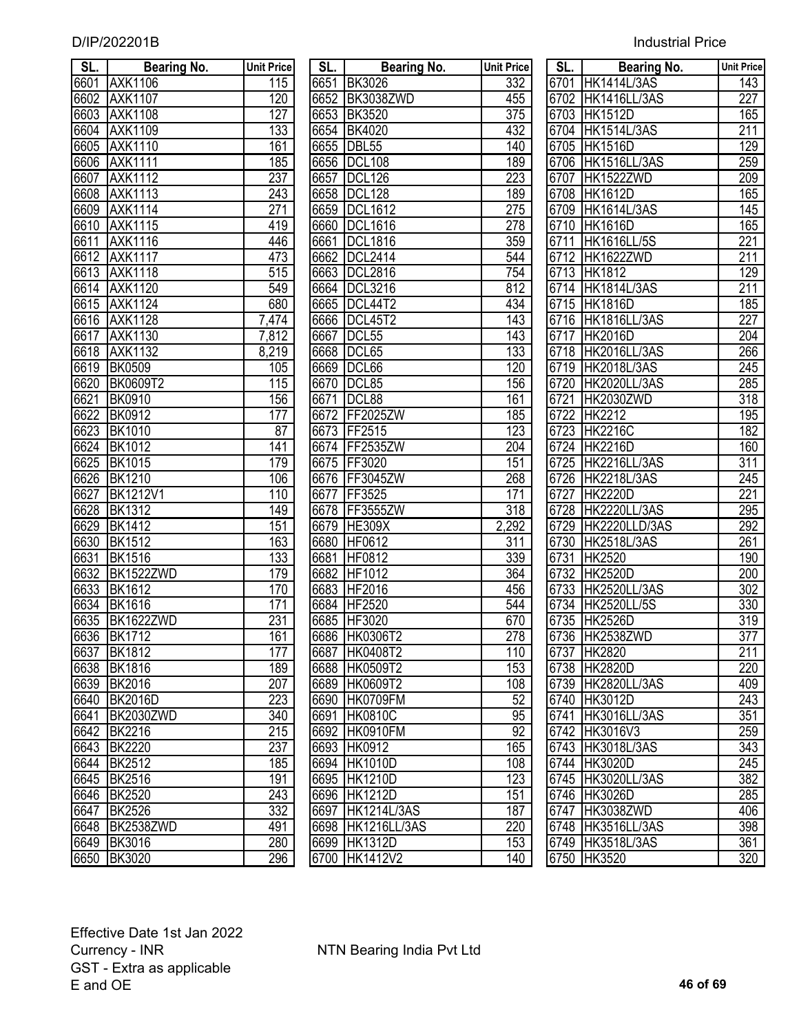D/IP/202201B Industrial Price

| SL. | Bearing No. | Unit Price |
|---|---|---|
| 6601 | AXK1106 | 115 |
| 6602 | AXK1107 | 120 |
| 6603 | AXK1108 | 127 |
| 6604 | AXK1109 | 133 |
| 6605 | AXK1110 | 161 |
| 6606 | AXK1111 | 185 |
| 6607 | AXK1112 | 237 |
| 6608 | AXK1113 | 243 |
| 6609 | AXK1114 | 271 |
| 6610 | AXK1115 | 419 |
| 6611 | AXK1116 | 446 |
| 6612 | AXK1117 | 473 |
| 6613 | AXK1118 | 515 |
| 6614 | AXK1120 | 549 |
| 6615 | AXK1124 | 680 |
| 6616 | AXK1128 | 7,474 |
| 6617 | AXK1130 | 7,812 |
| 6618 | AXK1132 | 8,219 |
| 6619 | BK0509 | 105 |
| 6620 | BK0609T2 | 115 |
| 6621 | BK0910 | 156 |
| 6622 | BK0912 | 177 |
| 6623 | BK1010 | 87 |
| 6624 | BK1012 | 141 |
| 6625 | BK1015 | 179 |
| 6626 | BK1210 | 106 |
| 6627 | BK1212V1 | 110 |
| 6628 | BK1312 | 149 |
| 6629 | BK1412 | 151 |
| 6630 | BK1512 | 163 |
| 6631 | BK1516 | 133 |
| 6632 | BK1522ZWD | 179 |
| 6633 | BK1612 | 170 |
| 6634 | BK1616 | 171 |
| 6635 | BK1622ZWD | 231 |
| 6636 | BK1712 | 161 |
| 6637 | BK1812 | 177 |
| 6638 | BK1816 | 189 |
| 6639 | BK2016 | 207 |
| 6640 | BK2016D | 223 |
| 6641 | BK2030ZWD | 340 |
| 6642 | BK2216 | 215 |
| 6643 | BK2220 | 237 |
| 6644 | BK2512 | 185 |
| 6645 | BK2516 | 191 |
| 6646 | BK2520 | 243 |
| 6647 | BK2526 | 332 |
| 6648 | BK2538ZWD | 491 |
| 6649 | BK3016 | 280 |
| 6650 | BK3020 | 296 |
| 6651 | BK3026 | 332 |
| 6652 | BK3038ZWD | 455 |
| 6653 | BK3520 | 375 |
| 6654 | BK4020 | 432 |
| 6655 | DBL55 | 140 |
| 6656 | DCL108 | 189 |
| 6657 | DCL126 | 223 |
| 6658 | DCL128 | 189 |
| 6659 | DCL1612 | 275 |
| 6660 | DCL1616 | 278 |
| 6661 | DCL1816 | 359 |
| 6662 | DCL2414 | 544 |
| 6663 | DCL2816 | 754 |
| 6664 | DCL3216 | 812 |
| 6665 | DCL44T2 | 434 |
| 6666 | DCL45T2 | 143 |
| 6667 | DCL55 | 143 |
| 6668 | DCL65 | 133 |
| 6669 | DCL66 | 120 |
| 6670 | DCL85 | 156 |
| 6671 | DCL88 | 161 |
| 6672 | FF2025ZW | 185 |
| 6673 | FF2515 | 123 |
| 6674 | FF2535ZW | 204 |
| 6675 | FF3020 | 151 |
| 6676 | FF3045ZW | 268 |
| 6677 | FF3525 | 171 |
| 6678 | FF3555ZW | 318 |
| 6679 | HE309X | 2,292 |
| 6680 | HF0612 | 311 |
| 6681 | HF0812 | 339 |
| 6682 | HF1012 | 364 |
| 6683 | HF2016 | 456 |
| 6684 | HF2520 | 544 |
| 6685 | HF3020 | 670 |
| 6686 | HK0306T2 | 278 |
| 6687 | HK0408T2 | 110 |
| 6688 | HK0509T2 | 153 |
| 6689 | HK0609T2 | 108 |
| 6690 | HK0709FM | 52 |
| 6691 | HK0810C | 95 |
| 6692 | HK0910FM | 92 |
| 6693 | HK0912 | 165 |
| 6694 | HK1010D | 108 |
| 6695 | HK1210D | 123 |
| 6696 | HK1212D | 151 |
| 6697 | HK1214L/3AS | 187 |
| 6698 | HK1216LL/3AS | 220 |
| 6699 | HK1312D | 153 |
| 6700 | HK1412V2 | 140 |
| 6701 | HK1414L/3AS | 143 |
| 6702 | HK1416LL/3AS | 227 |
| 6703 | HK1512D | 165 |
| 6704 | HK1514L/3AS | 211 |
| 6705 | HK1516D | 129 |
| 6706 | HK1516LL/3AS | 259 |
| 6707 | HK1522ZWD | 209 |
| 6708 | HK1612D | 165 |
| 6709 | HK1614L/3AS | 145 |
| 6710 | HK1616D | 165 |
| 6711 | HK1616LL/5S | 221 |
| 6712 | HK1622ZWD | 211 |
| 6713 | HK1812 | 129 |
| 6714 | HK1814L/3AS | 211 |
| 6715 | HK1816D | 185 |
| 6716 | HK1816LL/3AS | 227 |
| 6717 | HK2016D | 204 |
| 6718 | HK2016LL/3AS | 266 |
| 6719 | HK2018L/3AS | 245 |
| 6720 | HK2020LL/3AS | 285 |
| 6721 | HK2030ZWD | 318 |
| 6722 | HK2212 | 195 |
| 6723 | HK2216C | 182 |
| 6724 | HK2216D | 160 |
| 6725 | HK2216LL/3AS | 311 |
| 6726 | HK2218L/3AS | 245 |
| 6727 | HK2220D | 221 |
| 6728 | HK2220LL/3AS | 295 |
| 6729 | HK2220LLD/3AS | 292 |
| 6730 | HK2518L/3AS | 261 |
| 6731 | HK2520 | 190 |
| 6732 | HK2520D | 200 |
| 6733 | HK2520LL/3AS | 302 |
| 6734 | HK2520LL/5S | 330 |
| 6735 | HK2526D | 319 |
| 6736 | HK2538ZWD | 377 |
| 6737 | HK2820 | 211 |
| 6738 | HK2820D | 220 |
| 6739 | HK2820LL/3AS | 409 |
| 6740 | HK3012D | 243 |
| 6741 | HK3016LL/3AS | 351 |
| 6742 | HK3016V3 | 259 |
| 6743 | HK3018L/3AS | 343 |
| 6744 | HK3020D | 245 |
| 6745 | HK3020LL/3AS | 382 |
| 6746 | HK3026D | 285 |
| 6747 | HK3038ZWD | 406 |
| 6748 | HK3516LL/3AS | 398 |
| 6749 | HK3518L/3AS | 361 |
| 6750 | HK3520 | 320 |

Effective Date 1st Jan 2022
Currency - INR
GST - Extra as applicable
E and OE

NTN Bearing India Pvt Ltd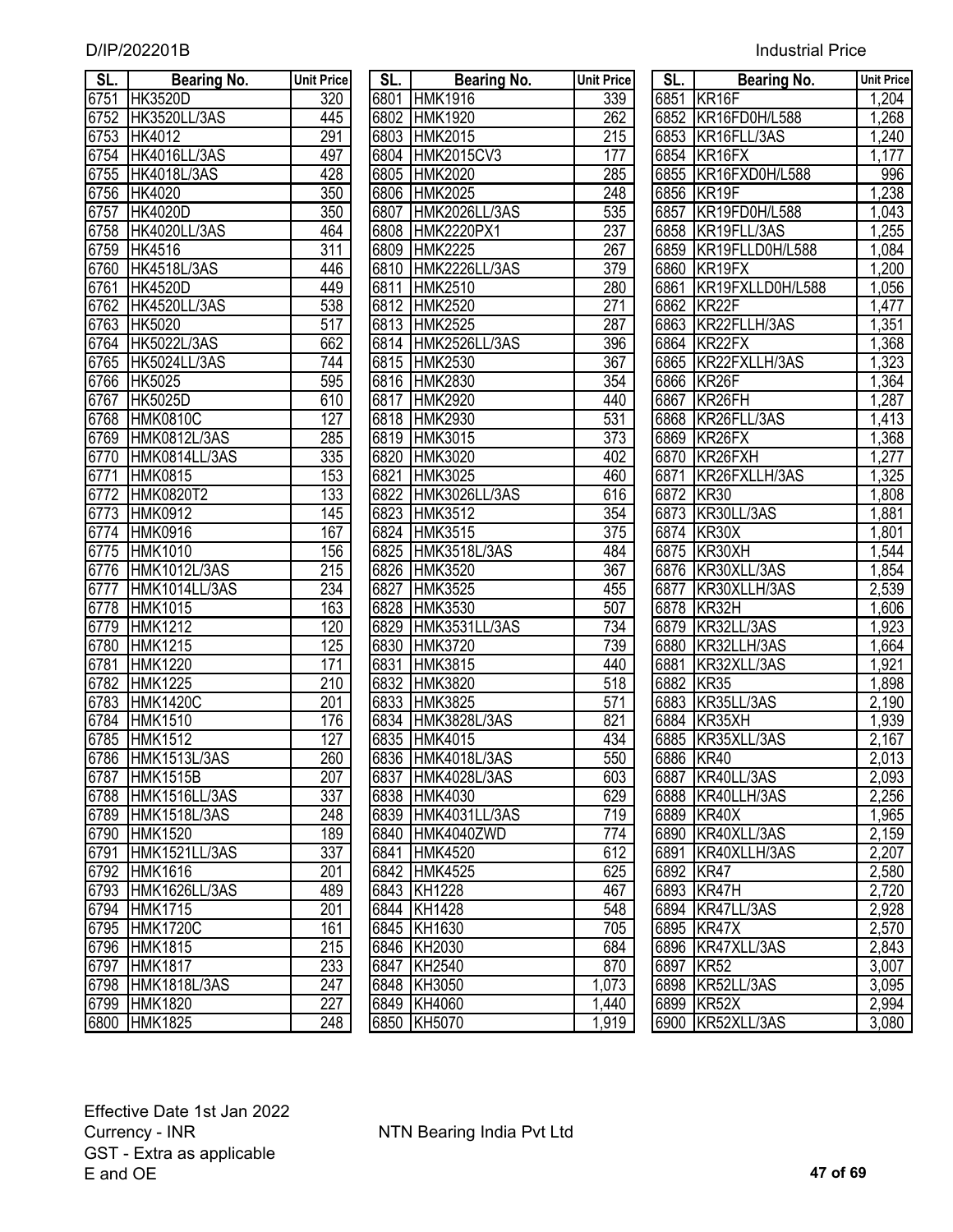D/IP/202201B

Industrial Price

| SL. | Bearing No. | Unit Price |
|---|---|---|
| 6751 | HK3520D | 320 |
| 6752 | HK3520LL/3AS | 445 |
| 6753 | HK4012 | 291 |
| 6754 | HK4016LL/3AS | 497 |
| 6755 | HK4018L/3AS | 428 |
| 6756 | HK4020 | 350 |
| 6757 | HK4020D | 350 |
| 6758 | HK4020LL/3AS | 464 |
| 6759 | HK4516 | 311 |
| 6760 | HK4518L/3AS | 446 |
| 6761 | HK4520D | 449 |
| 6762 | HK4520LL/3AS | 538 |
| 6763 | HK5020 | 517 |
| 6764 | HK5022L/3AS | 662 |
| 6765 | HK5024LL/3AS | 744 |
| 6766 | HK5025 | 595 |
| 6767 | HK5025D | 610 |
| 6768 | HMK0810C | 127 |
| 6769 | HMK0812L/3AS | 285 |
| 6770 | HMK0814LL/3AS | 335 |
| 6771 | HMK0815 | 153 |
| 6772 | HMK0820T2 | 133 |
| 6773 | HMK0912 | 145 |
| 6774 | HMK0916 | 167 |
| 6775 | HMK1010 | 156 |
| 6776 | HMK1012L/3AS | 215 |
| 6777 | HMK1014LL/3AS | 234 |
| 6778 | HMK1015 | 163 |
| 6779 | HMK1212 | 120 |
| 6780 | HMK1215 | 125 |
| 6781 | HMK1220 | 171 |
| 6782 | HMK1225 | 210 |
| 6783 | HMK1420C | 201 |
| 6784 | HMK1510 | 176 |
| 6785 | HMK1512 | 127 |
| 6786 | HMK1513L/3AS | 260 |
| 6787 | HMK1515B | 207 |
| 6788 | HMK1516LL/3AS | 337 |
| 6789 | HMK1518L/3AS | 248 |
| 6790 | HMK1520 | 189 |
| 6791 | HMK1521LL/3AS | 337 |
| 6792 | HMK1616 | 201 |
| 6793 | HMK1626LL/3AS | 489 |
| 6794 | HMK1715 | 201 |
| 6795 | HMK1720C | 161 |
| 6796 | HMK1815 | 215 |
| 6797 | HMK1817 | 233 |
| 6798 | HMK1818L/3AS | 247 |
| 6799 | HMK1820 | 227 |
| 6800 | HMK1825 | 248 |
| 6801 | HMK1916 | 339 |
| 6802 | HMK1920 | 262 |
| 6803 | HMK2015 | 215 |
| 6804 | HMK2015CV3 | 177 |
| 6805 | HMK2020 | 285 |
| 6806 | HMK2025 | 248 |
| 6807 | HMK2026LL/3AS | 535 |
| 6808 | HMK2220PX1 | 237 |
| 6809 | HMK2225 | 267 |
| 6810 | HMK2226LL/3AS | 379 |
| 6811 | HMK2510 | 280 |
| 6812 | HMK2520 | 271 |
| 6813 | HMK2525 | 287 |
| 6814 | HMK2526LL/3AS | 396 |
| 6815 | HMK2530 | 367 |
| 6816 | HMK2830 | 354 |
| 6817 | HMK2920 | 440 |
| 6818 | HMK2930 | 531 |
| 6819 | HMK3015 | 373 |
| 6820 | HMK3020 | 402 |
| 6821 | HMK3025 | 460 |
| 6822 | HMK3026LL/3AS | 616 |
| 6823 | HMK3512 | 354 |
| 6824 | HMK3515 | 375 |
| 6825 | HMK3518L/3AS | 484 |
| 6826 | HMK3520 | 367 |
| 6827 | HMK3525 | 455 |
| 6828 | HMK3530 | 507 |
| 6829 | HMK3531LL/3AS | 734 |
| 6830 | HMK3720 | 739 |
| 6831 | HMK3815 | 440 |
| 6832 | HMK3820 | 518 |
| 6833 | HMK3825 | 571 |
| 6834 | HMK3828L/3AS | 821 |
| 6835 | HMK4015 | 434 |
| 6836 | HMK4018L/3AS | 550 |
| 6837 | HMK4028L/3AS | 603 |
| 6838 | HMK4030 | 629 |
| 6839 | HMK4031LL/3AS | 719 |
| 6840 | HMK4040ZWD | 774 |
| 6841 | HMK4520 | 612 |
| 6842 | HMK4525 | 625 |
| 6843 | KH1228 | 467 |
| 6844 | KH1428 | 548 |
| 6845 | KH1630 | 705 |
| 6846 | KH2030 | 684 |
| 6847 | KH2540 | 870 |
| 6848 | KH3050 | 1,073 |
| 6849 | KH4060 | 1,440 |
| 6850 | KH5070 | 1,919 |
| 6851 | KR16F | 1,204 |
| 6852 | KR16FD0H/L588 | 1,268 |
| 6853 | KR16FLL/3AS | 1,240 |
| 6854 | KR16FX | 1,177 |
| 6855 | KR16FXD0H/L588 | 996 |
| 6856 | KR19F | 1,238 |
| 6857 | KR19FD0H/L588 | 1,043 |
| 6858 | KR19FLL/3AS | 1,255 |
| 6859 | KR19FLLD0H/L588 | 1,084 |
| 6860 | KR19FX | 1,200 |
| 6861 | KR19FXLLD0H/L588 | 1,056 |
| 6862 | KR22F | 1,477 |
| 6863 | KR22FLLH/3AS | 1,351 |
| 6864 | KR22FX | 1,368 |
| 6865 | KR22FXLLH/3AS | 1,323 |
| 6866 | KR26F | 1,364 |
| 6867 | KR26FH | 1,287 |
| 6868 | KR26FLL/3AS | 1,413 |
| 6869 | KR26FX | 1,368 |
| 6870 | KR26FXH | 1,277 |
| 6871 | KR26FXLLH/3AS | 1,325 |
| 6872 | KR30 | 1,808 |
| 6873 | KR30LL/3AS | 1,881 |
| 6874 | KR30X | 1,801 |
| 6875 | KR30XH | 1,544 |
| 6876 | KR30XLL/3AS | 1,854 |
| 6877 | KR30XLLH/3AS | 2,539 |
| 6878 | KR32H | 1,606 |
| 6879 | KR32LL/3AS | 1,923 |
| 6880 | KR32LLH/3AS | 1,664 |
| 6881 | KR32XLL/3AS | 1,921 |
| 6882 | KR35 | 1,898 |
| 6883 | KR35LL/3AS | 2,190 |
| 6884 | KR35XH | 1,939 |
| 6885 | KR35XLL/3AS | 2,167 |
| 6886 | KR40 | 2,013 |
| 6887 | KR40LL/3AS | 2,093 |
| 6888 | KR40LLH/3AS | 2,256 |
| 6889 | KR40X | 1,965 |
| 6890 | KR40XLL/3AS | 2,159 |
| 6891 | KR40XLLH/3AS | 2,207 |
| 6892 | KR47 | 2,580 |
| 6893 | KR47H | 2,720 |
| 6894 | KR47LL/3AS | 2,928 |
| 6895 | KR47X | 2,570 |
| 6896 | KR47XLL/3AS | 2,843 |
| 6897 | KR52 | 3,007 |
| 6898 | KR52LL/3AS | 3,095 |
| 6899 | KR52X | 2,994 |
| 6900 | KR52XLL/3AS | 3,080 |

Effective Date 1st Jan 2022
Currency - INR
GST - Extra as applicable
E and OE

NTN Bearing India Pvt Ltd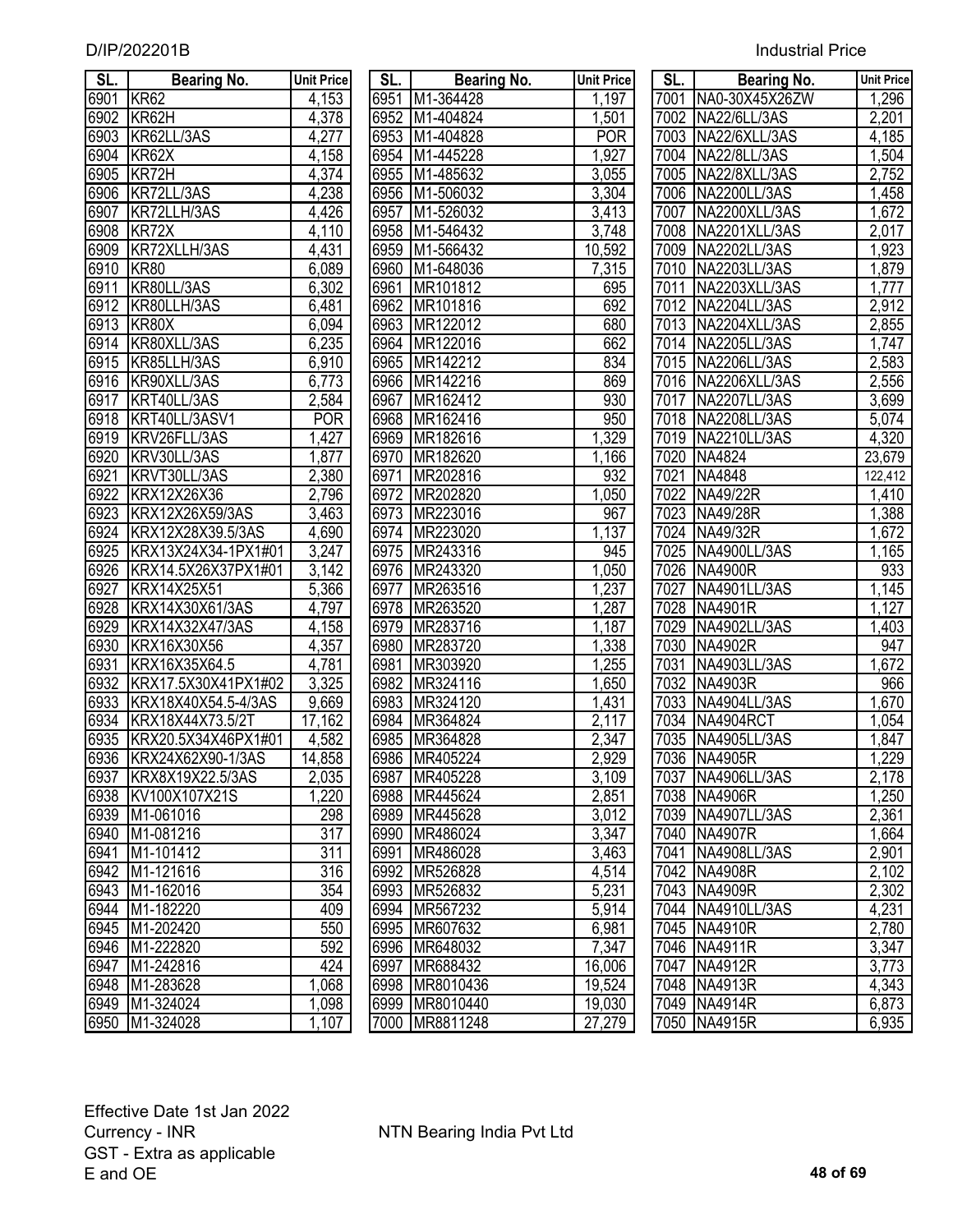D/IP/202201B

Industrial Price

| SL. | Bearing No. | Unit Price |
|---|---|---|
| 6901 | KR62 | 4,153 |
| 6902 | KR62H | 4,378 |
| 6903 | KR62LL/3AS | 4,277 |
| 6904 | KR62X | 4,158 |
| 6905 | KR72H | 4,374 |
| 6906 | KR72LL/3AS | 4,238 |
| 6907 | KR72LLH/3AS | 4,426 |
| 6908 | KR72X | 4,110 |
| 6909 | KR72XLLH/3AS | 4,431 |
| 6910 | KR80 | 6,089 |
| 6911 | KR80LL/3AS | 6,302 |
| 6912 | KR80LLH/3AS | 6,481 |
| 6913 | KR80X | 6,094 |
| 6914 | KR80XLL/3AS | 6,235 |
| 6915 | KR85LLH/3AS | 6,910 |
| 6916 | KR90XLL/3AS | 6,773 |
| 6917 | KRT40LL/3AS | 2,584 |
| 6918 | KRT40LL/3ASV1 | POR |
| 6919 | KRV26FLL/3AS | 1,427 |
| 6920 | KRV30LL/3AS | 1,877 |
| 6921 | KRVT30LL/3AS | 2,380 |
| 6922 | KRX12X26X36 | 2,796 |
| 6923 | KRX12X26X59/3AS | 3,463 |
| 6924 | KRX12X28X39.5/3AS | 4,690 |
| 6925 | KRX13X24X34-1PX1#01 | 3,247 |
| 6926 | KRX14.5X26X37PX1#01 | 3,142 |
| 6927 | KRX14X25X51 | 5,366 |
| 6928 | KRX14X30X61/3AS | 4,797 |
| 6929 | KRX14X32X47/3AS | 4,158 |
| 6930 | KRX16X30X56 | 4,357 |
| 6931 | KRX16X35X64.5 | 4,781 |
| 6932 | KRX17.5X30X41PX1#02 | 3,325 |
| 6933 | KRX18X40X54.5-4/3AS | 9,669 |
| 6934 | KRX18X44X73.5/2T | 17,162 |
| 6935 | KRX20.5X34X46PX1#01 | 4,582 |
| 6936 | KRX24X62X90-1/3AS | 14,858 |
| 6937 | KRX8X19X22.5/3AS | 2,035 |
| 6938 | KV100X107X21S | 1,220 |
| 6939 | M1-061016 | 298 |
| 6940 | M1-081216 | 317 |
| 6941 | M1-101412 | 311 |
| 6942 | M1-121616 | 316 |
| 6943 | M1-162016 | 354 |
| 6944 | M1-182220 | 409 |
| 6945 | M1-202420 | 550 |
| 6946 | M1-222820 | 592 |
| 6947 | M1-242816 | 424 |
| 6948 | M1-283628 | 1,068 |
| 6949 | M1-324024 | 1,098 |
| 6950 | M1-324028 | 1,107 |
| 6951 | M1-364428 | 1,197 |
| 6952 | M1-404824 | 1,501 |
| 6953 | M1-404828 | POR |
| 6954 | M1-445228 | 1,927 |
| 6955 | M1-485632 | 3,055 |
| 6956 | M1-506032 | 3,304 |
| 6957 | M1-526032 | 3,413 |
| 6958 | M1-546432 | 3,748 |
| 6959 | M1-566432 | 10,592 |
| 6960 | M1-648036 | 7,315 |
| 6961 | MR101812 | 695 |
| 6962 | MR101816 | 692 |
| 6963 | MR122012 | 680 |
| 6964 | MR122016 | 662 |
| 6965 | MR142212 | 834 |
| 6966 | MR142216 | 869 |
| 6967 | MR162412 | 930 |
| 6968 | MR162416 | 950 |
| 6969 | MR182616 | 1,329 |
| 6970 | MR182620 | 1,166 |
| 6971 | MR202816 | 932 |
| 6972 | MR202820 | 1,050 |
| 6973 | MR223016 | 967 |
| 6974 | MR223020 | 1,137 |
| 6975 | MR243316 | 945 |
| 6976 | MR243320 | 1,050 |
| 6977 | MR263516 | 1,237 |
| 6978 | MR263520 | 1,287 |
| 6979 | MR283716 | 1,187 |
| 6980 | MR283720 | 1,338 |
| 6981 | MR303920 | 1,255 |
| 6982 | MR324116 | 1,650 |
| 6983 | MR324120 | 1,431 |
| 6984 | MR364824 | 2,117 |
| 6985 | MR364828 | 2,347 |
| 6986 | MR405224 | 2,929 |
| 6987 | MR405228 | 3,109 |
| 6988 | MR445624 | 2,851 |
| 6989 | MR445628 | 3,012 |
| 6990 | MR486024 | 3,347 |
| 6991 | MR486028 | 3,463 |
| 6992 | MR526828 | 4,514 |
| 6993 | MR526832 | 5,231 |
| 6994 | MR567232 | 5,914 |
| 6995 | MR607632 | 6,981 |
| 6996 | MR648032 | 7,347 |
| 6997 | MR688432 | 16,006 |
| 6998 | MR8010436 | 19,524 |
| 6999 | MR8010440 | 19,030 |
| 7000 | MR8811248 | 27,279 |
| 7001 | NA0-30X45X26ZW | 1,296 |
| 7002 | NA22/6LL/3AS | 2,201 |
| 7003 | NA22/6XLL/3AS | 4,185 |
| 7004 | NA22/8LL/3AS | 1,504 |
| 7005 | NA22/8XLL/3AS | 2,752 |
| 7006 | NA2200LL/3AS | 1,458 |
| 7007 | NA2200XLL/3AS | 1,672 |
| 7008 | NA2201XLL/3AS | 2,017 |
| 7009 | NA2202LL/3AS | 1,923 |
| 7010 | NA2203LL/3AS | 1,879 |
| 7011 | NA2203XLL/3AS | 1,777 |
| 7012 | NA2204LL/3AS | 2,912 |
| 7013 | NA2204XLL/3AS | 2,855 |
| 7014 | NA2205LL/3AS | 1,747 |
| 7015 | NA2206LL/3AS | 2,583 |
| 7016 | NA2206XLL/3AS | 2,556 |
| 7017 | NA2207LL/3AS | 3,699 |
| 7018 | NA2208LL/3AS | 5,074 |
| 7019 | NA2210LL/3AS | 4,320 |
| 7020 | NA4824 | 23,679 |
| 7021 | NA4848 | 122,412 |
| 7022 | NA49/22R | 1,410 |
| 7023 | NA49/28R | 1,388 |
| 7024 | NA49/32R | 1,672 |
| 7025 | NA4900LL/3AS | 1,165 |
| 7026 | NA4900R | 933 |
| 7027 | NA4901LL/3AS | 1,145 |
| 7028 | NA4901R | 1,127 |
| 7029 | NA4902LL/3AS | 1,403 |
| 7030 | NA4902R | 947 |
| 7031 | NA4903LL/3AS | 1,672 |
| 7032 | NA4903R | 966 |
| 7033 | NA4904LL/3AS | 1,670 |
| 7034 | NA4904RCT | 1,054 |
| 7035 | NA4905LL/3AS | 1,847 |
| 7036 | NA4905R | 1,229 |
| 7037 | NA4906LL/3AS | 2,178 |
| 7038 | NA4906R | 1,250 |
| 7039 | NA4907LL/3AS | 2,361 |
| 7040 | NA4907R | 1,664 |
| 7041 | NA4908LL/3AS | 2,901 |
| 7042 | NA4908R | 2,102 |
| 7043 | NA4909R | 2,302 |
| 7044 | NA4910LL/3AS | 4,231 |
| 7045 | NA4910R | 2,780 |
| 7046 | NA4911R | 3,347 |
| 7047 | NA4912R | 3,773 |
| 7048 | NA4913R | 4,343 |
| 7049 | NA4914R | 6,873 |
| 7050 | NA4915R | 6,935 |

Effective Date 1st Jan 2022
Currency - INR
GST - Extra as applicable
E and OE

NTN Bearing India Pvt Ltd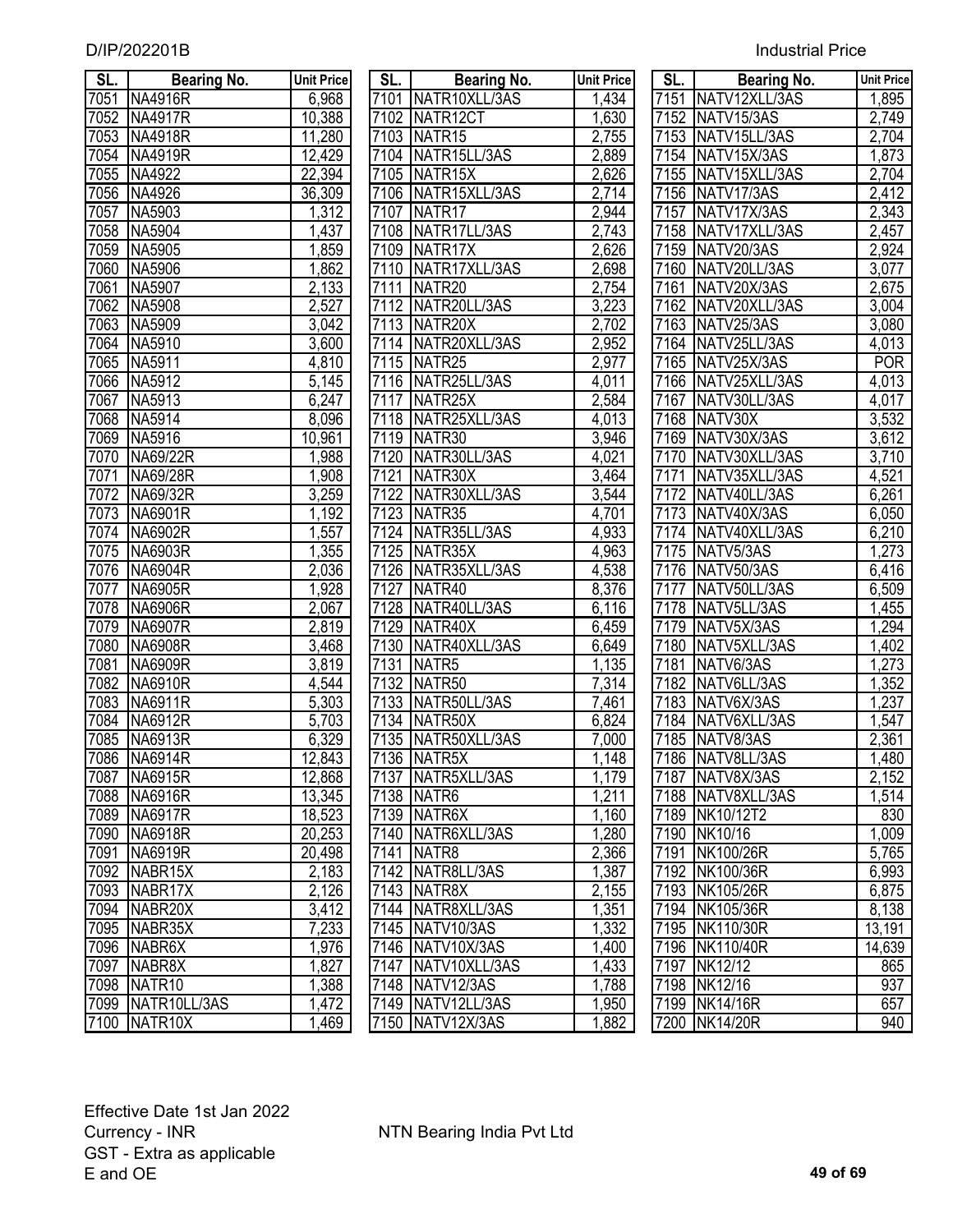| SL. | Bearing No. | Unit Price |
|---|---|---|
| 7051 | NA4916R | 6,968 |
| 7052 | NA4917R | 10,388 |
| 7053 | NA4918R | 11,280 |
| 7054 | NA4919R | 12,429 |
| 7055 | NA4922 | 22,394 |
| 7056 | NA4926 | 36,309 |
| 7057 | NA5903 | 1,312 |
| 7058 | NA5904 | 1,437 |
| 7059 | NA5905 | 1,859 |
| 7060 | NA5906 | 1,862 |
| 7061 | NA5907 | 2,133 |
| 7062 | NA5908 | 2,527 |
| 7063 | NA5909 | 3,042 |
| 7064 | NA5910 | 3,600 |
| 7065 | NA5911 | 4,810 |
| 7066 | NA5912 | 5,145 |
| 7067 | NA5913 | 6,247 |
| 7068 | NA5914 | 8,096 |
| 7069 | NA5916 | 10,961 |
| 7070 | NA69/22R | 1,988 |
| 7071 | NA69/28R | 1,908 |
| 7072 | NA69/32R | 3,259 |
| 7073 | NA6901R | 1,192 |
| 7074 | NA6902R | 1,557 |
| 7075 | NA6903R | 1,355 |
| 7076 | NA6904R | 2,036 |
| 7077 | NA6905R | 1,928 |
| 7078 | NA6906R | 2,067 |
| 7079 | NA6907R | 2,819 |
| 7080 | NA6908R | 3,468 |
| 7081 | NA6909R | 3,819 |
| 7082 | NA6910R | 4,544 |
| 7083 | NA6911R | 5,303 |
| 7084 | NA6912R | 5,703 |
| 7085 | NA6913R | 6,329 |
| 7086 | NA6914R | 12,843 |
| 7087 | NA6915R | 12,868 |
| 7088 | NA6916R | 13,345 |
| 7089 | NA6917R | 18,523 |
| 7090 | NA6918R | 20,253 |
| 7091 | NA6919R | 20,498 |
| 7092 | NABR15X | 2,183 |
| 7093 | NABR17X | 2,126 |
| 7094 | NABR20X | 3,412 |
| 7095 | NABR35X | 7,233 |
| 7096 | NABR6X | 1,976 |
| 7097 | NABR8X | 1,827 |
| 7098 | NATR10 | 1,388 |
| 7099 | NATR10LL/3AS | 1,472 |
| 7100 | NATR10X | 1,469 |
| 7101 | NATR10XLL/3AS | 1,434 |
| 7102 | NATR12CT | 1,630 |
| 7103 | NATR15 | 2,755 |
| 7104 | NATR15LL/3AS | 2,889 |
| 7105 | NATR15X | 2,626 |
| 7106 | NATR15XLL/3AS | 2,714 |
| 7107 | NATR17 | 2,944 |
| 7108 | NATR17LL/3AS | 2,743 |
| 7109 | NATR17X | 2,626 |
| 7110 | NATR17XLL/3AS | 2,698 |
| 7111 | NATR20 | 2,754 |
| 7112 | NATR20LL/3AS | 3,223 |
| 7113 | NATR20X | 2,702 |
| 7114 | NATR20XLL/3AS | 2,952 |
| 7115 | NATR25 | 2,977 |
| 7116 | NATR25LL/3AS | 4,011 |
| 7117 | NATR25X | 2,584 |
| 7118 | NATR25XLL/3AS | 4,013 |
| 7119 | NATR30 | 3,946 |
| 7120 | NATR30LL/3AS | 4,021 |
| 7121 | NATR30X | 3,464 |
| 7122 | NATR30XLL/3AS | 3,544 |
| 7123 | NATR35 | 4,701 |
| 7124 | NATR35LL/3AS | 4,933 |
| 7125 | NATR35X | 4,963 |
| 7126 | NATR35XLL/3AS | 4,538 |
| 7127 | NATR40 | 8,376 |
| 7128 | NATR40LL/3AS | 6,116 |
| 7129 | NATR40X | 6,459 |
| 7130 | NATR40XLL/3AS | 6,649 |
| 7131 | NATR5 | 1,135 |
| 7132 | NATR50 | 7,314 |
| 7133 | NATR50LL/3AS | 7,461 |
| 7134 | NATR50X | 6,824 |
| 7135 | NATR50XLL/3AS | 7,000 |
| 7136 | NATR5X | 1,148 |
| 7137 | NATR5XLL/3AS | 1,179 |
| 7138 | NATR6 | 1,211 |
| 7139 | NATR6X | 1,160 |
| 7140 | NATR6XLL/3AS | 1,280 |
| 7141 | NATR8 | 2,366 |
| 7142 | NATR8LL/3AS | 1,387 |
| 7143 | NATR8X | 2,155 |
| 7144 | NATR8XLL/3AS | 1,351 |
| 7145 | NATV10/3AS | 1,332 |
| 7146 | NATV10X/3AS | 1,400 |
| 7147 | NATV10XLL/3AS | 1,433 |
| 7148 | NATV12/3AS | 1,788 |
| 7149 | NATV12LL/3AS | 1,950 |
| 7150 | NATV12X/3AS | 1,882 |
| 7151 | NATV12XLL/3AS | 1,895 |
| 7152 | NATV15/3AS | 2,749 |
| 7153 | NATV15LL/3AS | 2,704 |
| 7154 | NATV15X/3AS | 1,873 |
| 7155 | NATV15XLL/3AS | 2,704 |
| 7156 | NATV17/3AS | 2,412 |
| 7157 | NATV17X/3AS | 2,343 |
| 7158 | NATV17XLL/3AS | 2,457 |
| 7159 | NATV20/3AS | 2,924 |
| 7160 | NATV20LL/3AS | 3,077 |
| 7161 | NATV20X/3AS | 2,675 |
| 7162 | NATV20XLL/3AS | 3,004 |
| 7163 | NATV25/3AS | 3,080 |
| 7164 | NATV25LL/3AS | 4,013 |
| 7165 | NATV25X/3AS | POR |
| 7166 | NATV25XLL/3AS | 4,013 |
| 7167 | NATV30LL/3AS | 4,017 |
| 7168 | NATV30X | 3,532 |
| 7169 | NATV30X/3AS | 3,612 |
| 7170 | NATV30XLL/3AS | 3,710 |
| 7171 | NATV35XLL/3AS | 4,521 |
| 7172 | NATV40LL/3AS | 6,261 |
| 7173 | NATV40X/3AS | 6,050 |
| 7174 | NATV40XLL/3AS | 6,210 |
| 7175 | NATV5/3AS | 1,273 |
| 7176 | NATV50/3AS | 6,416 |
| 7177 | NATV50LL/3AS | 6,509 |
| 7178 | NATV5LL/3AS | 1,455 |
| 7179 | NATV5X/3AS | 1,294 |
| 7180 | NATV5XLL/3AS | 1,402 |
| 7181 | NATV6/3AS | 1,273 |
| 7182 | NATV6LL/3AS | 1,352 |
| 7183 | NATV6X/3AS | 1,237 |
| 7184 | NATV6XLL/3AS | 1,547 |
| 7185 | NATV8/3AS | 2,361 |
| 7186 | NATV8LL/3AS | 1,480 |
| 7187 | NATV8X/3AS | 2,152 |
| 7188 | NATV8XLL/3AS | 1,514 |
| 7189 | NK10/12T2 | 830 |
| 7190 | NK10/16 | 1,009 |
| 7191 | NK100/26R | 5,765 |
| 7192 | NK100/36R | 6,993 |
| 7193 | NK105/26R | 6,875 |
| 7194 | NK105/36R | 8,138 |
| 7195 | NK110/30R | 13,191 |
| 7196 | NK110/40R | 14,639 |
| 7197 | NK12/12 | 865 |
| 7198 | NK12/16 | 937 |
| 7199 | NK14/16R | 657 |
| 7200 | NK14/20R | 940 |

Effective Date 1st Jan 2022
Currency - INR
GST - Extra as applicable
E and OE

NTN Bearing India Pvt Ltd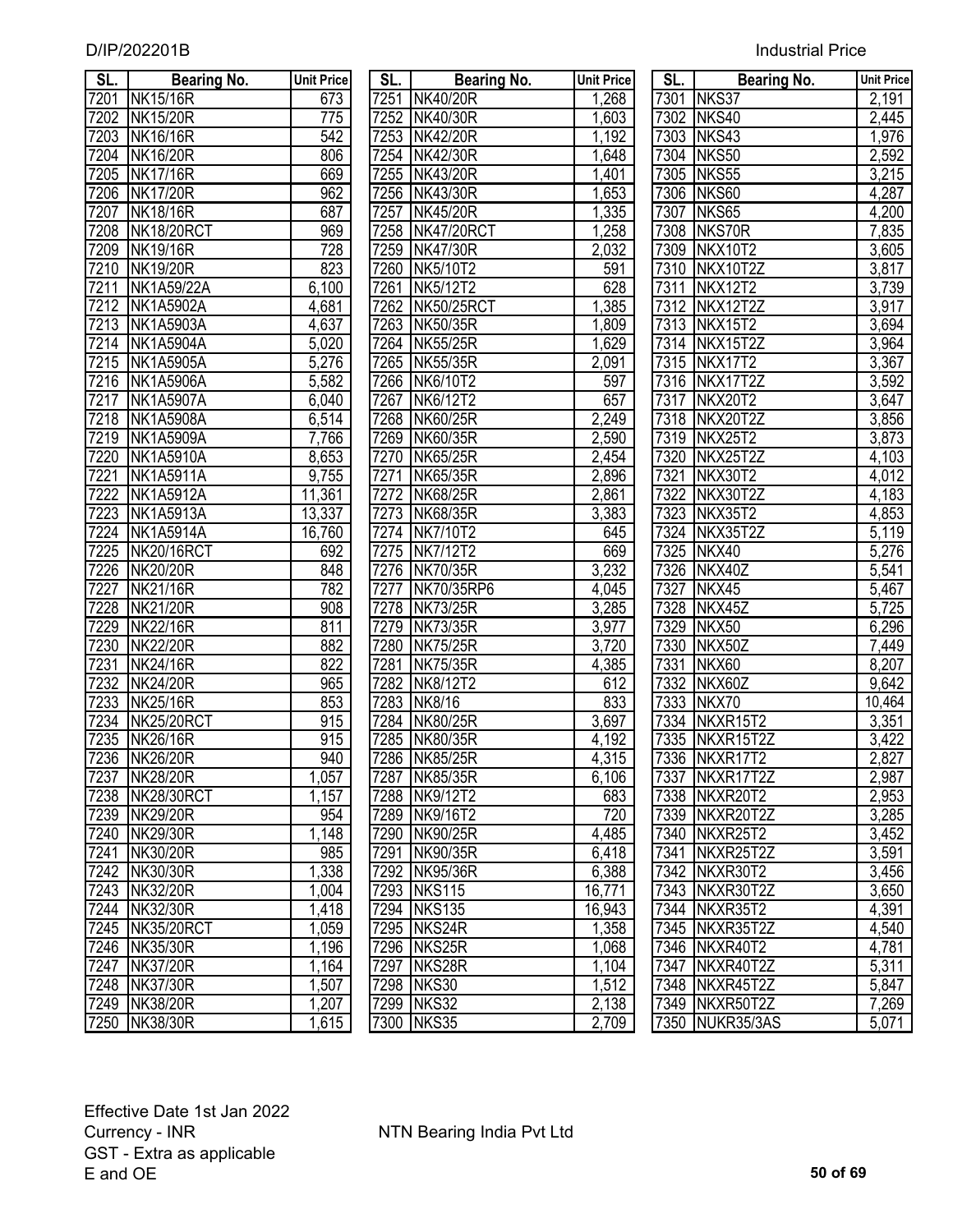| SL. | Bearing No. | Unit Price |
|---|---|---|
| 7201 | NK15/16R | 673 |
| 7202 | NK15/20R | 775 |
| 7203 | NK16/16R | 542 |
| 7204 | NK16/20R | 806 |
| 7205 | NK17/16R | 669 |
| 7206 | NK17/20R | 962 |
| 7207 | NK18/16R | 687 |
| 7208 | NK18/20RCT | 969 |
| 7209 | NK19/16R | 728 |
| 7210 | NK19/20R | 823 |
| 7211 | NK1A59/22A | 6,100 |
| 7212 | NK1A5902A | 4,681 |
| 7213 | NK1A5903A | 4,637 |
| 7214 | NK1A5904A | 5,020 |
| 7215 | NK1A5905A | 5,276 |
| 7216 | NK1A5906A | 5,582 |
| 7217 | NK1A5907A | 6,040 |
| 7218 | NK1A5908A | 6,514 |
| 7219 | NK1A5909A | 7,766 |
| 7220 | NK1A5910A | 8,653 |
| 7221 | NK1A5911A | 9,755 |
| 7222 | NK1A5912A | 11,361 |
| 7223 | NK1A5913A | 13,337 |
| 7224 | NK1A5914A | 16,760 |
| 7225 | NK20/16RCT | 692 |
| 7226 | NK20/20R | 848 |
| 7227 | NK21/16R | 782 |
| 7228 | NK21/20R | 908 |
| 7229 | NK22/16R | 811 |
| 7230 | NK22/20R | 882 |
| 7231 | NK24/16R | 822 |
| 7232 | NK24/20R | 965 |
| 7233 | NK25/16R | 853 |
| 7234 | NK25/20RCT | 915 |
| 7235 | NK26/16R | 915 |
| 7236 | NK26/20R | 940 |
| 7237 | NK28/20R | 1,057 |
| 7238 | NK28/30RCT | 1,157 |
| 7239 | NK29/20R | 954 |
| 7240 | NK29/30R | 1,148 |
| 7241 | NK30/20R | 985 |
| 7242 | NK30/30R | 1,338 |
| 7243 | NK32/20R | 1,004 |
| 7244 | NK32/30R | 1,418 |
| 7245 | NK35/20RCT | 1,059 |
| 7246 | NK35/30R | 1,196 |
| 7247 | NK37/20R | 1,164 |
| 7248 | NK37/30R | 1,507 |
| 7249 | NK38/20R | 1,207 |
| 7250 | NK38/30R | 1,615 |
| 7251 | NK40/20R | 1,268 |
| 7252 | NK40/30R | 1,603 |
| 7253 | NK42/20R | 1,192 |
| 7254 | NK42/30R | 1,648 |
| 7255 | NK43/20R | 1,401 |
| 7256 | NK43/30R | 1,653 |
| 7257 | NK45/20R | 1,335 |
| 7258 | NK47/20RCT | 1,258 |
| 7259 | NK47/30R | 2,032 |
| 7260 | NK5/10T2 | 591 |
| 7261 | NK5/12T2 | 628 |
| 7262 | NK50/25RCT | 1,385 |
| 7263 | NK50/35R | 1,809 |
| 7264 | NK55/25R | 1,629 |
| 7265 | NK55/35R | 2,091 |
| 7266 | NK6/10T2 | 597 |
| 7267 | NK6/12T2 | 657 |
| 7268 | NK60/25R | 2,249 |
| 7269 | NK60/35R | 2,590 |
| 7270 | NK65/25R | 2,454 |
| 7271 | NK65/35R | 2,896 |
| 7272 | NK68/25R | 2,861 |
| 7273 | NK68/35R | 3,383 |
| 7274 | NK7/10T2 | 645 |
| 7275 | NK7/12T2 | 669 |
| 7276 | NK70/35R | 3,232 |
| 7277 | NK70/35RP6 | 4,045 |
| 7278 | NK73/25R | 3,285 |
| 7279 | NK73/35R | 3,977 |
| 7280 | NK75/25R | 3,720 |
| 7281 | NK75/35R | 4,385 |
| 7282 | NK8/12T2 | 612 |
| 7283 | NK8/16 | 833 |
| 7284 | NK80/25R | 3,697 |
| 7285 | NK80/35R | 4,192 |
| 7286 | NK85/25R | 4,315 |
| 7287 | NK85/35R | 6,106 |
| 7288 | NK9/12T2 | 683 |
| 7289 | NK9/16T2 | 720 |
| 7290 | NK90/25R | 4,485 |
| 7291 | NK90/35R | 6,418 |
| 7292 | NK95/36R | 6,388 |
| 7293 | NKS115 | 16,771 |
| 7294 | NKS135 | 16,943 |
| 7295 | NKS24R | 1,358 |
| 7296 | NKS25R | 1,068 |
| 7297 | NKS28R | 1,104 |
| 7298 | NKS30 | 1,512 |
| 7299 | NKS32 | 2,138 |
| 7300 | NKS35 | 2,709 |
| 7301 | NKS37 | 2,191 |
| 7302 | NKS40 | 2,445 |
| 7303 | NKS43 | 1,976 |
| 7304 | NKS50 | 2,592 |
| 7305 | NKS55 | 3,215 |
| 7306 | NKS60 | 4,287 |
| 7307 | NKS65 | 4,200 |
| 7308 | NKS70R | 7,835 |
| 7309 | NKX10T2 | 3,605 |
| 7310 | NKX10T2Z | 3,817 |
| 7311 | NKX12T2 | 3,739 |
| 7312 | NKX12T2Z | 3,917 |
| 7313 | NKX15T2 | 3,694 |
| 7314 | NKX15T2Z | 3,964 |
| 7315 | NKX17T2 | 3,367 |
| 7316 | NKX17T2Z | 3,592 |
| 7317 | NKX20T2 | 3,647 |
| 7318 | NKX20T2Z | 3,856 |
| 7319 | NKX25T2 | 3,873 |
| 7320 | NKX25T2Z | 4,103 |
| 7321 | NKX30T2 | 4,012 |
| 7322 | NKX30T2Z | 4,183 |
| 7323 | NKX35T2 | 4,853 |
| 7324 | NKX35T2Z | 5,119 |
| 7325 | NKX40 | 5,276 |
| 7326 | NKX40Z | 5,541 |
| 7327 | NKX45 | 5,467 |
| 7328 | NKX45Z | 5,725 |
| 7329 | NKX50 | 6,296 |
| 7330 | NKX50Z | 7,449 |
| 7331 | NKX60 | 8,207 |
| 7332 | NKX60Z | 9,642 |
| 7333 | NKX70 | 10,464 |
| 7334 | NKXR15T2 | 3,351 |
| 7335 | NKXR15T2Z | 3,422 |
| 7336 | NKXR17T2 | 2,827 |
| 7337 | NKXR17T2Z | 2,987 |
| 7338 | NKXR20T2 | 2,953 |
| 7339 | NKXR20T2Z | 3,285 |
| 7340 | NKXR25T2 | 3,452 |
| 7341 | NKXR25T2Z | 3,591 |
| 7342 | NKXR30T2 | 3,456 |
| 7343 | NKXR30T2Z | 3,650 |
| 7344 | NKXR35T2 | 4,391 |
| 7345 | NKXR35T2Z | 4,540 |
| 7346 | NKXR40T2 | 4,781 |
| 7347 | NKXR40T2Z | 5,311 |
| 7348 | NKXR45T2Z | 5,847 |
| 7349 | NKXR50T2Z | 7,269 |
| 7350 | NUKR35/3AS | 5,071 |

Effective Date 1st Jan 2022
Currency - INR
GST - Extra as applicable
E and OE

NTN Bearing India Pvt Ltd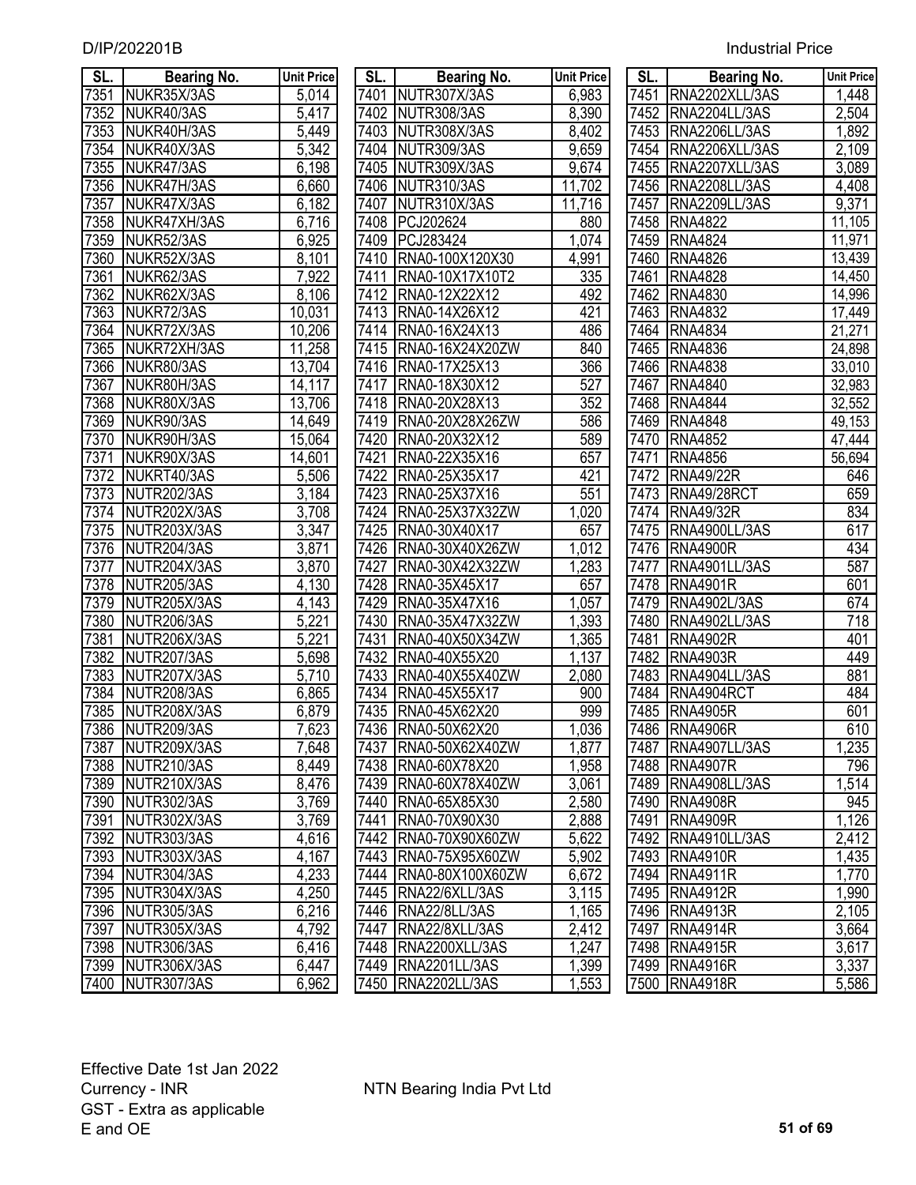| SL. | Bearing No. | Unit Price |
|---|---|---|
| 7351 | NUKR35X/3AS | 5,014 |
| 7352 | NUKR40/3AS | 5,417 |
| 7353 | NUKR40H/3AS | 5,449 |
| 7354 | NUKR40X/3AS | 5,342 |
| 7355 | NUKR47/3AS | 6,198 |
| 7356 | NUKR47H/3AS | 6,660 |
| 7357 | NUKR47X/3AS | 6,182 |
| 7358 | NUKR47XH/3AS | 6,716 |
| 7359 | NUKR52/3AS | 6,925 |
| 7360 | NUKR52X/3AS | 8,101 |
| 7361 | NUKR62/3AS | 7,922 |
| 7362 | NUKR62X/3AS | 8,106 |
| 7363 | NUKR72/3AS | 10,031 |
| 7364 | NUKR72X/3AS | 10,206 |
| 7365 | NUKR72XH/3AS | 11,258 |
| 7366 | NUKR80/3AS | 13,704 |
| 7367 | NUKR80H/3AS | 14,117 |
| 7368 | NUKR80X/3AS | 13,706 |
| 7369 | NUKR90/3AS | 14,649 |
| 7370 | NUKR90H/3AS | 15,064 |
| 7371 | NUKR90X/3AS | 14,601 |
| 7372 | NUKRT40/3AS | 5,506 |
| 7373 | NUTR202/3AS | 3,184 |
| 7374 | NUTR202X/3AS | 3,708 |
| 7375 | NUTR203X/3AS | 3,347 |
| 7376 | NUTR204/3AS | 3,871 |
| 7377 | NUTR204X/3AS | 3,870 |
| 7378 | NUTR205/3AS | 4,130 |
| 7379 | NUTR205X/3AS | 4,143 |
| 7380 | NUTR206/3AS | 5,221 |
| 7381 | NUTR206X/3AS | 5,221 |
| 7382 | NUTR207/3AS | 5,698 |
| 7383 | NUTR207X/3AS | 5,710 |
| 7384 | NUTR208/3AS | 6,865 |
| 7385 | NUTR208X/3AS | 6,879 |
| 7386 | NUTR209/3AS | 7,623 |
| 7387 | NUTR209X/3AS | 7,648 |
| 7388 | NUTR210/3AS | 8,449 |
| 7389 | NUTR210X/3AS | 8,476 |
| 7390 | NUTR302/3AS | 3,769 |
| 7391 | NUTR302X/3AS | 3,769 |
| 7392 | NUTR303/3AS | 4,616 |
| 7393 | NUTR303X/3AS | 4,167 |
| 7394 | NUTR304/3AS | 4,233 |
| 7395 | NUTR304X/3AS | 4,250 |
| 7396 | NUTR305/3AS | 6,216 |
| 7397 | NUTR305X/3AS | 4,792 |
| 7398 | NUTR306/3AS | 6,416 |
| 7399 | NUTR306X/3AS | 6,447 |
| 7400 | NUTR307/3AS | 6,962 |
| 7401 | NUTR307X/3AS | 6,983 |
| 7402 | NUTR308/3AS | 8,390 |
| 7403 | NUTR308X/3AS | 8,402 |
| 7404 | NUTR309/3AS | 9,659 |
| 7405 | NUTR309X/3AS | 9,674 |
| 7406 | NUTR310/3AS | 11,702 |
| 7407 | NUTR310X/3AS | 11,716 |
| 7408 | PCJ202624 | 880 |
| 7409 | PCJ283424 | 1,074 |
| 7410 | RNA0-100X120X30 | 4,991 |
| 7411 | RNA0-10X17X10T2 | 335 |
| 7412 | RNA0-12X22X12 | 492 |
| 7413 | RNA0-14X26X12 | 421 |
| 7414 | RNA0-16X24X13 | 486 |
| 7415 | RNA0-16X24X20ZW | 840 |
| 7416 | RNA0-17X25X13 | 366 |
| 7417 | RNA0-18X30X12 | 527 |
| 7418 | RNA0-20X28X13 | 352 |
| 7419 | RNA0-20X28X26ZW | 586 |
| 7420 | RNA0-20X32X12 | 589 |
| 7421 | RNA0-22X35X16 | 657 |
| 7422 | RNA0-25X35X17 | 421 |
| 7423 | RNA0-25X37X16 | 551 |
| 7424 | RNA0-25X37X32ZW | 1,020 |
| 7425 | RNA0-30X40X17 | 657 |
| 7426 | RNA0-30X40X26ZW | 1,012 |
| 7427 | RNA0-30X42X32ZW | 1,283 |
| 7428 | RNA0-35X45X17 | 657 |
| 7429 | RNA0-35X47X16 | 1,057 |
| 7430 | RNA0-35X47X32ZW | 1,393 |
| 7431 | RNA0-40X50X34ZW | 1,365 |
| 7432 | RNA0-40X55X20 | 1,137 |
| 7433 | RNA0-40X55X40ZW | 2,080 |
| 7434 | RNA0-45X55X17 | 900 |
| 7435 | RNA0-45X62X20 | 999 |
| 7436 | RNA0-50X62X20 | 1,036 |
| 7437 | RNA0-50X62X40ZW | 1,877 |
| 7438 | RNA0-60X78X20 | 1,958 |
| 7439 | RNA0-60X78X40ZW | 3,061 |
| 7440 | RNA0-65X85X30 | 2,580 |
| 7441 | RNA0-70X90X30 | 2,888 |
| 7442 | RNA0-70X90X60ZW | 5,622 |
| 7443 | RNA0-75X95X60ZW | 5,902 |
| 7444 | RNA0-80X100X60ZW | 6,672 |
| 7445 | RNA22/6XLL/3AS | 3,115 |
| 7446 | RNA22/8LL/3AS | 1,165 |
| 7447 | RNA22/8XLL/3AS | 2,412 |
| 7448 | RNA2200XLL/3AS | 1,247 |
| 7449 | RNA2201LL/3AS | 1,399 |
| 7450 | RNA2202LL/3AS | 1,553 |
| 7451 | RNA2202XLL/3AS | 1,448 |
| 7452 | RNA2204LL/3AS | 2,504 |
| 7453 | RNA2206LL/3AS | 1,892 |
| 7454 | RNA2206XLL/3AS | 2,109 |
| 7455 | RNA2207XLL/3AS | 3,089 |
| 7456 | RNA2208LL/3AS | 4,408 |
| 7457 | RNA2209LL/3AS | 9,371 |
| 7458 | RNA4822 | 11,105 |
| 7459 | RNA4824 | 11,971 |
| 7460 | RNA4826 | 13,439 |
| 7461 | RNA4828 | 14,450 |
| 7462 | RNA4830 | 14,996 |
| 7463 | RNA4832 | 17,449 |
| 7464 | RNA4834 | 21,271 |
| 7465 | RNA4836 | 24,898 |
| 7466 | RNA4838 | 33,010 |
| 7467 | RNA4840 | 32,983 |
| 7468 | RNA4844 | 32,552 |
| 7469 | RNA4848 | 49,153 |
| 7470 | RNA4852 | 47,444 |
| 7471 | RNA4856 | 56,694 |
| 7472 | RNA49/22R | 646 |
| 7473 | RNA49/28RCT | 659 |
| 7474 | RNA49/32R | 834 |
| 7475 | RNA4900LL/3AS | 617 |
| 7476 | RNA4900R | 434 |
| 7477 | RNA4901LL/3AS | 587 |
| 7478 | RNA4901R | 601 |
| 7479 | RNA4902L/3AS | 674 |
| 7480 | RNA4902LL/3AS | 718 |
| 7481 | RNA4902R | 401 |
| 7482 | RNA4903R | 449 |
| 7483 | RNA4904LL/3AS | 881 |
| 7484 | RNA4904RCT | 484 |
| 7485 | RNA4905R | 601 |
| 7486 | RNA4906R | 610 |
| 7487 | RNA4907LL/3AS | 1,235 |
| 7488 | RNA4907R | 796 |
| 7489 | RNA4908LL/3AS | 1,514 |
| 7490 | RNA4908R | 945 |
| 7491 | RNA4909R | 1,126 |
| 7492 | RNA4910LL/3AS | 2,412 |
| 7493 | RNA4910R | 1,435 |
| 7494 | RNA4911R | 1,770 |
| 7495 | RNA4912R | 1,990 |
| 7496 | RNA4913R | 2,105 |
| 7497 | RNA4914R | 3,664 |
| 7498 | RNA4915R | 3,617 |
| 7499 | RNA4916R | 3,337 |
| 7500 | RNA4918R | 5,586 |

Effective Date 1st Jan 2022
Currency - INR
GST - Extra as applicable
E and OE

NTN Bearing India Pvt Ltd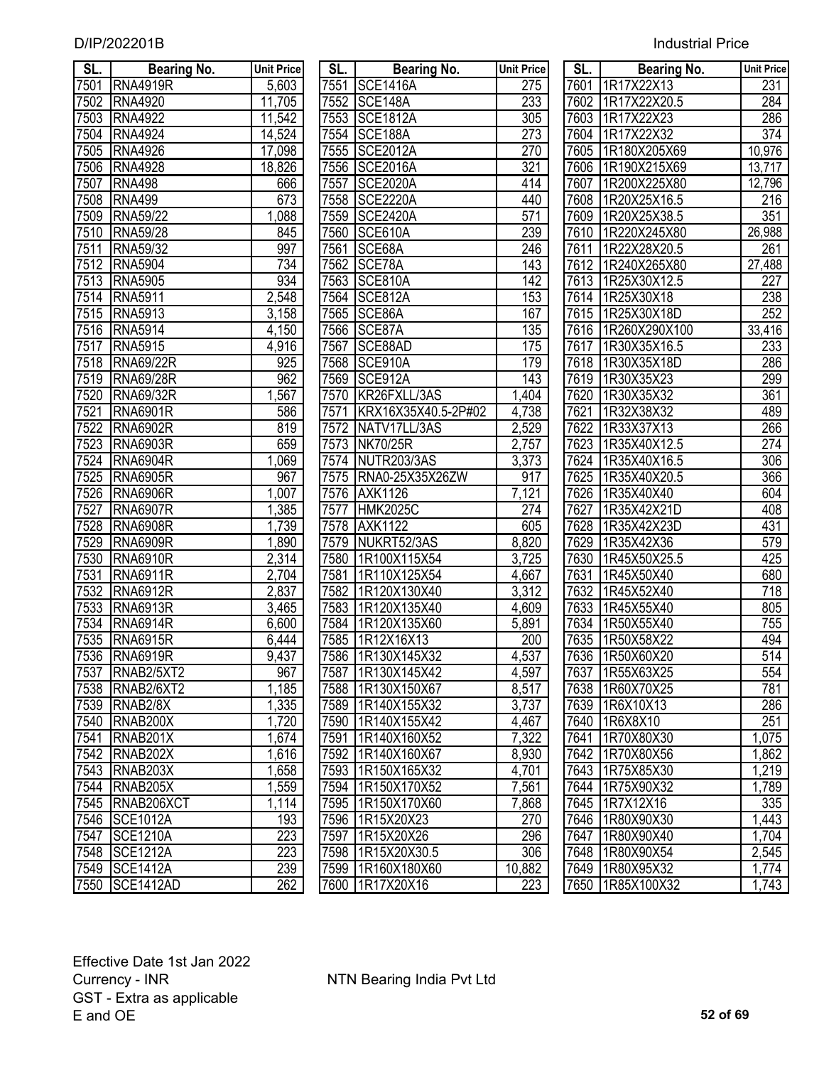| SL. | Bearing No. | Unit Price |
|---|---|---|
| 7501 | RNA4919R | 5,603 |
| 7502 | RNA4920 | 11,705 |
| 7503 | RNA4922 | 11,542 |
| 7504 | RNA4924 | 14,524 |
| 7505 | RNA4926 | 17,098 |
| 7506 | RNA4928 | 18,826 |
| 7507 | RNA498 | 666 |
| 7508 | RNA499 | 673 |
| 7509 | RNA59/22 | 1,088 |
| 7510 | RNA59/28 | 845 |
| 7511 | RNA59/32 | 997 |
| 7512 | RNA5904 | 734 |
| 7513 | RNA5905 | 934 |
| 7514 | RNA5911 | 2,548 |
| 7515 | RNA5913 | 3,158 |
| 7516 | RNA5914 | 4,150 |
| 7517 | RNA5915 | 4,916 |
| 7518 | RNA69/22R | 925 |
| 7519 | RNA69/28R | 962 |
| 7520 | RNA69/32R | 1,567 |
| 7521 | RNA6901R | 586 |
| 7522 | RNA6902R | 819 |
| 7523 | RNA6903R | 659 |
| 7524 | RNA6904R | 1,069 |
| 7525 | RNA6905R | 967 |
| 7526 | RNA6906R | 1,007 |
| 7527 | RNA6907R | 1,385 |
| 7528 | RNA6908R | 1,739 |
| 7529 | RNA6909R | 1,890 |
| 7530 | RNA6910R | 2,314 |
| 7531 | RNA6911R | 2,704 |
| 7532 | RNA6912R | 2,837 |
| 7533 | RNA6913R | 3,465 |
| 7534 | RNA6914R | 6,600 |
| 7535 | RNA6915R | 6,444 |
| 7536 | RNA6919R | 9,437 |
| 7537 | RNAB2/5XT2 | 967 |
| 7538 | RNAB2/6XT2 | 1,185 |
| 7539 | RNAB2/8X | 1,335 |
| 7540 | RNAB200X | 1,720 |
| 7541 | RNAB201X | 1,674 |
| 7542 | RNAB202X | 1,616 |
| 7543 | RNAB203X | 1,658 |
| 7544 | RNAB205X | 1,559 |
| 7545 | RNAB206XCT | 1,114 |
| 7546 | SCE1012A | 193 |
| 7547 | SCE1210A | 223 |
| 7548 | SCE1212A | 223 |
| 7549 | SCE1412A | 239 |
| 7550 | SCE1412AD | 262 |
| 7551 | SCE1416A | 275 |
| 7552 | SCE148A | 233 |
| 7553 | SCE1812A | 305 |
| 7554 | SCE188A | 273 |
| 7555 | SCE2012A | 270 |
| 7556 | SCE2016A | 321 |
| 7557 | SCE2020A | 414 |
| 7558 | SCE2220A | 440 |
| 7559 | SCE2420A | 571 |
| 7560 | SCE610A | 239 |
| 7561 | SCE68A | 246 |
| 7562 | SCE78A | 143 |
| 7563 | SCE810A | 142 |
| 7564 | SCE812A | 153 |
| 7565 | SCE86A | 167 |
| 7566 | SCE87A | 135 |
| 7567 | SCE88AD | 175 |
| 7568 | SCE910A | 179 |
| 7569 | SCE912A | 143 |
| 7570 | KR26FXLL/3AS | 1,404 |
| 7571 | KRX16X35X40.5-2P#02 | 4,738 |
| 7572 | NATV17LL/3AS | 2,529 |
| 7573 | NK70/25R | 2,757 |
| 7574 | NUTR203/3AS | 3,373 |
| 7575 | RNA0-25X35X26ZW | 917 |
| 7576 | AXK1126 | 7,121 |
| 7577 | HMK2025C | 274 |
| 7578 | AXK1122 | 605 |
| 7579 | NUKRT52/3AS | 8,820 |
| 7580 | 1R100X115X54 | 3,725 |
| 7581 | 1R110X125X54 | 4,667 |
| 7582 | 1R120X130X40 | 3,312 |
| 7583 | 1R120X135X40 | 4,609 |
| 7584 | 1R120X135X60 | 5,891 |
| 7585 | 1R12X16X13 | 200 |
| 7586 | 1R130X145X32 | 4,537 |
| 7587 | 1R130X145X42 | 4,597 |
| 7588 | 1R130X150X67 | 8,517 |
| 7589 | 1R140X155X32 | 3,737 |
| 7590 | 1R140X155X42 | 4,467 |
| 7591 | 1R140X160X52 | 7,322 |
| 7592 | 1R140X160X67 | 8,930 |
| 7593 | 1R150X165X32 | 4,701 |
| 7594 | 1R150X170X52 | 7,561 |
| 7595 | 1R150X170X60 | 7,868 |
| 7596 | 1R15X20X23 | 270 |
| 7597 | 1R15X20X26 | 296 |
| 7598 | 1R15X20X30.5 | 306 |
| 7599 | 1R160X180X60 | 10,882 |
| 7600 | 1R17X20X16 | 223 |
| 7601 | 1R17X22X13 | 231 |
| 7602 | 1R17X22X20.5 | 284 |
| 7603 | 1R17X22X23 | 286 |
| 7604 | 1R17X22X32 | 374 |
| 7605 | 1R180X205X69 | 10,976 |
| 7606 | 1R190X215X69 | 13,717 |
| 7607 | 1R200X225X80 | 12,796 |
| 7608 | 1R20X25X16.5 | 216 |
| 7609 | 1R20X25X38.5 | 351 |
| 7610 | 1R220X245X80 | 26,988 |
| 7611 | 1R22X28X20.5 | 261 |
| 7612 | 1R240X265X80 | 27,488 |
| 7613 | 1R25X30X12.5 | 227 |
| 7614 | 1R25X30X18 | 238 |
| 7615 | 1R25X30X18D | 252 |
| 7616 | 1R260X290X100 | 33,416 |
| 7617 | 1R30X35X16.5 | 233 |
| 7618 | 1R30X35X18D | 286 |
| 7619 | 1R30X35X23 | 299 |
| 7620 | 1R30X35X32 | 361 |
| 7621 | 1R32X38X32 | 489 |
| 7622 | 1R33X37X13 | 266 |
| 7623 | 1R35X40X12.5 | 274 |
| 7624 | 1R35X40X16.5 | 306 |
| 7625 | 1R35X40X20.5 | 366 |
| 7626 | 1R35X40X40 | 604 |
| 7627 | 1R35X42X21D | 408 |
| 7628 | 1R35X42X23D | 431 |
| 7629 | 1R35X42X36 | 579 |
| 7630 | 1R45X50X25.5 | 425 |
| 7631 | 1R45X50X40 | 680 |
| 7632 | 1R45X52X40 | 718 |
| 7633 | 1R45X55X40 | 805 |
| 7634 | 1R50X55X40 | 755 |
| 7635 | 1R50X58X22 | 494 |
| 7636 | 1R50X60X20 | 514 |
| 7637 | 1R55X63X25 | 554 |
| 7638 | 1R60X70X25 | 781 |
| 7639 | 1R6X10X13 | 286 |
| 7640 | 1R6X8X10 | 251 |
| 7641 | 1R70X80X30 | 1,075 |
| 7642 | 1R70X80X56 | 1,862 |
| 7643 | 1R75X85X30 | 1,219 |
| 7644 | 1R75X90X32 | 1,789 |
| 7645 | 1R7X12X16 | 335 |
| 7646 | 1R80X90X30 | 1,443 |
| 7647 | 1R80X90X40 | 1,704 |
| 7648 | 1R80X90X54 | 2,545 |
| 7649 | 1R80X95X32 | 1,774 |
| 7650 | 1R85X100X32 | 1,743 |

Effective Date 1st Jan 2022
Currency - INR
GST - Extra as applicable
E and OE

NTN Bearing India Pvt Ltd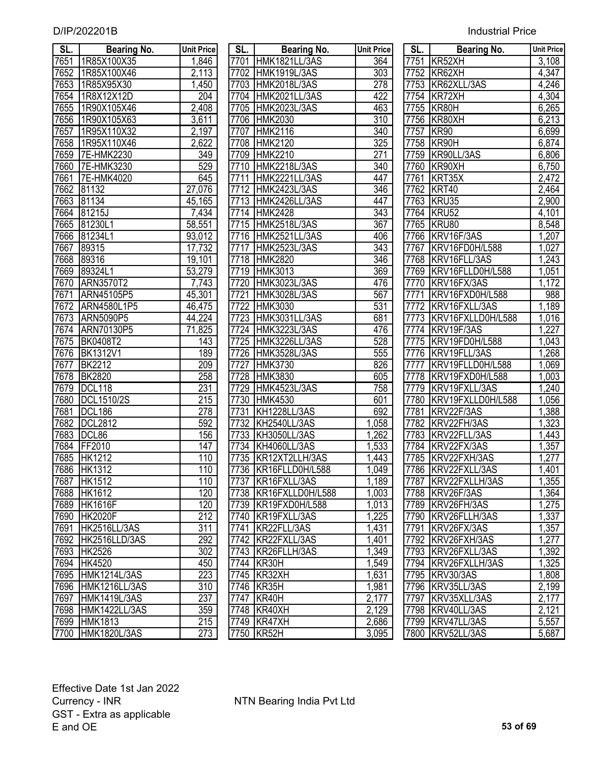| SL. | Bearing No. | Unit Price |
|---|---|---|
| 7651 | 1R85X100X35 | 1,846 |
| 7652 | 1R85X100X46 | 2,113 |
| 7653 | 1R85X95X30 | 1,450 |
| 7654 | 1R8X12X12D | 204 |
| 7655 | 1R90X105X46 | 2,408 |
| 7656 | 1R90X105X63 | 3,611 |
| 7657 | 1R95X110X32 | 2,197 |
| 7658 | 1R95X110X46 | 2,622 |
| 7659 | 7E-HMK2230 | 349 |
| 7660 | 7E-HMK3230 | 529 |
| 7661 | 7E-HMK4020 | 645 |
| 7662 | 81132 | 27,076 |
| 7663 | 81134 | 45,165 |
| 7664 | 81215J | 7,434 |
| 7665 | 81230L1 | 58,551 |
| 7666 | 81234L1 | 93,012 |
| 7667 | 89315 | 17,732 |
| 7668 | 89316 | 19,101 |
| 7669 | 89324L1 | 53,279 |
| 7670 | ARN3570T2 | 7,743 |
| 7671 | ARN45105P5 | 45,301 |
| 7672 | ARN4580L1P5 | 46,475 |
| 7673 | ARN5090P5 | 44,224 |
| 7674 | ARN70130P5 | 71,825 |
| 7675 | BK0408T2 | 143 |
| 7676 | BK1312V1 | 189 |
| 7677 | BK2212 | 209 |
| 7678 | BK2820 | 258 |
| 7679 | DCL118 | 231 |
| 7680 | DCL1510/2S | 215 |
| 7681 | DCL186 | 278 |
| 7682 | DCL2812 | 592 |
| 7683 | DCL86 | 156 |
| 7684 | FF2010 | 147 |
| 7685 | HK1212 | 110 |
| 7686 | HK1312 | 110 |
| 7687 | HK1512 | 110 |
| 7688 | HK1612 | 120 |
| 7689 | HK1616F | 120 |
| 7690 | HK2020F | 212 |
| 7691 | HK2516LL/3AS | 311 |
| 7692 | HK2516LLD/3AS | 292 |
| 7693 | HK2526 | 302 |
| 7694 | HK4520 | 450 |
| 7695 | HMK1214L/3AS | 223 |
| 7696 | HMK1216LL/3AS | 310 |
| 7697 | HMK1419L/3AS | 237 |
| 7698 | HMK1422LL/3AS | 359 |
| 7699 | HMK1813 | 215 |
| 7700 | HMK1820L/3AS | 273 |
| 7701 | HMK1821LL/3AS | 364 |
| 7702 | HMK1919L/3AS | 303 |
| 7703 | HMK2018L/3AS | 278 |
| 7704 | HMK2021LL/3AS | 422 |
| 7705 | HMK2023L/3AS | 463 |
| 7706 | HMK2030 | 310 |
| 7707 | HMK2116 | 340 |
| 7708 | HMK2120 | 325 |
| 7709 | HMK2210 | 271 |
| 7710 | HMK2218L/3AS | 340 |
| 7711 | HMK2221LL/3AS | 447 |
| 7712 | HMK2423L/3AS | 346 |
| 7713 | HMK2426LL/3AS | 447 |
| 7714 | HMK2428 | 343 |
| 7715 | HMK2518L/3AS | 367 |
| 7716 | HMK2521LL/3AS | 406 |
| 7717 | HMK2523L/3AS | 343 |
| 7718 | HMK2820 | 346 |
| 7719 | HMK3013 | 369 |
| 7720 | HMK3023L/3AS | 476 |
| 7721 | HMK3028L/3AS | 567 |
| 7722 | HMK3030 | 531 |
| 7723 | HMK3031LL/3AS | 681 |
| 7724 | HMK3223L/3AS | 476 |
| 7725 | HMK3226LL/3AS | 528 |
| 7726 | HMK3528L/3AS | 555 |
| 7727 | HMK3730 | 826 |
| 7728 | HMK3830 | 605 |
| 7729 | HMK4523L/3AS | 758 |
| 7730 | HMK4530 | 601 |
| 7731 | KH1228LL/3AS | 692 |
| 7732 | KH2540LL/3AS | 1,058 |
| 7733 | KH3050LL/3AS | 1,262 |
| 7734 | KH4060LL/3AS | 1,533 |
| 7735 | KR12XT2LLH/3AS | 1,443 |
| 7736 | KR16FLLD0H/L588 | 1,049 |
| 7737 | KR16FXLL/3AS | 1,189 |
| 7738 | KR16FXLLD0H/L588 | 1,003 |
| 7739 | KR19FXD0H/L588 | 1,013 |
| 7740 | KR19FXLL/3AS | 1,225 |
| 7741 | KR22FLL/3AS | 1,431 |
| 7742 | KR22FXLL/3AS | 1,401 |
| 7743 | KR26FLLH/3AS | 1,349 |
| 7744 | KR30H | 1,549 |
| 7745 | KR32XH | 1,631 |
| 7746 | KR35H | 1,981 |
| 7747 | KR40H | 2,177 |
| 7748 | KR40XH | 2,129 |
| 7749 | KR47XH | 2,686 |
| 7750 | KR52H | 3,095 |
| 7751 | KR52XH | 3,108 |
| 7752 | KR62XH | 4,347 |
| 7753 | KR62XLL/3AS | 4,246 |
| 7754 | KR72XH | 4,304 |
| 7755 | KR80H | 6,265 |
| 7756 | KR80XH | 6,213 |
| 7757 | KR90 | 6,699 |
| 7758 | KR90H | 6,874 |
| 7759 | KR90LL/3AS | 6,806 |
| 7760 | KR90XH | 6,750 |
| 7761 | KRT35X | 2,472 |
| 7762 | KRT40 | 2,464 |
| 7763 | KRU35 | 2,900 |
| 7764 | KRU52 | 4,101 |
| 7765 | KRU80 | 8,548 |
| 7766 | KRV16F/3AS | 1,207 |
| 7767 | KRV16FD0H/L588 | 1,027 |
| 7768 | KRV16FLL/3AS | 1,243 |
| 7769 | KRV16FLLD0H/L588 | 1,051 |
| 7770 | KRV16FX/3AS | 1,172 |
| 7771 | KRV16FXD0H/L588 | 988 |
| 7772 | KRV16FXLL/3AS | 1,189 |
| 7773 | KRV16FXLLD0H/L588 | 1,016 |
| 7774 | KRV19F/3AS | 1,227 |
| 7775 | KRV19FD0H/L588 | 1,043 |
| 7776 | KRV19FLL/3AS | 1,268 |
| 7777 | KRV19FLLD0H/L588 | 1,069 |
| 7778 | KRV19FXD0H/L588 | 1,003 |
| 7779 | KRV19FXLL/3AS | 1,240 |
| 7780 | KRV19FXLLD0H/L588 | 1,056 |
| 7781 | KRV22F/3AS | 1,388 |
| 7782 | KRV22FH/3AS | 1,323 |
| 7783 | KRV22FLL/3AS | 1,443 |
| 7784 | KRV22FX/3AS | 1,357 |
| 7785 | KRV22FXH/3AS | 1,277 |
| 7786 | KRV22FXLL/3AS | 1,401 |
| 7787 | KRV22FXLLH/3AS | 1,355 |
| 7788 | KRV26F/3AS | 1,364 |
| 7789 | KRV26FH/3AS | 1,275 |
| 7790 | KRV26FLLH/3AS | 1,337 |
| 7791 | KRV26FX/3AS | 1,357 |
| 7792 | KRV26FXH/3AS | 1,277 |
| 7793 | KRV26FXLL/3AS | 1,392 |
| 7794 | KRV26FXLLH/3AS | 1,325 |
| 7795 | KRV30/3AS | 1,808 |
| 7796 | KRV35LL/3AS | 2,199 |
| 7797 | KRV35XLL/3AS | 2,177 |
| 7798 | KRV40LL/3AS | 2,121 |
| 7799 | KRV47LL/3AS | 5,557 |
| 7800 | KRV52LL/3AS | 5,687 |

Effective Date 1st Jan 2022
Currency - INR
GST - Extra as applicable
E and OE

NTN Bearing India Pvt Ltd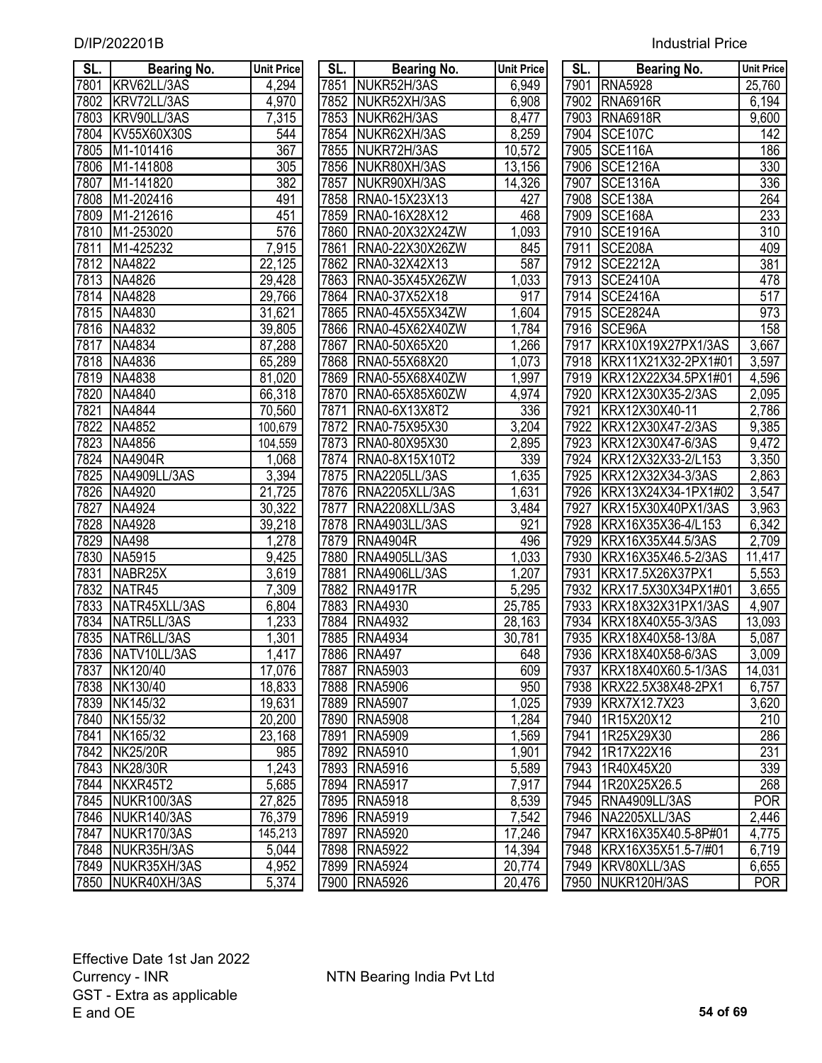D/IP/202201B

Industrial Price

| SL. | Bearing No. | Unit Price |
|---|---|---|
| 7801 | KRV62LL/3AS | 4,294 |
| 7802 | KRV72LL/3AS | 4,970 |
| 7803 | KRV90LL/3AS | 7,315 |
| 7804 | KV55X60X30S | 544 |
| 7805 | M1-101416 | 367 |
| 7806 | M1-141808 | 305 |
| 7807 | M1-141820 | 382 |
| 7808 | M1-202416 | 491 |
| 7809 | M1-212616 | 451 |
| 7810 | M1-253020 | 576 |
| 7811 | M1-425232 | 7,915 |
| 7812 | NA4822 | 22,125 |
| 7813 | NA4826 | 29,428 |
| 7814 | NA4828 | 29,766 |
| 7815 | NA4830 | 31,621 |
| 7816 | NA4832 | 39,805 |
| 7817 | NA4834 | 87,288 |
| 7818 | NA4836 | 65,289 |
| 7819 | NA4838 | 81,020 |
| 7820 | NA4840 | 66,318 |
| 7821 | NA4844 | 70,560 |
| 7822 | NA4852 | 100,679 |
| 7823 | NA4856 | 104,559 |
| 7824 | NA4904R | 1,068 |
| 7825 | NA4909LL/3AS | 3,394 |
| 7826 | NA4920 | 21,725 |
| 7827 | NA4924 | 30,322 |
| 7828 | NA4928 | 39,218 |
| 7829 | NA498 | 1,278 |
| 7830 | NA5915 | 9,425 |
| 7831 | NABR25X | 3,619 |
| 7832 | NATR45 | 7,309 |
| 7833 | NATR45XLL/3AS | 6,804 |
| 7834 | NATR5LL/3AS | 1,233 |
| 7835 | NATR6LL/3AS | 1,301 |
| 7836 | NATV10LL/3AS | 1,417 |
| 7837 | NK120/40 | 17,076 |
| 7838 | NK130/40 | 18,833 |
| 7839 | NK145/32 | 19,631 |
| 7840 | NK155/32 | 20,200 |
| 7841 | NK165/32 | 23,168 |
| 7842 | NK25/20R | 985 |
| 7843 | NK28/30R | 1,243 |
| 7844 | NKXR45T2 | 5,685 |
| 7845 | NUKR100/3AS | 27,825 |
| 7846 | NUKR140/3AS | 76,379 |
| 7847 | NUKR170/3AS | 145,213 |
| 7848 | NUKR35H/3AS | 5,044 |
| 7849 | NUKR35XH/3AS | 4,952 |
| 7850 | NUKR40XH/3AS | 5,374 |
| 7851 | NUKR52H/3AS | 6,949 |
| 7852 | NUKR52XH/3AS | 6,908 |
| 7853 | NUKR62H/3AS | 8,477 |
| 7854 | NUKR62XH/3AS | 8,259 |
| 7855 | NUKR72H/3AS | 10,572 |
| 7856 | NUKR80XH/3AS | 13,156 |
| 7857 | NUKR90XH/3AS | 14,326 |
| 7858 | RNA0-15X23X13 | 427 |
| 7859 | RNA0-16X28X12 | 468 |
| 7860 | RNA0-20X32X24ZW | 1,093 |
| 7861 | RNA0-22X30X26ZW | 845 |
| 7862 | RNA0-32X42X13 | 587 |
| 7863 | RNA0-35X45X26ZW | 1,033 |
| 7864 | RNA0-37X52X18 | 917 |
| 7865 | RNA0-45X55X34ZW | 1,604 |
| 7866 | RNA0-45X62X40ZW | 1,784 |
| 7867 | RNA0-50X65X20 | 1,266 |
| 7868 | RNA0-55X68X20 | 1,073 |
| 7869 | RNA0-55X68X40ZW | 1,997 |
| 7870 | RNA0-65X85X60ZW | 4,974 |
| 7871 | RNA0-6X13X8T2 | 336 |
| 7872 | RNA0-75X95X30 | 3,204 |
| 7873 | RNA0-80X95X30 | 2,895 |
| 7874 | RNA0-8X15X10T2 | 339 |
| 7875 | RNA2205LL/3AS | 1,635 |
| 7876 | RNA2205XLL/3AS | 1,631 |
| 7877 | RNA2208XLL/3AS | 3,484 |
| 7878 | RNA4903LL/3AS | 921 |
| 7879 | RNA4904R | 496 |
| 7880 | RNA4905LL/3AS | 1,033 |
| 7881 | RNA4906LL/3AS | 1,207 |
| 7882 | RNA4917R | 5,295 |
| 7883 | RNA4930 | 25,785 |
| 7884 | RNA4932 | 28,163 |
| 7885 | RNA4934 | 30,781 |
| 7886 | RNA497 | 648 |
| 7887 | RNA5903 | 609 |
| 7888 | RNA5906 | 950 |
| 7889 | RNA5907 | 1,025 |
| 7890 | RNA5908 | 1,284 |
| 7891 | RNA5909 | 1,569 |
| 7892 | RNA5910 | 1,901 |
| 7893 | RNA5916 | 5,589 |
| 7894 | RNA5917 | 7,917 |
| 7895 | RNA5918 | 8,539 |
| 7896 | RNA5919 | 7,542 |
| 7897 | RNA5920 | 17,246 |
| 7898 | RNA5922 | 14,394 |
| 7899 | RNA5924 | 20,774 |
| 7900 | RNA5926 | 20,476 |
| 7901 | RNA5928 | 25,760 |
| 7902 | RNA6916R | 6,194 |
| 7903 | RNA6918R | 9,600 |
| 7904 | SCE107C | 142 |
| 7905 | SCE116A | 186 |
| 7906 | SCE1216A | 330 |
| 7907 | SCE1316A | 336 |
| 7908 | SCE138A | 264 |
| 7909 | SCE168A | 233 |
| 7910 | SCE1916A | 310 |
| 7911 | SCE208A | 409 |
| 7912 | SCE2212A | 381 |
| 7913 | SCE2410A | 478 |
| 7914 | SCE2416A | 517 |
| 7915 | SCE2824A | 973 |
| 7916 | SCE96A | 158 |
| 7917 | KRX10X19X27PX1/3AS | 3,667 |
| 7918 | KRX11X21X32-2PX1#01 | 3,597 |
| 7919 | KRX12X22X34.5PX1#01 | 4,596 |
| 7920 | KRX12X30X35-2/3AS | 2,095 |
| 7921 | KRX12X30X40-11 | 2,786 |
| 7922 | KRX12X30X47-2/3AS | 9,385 |
| 7923 | KRX12X30X47-6/3AS | 9,472 |
| 7924 | KRX12X32X33-2/L153 | 3,350 |
| 7925 | KRX12X32X34-3/3AS | 2,863 |
| 7926 | KRX13X24X34-1PX1#02 | 3,547 |
| 7927 | KRX15X30X40PX1/3AS | 3,963 |
| 7928 | KRX16X35X36-4/L153 | 6,342 |
| 7929 | KRX16X35X44.5/3AS | 2,709 |
| 7930 | KRX16X35X46.5-2/3AS | 11,417 |
| 7931 | KRX17.5X26X37PX1 | 5,553 |
| 7932 | KRX17.5X30X34PX1#01 | 3,655 |
| 7933 | KRX18X32X31PX1/3AS | 4,907 |
| 7934 | KRX18X40X55-3/3AS | 13,093 |
| 7935 | KRX18X40X58-13/8A | 5,087 |
| 7936 | KRX18X40X58-6/3AS | 3,009 |
| 7937 | KRX18X40X60.5-1/3AS | 14,031 |
| 7938 | KRX22.5X38X48-2PX1 | 6,757 |
| 7939 | KRX7X12.7X23 | 3,620 |
| 7940 | 1R15X20X12 | 210 |
| 7941 | 1R25X29X30 | 286 |
| 7942 | 1R17X22X16 | 231 |
| 7943 | 1R40X45X20 | 339 |
| 7944 | 1R20X25X26.5 | 268 |
| 7945 | RNA4909LL/3AS | POR |
| 7946 | NA2205XLL/3AS | 2,446 |
| 7947 | KRX16X35X40.5-8P#01 | 4,775 |
| 7948 | KRX16X35X51.5-7/#01 | 6,719 |
| 7949 | KRV80XLL/3AS | 6,655 |
| 7950 | NUKR120H/3AS | POR |

Effective Date 1st Jan 2022
Currency - INR
GST - Extra as applicable
E and OE

NTN Bearing India Pvt Ltd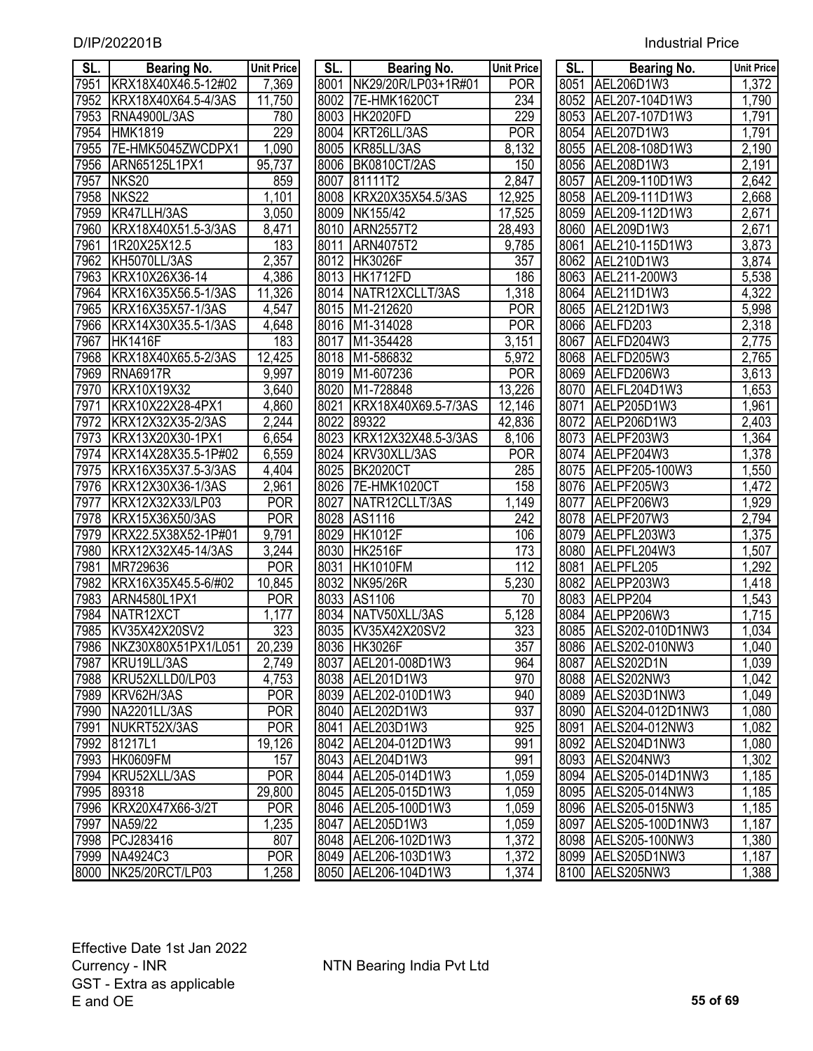| SL. | Bearing No. | Unit Price |
|---|---|---|
| 7951 | KRX18X40X46.5-12#02 | 7,369 |
| 7952 | KRX18X40X64.5-4/3AS | 11,750 |
| 7953 | RNA4900L/3AS | 780 |
| 7954 | HMK1819 | 229 |
| 7955 | 7E-HMK5045ZWCDPX1 | 1,090 |
| 7956 | ARN65125L1PX1 | 95,737 |
| 7957 | NKS20 | 859 |
| 7958 | NKS22 | 1,101 |
| 7959 | KR47LLH/3AS | 3,050 |
| 7960 | KRX18X40X51.5-3/3AS | 8,471 |
| 7961 | 1R20X25X12.5 | 183 |
| 7962 | KH5070LL/3AS | 2,357 |
| 7963 | KRX10X26X36-14 | 4,386 |
| 7964 | KRX16X35X56.5-1/3AS | 11,326 |
| 7965 | KRX16X35X57-1/3AS | 4,547 |
| 7966 | KRX14X30X35.5-1/3AS | 4,648 |
| 7967 | HK1416F | 183 |
| 7968 | KRX18X40X65.5-2/3AS | 12,425 |
| 7969 | RNA6917R | 9,997 |
| 7970 | KRX10X19X32 | 3,640 |
| 7971 | KRX10X22X28-4PX1 | 4,860 |
| 7972 | KRX12X32X35-2/3AS | 2,244 |
| 7973 | KRX13X20X30-1PX1 | 6,654 |
| 7974 | KRX14X28X35.5-1P#02 | 6,559 |
| 7975 | KRX16X35X37.5-3/3AS | 4,404 |
| 7976 | KRX12X30X36-1/3AS | 2,961 |
| 7977 | KRX12X32X33/LP03 | POR |
| 7978 | KRX15X36X50/3AS | POR |
| 7979 | KRX22.5X38X52-1P#01 | 9,791 |
| 7980 | KRX12X32X45-14/3AS | 3,244 |
| 7981 | MR729636 | POR |
| 7982 | KRX16X35X45.5-6/#02 | 10,845 |
| 7983 | ARN4580L1PX1 | POR |
| 7984 | NATR12XCT | 1,177 |
| 7985 | KV35X42X20SV2 | 323 |
| 7986 | NKZ30X80X51PX1/L051 | 20,239 |
| 7987 | KRU19LL/3AS | 2,749 |
| 7988 | KRU52XLLD0/LP03 | 4,753 |
| 7989 | KRV62H/3AS | POR |
| 7990 | NA2201LL/3AS | POR |
| 7991 | NUKRT52X/3AS | POR |
| 7992 | 81217L1 | 19,126 |
| 7993 | HK0609FM | 157 |
| 7994 | KRU52XLL/3AS | POR |
| 7995 | 89318 | 29,800 |
| 7996 | KRX20X47X66-3/2T | POR |
| 7997 | NA59/22 | 1,235 |
| 7998 | PCJ283416 | 807 |
| 7999 | NA4924C3 | POR |
| 8000 | NK25/20RCT/LP03 | 1,258 |
| 8001 | NK29/20R/LP03+1R#01 | POR |
| 8002 | 7E-HMK1620CT | 234 |
| 8003 | HK2020FD | 229 |
| 8004 | KRT26LL/3AS | POR |
| 8005 | KR85LL/3AS | 8,132 |
| 8006 | BK0810CT/2AS | 150 |
| 8007 | 81111T2 | 2,847 |
| 8008 | KRX20X35X54.5/3AS | 12,925 |
| 8009 | NK155/42 | 17,525 |
| 8010 | ARN2557T2 | 28,493 |
| 8011 | ARN4075T2 | 9,785 |
| 8012 | HK3026F | 357 |
| 8013 | HK1712FD | 186 |
| 8014 | NATR12XCLLT/3AS | 1,318 |
| 8015 | M1-212620 | POR |
| 8016 | M1-314028 | POR |
| 8017 | M1-354428 | 3,151 |
| 8018 | M1-586832 | 5,972 |
| 8019 | M1-607236 | POR |
| 8020 | M1-728848 | 13,226 |
| 8021 | KRX18X40X69.5-7/3AS | 12,146 |
| 8022 | 89322 | 42,836 |
| 8023 | KRX12X32X48.5-3/3AS | 8,106 |
| 8024 | KRV30XLL/3AS | POR |
| 8025 | BK2020CT | 285 |
| 8026 | 7E-HMK1020CT | 158 |
| 8027 | NATR12CLLT/3AS | 1,149 |
| 8028 | AS1116 | 242 |
| 8029 | HK1012F | 106 |
| 8030 | HK2516F | 173 |
| 8031 | HK1010FM | 112 |
| 8032 | NK95/26R | 5,230 |
| 8033 | AS1106 | 70 |
| 8034 | NATV50XLL/3AS | 5,128 |
| 8035 | KV35X42X20SV2 | 323 |
| 8036 | HK3026F | 357 |
| 8037 | AEL201-008D1W3 | 964 |
| 8038 | AEL201D1W3 | 970 |
| 8039 | AEL202-010D1W3 | 940 |
| 8040 | AEL202D1W3 | 937 |
| 8041 | AEL203D1W3 | 925 |
| 8042 | AEL204-012D1W3 | 991 |
| 8043 | AEL204D1W3 | 991 |
| 8044 | AEL205-014D1W3 | 1,059 |
| 8045 | AEL205-015D1W3 | 1,059 |
| 8046 | AEL205-100D1W3 | 1,059 |
| 8047 | AEL205D1W3 | 1,059 |
| 8048 | AEL206-102D1W3 | 1,372 |
| 8049 | AEL206-103D1W3 | 1,372 |
| 8050 | AEL206-104D1W3 | 1,374 |
| 8051 | AEL206D1W3 | 1,372 |
| 8052 | AEL207-104D1W3 | 1,790 |
| 8053 | AEL207-107D1W3 | 1,791 |
| 8054 | AEL207D1W3 | 1,791 |
| 8055 | AEL208-108D1W3 | 2,190 |
| 8056 | AEL208D1W3 | 2,191 |
| 8057 | AEL209-110D1W3 | 2,642 |
| 8058 | AEL209-111D1W3 | 2,668 |
| 8059 | AEL209-112D1W3 | 2,671 |
| 8060 | AEL209D1W3 | 2,671 |
| 8061 | AEL210-115D1W3 | 3,873 |
| 8062 | AEL210D1W3 | 3,874 |
| 8063 | AEL211-200W3 | 5,538 |
| 8064 | AEL211D1W3 | 4,322 |
| 8065 | AEL212D1W3 | 5,998 |
| 8066 | AELFD203 | 2,318 |
| 8067 | AELFD204W3 | 2,775 |
| 8068 | AELFD205W3 | 2,765 |
| 8069 | AELFD206W3 | 3,613 |
| 8070 | AELFL204D1W3 | 1,653 |
| 8071 | AELP205D1W3 | 1,961 |
| 8072 | AELP206D1W3 | 2,403 |
| 8073 | AELPF203W3 | 1,364 |
| 8074 | AELPF204W3 | 1,378 |
| 8075 | AELPF205-100W3 | 1,550 |
| 8076 | AELPF205W3 | 1,472 |
| 8077 | AELPF206W3 | 1,929 |
| 8078 | AELPF207W3 | 2,794 |
| 8079 | AELPFL203W3 | 1,375 |
| 8080 | AELPFL204W3 | 1,507 |
| 8081 | AELPFL205 | 1,292 |
| 8082 | AELPP203W3 | 1,418 |
| 8083 | AELPP204 | 1,543 |
| 8084 | AELPP206W3 | 1,715 |
| 8085 | AELS202-010D1NW3 | 1,034 |
| 8086 | AELS202-010NW3 | 1,040 |
| 8087 | AELS202D1N | 1,039 |
| 8088 | AELS202NW3 | 1,042 |
| 8089 | AELS203D1NW3 | 1,049 |
| 8090 | AELS204-012D1NW3 | 1,080 |
| 8091 | AELS204-012NW3 | 1,082 |
| 8092 | AELS204D1NW3 | 1,080 |
| 8093 | AELS204NW3 | 1,302 |
| 8094 | AELS205-014D1NW3 | 1,185 |
| 8095 | AELS205-014NW3 | 1,185 |
| 8096 | AELS205-015NW3 | 1,185 |
| 8097 | AELS205-100D1NW3 | 1,187 |
| 8098 | AELS205-100NW3 | 1,380 |
| 8099 | AELS205D1NW3 | 1,187 |
| 8100 | AELS205NW3 | 1,388 |

Effective Date 1st Jan 2022
Currency - INR
GST - Extra as applicable
E and OE

NTN Bearing India Pvt Ltd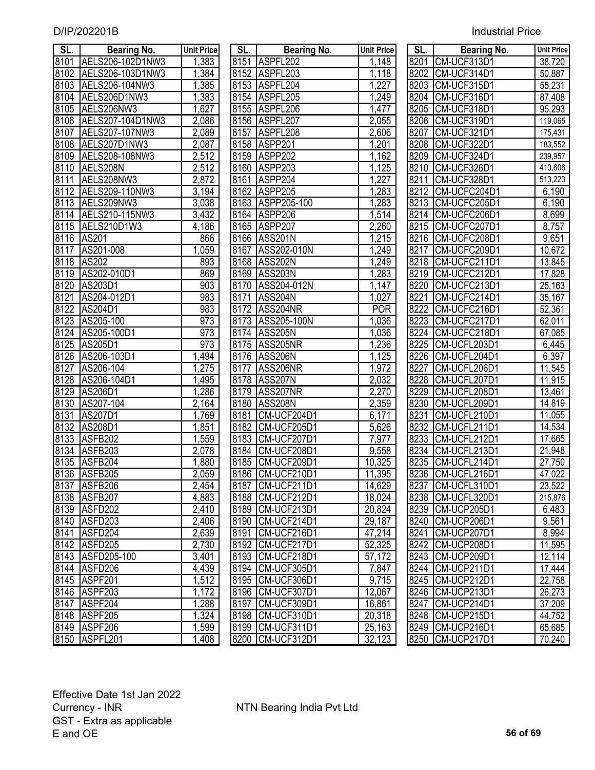| SL. | Bearing No. | Unit Price |
|---|---|---|
| 8101 | AELS206-102D1NW3 | 1,383 |
| 8102 | AELS206-103D1NW3 | 1,384 |
| 8103 | AELS206-104NW3 | 1,385 |
| 8104 | AELS206D1NW3 | 1,383 |
| 8105 | AELS206NW3 | 1,627 |
| 8106 | AELS207-104D1NW3 | 2,086 |
| 8107 | AELS207-107NW3 | 2,089 |
| 8108 | AELS207D1NW3 | 2,087 |
| 8109 | AELS208-108NW3 | 2,512 |
| 8110 | AELS208N | 2,512 |
| 8111 | AELS208NW3 | 2,872 |
| 8112 | AELS209-110NW3 | 3,194 |
| 8113 | AELS209NW3 | 3,038 |
| 8114 | AELS210-115NW3 | 3,432 |
| 8115 | AELS210D1W3 | 4,186 |
| 8116 | AS201 | 866 |
| 8117 | AS201-008 | 1,059 |
| 8118 | AS202 | 893 |
| 8119 | AS202-010D1 | 869 |
| 8120 | AS203D1 | 903 |
| 8121 | AS204-012D1 | 983 |
| 8122 | AS204D1 | 983 |
| 8123 | AS205-100 | 973 |
| 8124 | AS205-100D1 | 973 |
| 8125 | AS205D1 | 973 |
| 8126 | AS206-103D1 | 1,494 |
| 8127 | AS206-104 | 1,275 |
| 8128 | AS206-104D1 | 1,495 |
| 8129 | AS206D1 | 1,286 |
| 8130 | AS207-104 | 2,164 |
| 8131 | AS207D1 | 1,769 |
| 8132 | AS208D1 | 1,851 |
| 8133 | ASFB202 | 1,559 |
| 8134 | ASFB203 | 2,078 |
| 8135 | ASFB204 | 1,880 |
| 8136 | ASFB205 | 2,059 |
| 8137 | ASFB206 | 2,454 |
| 8138 | ASFB207 | 4,883 |
| 8139 | ASFD202 | 2,410 |
| 8140 | ASFD203 | 2,406 |
| 8141 | ASFD204 | 2,639 |
| 8142 | ASFD205 | 2,730 |
| 8143 | ASFD205-100 | 3,401 |
| 8144 | ASFD206 | 4,439 |
| 8145 | ASPF201 | 1,512 |
| 8146 | ASPF203 | 1,172 |
| 8147 | ASPF204 | 1,288 |
| 8148 | ASPF205 | 1,324 |
| 8149 | ASPF206 | 1,599 |
| 8150 | ASPFL201 | 1,408 |
| 8151 | ASPFL202 | 1,148 |
| 8152 | ASPFL203 | 1,118 |
| 8153 | ASPFL204 | 1,227 |
| 8154 | ASPFL205 | 1,249 |
| 8155 | ASPFL206 | 1,477 |
| 8156 | ASPFL207 | 2,055 |
| 8157 | ASPFL208 | 2,606 |
| 8158 | ASPP201 | 1,201 |
| 8159 | ASPP202 | 1,162 |
| 8160 | ASPP203 | 1,125 |
| 8161 | ASPP204 | 1,227 |
| 8162 | ASPP205 | 1,283 |
| 8163 | ASPP205-100 | 1,283 |
| 8164 | ASPP206 | 1,514 |
| 8165 | ASPP207 | 2,260 |
| 8166 | ASS201N | 1,215 |
| 8167 | ASS202-010N | 1,249 |
| 8168 | ASS202N | 1,249 |
| 8169 | ASS203N | 1,283 |
| 8170 | ASS204-012N | 1,147 |
| 8171 | ASS204N | 1,027 |
| 8172 | ASS204NR | POR |
| 8173 | ASS205-100N | 1,036 |
| 8174 | ASS205N | 1,036 |
| 8175 | ASS205NR | 1,236 |
| 8176 | ASS206N | 1,125 |
| 8177 | ASS206NR | 1,972 |
| 8178 | ASS207N | 2,032 |
| 8179 | ASS207NR | 2,270 |
| 8180 | ASS208N | 2,359 |
| 8181 | CM-UCF204D1 | 6,171 |
| 8182 | CM-UCF205D1 | 5,626 |
| 8183 | CM-UCF207D1 | 7,977 |
| 8184 | CM-UCF208D1 | 9,558 |
| 8185 | CM-UCF209D1 | 10,325 |
| 8186 | CM-UCF210D1 | 11,395 |
| 8187 | CM-UCF211D1 | 14,629 |
| 8188 | CM-UCF212D1 | 18,024 |
| 8189 | CM-UCF213D1 | 20,824 |
| 8190 | CM-UCF214D1 | 29,187 |
| 8191 | CM-UCF216D1 | 47,214 |
| 8192 | CM-UCF217D1 | 52,325 |
| 8193 | CM-UCF218D1 | 57,172 |
| 8194 | CM-UCF305D1 | 7,847 |
| 8195 | CM-UCF306D1 | 9,715 |
| 8196 | CM-UCF307D1 | 12,067 |
| 8197 | CM-UCF309D1 | 16,861 |
| 8198 | CM-UCF310D1 | 20,318 |
| 8199 | CM-UCF311D1 | 25,163 |
| 8200 | CM-UCF312D1 | 32,123 |
| 8201 | CM-UCF313D1 | 38,720 |
| 8202 | CM-UCF314D1 | 50,887 |
| 8203 | CM-UCF315D1 | 55,231 |
| 8204 | CM-UCF316D1 | 87,408 |
| 8205 | CM-UCF318D1 | 95,293 |
| 8206 | CM-UCF319D1 | 119,065 |
| 8207 | CM-UCF321D1 | 175,431 |
| 8208 | CM-UCF322D1 | 183,552 |
| 8209 | CM-UCF324D1 | 239,957 |
| 8210 | CM-UCF326D1 | 410,606 |
| 8211 | CM-UCF328D1 | 513,223 |
| 8212 | CM-UCFC204D1 | 6,190 |
| 8213 | CM-UCFC205D1 | 6,190 |
| 8214 | CM-UCFC206D1 | 8,699 |
| 8215 | CM-UCFC207D1 | 8,757 |
| 8216 | CM-UCFC208D1 | 9,651 |
| 8217 | CM-UCFC209D1 | 10,672 |
| 8218 | CM-UCFC211D1 | 13,845 |
| 8219 | CM-UCFC212D1 | 17,828 |
| 8220 | CM-UCFC213D1 | 25,163 |
| 8221 | CM-UCFC214D1 | 35,167 |
| 8222 | CM-UCFC216D1 | 52,361 |
| 8223 | CM-UCFC217D1 | 62,011 |
| 8224 | CM-UCFC218D1 | 67,085 |
| 8225 | CM-UCFL203D1 | 6,445 |
| 8226 | CM-UCFL204D1 | 6,397 |
| 8227 | CM-UCFL206D1 | 11,545 |
| 8228 | CM-UCFL207D1 | 11,915 |
| 8229 | CM-UCFL208D1 | 13,461 |
| 8230 | CM-UCFL209D1 | 14,819 |
| 8231 | CM-UCFL210D1 | 11,055 |
| 8232 | CM-UCFL211D1 | 14,534 |
| 8233 | CM-UCFL212D1 | 17,665 |
| 8234 | CM-UCFL213D1 | 21,948 |
| 8235 | CM-UCFL214D1 | 27,750 |
| 8236 | CM-UCFL216D1 | 47,022 |
| 8237 | CM-UCFL310D1 | 23,522 |
| 8238 | CM-UCFL320D1 | 215,876 |
| 8239 | CM-UCP205D1 | 6,483 |
| 8240 | CM-UCP206D1 | 9,561 |
| 8241 | CM-UCP207D1 | 8,994 |
| 8242 | CM-UCP208D1 | 11,595 |
| 8243 | CM-UCP209D1 | 12,114 |
| 8244 | CM-UCP211D1 | 17,444 |
| 8245 | CM-UCP212D1 | 22,758 |
| 8246 | CM-UCP213D1 | 26,273 |
| 8247 | CM-UCP214D1 | 37,209 |
| 8248 | CM-UCP215D1 | 44,752 |
| 8249 | CM-UCP216D1 | 65,685 |
| 8250 | CM-UCP217D1 | 70,240 |

Effective Date 1st Jan 2022
Currency - INR
GST - Extra as applicable
E and OE

NTN Bearing India Pvt Ltd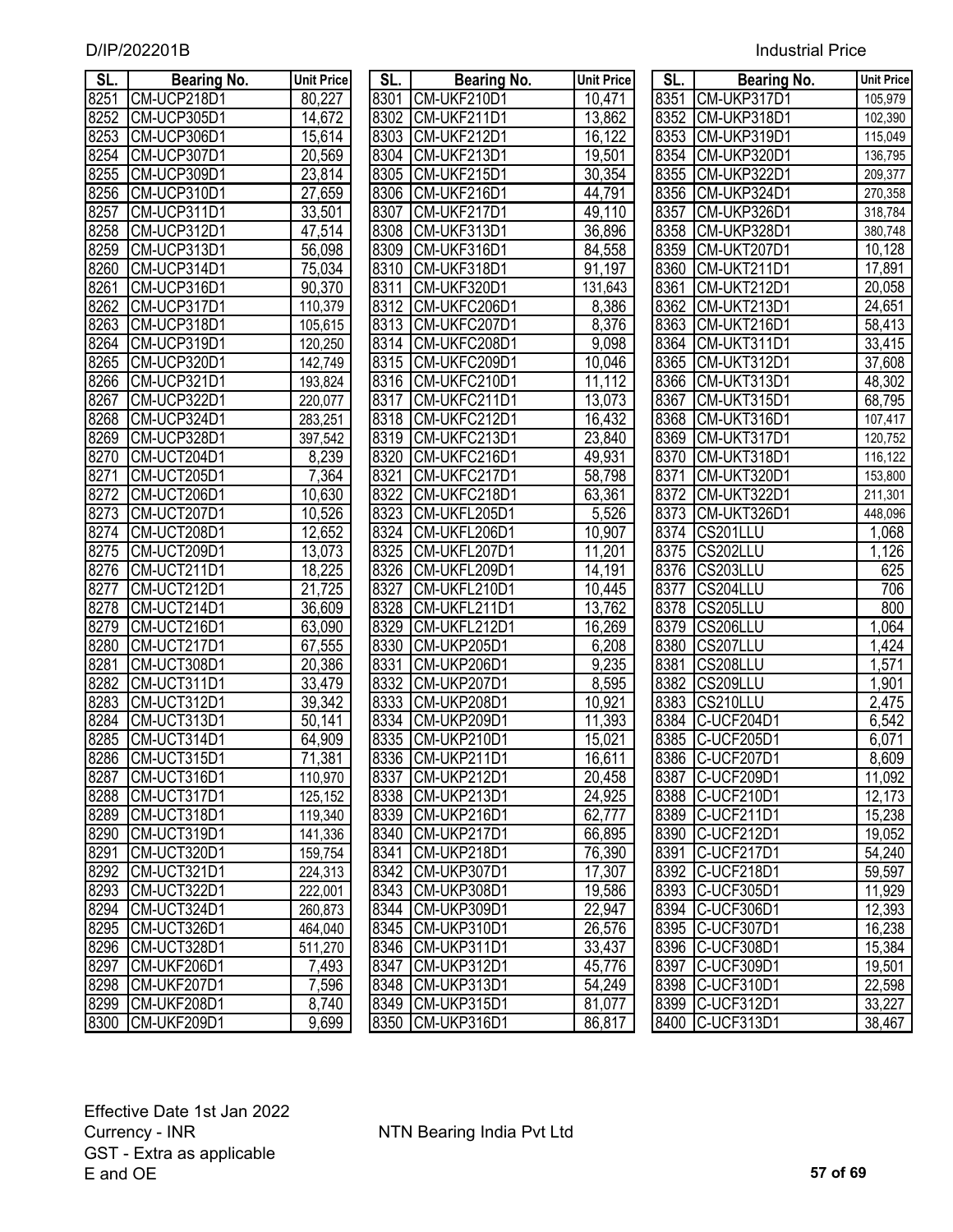| SL. | Bearing No. | Unit Price |
|---|---|---|
| 8251 | CM-UCP218D1 | 80,227 |
| 8252 | CM-UCP305D1 | 14,672 |
| 8253 | CM-UCP306D1 | 15,614 |
| 8254 | CM-UCP307D1 | 20,569 |
| 8255 | CM-UCP309D1 | 23,814 |
| 8256 | CM-UCP310D1 | 27,659 |
| 8257 | CM-UCP311D1 | 33,501 |
| 8258 | CM-UCP312D1 | 47,514 |
| 8259 | CM-UCP313D1 | 56,098 |
| 8260 | CM-UCP314D1 | 75,034 |
| 8261 | CM-UCP316D1 | 90,370 |
| 8262 | CM-UCP317D1 | 110,379 |
| 8263 | CM-UCP318D1 | 105,615 |
| 8264 | CM-UCP319D1 | 120,250 |
| 8265 | CM-UCP320D1 | 142,749 |
| 8266 | CM-UCP321D1 | 193,824 |
| 8267 | CM-UCP322D1 | 220,077 |
| 8268 | CM-UCP324D1 | 283,251 |
| 8269 | CM-UCP328D1 | 397,542 |
| 8270 | CM-UCT204D1 | 8,239 |
| 8271 | CM-UCT205D1 | 7,364 |
| 8272 | CM-UCT206D1 | 10,630 |
| 8273 | CM-UCT207D1 | 10,526 |
| 8274 | CM-UCT208D1 | 12,652 |
| 8275 | CM-UCT209D1 | 13,073 |
| 8276 | CM-UCT211D1 | 18,225 |
| 8277 | CM-UCT212D1 | 21,725 |
| 8278 | CM-UCT214D1 | 36,609 |
| 8279 | CM-UCT216D1 | 63,090 |
| 8280 | CM-UCT217D1 | 67,555 |
| 8281 | CM-UCT308D1 | 20,386 |
| 8282 | CM-UCT311D1 | 33,479 |
| 8283 | CM-UCT312D1 | 39,342 |
| 8284 | CM-UCT313D1 | 50,141 |
| 8285 | CM-UCT314D1 | 64,909 |
| 8286 | CM-UCT315D1 | 71,381 |
| 8287 | CM-UCT316D1 | 110,970 |
| 8288 | CM-UCT317D1 | 125,152 |
| 8289 | CM-UCT318D1 | 119,340 |
| 8290 | CM-UCT319D1 | 141,336 |
| 8291 | CM-UCT320D1 | 159,754 |
| 8292 | CM-UCT321D1 | 224,313 |
| 8293 | CM-UCT322D1 | 222,001 |
| 8294 | CM-UCT324D1 | 260,873 |
| 8295 | CM-UCT326D1 | 464,040 |
| 8296 | CM-UCT328D1 | 511,270 |
| 8297 | CM-UKF206D1 | 7,493 |
| 8298 | CM-UKF207D1 | 7,596 |
| 8299 | CM-UKF208D1 | 8,740 |
| 8300 | CM-UKF209D1 | 9,699 |
| 8301 | CM-UKF210D1 | 10,471 |
| 8302 | CM-UKF211D1 | 13,862 |
| 8303 | CM-UKF212D1 | 16,122 |
| 8304 | CM-UKF213D1 | 19,501 |
| 8305 | CM-UKF215D1 | 30,354 |
| 8306 | CM-UKF216D1 | 44,791 |
| 8307 | CM-UKF217D1 | 49,110 |
| 8308 | CM-UKF313D1 | 36,896 |
| 8309 | CM-UKF316D1 | 84,558 |
| 8310 | CM-UKF318D1 | 91,197 |
| 8311 | CM-UKF320D1 | 131,643 |
| 8312 | CM-UKFC206D1 | 8,386 |
| 8313 | CM-UKFC207D1 | 8,376 |
| 8314 | CM-UKFC208D1 | 9,098 |
| 8315 | CM-UKFC209D1 | 10,046 |
| 8316 | CM-UKFC210D1 | 11,112 |
| 8317 | CM-UKFC211D1 | 13,073 |
| 8318 | CM-UKFC212D1 | 16,432 |
| 8319 | CM-UKFC213D1 | 23,840 |
| 8320 | CM-UKFC216D1 | 49,931 |
| 8321 | CM-UKFC217D1 | 58,798 |
| 8322 | CM-UKFC218D1 | 63,361 |
| 8323 | CM-UKFL205D1 | 5,526 |
| 8324 | CM-UKFL206D1 | 10,907 |
| 8325 | CM-UKFL207D1 | 11,201 |
| 8326 | CM-UKFL209D1 | 14,191 |
| 8327 | CM-UKFL210D1 | 10,445 |
| 8328 | CM-UKFL211D1 | 13,762 |
| 8329 | CM-UKFL212D1 | 16,269 |
| 8330 | CM-UKP205D1 | 6,208 |
| 8331 | CM-UKP206D1 | 9,235 |
| 8332 | CM-UKP207D1 | 8,595 |
| 8333 | CM-UKP208D1 | 10,921 |
| 8334 | CM-UKP209D1 | 11,393 |
| 8335 | CM-UKP210D1 | 15,021 |
| 8336 | CM-UKP211D1 | 16,611 |
| 8337 | CM-UKP212D1 | 20,458 |
| 8338 | CM-UKP213D1 | 24,925 |
| 8339 | CM-UKP216D1 | 62,777 |
| 8340 | CM-UKP217D1 | 66,895 |
| 8341 | CM-UKP218D1 | 76,390 |
| 8342 | CM-UKP307D1 | 17,307 |
| 8343 | CM-UKP308D1 | 19,586 |
| 8344 | CM-UKP309D1 | 22,947 |
| 8345 | CM-UKP310D1 | 26,576 |
| 8346 | CM-UKP311D1 | 33,437 |
| 8347 | CM-UKP312D1 | 45,776 |
| 8348 | CM-UKP313D1 | 54,249 |
| 8349 | CM-UKP315D1 | 81,077 |
| 8350 | CM-UKP316D1 | 86,817 |
| 8351 | CM-UKP317D1 | 105,979 |
| 8352 | CM-UKP318D1 | 102,390 |
| 8353 | CM-UKP319D1 | 115,049 |
| 8354 | CM-UKP320D1 | 136,795 |
| 8355 | CM-UKP322D1 | 209,377 |
| 8356 | CM-UKP324D1 | 270,358 |
| 8357 | CM-UKP326D1 | 318,784 |
| 8358 | CM-UKP328D1 | 380,748 |
| 8359 | CM-UKT207D1 | 10,128 |
| 8360 | CM-UKT211D1 | 17,891 |
| 8361 | CM-UKT212D1 | 20,058 |
| 8362 | CM-UKT213D1 | 24,651 |
| 8363 | CM-UKT216D1 | 58,413 |
| 8364 | CM-UKT311D1 | 33,415 |
| 8365 | CM-UKT312D1 | 37,608 |
| 8366 | CM-UKT313D1 | 48,302 |
| 8367 | CM-UKT315D1 | 68,795 |
| 8368 | CM-UKT316D1 | 107,417 |
| 8369 | CM-UKT317D1 | 120,752 |
| 8370 | CM-UKT318D1 | 116,122 |
| 8371 | CM-UKT320D1 | 153,800 |
| 8372 | CM-UKT322D1 | 211,301 |
| 8373 | CM-UKT326D1 | 448,096 |
| 8374 | CS201LLU | 1,068 |
| 8375 | CS202LLU | 1,126 |
| 8376 | CS203LLU | 625 |
| 8377 | CS204LLU | 706 |
| 8378 | CS205LLU | 800 |
| 8379 | CS206LLU | 1,064 |
| 8380 | CS207LLU | 1,424 |
| 8381 | CS208LLU | 1,571 |
| 8382 | CS209LLU | 1,901 |
| 8383 | CS210LLU | 2,475 |
| 8384 | C-UCF204D1 | 6,542 |
| 8385 | C-UCF205D1 | 6,071 |
| 8386 | C-UCF207D1 | 8,609 |
| 8387 | C-UCF209D1 | 11,092 |
| 8388 | C-UCF210D1 | 12,173 |
| 8389 | C-UCF211D1 | 15,238 |
| 8390 | C-UCF212D1 | 19,052 |
| 8391 | C-UCF217D1 | 54,240 |
| 8392 | C-UCF218D1 | 59,597 |
| 8393 | C-UCF305D1 | 11,929 |
| 8394 | C-UCF306D1 | 12,393 |
| 8395 | C-UCF307D1 | 16,238 |
| 8396 | C-UCF308D1 | 15,384 |
| 8397 | C-UCF309D1 | 19,501 |
| 8398 | C-UCF310D1 | 22,598 |
| 8399 | C-UCF312D1 | 33,227 |
| 8400 | C-UCF313D1 | 38,467 |

Effective Date 1st Jan 2022
Currency - INR
GST - Extra as applicable
E and OE

NTN Bearing India Pvt Ltd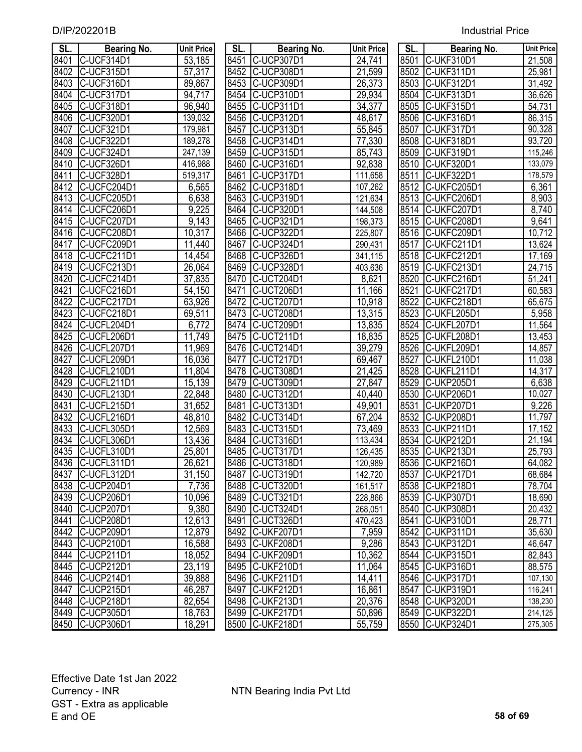| SL. | Bearing No. | Unit Price |
|---|---|---|
| 8401 | C-UCF314D1 | 53,185 |
| 8402 | C-UCF315D1 | 57,317 |
| 8403 | C-UCF316D1 | 89,867 |
| 8404 | C-UCF317D1 | 94,717 |
| 8405 | C-UCF318D1 | 96,940 |
| 8406 | C-UCF320D1 | 139,032 |
| 8407 | C-UCF321D1 | 179,981 |
| 8408 | C-UCF322D1 | 189,278 |
| 8409 | C-UCF324D1 | 247,139 |
| 8410 | C-UCF326D1 | 416,988 |
| 8411 | C-UCF328D1 | 519,317 |
| 8412 | C-UCFC204D1 | 6,565 |
| 8413 | C-UCFC205D1 | 6,638 |
| 8414 | C-UCFC206D1 | 9,225 |
| 8415 | C-UCFC207D1 | 9,143 |
| 8416 | C-UCFC208D1 | 10,317 |
| 8417 | C-UCFC209D1 | 11,440 |
| 8418 | C-UCFC211D1 | 14,454 |
| 8419 | C-UCFC213D1 | 26,064 |
| 8420 | C-UCFC214D1 | 37,835 |
| 8421 | C-UCFC216D1 | 54,150 |
| 8422 | C-UCFC217D1 | 63,926 |
| 8423 | C-UCFC218D1 | 69,511 |
| 8424 | C-UCFL204D1 | 6,772 |
| 8425 | C-UCFL206D1 | 11,749 |
| 8426 | C-UCFL207D1 | 11,969 |
| 8427 | C-UCFL209D1 | 16,036 |
| 8428 | C-UCFL210D1 | 11,804 |
| 8429 | C-UCFL211D1 | 15,139 |
| 8430 | C-UCFL213D1 | 22,848 |
| 8431 | C-UCFL215D1 | 31,652 |
| 8432 | C-UCFL216D1 | 48,810 |
| 8433 | C-UCFL305D1 | 12,569 |
| 8434 | C-UCFL306D1 | 13,436 |
| 8435 | C-UCFL310D1 | 25,801 |
| 8436 | C-UCFL311D1 | 26,621 |
| 8437 | C-UCFL312D1 | 31,150 |
| 8438 | C-UCP204D1 | 7,736 |
| 8439 | C-UCP206D1 | 10,096 |
| 8440 | C-UCP207D1 | 9,380 |
| 8441 | C-UCP208D1 | 12,613 |
| 8442 | C-UCP209D1 | 12,879 |
| 8443 | C-UCP210D1 | 16,588 |
| 8444 | C-UCP211D1 | 18,052 |
| 8445 | C-UCP212D1 | 23,119 |
| 8446 | C-UCP214D1 | 39,888 |
| 8447 | C-UCP215D1 | 46,287 |
| 8448 | C-UCP218D1 | 82,654 |
| 8449 | C-UCP305D1 | 18,763 |
| 8450 | C-UCP306D1 | 18,291 |
| 8451 | C-UCP307D1 | 24,741 |
| 8452 | C-UCP308D1 | 21,599 |
| 8453 | C-UCP309D1 | 26,373 |
| 8454 | C-UCP310D1 | 29,934 |
| 8455 | C-UCP311D1 | 34,377 |
| 8456 | C-UCP312D1 | 48,617 |
| 8457 | C-UCP313D1 | 55,845 |
| 8458 | C-UCP314D1 | 77,330 |
| 8459 | C-UCP315D1 | 85,743 |
| 8460 | C-UCP316D1 | 92,838 |
| 8461 | C-UCP317D1 | 111,658 |
| 8462 | C-UCP318D1 | 107,262 |
| 8463 | C-UCP319D1 | 121,634 |
| 8464 | C-UCP320D1 | 144,508 |
| 8465 | C-UCP321D1 | 198,373 |
| 8466 | C-UCP322D1 | 225,807 |
| 8467 | C-UCP324D1 | 290,431 |
| 8468 | C-UCP326D1 | 341,115 |
| 8469 | C-UCP328D1 | 403,636 |
| 8470 | C-UCT204D1 | 8,621 |
| 8471 | C-UCT206D1 | 11,166 |
| 8472 | C-UCT207D1 | 10,918 |
| 8473 | C-UCT208D1 | 13,315 |
| 8474 | C-UCT209D1 | 13,835 |
| 8475 | C-UCT211D1 | 18,835 |
| 8476 | C-UCT214D1 | 39,279 |
| 8477 | C-UCT217D1 | 69,467 |
| 8478 | C-UCT308D1 | 21,425 |
| 8479 | C-UCT309D1 | 27,847 |
| 8480 | C-UCT312D1 | 40,440 |
| 8481 | C-UCT313D1 | 49,901 |
| 8482 | C-UCT314D1 | 67,204 |
| 8483 | C-UCT315D1 | 73,469 |
| 8484 | C-UCT316D1 | 113,434 |
| 8485 | C-UCT317D1 | 126,435 |
| 8486 | C-UCT318D1 | 120,989 |
| 8487 | C-UCT319D1 | 142,720 |
| 8488 | C-UCT320D1 | 161,517 |
| 8489 | C-UCT321D1 | 228,866 |
| 8490 | C-UCT324D1 | 268,051 |
| 8491 | C-UCT326D1 | 470,423 |
| 8492 | C-UKF207D1 | 7,959 |
| 8493 | C-UKF208D1 | 9,286 |
| 8494 | C-UKF209D1 | 10,362 |
| 8495 | C-UKF210D1 | 11,064 |
| 8496 | C-UKF211D1 | 14,411 |
| 8497 | C-UKF212D1 | 16,861 |
| 8498 | C-UKF213D1 | 20,376 |
| 8499 | C-UKF217D1 | 50,896 |
| 8500 | C-UKF218D1 | 55,759 |
| 8501 | C-UKF310D1 | 21,508 |
| 8502 | C-UKF311D1 | 25,981 |
| 8503 | C-UKF312D1 | 31,492 |
| 8504 | C-UKF313D1 | 36,626 |
| 8505 | C-UKF315D1 | 54,731 |
| 8506 | C-UKF316D1 | 86,315 |
| 8507 | C-UKF317D1 | 90,328 |
| 8508 | C-UKF318D1 | 93,720 |
| 8509 | C-UKF319D1 | 115,246 |
| 8510 | C-UKF320D1 | 133,079 |
| 8511 | C-UKF322D1 | 178,579 |
| 8512 | C-UKFC205D1 | 6,361 |
| 8513 | C-UKFC206D1 | 8,903 |
| 8514 | C-UKFC207D1 | 8,740 |
| 8515 | C-UKFC208D1 | 9,641 |
| 8516 | C-UKFC209D1 | 10,712 |
| 8517 | C-UKFC211D1 | 13,624 |
| 8518 | C-UKFC212D1 | 17,169 |
| 8519 | C-UKFC213D1 | 24,715 |
| 8520 | C-UKFC216D1 | 51,241 |
| 8521 | C-UKFC217D1 | 60,583 |
| 8522 | C-UKFC218D1 | 65,675 |
| 8523 | C-UKFL205D1 | 5,958 |
| 8524 | C-UKFL207D1 | 11,564 |
| 8525 | C-UKFL208D1 | 13,453 |
| 8526 | C-UKFL209D1 | 14,857 |
| 8527 | C-UKFL210D1 | 11,038 |
| 8528 | C-UKFL211D1 | 14,317 |
| 8529 | C-UKP205D1 | 6,638 |
| 8530 | C-UKP206D1 | 10,027 |
| 8531 | C-UKP207D1 | 9,226 |
| 8532 | C-UKP208D1 | 11,797 |
| 8533 | C-UKP211D1 | 17,152 |
| 8534 | C-UKP212D1 | 21,194 |
| 8535 | C-UKP213D1 | 25,793 |
| 8536 | C-UKP216D1 | 64,082 |
| 8537 | C-UKP217D1 | 68,684 |
| 8538 | C-UKP218D1 | 78,704 |
| 8539 | C-UKP307D1 | 18,690 |
| 8540 | C-UKP308D1 | 20,432 |
| 8541 | C-UKP310D1 | 28,771 |
| 8542 | C-UKP311D1 | 35,630 |
| 8543 | C-UKP312D1 | 46,647 |
| 8544 | C-UKP315D1 | 82,843 |
| 8545 | C-UKP316D1 | 88,575 |
| 8546 | C-UKP317D1 | 107,130 |
| 8547 | C-UKP319D1 | 116,241 |
| 8548 | C-UKP320D1 | 138,230 |
| 8549 | C-UKP322D1 | 214,125 |
| 8550 | C-UKP324D1 | 275,305 |

Effective Date 1st Jan 2022
Currency - INR
GST - Extra as applicable
E and OE

NTN Bearing India Pvt Ltd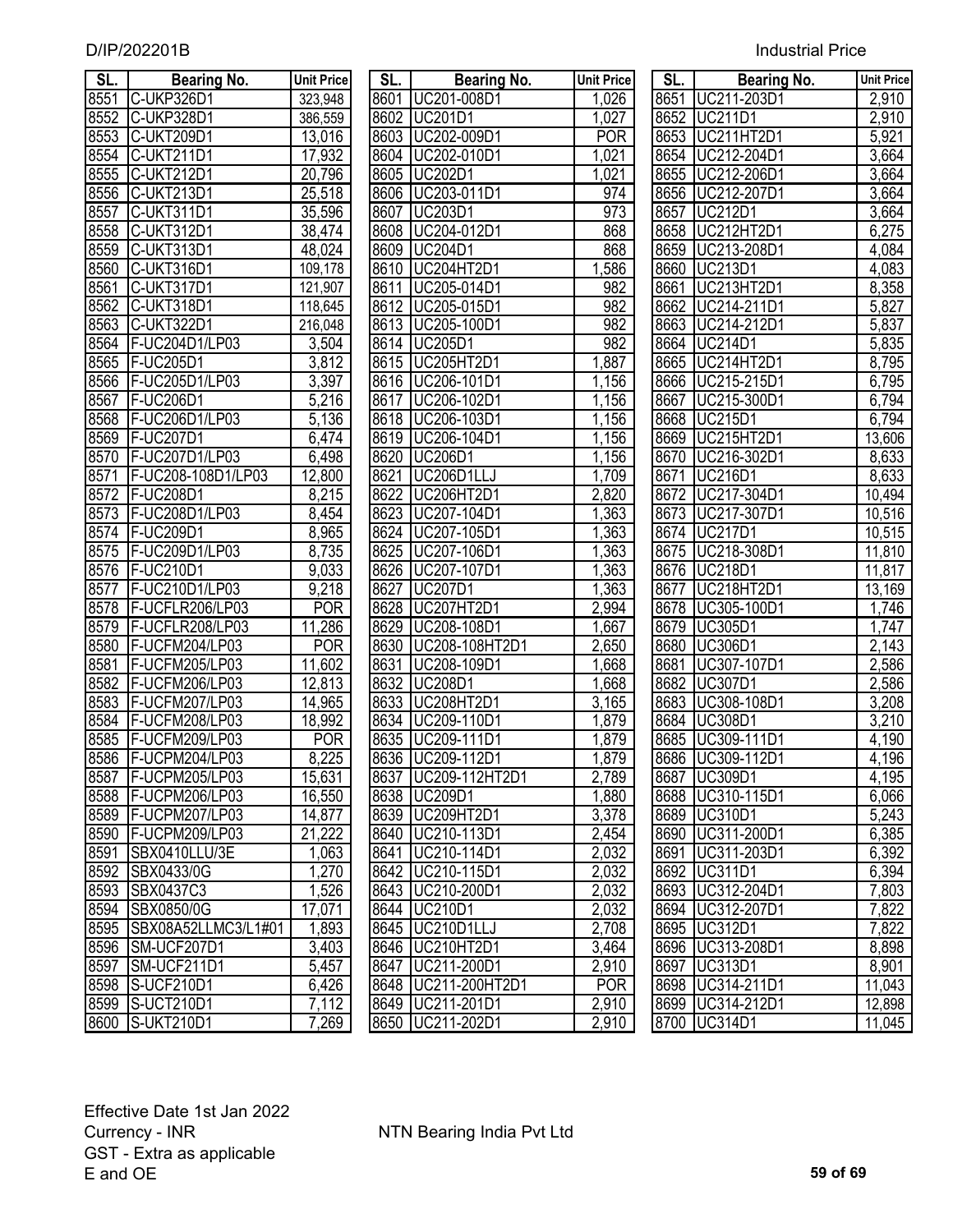D/IP/202201B

Industrial Price

| SL. | Bearing No. | Unit Price |
|---|---|---|
| 8551 | C-UKP326D1 | 323,948 |
| 8552 | C-UKP328D1 | 386,559 |
| 8553 | C-UKT209D1 | 13,016 |
| 8554 | C-UKT211D1 | 17,932 |
| 8555 | C-UKT212D1 | 20,796 |
| 8556 | C-UKT213D1 | 25,518 |
| 8557 | C-UKT311D1 | 35,596 |
| 8558 | C-UKT312D1 | 38,474 |
| 8559 | C-UKT313D1 | 48,024 |
| 8560 | C-UKT316D1 | 109,178 |
| 8561 | C-UKT317D1 | 121,907 |
| 8562 | C-UKT318D1 | 118,645 |
| 8563 | C-UKT322D1 | 216,048 |
| 8564 | F-UC204D1/LP03 | 3,504 |
| 8565 | F-UC205D1 | 3,812 |
| 8566 | F-UC205D1/LP03 | 3,397 |
| 8567 | F-UC206D1 | 5,216 |
| 8568 | F-UC206D1/LP03 | 5,136 |
| 8569 | F-UC207D1 | 6,474 |
| 8570 | F-UC207D1/LP03 | 6,498 |
| 8571 | F-UC208-108D1/LP03 | 12,800 |
| 8572 | F-UC208D1 | 8,215 |
| 8573 | F-UC208D1/LP03 | 8,454 |
| 8574 | F-UC209D1 | 8,965 |
| 8575 | F-UC209D1/LP03 | 8,735 |
| 8576 | F-UC210D1 | 9,033 |
| 8577 | F-UC210D1/LP03 | 9,218 |
| 8578 | F-UCFLR206/LP03 | POR |
| 8579 | F-UCFLR208/LP03 | 11,286 |
| 8580 | F-UCFM204/LP03 | POR |
| 8581 | F-UCFM205/LP03 | 11,602 |
| 8582 | F-UCFM206/LP03 | 12,813 |
| 8583 | F-UCFM207/LP03 | 14,965 |
| 8584 | F-UCFM208/LP03 | 18,992 |
| 8585 | F-UCFM209/LP03 | POR |
| 8586 | F-UCPM204/LP03 | 8,225 |
| 8587 | F-UCPM205/LP03 | 15,631 |
| 8588 | F-UCPM206/LP03 | 16,550 |
| 8589 | F-UCPM207/LP03 | 14,877 |
| 8590 | F-UCPM209/LP03 | 21,222 |
| 8591 | SBX0410LLU/3E | 1,063 |
| 8592 | SBX0433/0G | 1,270 |
| 8593 | SBX0437C3 | 1,526 |
| 8594 | SBX0850/0G | 17,071 |
| 8595 | SBX08A52LLMC3/L1#01 | 1,893 |
| 8596 | SM-UCF207D1 | 3,403 |
| 8597 | SM-UCF211D1 | 5,457 |
| 8598 | S-UCF210D1 | 6,426 |
| 8599 | S-UCT210D1 | 7,112 |
| 8600 | S-UKT210D1 | 7,269 |
| 8601 | UC201-008D1 | 1,026 |
| 8602 | UC201D1 | 1,027 |
| 8603 | UC202-009D1 | POR |
| 8604 | UC202-010D1 | 1,021 |
| 8605 | UC202D1 | 1,021 |
| 8606 | UC203-011D1 | 974 |
| 8607 | UC203D1 | 973 |
| 8608 | UC204-012D1 | 868 |
| 8609 | UC204D1 | 868 |
| 8610 | UC204HT2D1 | 1,586 |
| 8611 | UC205-014D1 | 982 |
| 8612 | UC205-015D1 | 982 |
| 8613 | UC205-100D1 | 982 |
| 8614 | UC205D1 | 982 |
| 8615 | UC205HT2D1 | 1,887 |
| 8616 | UC206-101D1 | 1,156 |
| 8617 | UC206-102D1 | 1,156 |
| 8618 | UC206-103D1 | 1,156 |
| 8619 | UC206-104D1 | 1,156 |
| 8620 | UC206D1 | 1,156 |
| 8621 | UC206D1LLJ | 1,709 |
| 8622 | UC206HT2D1 | 2,820 |
| 8623 | UC207-104D1 | 1,363 |
| 8624 | UC207-105D1 | 1,363 |
| 8625 | UC207-106D1 | 1,363 |
| 8626 | UC207-107D1 | 1,363 |
| 8627 | UC207D1 | 1,363 |
| 8628 | UC207HT2D1 | 2,994 |
| 8629 | UC208-108D1 | 1,667 |
| 8630 | UC208-108HT2D1 | 2,650 |
| 8631 | UC208-109D1 | 1,668 |
| 8632 | UC208D1 | 1,668 |
| 8633 | UC208HT2D1 | 3,165 |
| 8634 | UC209-110D1 | 1,879 |
| 8635 | UC209-111D1 | 1,879 |
| 8636 | UC209-112D1 | 1,879 |
| 8637 | UC209-112HT2D1 | 2,789 |
| 8638 | UC209D1 | 1,880 |
| 8639 | UC209HT2D1 | 3,378 |
| 8640 | UC210-113D1 | 2,454 |
| 8641 | UC210-114D1 | 2,032 |
| 8642 | UC210-115D1 | 2,032 |
| 8643 | UC210-200D1 | 2,032 |
| 8644 | UC210D1 | 2,032 |
| 8645 | UC210D1LLJ | 2,708 |
| 8646 | UC210HT2D1 | 3,464 |
| 8647 | UC211-200D1 | 2,910 |
| 8648 | UC211-200HT2D1 | POR |
| 8649 | UC211-201D1 | 2,910 |
| 8650 | UC211-202D1 | 2,910 |
| 8651 | UC211-203D1 | 2,910 |
| 8652 | UC211D1 | 2,910 |
| 8653 | UC211HT2D1 | 5,921 |
| 8654 | UC212-204D1 | 3,664 |
| 8655 | UC212-206D1 | 3,664 |
| 8656 | UC212-207D1 | 3,664 |
| 8657 | UC212D1 | 3,664 |
| 8658 | UC212HT2D1 | 6,275 |
| 8659 | UC213-208D1 | 4,084 |
| 8660 | UC213D1 | 4,083 |
| 8661 | UC213HT2D1 | 8,358 |
| 8662 | UC214-211D1 | 5,827 |
| 8663 | UC214-212D1 | 5,837 |
| 8664 | UC214D1 | 5,835 |
| 8665 | UC214HT2D1 | 8,795 |
| 8666 | UC215-215D1 | 6,795 |
| 8667 | UC215-300D1 | 6,794 |
| 8668 | UC215D1 | 6,794 |
| 8669 | UC215HT2D1 | 13,606 |
| 8670 | UC216-302D1 | 8,633 |
| 8671 | UC216D1 | 8,633 |
| 8672 | UC217-304D1 | 10,494 |
| 8673 | UC217-307D1 | 10,516 |
| 8674 | UC217D1 | 10,515 |
| 8675 | UC218-308D1 | 11,810 |
| 8676 | UC218D1 | 11,817 |
| 8677 | UC218HT2D1 | 13,169 |
| 8678 | UC305-100D1 | 1,746 |
| 8679 | UC305D1 | 1,747 |
| 8680 | UC306D1 | 2,143 |
| 8681 | UC307-107D1 | 2,586 |
| 8682 | UC307D1 | 2,586 |
| 8683 | UC308-108D1 | 3,208 |
| 8684 | UC308D1 | 3,210 |
| 8685 | UC309-111D1 | 4,190 |
| 8686 | UC309-112D1 | 4,196 |
| 8687 | UC309D1 | 4,195 |
| 8688 | UC310-115D1 | 6,066 |
| 8689 | UC310D1 | 5,243 |
| 8690 | UC311-200D1 | 6,385 |
| 8691 | UC311-203D1 | 6,392 |
| 8692 | UC311D1 | 6,394 |
| 8693 | UC312-204D1 | 7,803 |
| 8694 | UC312-207D1 | 7,822 |
| 8695 | UC312D1 | 7,822 |
| 8696 | UC313-208D1 | 8,898 |
| 8697 | UC313D1 | 8,901 |
| 8698 | UC314-211D1 | 11,043 |
| 8699 | UC314-212D1 | 12,898 |
| 8700 | UC314D1 | 11,045 |

Effective Date 1st Jan 2022
Currency - INR
GST - Extra as applicable
E and OE

NTN Bearing India Pvt Ltd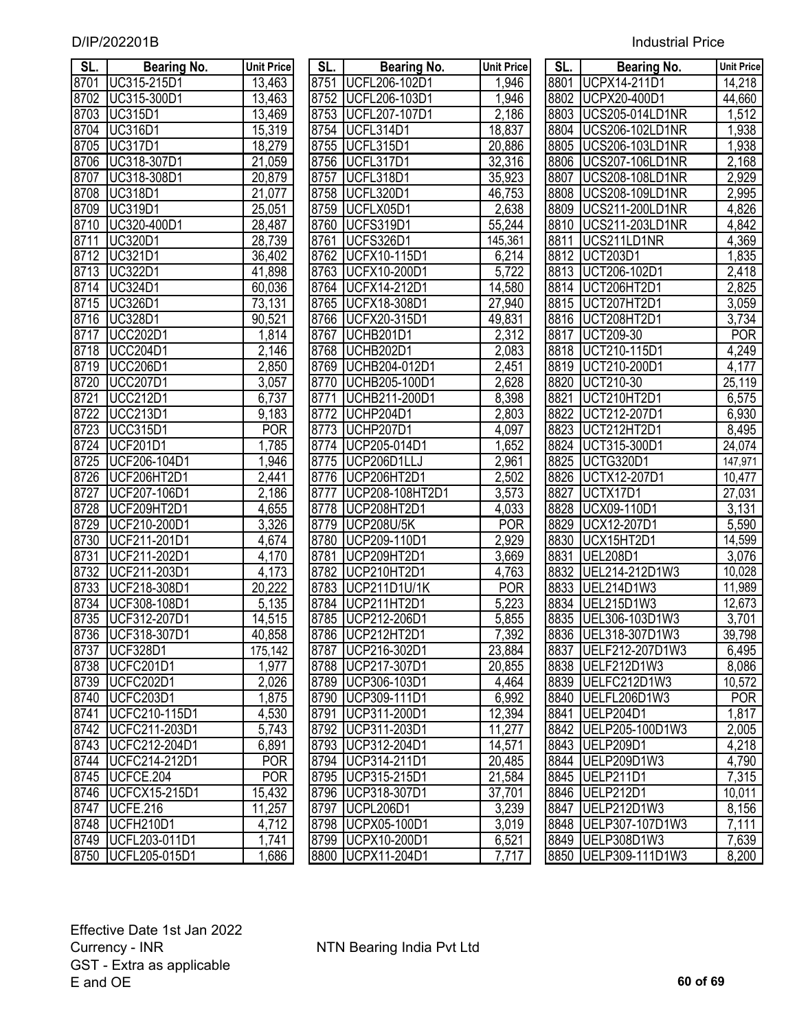D/IP/202201B

Industrial Price

| SL. | Bearing No. | Unit Price |
|---|---|---|
| 8701 | UC315-215D1 | 13,463 |
| 8702 | UC315-300D1 | 13,463 |
| 8703 | UC315D1 | 13,469 |
| 8704 | UC316D1 | 15,319 |
| 8705 | UC317D1 | 18,279 |
| 8706 | UC318-307D1 | 21,059 |
| 8707 | UC318-308D1 | 20,879 |
| 8708 | UC318D1 | 21,077 |
| 8709 | UC319D1 | 25,051 |
| 8710 | UC320-400D1 | 28,487 |
| 8711 | UC320D1 | 28,739 |
| 8712 | UC321D1 | 36,402 |
| 8713 | UC322D1 | 41,898 |
| 8714 | UC324D1 | 60,036 |
| 8715 | UC326D1 | 73,131 |
| 8716 | UC328D1 | 90,521 |
| 8717 | UCC202D1 | 1,814 |
| 8718 | UCC204D1 | 2,146 |
| 8719 | UCC206D1 | 2,850 |
| 8720 | UCC207D1 | 3,057 |
| 8721 | UCC212D1 | 6,737 |
| 8722 | UCC213D1 | 9,183 |
| 8723 | UCC315D1 | POR |
| 8724 | UCF201D1 | 1,785 |
| 8725 | UCF206-104D1 | 1,946 |
| 8726 | UCF206HT2D1 | 2,441 |
| 8727 | UCF207-106D1 | 2,186 |
| 8728 | UCF209HT2D1 | 4,655 |
| 8729 | UCF210-200D1 | 3,326 |
| 8730 | UCF211-201D1 | 4,674 |
| 8731 | UCF211-202D1 | 4,170 |
| 8732 | UCF211-203D1 | 4,173 |
| 8733 | UCF218-308D1 | 20,222 |
| 8734 | UCF308-108D1 | 5,135 |
| 8735 | UCF312-207D1 | 14,515 |
| 8736 | UCF318-307D1 | 40,858 |
| 8737 | UCF328D1 | 175,142 |
| 8738 | UCFC201D1 | 1,977 |
| 8739 | UCFC202D1 | 2,026 |
| 8740 | UCFC203D1 | 1,875 |
| 8741 | UCFC210-115D1 | 4,530 |
| 8742 | UCFC211-203D1 | 5,743 |
| 8743 | UCFC212-204D1 | 6,891 |
| 8744 | UCFC214-212D1 | POR |
| 8745 | UCFCE.204 | POR |
| 8746 | UCFCX15-215D1 | 15,432 |
| 8747 | UCFE.216 | 11,257 |
| 8748 | UCFH210D1 | 4,712 |
| 8749 | UCFL203-011D1 | 1,741 |
| 8750 | UCFL205-015D1 | 1,686 |
| 8751 | UCFL206-102D1 | 1,946 |
| 8752 | UCFL206-103D1 | 1,946 |
| 8753 | UCFL207-107D1 | 2,186 |
| 8754 | UCFL314D1 | 18,837 |
| 8755 | UCFL315D1 | 20,886 |
| 8756 | UCFL317D1 | 32,316 |
| 8757 | UCFL318D1 | 35,923 |
| 8758 | UCFL320D1 | 46,753 |
| 8759 | UCFLX05D1 | 2,638 |
| 8760 | UCFS319D1 | 55,244 |
| 8761 | UCFS326D1 | 145,361 |
| 8762 | UCFX10-115D1 | 6,214 |
| 8763 | UCFX10-200D1 | 5,722 |
| 8764 | UCFX14-212D1 | 14,580 |
| 8765 | UCFX18-308D1 | 27,940 |
| 8766 | UCFX20-315D1 | 49,831 |
| 8767 | UCHB201D1 | 2,312 |
| 8768 | UCHB202D1 | 2,083 |
| 8769 | UCHB204-012D1 | 2,451 |
| 8770 | UCHB205-100D1 | 2,628 |
| 8771 | UCHB211-200D1 | 8,398 |
| 8772 | UCHP204D1 | 2,803 |
| 8773 | UCHP207D1 | 4,097 |
| 8774 | UCP205-014D1 | 1,652 |
| 8775 | UCP206D1LLJ | 2,961 |
| 8776 | UCP206HT2D1 | 2,502 |
| 8777 | UCP208-108HT2D1 | 3,573 |
| 8778 | UCP208HT2D1 | 4,033 |
| 8779 | UCP208U/5K | POR |
| 8780 | UCP209-110D1 | 2,929 |
| 8781 | UCP209HT2D1 | 3,669 |
| 8782 | UCP210HT2D1 | 4,763 |
| 8783 | UCP211D1U/1K | POR |
| 8784 | UCP211HT2D1 | 5,223 |
| 8785 | UCP212-206D1 | 5,855 |
| 8786 | UCP212HT2D1 | 7,392 |
| 8787 | UCP216-302D1 | 23,884 |
| 8788 | UCP217-307D1 | 20,855 |
| 8789 | UCP306-103D1 | 4,464 |
| 8790 | UCP309-111D1 | 6,992 |
| 8791 | UCP311-200D1 | 12,394 |
| 8792 | UCP311-203D1 | 11,277 |
| 8793 | UCP312-204D1 | 14,571 |
| 8794 | UCP314-211D1 | 20,485 |
| 8795 | UCP315-215D1 | 21,584 |
| 8796 | UCP318-307D1 | 37,701 |
| 8797 | UCPL206D1 | 3,239 |
| 8798 | UCPX05-100D1 | 3,019 |
| 8799 | UCPX10-200D1 | 6,521 |
| 8800 | UCPX11-204D1 | 7,717 |
| 8801 | UCPX14-211D1 | 14,218 |
| 8802 | UCPX20-400D1 | 44,660 |
| 8803 | UCS205-014LD1NR | 1,512 |
| 8804 | UCS206-102LD1NR | 1,938 |
| 8805 | UCS206-103LD1NR | 1,938 |
| 8806 | UCS207-106LD1NR | 2,168 |
| 8807 | UCS208-108LD1NR | 2,929 |
| 8808 | UCS208-109LD1NR | 2,995 |
| 8809 | UCS211-200LD1NR | 4,826 |
| 8810 | UCS211-203LD1NR | 4,842 |
| 8811 | UCS211LD1NR | 4,369 |
| 8812 | UCT203D1 | 1,835 |
| 8813 | UCT206-102D1 | 2,418 |
| 8814 | UCT206HT2D1 | 2,825 |
| 8815 | UCT207HT2D1 | 3,059 |
| 8816 | UCT208HT2D1 | 3,734 |
| 8817 | UCT209-30 | POR |
| 8818 | UCT210-115D1 | 4,249 |
| 8819 | UCT210-200D1 | 4,177 |
| 8820 | UCT210-30 | 25,119 |
| 8821 | UCT210HT2D1 | 6,575 |
| 8822 | UCT212-207D1 | 6,930 |
| 8823 | UCT212HT2D1 | 8,495 |
| 8824 | UCT315-300D1 | 24,074 |
| 8825 | UCTG320D1 | 147,971 |
| 8826 | UCTX12-207D1 | 10,477 |
| 8827 | UCTX17D1 | 27,031 |
| 8828 | UCX09-110D1 | 3,131 |
| 8829 | UCX12-207D1 | 5,590 |
| 8830 | UCX15HT2D1 | 14,599 |
| 8831 | UEL208D1 | 3,076 |
| 8832 | UEL214-212D1W3 | 10,028 |
| 8833 | UEL214D1W3 | 11,989 |
| 8834 | UEL215D1W3 | 12,673 |
| 8835 | UEL306-103D1W3 | 3,701 |
| 8836 | UEL318-307D1W3 | 39,798 |
| 8837 | UELF212-207D1W3 | 6,495 |
| 8838 | UELF212D1W3 | 8,086 |
| 8839 | UELFC212D1W3 | 10,572 |
| 8840 | UELFL206D1W3 | POR |
| 8841 | UELP204D1 | 1,817 |
| 8842 | UELP205-100D1W3 | 2,005 |
| 8843 | UELP209D1 | 4,218 |
| 8844 | UELP209D1W3 | 4,790 |
| 8845 | UELP211D1 | 7,315 |
| 8846 | UELP212D1 | 10,011 |
| 8847 | UELP212D1W3 | 8,156 |
| 8848 | UELP307-107D1W3 | 7,111 |
| 8849 | UELP308D1W3 | 7,639 |
| 8850 | UELP309-111D1W3 | 8,200 |

Effective Date 1st Jan 2022
Currency - INR
GST - Extra as applicable
E and OE

NTN Bearing India Pvt Ltd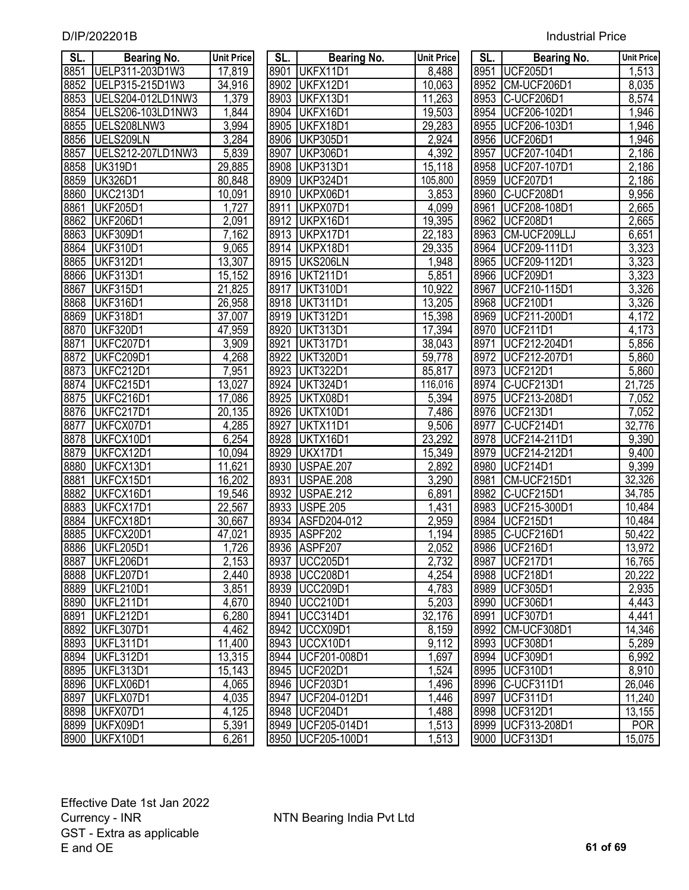| SL. | Bearing No. | Unit Price |
|---|---|---|
| 8851 | UELP311-203D1W3 | 17,819 |
| 8852 | UELP315-215D1W3 | 34,916 |
| 8853 | UELS204-012LD1NW3 | 1,379 |
| 8854 | UELS206-103LD1NW3 | 1,844 |
| 8855 | UELS208LNW3 | 3,994 |
| 8856 | UELS209LN | 3,284 |
| 8857 | UELS212-207LD1NW3 | 5,839 |
| 8858 | UK319D1 | 29,885 |
| 8859 | UK326D1 | 80,848 |
| 8860 | UKC213D1 | 10,091 |
| 8861 | UKF205D1 | 1,727 |
| 8862 | UKF206D1 | 2,091 |
| 8863 | UKF309D1 | 7,162 |
| 8864 | UKF310D1 | 9,065 |
| 8865 | UKF312D1 | 13,307 |
| 8866 | UKF313D1 | 15,152 |
| 8867 | UKF315D1 | 21,825 |
| 8868 | UKF316D1 | 26,958 |
| 8869 | UKF318D1 | 37,007 |
| 8870 | UKF320D1 | 47,959 |
| 8871 | UKFC207D1 | 3,909 |
| 8872 | UKFC209D1 | 4,268 |
| 8873 | UKFC212D1 | 7,951 |
| 8874 | UKFC215D1 | 13,027 |
| 8875 | UKFC216D1 | 17,086 |
| 8876 | UKFC217D1 | 20,135 |
| 8877 | UKFCX07D1 | 4,285 |
| 8878 | UKFCX10D1 | 6,254 |
| 8879 | UKFCX12D1 | 10,094 |
| 8880 | UKFCX13D1 | 11,621 |
| 8881 | UKFCX15D1 | 16,202 |
| 8882 | UKFCX16D1 | 19,546 |
| 8883 | UKFCX17D1 | 22,567 |
| 8884 | UKFCX18D1 | 30,667 |
| 8885 | UKFCX20D1 | 47,021 |
| 8886 | UKFL205D1 | 1,726 |
| 8887 | UKFL206D1 | 2,153 |
| 8888 | UKFL207D1 | 2,440 |
| 8889 | UKFL210D1 | 3,851 |
| 8890 | UKFL211D1 | 4,670 |
| 8891 | UKFL212D1 | 6,280 |
| 8892 | UKFL307D1 | 4,462 |
| 8893 | UKFL311D1 | 11,400 |
| 8894 | UKFL312D1 | 13,315 |
| 8895 | UKFL313D1 | 15,143 |
| 8896 | UKFLX06D1 | 4,065 |
| 8897 | UKFLX07D1 | 4,035 |
| 8898 | UKFX07D1 | 4,125 |
| 8899 | UKFX09D1 | 5,391 |
| 8900 | UKFX10D1 | 6,261 |
| 8901 | UKFX11D1 | 8,488 |
| 8902 | UKFX12D1 | 10,063 |
| 8903 | UKFX13D1 | 11,263 |
| 8904 | UKFX16D1 | 19,503 |
| 8905 | UKFX18D1 | 29,283 |
| 8906 | UKP305D1 | 2,924 |
| 8907 | UKP306D1 | 4,392 |
| 8908 | UKP313D1 | 15,118 |
| 8909 | UKP324D1 | 105,800 |
| 8910 | UKPX06D1 | 3,853 |
| 8911 | UKPX07D1 | 4,099 |
| 8912 | UKPX16D1 | 19,395 |
| 8913 | UKPX17D1 | 22,183 |
| 8914 | UKPX18D1 | 29,335 |
| 8915 | UKS206LN | 1,948 |
| 8916 | UKT211D1 | 5,851 |
| 8917 | UKT310D1 | 10,922 |
| 8918 | UKT311D1 | 13,205 |
| 8919 | UKT312D1 | 15,398 |
| 8920 | UKT313D1 | 17,394 |
| 8921 | UKT317D1 | 38,043 |
| 8922 | UKT320D1 | 59,778 |
| 8923 | UKT322D1 | 85,817 |
| 8924 | UKT324D1 | 116,016 |
| 8925 | UKTX08D1 | 5,394 |
| 8926 | UKTX10D1 | 7,486 |
| 8927 | UKTX11D1 | 9,506 |
| 8928 | UKTX16D1 | 23,292 |
| 8929 | UKX17D1 | 15,349 |
| 8930 | USPAE.207 | 2,892 |
| 8931 | USPAE.208 | 3,290 |
| 8932 | USPAE.212 | 6,891 |
| 8933 | USPE.205 | 1,431 |
| 8934 | ASFD204-012 | 2,959 |
| 8935 | ASPF202 | 1,194 |
| 8936 | ASPF207 | 2,052 |
| 8937 | UCC205D1 | 2,732 |
| 8938 | UCC208D1 | 4,254 |
| 8939 | UCC209D1 | 4,783 |
| 8940 | UCC210D1 | 5,203 |
| 8941 | UCC314D1 | 32,176 |
| 8942 | UCCX09D1 | 8,159 |
| 8943 | UCCX10D1 | 9,112 |
| 8944 | UCF201-008D1 | 1,697 |
| 8945 | UCF202D1 | 1,524 |
| 8946 | UCF203D1 | 1,496 |
| 8947 | UCF204-012D1 | 1,446 |
| 8948 | UCF204D1 | 1,488 |
| 8949 | UCF205-014D1 | 1,513 |
| 8950 | UCF205-100D1 | 1,513 |
| 8951 | UCF205D1 | 1,513 |
| 8952 | CM-UCF206D1 | 8,035 |
| 8953 | C-UCF206D1 | 8,574 |
| 8954 | UCF206-102D1 | 1,946 |
| 8955 | UCF206-103D1 | 1,946 |
| 8956 | UCF206D1 | 1,946 |
| 8957 | UCF207-104D1 | 2,186 |
| 8958 | UCF207-107D1 | 2,186 |
| 8959 | UCF207D1 | 2,186 |
| 8960 | C-UCF208D1 | 9,956 |
| 8961 | UCF208-108D1 | 2,665 |
| 8962 | UCF208D1 | 2,665 |
| 8963 | CM-UCF209LLJ | 6,651 |
| 8964 | UCF209-111D1 | 3,323 |
| 8965 | UCF209-112D1 | 3,323 |
| 8966 | UCF209D1 | 3,323 |
| 8967 | UCF210-115D1 | 3,326 |
| 8968 | UCF210D1 | 3,326 |
| 8969 | UCF211-200D1 | 4,172 |
| 8970 | UCF211D1 | 4,173 |
| 8971 | UCF212-204D1 | 5,856 |
| 8972 | UCF212-207D1 | 5,860 |
| 8973 | UCF212D1 | 5,860 |
| 8974 | C-UCF213D1 | 21,725 |
| 8975 | UCF213-208D1 | 7,052 |
| 8976 | UCF213D1 | 7,052 |
| 8977 | C-UCF214D1 | 32,776 |
| 8978 | UCF214-211D1 | 9,390 |
| 8979 | UCF214-212D1 | 9,400 |
| 8980 | UCF214D1 | 9,399 |
| 8981 | CM-UCF215D1 | 32,326 |
| 8982 | C-UCF215D1 | 34,785 |
| 8983 | UCF215-300D1 | 10,484 |
| 8984 | UCF215D1 | 10,484 |
| 8985 | C-UCF216D1 | 50,422 |
| 8986 | UCF216D1 | 13,972 |
| 8987 | UCF217D1 | 16,765 |
| 8988 | UCF218D1 | 20,222 |
| 8989 | UCF305D1 | 2,935 |
| 8990 | UCF306D1 | 4,443 |
| 8991 | UCF307D1 | 4,441 |
| 8992 | CM-UCF308D1 | 14,346 |
| 8993 | UCF308D1 | 5,289 |
| 8994 | UCF309D1 | 6,992 |
| 8995 | UCF310D1 | 8,910 |
| 8996 | C-UCF311D1 | 26,046 |
| 8997 | UCF311D1 | 11,240 |
| 8998 | UCF312D1 | 13,155 |
| 8999 | UCF313-208D1 | POR |
| 9000 | UCF313D1 | 15,075 |

Effective Date 1st Jan 2022
Currency - INR
GST - Extra as applicable
E and OE

NTN Bearing India Pvt Ltd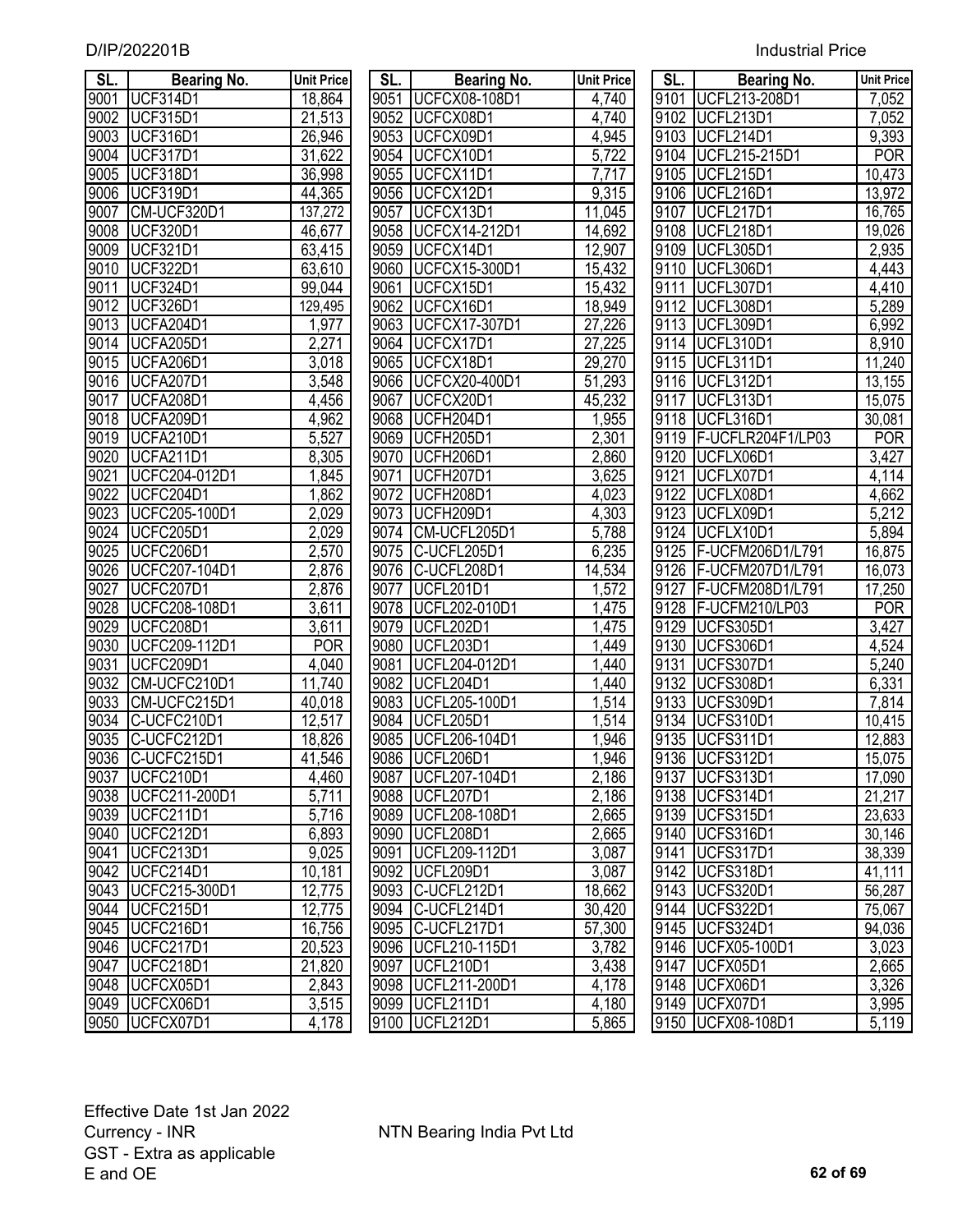| SL. | Bearing No. | Unit Price |
|---|---|---|
| 9001 | UCF314D1 | 18,864 |
| 9002 | UCF315D1 | 21,513 |
| 9003 | UCF316D1 | 26,946 |
| 9004 | UCF317D1 | 31,622 |
| 9005 | UCF318D1 | 36,998 |
| 9006 | UCF319D1 | 44,365 |
| 9007 | CM-UCF320D1 | 137,272 |
| 9008 | UCF320D1 | 46,677 |
| 9009 | UCF321D1 | 63,415 |
| 9010 | UCF322D1 | 63,610 |
| 9011 | UCF324D1 | 99,044 |
| 9012 | UCF326D1 | 129,495 |
| 9013 | UCFA204D1 | 1,977 |
| 9014 | UCFA205D1 | 2,271 |
| 9015 | UCFA206D1 | 3,018 |
| 9016 | UCFA207D1 | 3,548 |
| 9017 | UCFA208D1 | 4,456 |
| 9018 | UCFA209D1 | 4,962 |
| 9019 | UCFA210D1 | 5,527 |
| 9020 | UCFA211D1 | 8,305 |
| 9021 | UCFC204-012D1 | 1,845 |
| 9022 | UCFC204D1 | 1,862 |
| 9023 | UCFC205-100D1 | 2,029 |
| 9024 | UCFC205D1 | 2,029 |
| 9025 | UCFC206D1 | 2,570 |
| 9026 | UCFC207-104D1 | 2,876 |
| 9027 | UCFC207D1 | 2,876 |
| 9028 | UCFC208-108D1 | 3,611 |
| 9029 | UCFC208D1 | 3,611 |
| 9030 | UCFC209-112D1 | POR |
| 9031 | UCFC209D1 | 4,040 |
| 9032 | CM-UCFC210D1 | 11,740 |
| 9033 | CM-UCFC215D1 | 40,018 |
| 9034 | C-UCFC210D1 | 12,517 |
| 9035 | C-UCFC212D1 | 18,826 |
| 9036 | C-UCFC215D1 | 41,546 |
| 9037 | UCFC210D1 | 4,460 |
| 9038 | UCFC211-200D1 | 5,711 |
| 9039 | UCFC211D1 | 5,716 |
| 9040 | UCFC212D1 | 6,893 |
| 9041 | UCFC213D1 | 9,025 |
| 9042 | UCFC214D1 | 10,181 |
| 9043 | UCFC215-300D1 | 12,775 |
| 9044 | UCFC215D1 | 12,775 |
| 9045 | UCFC216D1 | 16,756 |
| 9046 | UCFC217D1 | 20,523 |
| 9047 | UCFC218D1 | 21,820 |
| 9048 | UCFCX05D1 | 2,843 |
| 9049 | UCFCX06D1 | 3,515 |
| 9050 | UCFCX07D1 | 4,178 |
| 9051 | UCFCX08-108D1 | 4,740 |
| 9052 | UCFCX08D1 | 4,740 |
| 9053 | UCFCX09D1 | 4,945 |
| 9054 | UCFCX10D1 | 5,722 |
| 9055 | UCFCX11D1 | 7,717 |
| 9056 | UCFCX12D1 | 9,315 |
| 9057 | UCFCX13D1 | 11,045 |
| 9058 | UCFCX14-212D1 | 14,692 |
| 9059 | UCFCX14D1 | 12,907 |
| 9060 | UCFCX15-300D1 | 15,432 |
| 9061 | UCFCX15D1 | 15,432 |
| 9062 | UCFCX16D1 | 18,949 |
| 9063 | UCFCX17-307D1 | 27,226 |
| 9064 | UCFCX17D1 | 27,225 |
| 9065 | UCFCX18D1 | 29,270 |
| 9066 | UCFCX20-400D1 | 51,293 |
| 9067 | UCFCX20D1 | 45,232 |
| 9068 | UCFH204D1 | 1,955 |
| 9069 | UCFH205D1 | 2,301 |
| 9070 | UCFH206D1 | 2,860 |
| 9071 | UCFH207D1 | 3,625 |
| 9072 | UCFH208D1 | 4,023 |
| 9073 | UCFH209D1 | 4,303 |
| 9074 | CM-UCFL205D1 | 5,788 |
| 9075 | C-UCFL205D1 | 6,235 |
| 9076 | C-UCFL208D1 | 14,534 |
| 9077 | UCFL201D1 | 1,572 |
| 9078 | UCFL202-010D1 | 1,475 |
| 9079 | UCFL202D1 | 1,475 |
| 9080 | UCFL203D1 | 1,449 |
| 9081 | UCFL204-012D1 | 1,440 |
| 9082 | UCFL204D1 | 1,440 |
| 9083 | UCFL205-100D1 | 1,514 |
| 9084 | UCFL205D1 | 1,514 |
| 9085 | UCFL206-104D1 | 1,946 |
| 9086 | UCFL206D1 | 1,946 |
| 9087 | UCFL207-104D1 | 2,186 |
| 9088 | UCFL207D1 | 2,186 |
| 9089 | UCFL208-108D1 | 2,665 |
| 9090 | UCFL208D1 | 2,665 |
| 9091 | UCFL209-112D1 | 3,087 |
| 9092 | UCFL209D1 | 3,087 |
| 9093 | C-UCFL212D1 | 18,662 |
| 9094 | C-UCFL214D1 | 30,420 |
| 9095 | C-UCFL217D1 | 57,300 |
| 9096 | UCFL210-115D1 | 3,782 |
| 9097 | UCFL210D1 | 3,438 |
| 9098 | UCFL211-200D1 | 4,178 |
| 9099 | UCFL211D1 | 4,180 |
| 9100 | UCFL212D1 | 5,865 |
| 9101 | UCFL213-208D1 | 7,052 |
| 9102 | UCFL213D1 | 7,052 |
| 9103 | UCFL214D1 | 9,393 |
| 9104 | UCFL215-215D1 | POR |
| 9105 | UCFL215D1 | 10,473 |
| 9106 | UCFL216D1 | 13,972 |
| 9107 | UCFL217D1 | 16,765 |
| 9108 | UCFL218D1 | 19,026 |
| 9109 | UCFL305D1 | 2,935 |
| 9110 | UCFL306D1 | 4,443 |
| 9111 | UCFL307D1 | 4,410 |
| 9112 | UCFL308D1 | 5,289 |
| 9113 | UCFL309D1 | 6,992 |
| 9114 | UCFL310D1 | 8,910 |
| 9115 | UCFL311D1 | 11,240 |
| 9116 | UCFL312D1 | 13,155 |
| 9117 | UCFL313D1 | 15,075 |
| 9118 | UCFL316D1 | 30,081 |
| 9119 | F-UCFLR204F1/LP03 | POR |
| 9120 | UCFLX06D1 | 3,427 |
| 9121 | UCFLX07D1 | 4,114 |
| 9122 | UCFLX08D1 | 4,662 |
| 9123 | UCFLX09D1 | 5,212 |
| 9124 | UCFLX10D1 | 5,894 |
| 9125 | F-UCFM206D1/L791 | 16,875 |
| 9126 | F-UCFM207D1/L791 | 16,073 |
| 9127 | F-UCFM208D1/L791 | 17,250 |
| 9128 | F-UCFM210/LP03 | POR |
| 9129 | UCFS305D1 | 3,427 |
| 9130 | UCFS306D1 | 4,524 |
| 9131 | UCFS307D1 | 5,240 |
| 9132 | UCFS308D1 | 6,331 |
| 9133 | UCFS309D1 | 7,814 |
| 9134 | UCFS310D1 | 10,415 |
| 9135 | UCFS311D1 | 12,883 |
| 9136 | UCFS312D1 | 15,075 |
| 9137 | UCFS313D1 | 17,090 |
| 9138 | UCFS314D1 | 21,217 |
| 9139 | UCFS315D1 | 23,633 |
| 9140 | UCFS316D1 | 30,146 |
| 9141 | UCFS317D1 | 38,339 |
| 9142 | UCFS318D1 | 41,111 |
| 9143 | UCFS320D1 | 56,287 |
| 9144 | UCFS322D1 | 75,067 |
| 9145 | UCFS324D1 | 94,036 |
| 9146 | UCFX05-100D1 | 3,023 |
| 9147 | UCFX05D1 | 2,665 |
| 9148 | UCFX06D1 | 3,326 |
| 9149 | UCFX07D1 | 3,995 |
| 9150 | UCFX08-108D1 | 5,119 |

Effective Date 1st Jan 2022
Currency - INR
GST - Extra as applicable
E and OE

NTN Bearing India Pvt Ltd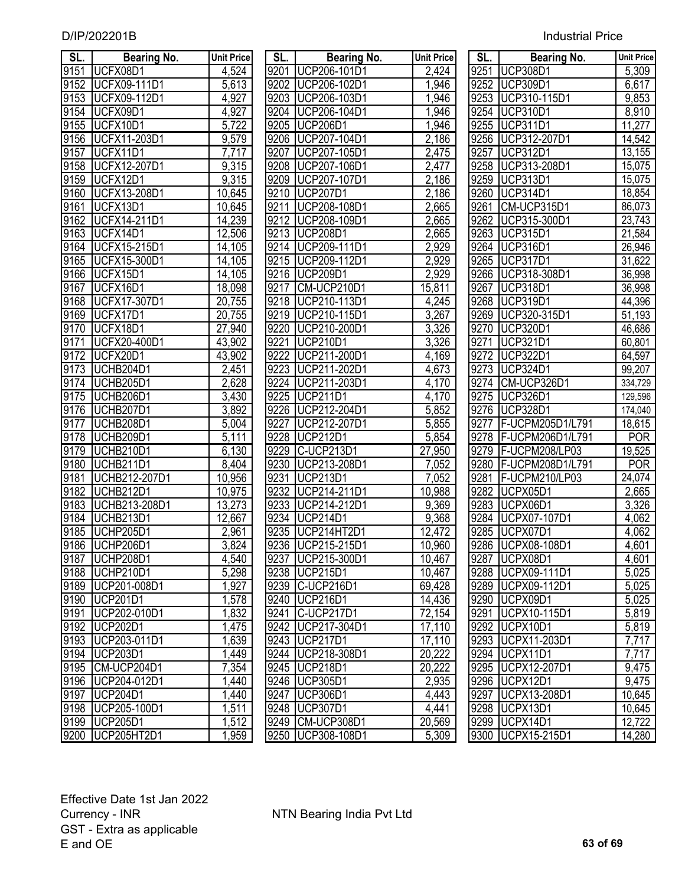| SL. | Bearing No. | Unit Price |
|---|---|---|
| 9151 | UCFX08D1 | 4,524 |
| 9152 | UCFX09-111D1 | 5,613 |
| 9153 | UCFX09-112D1 | 4,927 |
| 9154 | UCFX09D1 | 4,927 |
| 9155 | UCFX10D1 | 5,722 |
| 9156 | UCFX11-203D1 | 9,579 |
| 9157 | UCFX11D1 | 7,717 |
| 9158 | UCFX12-207D1 | 9,315 |
| 9159 | UCFX12D1 | 9,315 |
| 9160 | UCFX13-208D1 | 10,645 |
| 9161 | UCFX13D1 | 10,645 |
| 9162 | UCFX14-211D1 | 14,239 |
| 9163 | UCFX14D1 | 12,506 |
| 9164 | UCFX15-215D1 | 14,105 |
| 9165 | UCFX15-300D1 | 14,105 |
| 9166 | UCFX15D1 | 14,105 |
| 9167 | UCFX16D1 | 18,098 |
| 9168 | UCFX17-307D1 | 20,755 |
| 9169 | UCFX17D1 | 20,755 |
| 9170 | UCFX18D1 | 27,940 |
| 9171 | UCFX20-400D1 | 43,902 |
| 9172 | UCFX20D1 | 43,902 |
| 9173 | UCHB204D1 | 2,451 |
| 9174 | UCHB205D1 | 2,628 |
| 9175 | UCHB206D1 | 3,430 |
| 9176 | UCHB207D1 | 3,892 |
| 9177 | UCHB208D1 | 5,004 |
| 9178 | UCHB209D1 | 5,111 |
| 9179 | UCHB210D1 | 6,130 |
| 9180 | UCHB211D1 | 8,404 |
| 9181 | UCHB212-207D1 | 10,956 |
| 9182 | UCHB212D1 | 10,975 |
| 9183 | UCHB213-208D1 | 13,273 |
| 9184 | UCHB213D1 | 12,667 |
| 9185 | UCHP205D1 | 2,961 |
| 9186 | UCHP206D1 | 3,824 |
| 9187 | UCHP208D1 | 4,540 |
| 9188 | UCHP210D1 | 5,298 |
| 9189 | UCP201-008D1 | 1,927 |
| 9190 | UCP201D1 | 1,578 |
| 9191 | UCP202-010D1 | 1,832 |
| 9192 | UCP202D1 | 1,475 |
| 9193 | UCP203-011D1 | 1,639 |
| 9194 | UCP203D1 | 1,449 |
| 9195 | CM-UCP204D1 | 7,354 |
| 9196 | UCP204-012D1 | 1,440 |
| 9197 | UCP204D1 | 1,440 |
| 9198 | UCP205-100D1 | 1,511 |
| 9199 | UCP205D1 | 1,512 |
| 9200 | UCP205HT2D1 | 1,959 |
| 9201 | UCP206-101D1 | 2,424 |
| 9202 | UCP206-102D1 | 1,946 |
| 9203 | UCP206-103D1 | 1,946 |
| 9204 | UCP206-104D1 | 1,946 |
| 9205 | UCP206D1 | 1,946 |
| 9206 | UCP207-104D1 | 2,186 |
| 9207 | UCP207-105D1 | 2,475 |
| 9208 | UCP207-106D1 | 2,477 |
| 9209 | UCP207-107D1 | 2,186 |
| 9210 | UCP207D1 | 2,186 |
| 9211 | UCP208-108D1 | 2,665 |
| 9212 | UCP208-109D1 | 2,665 |
| 9213 | UCP208D1 | 2,665 |
| 9214 | UCP209-111D1 | 2,929 |
| 9215 | UCP209-112D1 | 2,929 |
| 9216 | UCP209D1 | 2,929 |
| 9217 | CM-UCP210D1 | 15,811 |
| 9218 | UCP210-113D1 | 4,245 |
| 9219 | UCP210-115D1 | 3,267 |
| 9220 | UCP210-200D1 | 3,326 |
| 9221 | UCP210D1 | 3,326 |
| 9222 | UCP211-200D1 | 4,169 |
| 9223 | UCP211-202D1 | 4,673 |
| 9224 | UCP211-203D1 | 4,170 |
| 9225 | UCP211D1 | 4,170 |
| 9226 | UCP212-204D1 | 5,852 |
| 9227 | UCP212-207D1 | 5,855 |
| 9228 | UCP212D1 | 5,854 |
| 9229 | C-UCP213D1 | 27,950 |
| 9230 | UCP213-208D1 | 7,052 |
| 9231 | UCP213D1 | 7,052 |
| 9232 | UCP214-211D1 | 10,988 |
| 9233 | UCP214-212D1 | 9,369 |
| 9234 | UCP214D1 | 9,368 |
| 9235 | UCP214HT2D1 | 12,472 |
| 9236 | UCP215-215D1 | 10,960 |
| 9237 | UCP215-300D1 | 10,467 |
| 9238 | UCP215D1 | 10,467 |
| 9239 | C-UCP216D1 | 69,428 |
| 9240 | UCP216D1 | 14,436 |
| 9241 | C-UCP217D1 | 72,154 |
| 9242 | UCP217-304D1 | 17,110 |
| 9243 | UCP217D1 | 17,110 |
| 9244 | UCP218-308D1 | 20,222 |
| 9245 | UCP218D1 | 20,222 |
| 9246 | UCP305D1 | 2,935 |
| 9247 | UCP306D1 | 4,443 |
| 9248 | UCP307D1 | 4,441 |
| 9249 | CM-UCP308D1 | 20,569 |
| 9250 | UCP308-108D1 | 5,309 |
| 9251 | UCP308D1 | 5,309 |
| 9252 | UCP309D1 | 6,617 |
| 9253 | UCP310-115D1 | 9,853 |
| 9254 | UCP310D1 | 8,910 |
| 9255 | UCP311D1 | 11,277 |
| 9256 | UCP312-207D1 | 14,542 |
| 9257 | UCP312D1 | 13,155 |
| 9258 | UCP313-208D1 | 15,075 |
| 9259 | UCP313D1 | 15,075 |
| 9260 | UCP314D1 | 18,854 |
| 9261 | CM-UCP315D1 | 86,073 |
| 9262 | UCP315-300D1 | 23,743 |
| 9263 | UCP315D1 | 21,584 |
| 9264 | UCP316D1 | 26,946 |
| 9265 | UCP317D1 | 31,622 |
| 9266 | UCP318-308D1 | 36,998 |
| 9267 | UCP318D1 | 36,998 |
| 9268 | UCP319D1 | 44,396 |
| 9269 | UCP320-315D1 | 51,193 |
| 9270 | UCP320D1 | 46,686 |
| 9271 | UCP321D1 | 60,801 |
| 9272 | UCP322D1 | 64,597 |
| 9273 | UCP324D1 | 99,207 |
| 9274 | CM-UCP326D1 | 334,729 |
| 9275 | UCP326D1 | 129,596 |
| 9276 | UCP328D1 | 174,040 |
| 9277 | F-UCPM205D1/L791 | 18,615 |
| 9278 | F-UCPM206D1/L791 | POR |
| 9279 | F-UCPM208/LP03 | 19,525 |
| 9280 | F-UCPM208D1/L791 | POR |
| 9281 | F-UCPM210/LP03 | 24,074 |
| 9282 | UCPX05D1 | 2,665 |
| 9283 | UCPX06D1 | 3,326 |
| 9284 | UCPX07-107D1 | 4,062 |
| 9285 | UCPX07D1 | 4,062 |
| 9286 | UCPX08-108D1 | 4,601 |
| 9287 | UCPX08D1 | 4,601 |
| 9288 | UCPX09-111D1 | 5,025 |
| 9289 | UCPX09-112D1 | 5,025 |
| 9290 | UCPX09D1 | 5,025 |
| 9291 | UCPX10-115D1 | 5,819 |
| 9292 | UCPX10D1 | 5,819 |
| 9293 | UCPX11-203D1 | 7,717 |
| 9294 | UCPX11D1 | 7,717 |
| 9295 | UCPX12-207D1 | 9,475 |
| 9296 | UCPX12D1 | 9,475 |
| 9297 | UCPX13-208D1 | 10,645 |
| 9298 | UCPX13D1 | 10,645 |
| 9299 | UCPX14D1 | 12,722 |
| 9300 | UCPX15-215D1 | 14,280 |

Effective Date 1st Jan 2022
Currency - INR
GST - Extra as applicable
E and OE

NTN Bearing India Pvt Ltd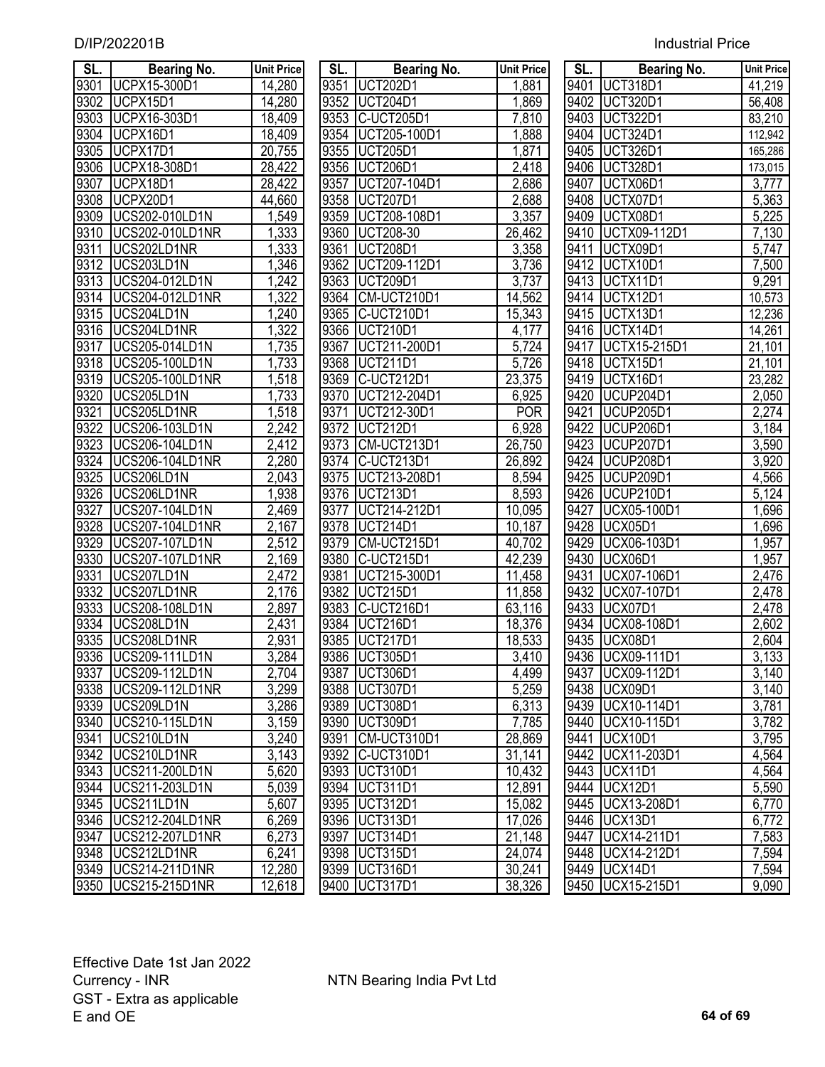| SL. | Bearing No. | Unit Price |
|---|---|---|
| 9301 | UCPX15-300D1 | 14,280 |
| 9302 | UCPX15D1 | 14,280 |
| 9303 | UCPX16-303D1 | 18,409 |
| 9304 | UCPX16D1 | 18,409 |
| 9305 | UCPX17D1 | 20,755 |
| 9306 | UCPX18-308D1 | 28,422 |
| 9307 | UCPX18D1 | 28,422 |
| 9308 | UCPX20D1 | 44,660 |
| 9309 | UCS202-010LD1N | 1,549 |
| 9310 | UCS202-010LD1NR | 1,333 |
| 9311 | UCS202LD1NR | 1,333 |
| 9312 | UCS203LD1N | 1,346 |
| 9313 | UCS204-012LD1N | 1,242 |
| 9314 | UCS204-012LD1NR | 1,322 |
| 9315 | UCS204LD1N | 1,240 |
| 9316 | UCS204LD1NR | 1,322 |
| 9317 | UCS205-014LD1N | 1,735 |
| 9318 | UCS205-100LD1N | 1,733 |
| 9319 | UCS205-100LD1NR | 1,518 |
| 9320 | UCS205LD1N | 1,733 |
| 9321 | UCS205LD1NR | 1,518 |
| 9322 | UCS206-103LD1N | 2,242 |
| 9323 | UCS206-104LD1N | 2,412 |
| 9324 | UCS206-104LD1NR | 2,280 |
| 9325 | UCS206LD1N | 2,043 |
| 9326 | UCS206LD1NR | 1,938 |
| 9327 | UCS207-104LD1N | 2,469 |
| 9328 | UCS207-104LD1NR | 2,167 |
| 9329 | UCS207-107LD1N | 2,512 |
| 9330 | UCS207-107LD1NR | 2,169 |
| 9331 | UCS207LD1N | 2,472 |
| 9332 | UCS207LD1NR | 2,176 |
| 9333 | UCS208-108LD1N | 2,897 |
| 9334 | UCS208LD1N | 2,431 |
| 9335 | UCS208LD1NR | 2,931 |
| 9336 | UCS209-111LD1N | 3,284 |
| 9337 | UCS209-112LD1N | 2,704 |
| 9338 | UCS209-112LD1NR | 3,299 |
| 9339 | UCS209LD1N | 3,286 |
| 9340 | UCS210-115LD1N | 3,159 |
| 9341 | UCS210LD1N | 3,240 |
| 9342 | UCS210LD1NR | 3,143 |
| 9343 | UCS211-200LD1N | 5,620 |
| 9344 | UCS211-203LD1N | 5,039 |
| 9345 | UCS211LD1N | 5,607 |
| 9346 | UCS212-204LD1NR | 6,269 |
| 9347 | UCS212-207LD1NR | 6,273 |
| 9348 | UCS212LD1NR | 6,241 |
| 9349 | UCS214-211D1NR | 12,280 |
| 9350 | UCS215-215D1NR | 12,618 |
| 9351 | UCT202D1 | 1,881 |
| 9352 | UCT204D1 | 1,869 |
| 9353 | C-UCT205D1 | 7,810 |
| 9354 | UCT205-100D1 | 1,888 |
| 9355 | UCT205D1 | 1,871 |
| 9356 | UCT206D1 | 2,418 |
| 9357 | UCT207-104D1 | 2,686 |
| 9358 | UCT207D1 | 2,688 |
| 9359 | UCT208-108D1 | 3,357 |
| 9360 | UCT208-30 | 26,462 |
| 9361 | UCT208D1 | 3,358 |
| 9362 | UCT209-112D1 | 3,736 |
| 9363 | UCT209D1 | 3,737 |
| 9364 | CM-UCT210D1 | 14,562 |
| 9365 | C-UCT210D1 | 15,343 |
| 9366 | UCT210D1 | 4,177 |
| 9367 | UCT211-200D1 | 5,724 |
| 9368 | UCT211D1 | 5,726 |
| 9369 | C-UCT212D1 | 23,375 |
| 9370 | UCT212-204D1 | 6,925 |
| 9371 | UCT212-30D1 | POR |
| 9372 | UCT212D1 | 6,928 |
| 9373 | CM-UCT213D1 | 26,750 |
| 9374 | C-UCT213D1 | 26,892 |
| 9375 | UCT213-208D1 | 8,594 |
| 9376 | UCT213D1 | 8,593 |
| 9377 | UCT214-212D1 | 10,095 |
| 9378 | UCT214D1 | 10,187 |
| 9379 | CM-UCT215D1 | 40,702 |
| 9380 | C-UCT215D1 | 42,239 |
| 9381 | UCT215-300D1 | 11,458 |
| 9382 | UCT215D1 | 11,858 |
| 9383 | C-UCT216D1 | 63,116 |
| 9384 | UCT216D1 | 18,376 |
| 9385 | UCT217D1 | 18,533 |
| 9386 | UCT305D1 | 3,410 |
| 9387 | UCT306D1 | 4,499 |
| 9388 | UCT307D1 | 5,259 |
| 9389 | UCT308D1 | 6,313 |
| 9390 | UCT309D1 | 7,785 |
| 9391 | CM-UCT310D1 | 28,869 |
| 9392 | C-UCT310D1 | 31,141 |
| 9393 | UCT310D1 | 10,432 |
| 9394 | UCT311D1 | 12,891 |
| 9395 | UCT312D1 | 15,082 |
| 9396 | UCT313D1 | 17,026 |
| 9397 | UCT314D1 | 21,148 |
| 9398 | UCT315D1 | 24,074 |
| 9399 | UCT316D1 | 30,241 |
| 9400 | UCT317D1 | 38,326 |
| 9401 | UCT318D1 | 41,219 |
| 9402 | UCT320D1 | 56,408 |
| 9403 | UCT322D1 | 83,210 |
| 9404 | UCT324D1 | 112,942 |
| 9405 | UCT326D1 | 165,286 |
| 9406 | UCT328D1 | 173,015 |
| 9407 | UCTX06D1 | 3,777 |
| 9408 | UCTX07D1 | 5,363 |
| 9409 | UCTX08D1 | 5,225 |
| 9410 | UCTX09-112D1 | 7,130 |
| 9411 | UCTX09D1 | 5,747 |
| 9412 | UCTX10D1 | 7,500 |
| 9413 | UCTX11D1 | 9,291 |
| 9414 | UCTX12D1 | 10,573 |
| 9415 | UCTX13D1 | 12,236 |
| 9416 | UCTX14D1 | 14,261 |
| 9417 | UCTX15-215D1 | 21,101 |
| 9418 | UCTX15D1 | 21,101 |
| 9419 | UCTX16D1 | 23,282 |
| 9420 | UCUP204D1 | 2,050 |
| 9421 | UCUP205D1 | 2,274 |
| 9422 | UCUP206D1 | 3,184 |
| 9423 | UCUP207D1 | 3,590 |
| 9424 | UCUP208D1 | 3,920 |
| 9425 | UCUP209D1 | 4,566 |
| 9426 | UCUP210D1 | 5,124 |
| 9427 | UCX05-100D1 | 1,696 |
| 9428 | UCX05D1 | 1,696 |
| 9429 | UCX06-103D1 | 1,957 |
| 9430 | UCX06D1 | 1,957 |
| 9431 | UCX07-106D1 | 2,476 |
| 9432 | UCX07-107D1 | 2,478 |
| 9433 | UCX07D1 | 2,478 |
| 9434 | UCX08-108D1 | 2,602 |
| 9435 | UCX08D1 | 2,604 |
| 9436 | UCX09-111D1 | 3,133 |
| 9437 | UCX09-112D1 | 3,140 |
| 9438 | UCX09D1 | 3,140 |
| 9439 | UCX10-114D1 | 3,781 |
| 9440 | UCX10-115D1 | 3,782 |
| 9441 | UCX10D1 | 3,795 |
| 9442 | UCX11-203D1 | 4,564 |
| 9443 | UCX11D1 | 4,564 |
| 9444 | UCX12D1 | 5,590 |
| 9445 | UCX13-208D1 | 6,770 |
| 9446 | UCX13D1 | 6,772 |
| 9447 | UCX14-211D1 | 7,583 |
| 9448 | UCX14-212D1 | 7,594 |
| 9449 | UCX14D1 | 7,594 |
| 9450 | UCX15-215D1 | 9,090 |

Effective Date 1st Jan 2022
Currency - INR
GST - Extra as applicable
E and OE

NTN Bearing India Pvt Ltd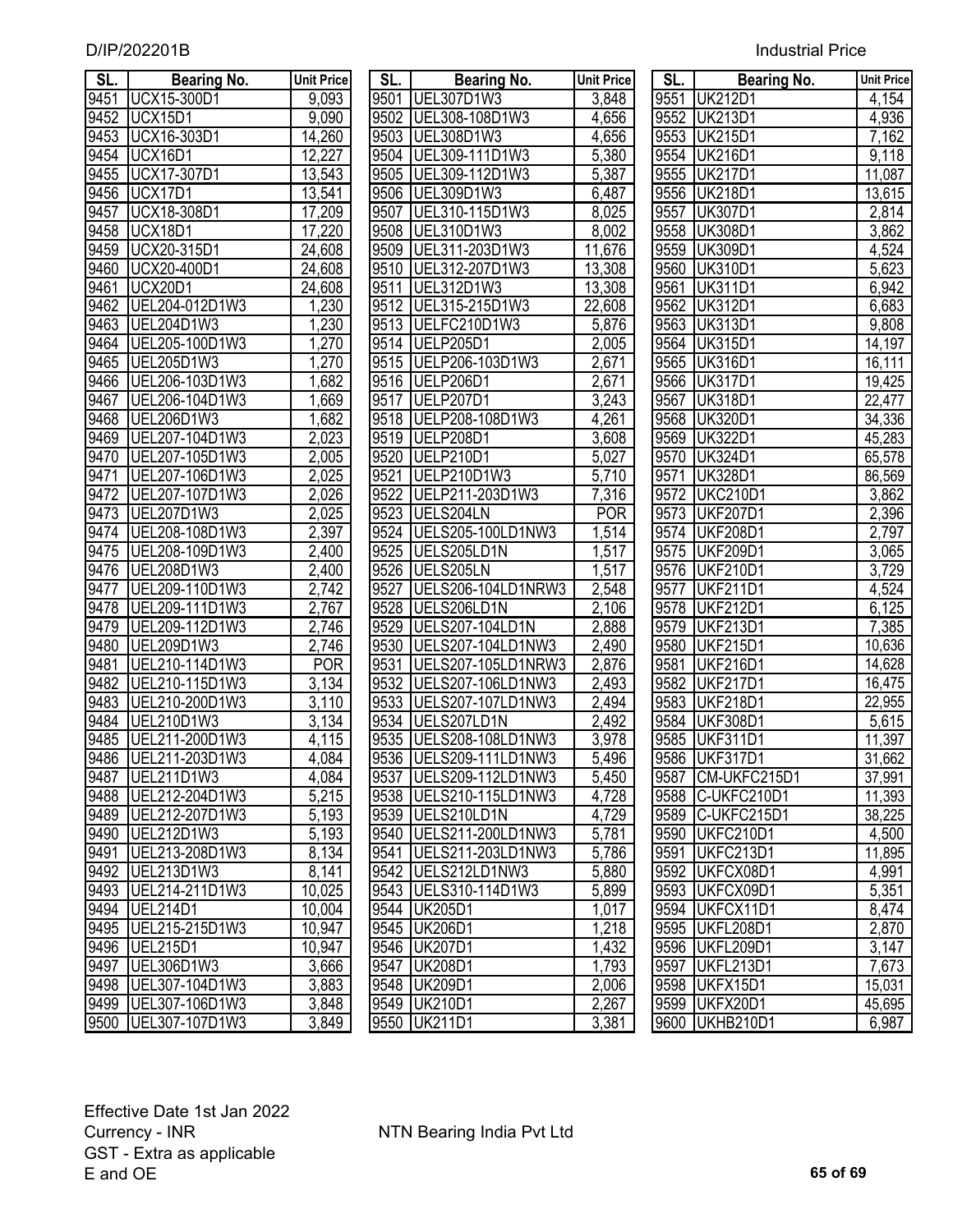| SL. | Bearing No. | Unit Price |
|---|---|---|
| 9451 | UCX15-300D1 | 9,093 |
| 9452 | UCX15D1 | 9,090 |
| 9453 | UCX16-303D1 | 14,260 |
| 9454 | UCX16D1 | 12,227 |
| 9455 | UCX17-307D1 | 13,543 |
| 9456 | UCX17D1 | 13,541 |
| 9457 | UCX18-308D1 | 17,209 |
| 9458 | UCX18D1 | 17,220 |
| 9459 | UCX20-315D1 | 24,608 |
| 9460 | UCX20-400D1 | 24,608 |
| 9461 | UCX20D1 | 24,608 |
| 9462 | UEL204-012D1W3 | 1,230 |
| 9463 | UEL204D1W3 | 1,230 |
| 9464 | UEL205-100D1W3 | 1,270 |
| 9465 | UEL205D1W3 | 1,270 |
| 9466 | UEL206-103D1W3 | 1,682 |
| 9467 | UEL206-104D1W3 | 1,669 |
| 9468 | UEL206D1W3 | 1,682 |
| 9469 | UEL207-104D1W3 | 2,023 |
| 9470 | UEL207-105D1W3 | 2,005 |
| 9471 | UEL207-106D1W3 | 2,025 |
| 9472 | UEL207-107D1W3 | 2,026 |
| 9473 | UEL207D1W3 | 2,025 |
| 9474 | UEL208-108D1W3 | 2,397 |
| 9475 | UEL208-109D1W3 | 2,400 |
| 9476 | UEL208D1W3 | 2,400 |
| 9477 | UEL209-110D1W3 | 2,742 |
| 9478 | UEL209-111D1W3 | 2,767 |
| 9479 | UEL209-112D1W3 | 2,746 |
| 9480 | UEL209D1W3 | 2,746 |
| 9481 | UEL210-114D1W3 | POR |
| 9482 | UEL210-115D1W3 | 3,134 |
| 9483 | UEL210-200D1W3 | 3,110 |
| 9484 | UEL210D1W3 | 3,134 |
| 9485 | UEL211-200D1W3 | 4,115 |
| 9486 | UEL211-203D1W3 | 4,084 |
| 9487 | UEL211D1W3 | 4,084 |
| 9488 | UEL212-204D1W3 | 5,215 |
| 9489 | UEL212-207D1W3 | 5,193 |
| 9490 | UEL212D1W3 | 5,193 |
| 9491 | UEL213-208D1W3 | 8,134 |
| 9492 | UEL213D1W3 | 8,141 |
| 9493 | UEL214-211D1W3 | 10,025 |
| 9494 | UEL214D1 | 10,004 |
| 9495 | UEL215-215D1W3 | 10,947 |
| 9496 | UEL215D1 | 10,947 |
| 9497 | UEL306D1W3 | 3,666 |
| 9498 | UEL307-104D1W3 | 3,883 |
| 9499 | UEL307-106D1W3 | 3,848 |
| 9500 | UEL307-107D1W3 | 3,849 |
| 9501 | UEL307D1W3 | 3,848 |
| 9502 | UEL308-108D1W3 | 4,656 |
| 9503 | UEL308D1W3 | 4,656 |
| 9504 | UEL309-111D1W3 | 5,380 |
| 9505 | UEL309-112D1W3 | 5,387 |
| 9506 | UEL309D1W3 | 6,487 |
| 9507 | UEL310-115D1W3 | 8,025 |
| 9508 | UEL310D1W3 | 8,002 |
| 9509 | UEL311-203D1W3 | 11,676 |
| 9510 | UEL312-207D1W3 | 13,308 |
| 9511 | UEL312D1W3 | 13,308 |
| 9512 | UEL315-215D1W3 | 22,608 |
| 9513 | UELFC210D1W3 | 5,876 |
| 9514 | UELP205D1 | 2,005 |
| 9515 | UELP206-103D1W3 | 2,671 |
| 9516 | UELP206D1 | 2,671 |
| 9517 | UELP207D1 | 3,243 |
| 9518 | UELP208-108D1W3 | 4,261 |
| 9519 | UELP208D1 | 3,608 |
| 9520 | UELP210D1 | 5,027 |
| 9521 | UELP210D1W3 | 5,710 |
| 9522 | UELP211-203D1W3 | 7,316 |
| 9523 | UELS204LN | POR |
| 9524 | UELS205-100LD1NW3 | 1,514 |
| 9525 | UELS205LD1N | 1,517 |
| 9526 | UELS205LN | 1,517 |
| 9527 | UELS206-104LD1NRW3 | 2,548 |
| 9528 | UELS206LD1N | 2,106 |
| 9529 | UELS207-104LD1N | 2,888 |
| 9530 | UELS207-104LD1NW3 | 2,490 |
| 9531 | UELS207-105LD1NRW3 | 2,876 |
| 9532 | UELS207-106LD1NW3 | 2,493 |
| 9533 | UELS207-107LD1NW3 | 2,494 |
| 9534 | UELS207LD1N | 2,492 |
| 9535 | UELS208-108LD1NW3 | 3,978 |
| 9536 | UELS209-111LD1NW3 | 5,496 |
| 9537 | UELS209-112LD1NW3 | 5,450 |
| 9538 | UELS210-115LD1NW3 | 4,728 |
| 9539 | UELS210LD1N | 4,729 |
| 9540 | UELS211-200LD1NW3 | 5,781 |
| 9541 | UELS211-203LD1NW3 | 5,786 |
| 9542 | UELS212LD1NW3 | 5,880 |
| 9543 | UELS310-114D1W3 | 5,899 |
| 9544 | UK205D1 | 1,017 |
| 9545 | UK206D1 | 1,218 |
| 9546 | UK207D1 | 1,432 |
| 9547 | UK208D1 | 1,793 |
| 9548 | UK209D1 | 2,006 |
| 9549 | UK210D1 | 2,267 |
| 9550 | UK211D1 | 3,381 |
| 9551 | UK212D1 | 4,154 |
| 9552 | UK213D1 | 4,936 |
| 9553 | UK215D1 | 7,162 |
| 9554 | UK216D1 | 9,118 |
| 9555 | UK217D1 | 11,087 |
| 9556 | UK218D1 | 13,615 |
| 9557 | UK307D1 | 2,814 |
| 9558 | UK308D1 | 3,862 |
| 9559 | UK309D1 | 4,524 |
| 9560 | UK310D1 | 5,623 |
| 9561 | UK311D1 | 6,942 |
| 9562 | UK312D1 | 6,683 |
| 9563 | UK313D1 | 9,808 |
| 9564 | UK315D1 | 14,197 |
| 9565 | UK316D1 | 16,111 |
| 9566 | UK317D1 | 19,425 |
| 9567 | UK318D1 | 22,477 |
| 9568 | UK320D1 | 34,336 |
| 9569 | UK322D1 | 45,283 |
| 9570 | UK324D1 | 65,578 |
| 9571 | UK328D1 | 86,569 |
| 9572 | UKC210D1 | 3,862 |
| 9573 | UKF207D1 | 2,396 |
| 9574 | UKF208D1 | 2,797 |
| 9575 | UKF209D1 | 3,065 |
| 9576 | UKF210D1 | 3,729 |
| 9577 | UKF211D1 | 4,524 |
| 9578 | UKF212D1 | 6,125 |
| 9579 | UKF213D1 | 7,385 |
| 9580 | UKF215D1 | 10,636 |
| 9581 | UKF216D1 | 14,628 |
| 9582 | UKF217D1 | 16,475 |
| 9583 | UKF218D1 | 22,955 |
| 9584 | UKF308D1 | 5,615 |
| 9585 | UKF311D1 | 11,397 |
| 9586 | UKF317D1 | 31,662 |
| 9587 | CM-UKFC215D1 | 37,991 |
| 9588 | C-UKFC210D1 | 11,393 |
| 9589 | C-UKFC215D1 | 38,225 |
| 9590 | UKFC210D1 | 4,500 |
| 9591 | UKFC213D1 | 11,895 |
| 9592 | UKFCX08D1 | 4,991 |
| 9593 | UKFCX09D1 | 5,351 |
| 9594 | UKFCX11D1 | 8,474 |
| 9595 | UKFL208D1 | 2,870 |
| 9596 | UKFL209D1 | 3,147 |
| 9597 | UKFL213D1 | 7,673 |
| 9598 | UKFX15D1 | 15,031 |
| 9599 | UKFX20D1 | 45,695 |
| 9600 | UKHB210D1 | 6,987 |

Effective Date 1st Jan 2022
Currency - INR
GST - Extra as applicable
E and OE

NTN Bearing India Pvt Ltd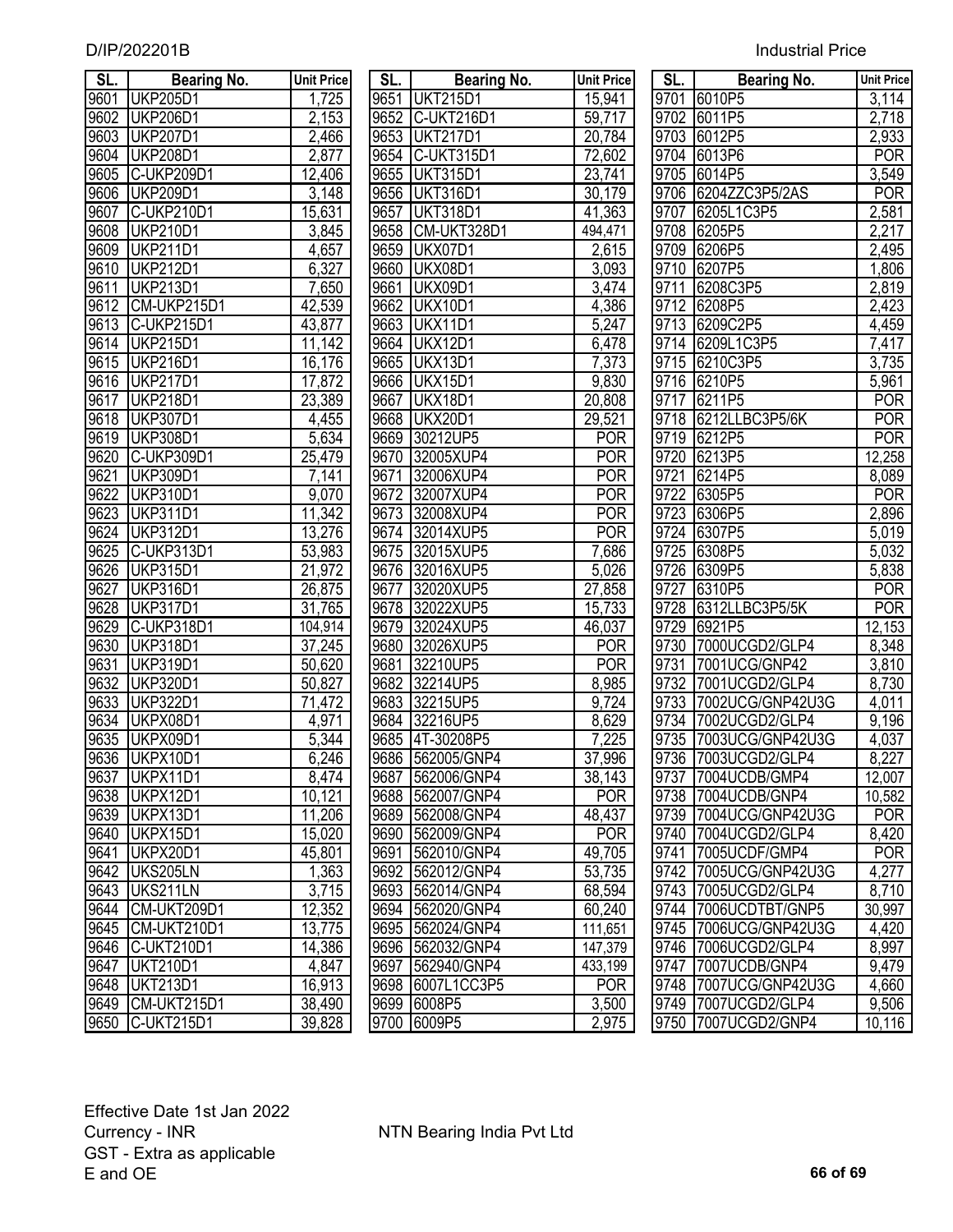| SL. | Bearing No. | Unit Price |
|---|---|---|
| 9601 | UKP205D1 | 1,725 |
| 9602 | UKP206D1 | 2,153 |
| 9603 | UKP207D1 | 2,466 |
| 9604 | UKP208D1 | 2,877 |
| 9605 | C-UKP209D1 | 12,406 |
| 9606 | UKP209D1 | 3,148 |
| 9607 | C-UKP210D1 | 15,631 |
| 9608 | UKP210D1 | 3,845 |
| 9609 | UKP211D1 | 4,657 |
| 9610 | UKP212D1 | 6,327 |
| 9611 | UKP213D1 | 7,650 |
| 9612 | CM-UKP215D1 | 42,539 |
| 9613 | C-UKP215D1 | 43,877 |
| 9614 | UKP215D1 | 11,142 |
| 9615 | UKP216D1 | 16,176 |
| 9616 | UKP217D1 | 17,872 |
| 9617 | UKP218D1 | 23,389 |
| 9618 | UKP307D1 | 4,455 |
| 9619 | UKP308D1 | 5,634 |
| 9620 | C-UKP309D1 | 25,479 |
| 9621 | UKP309D1 | 7,141 |
| 9622 | UKP310D1 | 9,070 |
| 9623 | UKP311D1 | 11,342 |
| 9624 | UKP312D1 | 13,276 |
| 9625 | C-UKP313D1 | 53,983 |
| 9626 | UKP315D1 | 21,972 |
| 9627 | UKP316D1 | 26,875 |
| 9628 | UKP317D1 | 31,765 |
| 9629 | C-UKP318D1 | 104,914 |
| 9630 | UKP318D1 | 37,245 |
| 9631 | UKP319D1 | 50,620 |
| 9632 | UKP320D1 | 50,827 |
| 9633 | UKP322D1 | 71,472 |
| 9634 | UKPX08D1 | 4,971 |
| 9635 | UKPX09D1 | 5,344 |
| 9636 | UKPX10D1 | 6,246 |
| 9637 | UKPX11D1 | 8,474 |
| 9638 | UKPX12D1 | 10,121 |
| 9639 | UKPX13D1 | 11,206 |
| 9640 | UKPX15D1 | 15,020 |
| 9641 | UKPX20D1 | 45,801 |
| 9642 | UKS205LN | 1,363 |
| 9643 | UKS211LN | 3,715 |
| 9644 | CM-UKT209D1 | 12,352 |
| 9645 | CM-UKT210D1 | 13,775 |
| 9646 | C-UKT210D1 | 14,386 |
| 9647 | UKT210D1 | 4,847 |
| 9648 | UKT213D1 | 16,913 |
| 9649 | CM-UKT215D1 | 38,490 |
| 9650 | C-UKT215D1 | 39,828 |
| 9651 | UKT215D1 | 15,941 |
| 9652 | C-UKT216D1 | 59,717 |
| 9653 | UKT217D1 | 20,784 |
| 9654 | C-UKT315D1 | 72,602 |
| 9655 | UKT315D1 | 23,741 |
| 9656 | UKT316D1 | 30,179 |
| 9657 | UKT318D1 | 41,363 |
| 9658 | CM-UKT328D1 | 494,471 |
| 9659 | UKX07D1 | 2,615 |
| 9660 | UKX08D1 | 3,093 |
| 9661 | UKX09D1 | 3,474 |
| 9662 | UKX10D1 | 4,386 |
| 9663 | UKX11D1 | 5,247 |
| 9664 | UKX12D1 | 6,478 |
| 9665 | UKX13D1 | 7,373 |
| 9666 | UKX15D1 | 9,830 |
| 9667 | UKX18D1 | 20,808 |
| 9668 | UKX20D1 | 29,521 |
| 9669 | 30212UP5 | POR |
| 9670 | 32005XUP4 | POR |
| 9671 | 32006XUP4 | POR |
| 9672 | 32007XUP4 | POR |
| 9673 | 32008XUP4 | POR |
| 9674 | 32014XUP5 | POR |
| 9675 | 32015XUP5 | 7,686 |
| 9676 | 32016XUP5 | 5,026 |
| 9677 | 32020XUP5 | 27,858 |
| 9678 | 32022XUP5 | 15,733 |
| 9679 | 32024XUP5 | 46,037 |
| 9680 | 32026XUP5 | POR |
| 9681 | 32210UP5 | POR |
| 9682 | 32214UP5 | 8,985 |
| 9683 | 32215UP5 | 9,724 |
| 9684 | 32216UP5 | 8,629 |
| 9685 | 4T-30208P5 | 7,225 |
| 9686 | 562005/GNP4 | 37,996 |
| 9687 | 562006/GNP4 | 38,143 |
| 9688 | 562007/GNP4 | POR |
| 9689 | 562008/GNP4 | 48,437 |
| 9690 | 562009/GNP4 | POR |
| 9691 | 562010/GNP4 | 49,705 |
| 9692 | 562012/GNP4 | 53,735 |
| 9693 | 562014/GNP4 | 68,594 |
| 9694 | 562020/GNP4 | 60,240 |
| 9695 | 562024/GNP4 | 111,651 |
| 9696 | 562032/GNP4 | 147,379 |
| 9697 | 562940/GNP4 | 433,199 |
| 9698 | 6007L1CC3P5 | POR |
| 9699 | 6008P5 | 3,500 |
| 9700 | 6009P5 | 2,975 |
| 9701 | 6010P5 | 3,114 |
| 9702 | 6011P5 | 2,718 |
| 9703 | 6012P5 | 2,933 |
| 9704 | 6013P6 | POR |
| 9705 | 6014P5 | 3,549 |
| 9706 | 6204ZZC3P5/2AS | POR |
| 9707 | 6205L1C3P5 | 2,581 |
| 9708 | 6205P5 | 2,217 |
| 9709 | 6206P5 | 2,495 |
| 9710 | 6207P5 | 1,806 |
| 9711 | 6208C3P5 | 2,819 |
| 9712 | 6208P5 | 2,423 |
| 9713 | 6209C2P5 | 4,459 |
| 9714 | 6209L1C3P5 | 7,417 |
| 9715 | 6210C3P5 | 3,735 |
| 9716 | 6210P5 | 5,961 |
| 9717 | 6211P5 | POR |
| 9718 | 6212LLBC3P5/6K | POR |
| 9719 | 6212P5 | POR |
| 9720 | 6213P5 | 12,258 |
| 9721 | 6214P5 | 8,089 |
| 9722 | 6305P5 | POR |
| 9723 | 6306P5 | 2,896 |
| 9724 | 6307P5 | 5,019 |
| 9725 | 6308P5 | 5,032 |
| 9726 | 6309P5 | 5,838 |
| 9727 | 6310P5 | POR |
| 9728 | 6312LLBC3P5/5K | POR |
| 9729 | 6921P5 | 12,153 |
| 9730 | 7000UCGD2/GLP4 | 8,348 |
| 9731 | 7001UCG/GNP42 | 3,810 |
| 9732 | 7001UCGD2/GLP4 | 8,730 |
| 9733 | 7002UCG/GNP42U3G | 4,011 |
| 9734 | 7002UCGD2/GLP4 | 9,196 |
| 9735 | 7003UCG/GNP42U3G | 4,037 |
| 9736 | 7003UCGD2/GLP4 | 8,227 |
| 9737 | 7004UCDB/GMP4 | 12,007 |
| 9738 | 7004UCDB/GNP4 | 10,582 |
| 9739 | 7004UCG/GNP42U3G | POR |
| 9740 | 7004UCGD2/GLP4 | 8,420 |
| 9741 | 7005UCDF/GMP4 | POR |
| 9742 | 7005UCG/GNP42U3G | 4,277 |
| 9743 | 7005UCGD2/GLP4 | 8,710 |
| 9744 | 7006UCDTBT/GNP5 | 30,997 |
| 9745 | 7006UCG/GNP42U3G | 4,420 |
| 9746 | 7006UCGD2/GLP4 | 8,997 |
| 9747 | 7007UCDB/GNP4 | 9,479 |
| 9748 | 7007UCG/GNP42U3G | 4,660 |
| 9749 | 7007UCGD2/GLP4 | 9,506 |
| 9750 | 7007UCGD2/GNP4 | 10,116 |

Effective Date 1st Jan 2022
Currency - INR
GST - Extra as applicable
E and OE

NTN Bearing India Pvt Ltd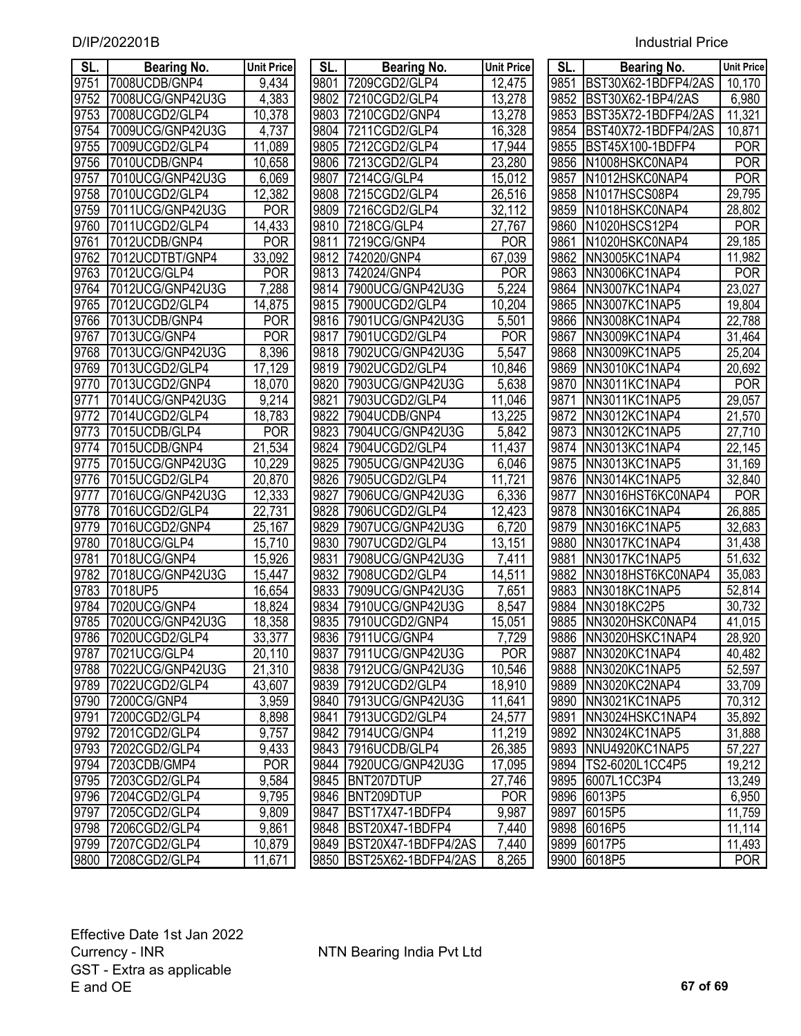D/IP/202201B

Industrial Price

| SL. | Bearing No. | Unit Price |
|---|---|---|
| 9751 | 7008UCDB/GNP4 | 9,434 |
| 9752 | 7008UCG/GNP42U3G | 4,383 |
| 9753 | 7008UCGD2/GLP4 | 10,378 |
| 9754 | 7009UCG/GNP42U3G | 4,737 |
| 9755 | 7009UCGD2/GLP4 | 11,089 |
| 9756 | 7010UCDB/GNP4 | 10,658 |
| 9757 | 7010UCG/GNP42U3G | 6,069 |
| 9758 | 7010UCGD2/GLP4 | 12,382 |
| 9759 | 7011UCG/GNP42U3G | POR |
| 9760 | 7011UCGD2/GLP4 | 14,433 |
| 9761 | 7012UCDB/GNP4 | POR |
| 9762 | 7012UCDTBT/GNP4 | 33,092 |
| 9763 | 7012UCG/GLP4 | POR |
| 9764 | 7012UCG/GNP42U3G | 7,288 |
| 9765 | 7012UCGD2/GLP4 | 14,875 |
| 9766 | 7013UCDB/GNP4 | POR |
| 9767 | 7013UCG/GNP4 | POR |
| 9768 | 7013UCG/GNP42U3G | 8,396 |
| 9769 | 7013UCGD2/GLP4 | 17,129 |
| 9770 | 7013UCGD2/GNP4 | 18,070 |
| 9771 | 7014UCG/GNP42U3G | 9,214 |
| 9772 | 7014UCGD2/GLP4 | 18,783 |
| 9773 | 7015UCDB/GLP4 | POR |
| 9774 | 7015UCDB/GNP4 | 21,534 |
| 9775 | 7015UCG/GNP42U3G | 10,229 |
| 9776 | 7015UCGD2/GLP4 | 20,870 |
| 9777 | 7016UCG/GNP42U3G | 12,333 |
| 9778 | 7016UCGD2/GLP4 | 22,731 |
| 9779 | 7016UCGD2/GNP4 | 25,167 |
| 9780 | 7018UCG/GLP4 | 15,710 |
| 9781 | 7018UCG/GNP4 | 15,926 |
| 9782 | 7018UCG/GNP42U3G | 15,447 |
| 9783 | 7018UP5 | 16,654 |
| 9784 | 7020UCG/GNP4 | 18,824 |
| 9785 | 7020UCG/GNP42U3G | 18,358 |
| 9786 | 7020UCGD2/GLP4 | 33,377 |
| 9787 | 7021UCG/GLP4 | 20,110 |
| 9788 | 7022UCG/GNP42U3G | 21,310 |
| 9789 | 7022UCGD2/GLP4 | 43,607 |
| 9790 | 7200CG/GNP4 | 3,959 |
| 9791 | 7200CGD2/GLP4 | 8,898 |
| 9792 | 7201CGD2/GLP4 | 9,757 |
| 9793 | 7202CGD2/GLP4 | 9,433 |
| 9794 | 7203CDB/GMP4 | POR |
| 9795 | 7203CGD2/GLP4 | 9,584 |
| 9796 | 7204CGD2/GLP4 | 9,795 |
| 9797 | 7205CGD2/GLP4 | 9,809 |
| 9798 | 7206CGD2/GLP4 | 9,861 |
| 9799 | 7207CGD2/GLP4 | 10,879 |
| 9800 | 7208CGD2/GLP4 | 11,671 |
| 9801 | 7209CGD2/GLP4 | 12,475 |
| 9802 | 7210CGD2/GLP4 | 13,278 |
| 9803 | 7210CGD2/GNP4 | 13,278 |
| 9804 | 7211CGD2/GLP4 | 16,328 |
| 9805 | 7212CGD2/GLP4 | 17,944 |
| 9806 | 7213CGD2/GLP4 | 23,280 |
| 9807 | 7214CG/GLP4 | 15,012 |
| 9808 | 7215CGD2/GLP4 | 26,516 |
| 9809 | 7216CGD2/GLP4 | 32,112 |
| 9810 | 7218CG/GLP4 | 27,767 |
| 9811 | 7219CG/GNP4 | POR |
| 9812 | 742020/GNP4 | 67,039 |
| 9813 | 742024/GNP4 | POR |
| 9814 | 7900UCG/GNP42U3G | 5,224 |
| 9815 | 7900UCGD2/GLP4 | 10,204 |
| 9816 | 7901UCG/GNP42U3G | 5,501 |
| 9817 | 7901UCGD2/GLP4 | POR |
| 9818 | 7902UCG/GNP42U3G | 5,547 |
| 9819 | 7902UCGD2/GLP4 | 10,846 |
| 9820 | 7903UCG/GNP42U3G | 5,638 |
| 9821 | 7903UCGD2/GLP4 | 11,046 |
| 9822 | 7904UCDB/GNP4 | 13,225 |
| 9823 | 7904UCG/GNP42U3G | 5,842 |
| 9824 | 7904UCGD2/GLP4 | 11,437 |
| 9825 | 7905UCG/GNP42U3G | 6,046 |
| 9826 | 7905UCGD2/GLP4 | 11,721 |
| 9827 | 7906UCG/GNP42U3G | 6,336 |
| 9828 | 7906UCGD2/GLP4 | 12,423 |
| 9829 | 7907UCG/GNP42U3G | 6,720 |
| 9830 | 7907UCGD2/GLP4 | 13,151 |
| 9831 | 7908UCG/GNP42U3G | 7,411 |
| 9832 | 7908UCGD2/GLP4 | 14,511 |
| 9833 | 7909UCG/GNP42U3G | 7,651 |
| 9834 | 7910UCG/GNP42U3G | 8,547 |
| 9835 | 7910UCGD2/GNP4 | 15,051 |
| 9836 | 7911UCG/GNP4 | 7,729 |
| 9837 | 7911UCG/GNP42U3G | POR |
| 9838 | 7912UCG/GNP42U3G | 10,546 |
| 9839 | 7912UCGD2/GLP4 | 18,910 |
| 9840 | 7913UCG/GNP42U3G | 11,641 |
| 9841 | 7913UCGD2/GLP4 | 24,577 |
| 9842 | 7914UCG/GNP4 | 11,219 |
| 9843 | 7916UCDB/GLP4 | 26,385 |
| 9844 | 7920UCG/GNP42U3G | 17,095 |
| 9845 | BNT207DTUP | 27,746 |
| 9846 | BNT209DTUP | POR |
| 9847 | BST17X47-1BDFP4 | 9,987 |
| 9848 | BST20X47-1BDFP4 | 7,440 |
| 9849 | BST20X47-1BDFP4/2AS | 7,440 |
| 9850 | BST25X62-1BDFP4/2AS | 8,265 |
| 9851 | BST30X62-1BDFP4/2AS | 10,170 |
| 9852 | BST30X62-1BP4/2AS | 6,980 |
| 9853 | BST35X72-1BDFP4/2AS | 11,321 |
| 9854 | BST40X72-1BDFP4/2AS | 10,871 |
| 9855 | BST45X100-1BDFP4 | POR |
| 9856 | N1008HSKC0NAP4 | POR |
| 9857 | N1012HSKC0NAP4 | POR |
| 9858 | N1017HSCS08P4 | 29,795 |
| 9859 | N1018HSKC0NAP4 | 28,802 |
| 9860 | N1020HSCS12P4 | POR |
| 9861 | N1020HSKC0NAP4 | 29,185 |
| 9862 | NN3005KC1NAP4 | 11,982 |
| 9863 | NN3006KC1NAP4 | POR |
| 9864 | NN3007KC1NAP4 | 23,027 |
| 9865 | NN3007KC1NAP5 | 19,804 |
| 9866 | NN3008KC1NAP4 | 22,788 |
| 9867 | NN3009KC1NAP4 | 31,464 |
| 9868 | NN3009KC1NAP5 | 25,204 |
| 9869 | NN3010KC1NAP4 | 20,692 |
| 9870 | NN3011KC1NAP4 | POR |
| 9871 | NN3011KC1NAP5 | 29,057 |
| 9872 | NN3012KC1NAP4 | 21,570 |
| 9873 | NN3012KC1NAP5 | 27,710 |
| 9874 | NN3013KC1NAP4 | 22,145 |
| 9875 | NN3013KC1NAP5 | 31,169 |
| 9876 | NN3014KC1NAP5 | 32,840 |
| 9877 | NN3016HST6KC0NAP4 | POR |
| 9878 | NN3016KC1NAP4 | 26,885 |
| 9879 | NN3016KC1NAP5 | 32,683 |
| 9880 | NN3017KC1NAP4 | 31,438 |
| 9881 | NN3017KC1NAP5 | 51,632 |
| 9882 | NN3018HST6KC0NAP4 | 35,083 |
| 9883 | NN3018KC1NAP5 | 52,814 |
| 9884 | NN3018KC2P5 | 30,732 |
| 9885 | NN3020HSKC0NAP4 | 41,015 |
| 9886 | NN3020HSKC1NAP4 | 28,920 |
| 9887 | NN3020KC1NAP4 | 40,482 |
| 9888 | NN3020KC1NAP5 | 52,597 |
| 9889 | NN3020KC2NAP4 | 33,709 |
| 9890 | NN3021KC1NAP5 | 70,312 |
| 9891 | NN3024HSKC1NAP4 | 35,892 |
| 9892 | NN3024KC1NAP5 | 31,888 |
| 9893 | NNU4920KC1NAP5 | 57,227 |
| 9894 | TS2-6020L1CC4P5 | 19,212 |
| 9895 | 6007L1CC3P4 | 13,249 |
| 9896 | 6013P5 | 6,950 |
| 9897 | 6015P5 | 11,759 |
| 9898 | 6016P5 | 11,114 |
| 9899 | 6017P5 | 11,493 |
| 9900 | 6018P5 | POR |

Effective Date 1st Jan 2022
Currency - INR
GST - Extra as applicable
E and OE

NTN Bearing India Pvt Ltd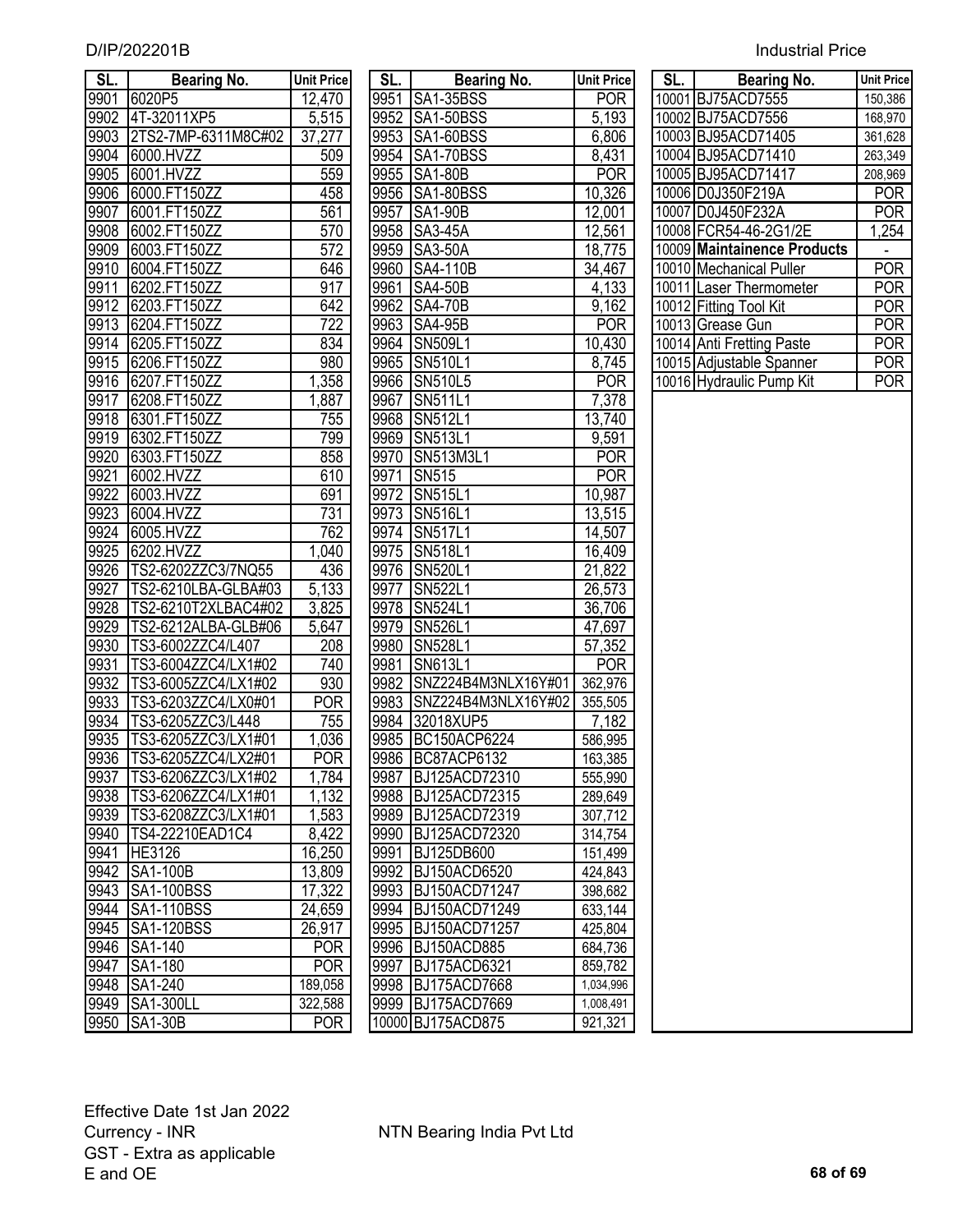| SL. | Bearing No. | Unit Price |
|---|---|---|
| 9901 | 6020P5 | 12,470 |
| 9902 | 4T-32011XP5 | 5,515 |
| 9903 | 2TS2-7MP-6311M8C#02 | 37,277 |
| 9904 | 6000.HVZZ | 509 |
| 9905 | 6001.HVZZ | 559 |
| 9906 | 6000.FT150ZZ | 458 |
| 9907 | 6001.FT150ZZ | 561 |
| 9908 | 6002.FT150ZZ | 570 |
| 9909 | 6003.FT150ZZ | 572 |
| 9910 | 6004.FT150ZZ | 646 |
| 9911 | 6202.FT150ZZ | 917 |
| 9912 | 6203.FT150ZZ | 642 |
| 9913 | 6204.FT150ZZ | 722 |
| 9914 | 6205.FT150ZZ | 834 |
| 9915 | 6206.FT150ZZ | 980 |
| 9916 | 6207.FT150ZZ | 1,358 |
| 9917 | 6208.FT150ZZ | 1,887 |
| 9918 | 6301.FT150ZZ | 755 |
| 9919 | 6302.FT150ZZ | 799 |
| 9920 | 6303.FT150ZZ | 858 |
| 9921 | 6002.HVZZ | 610 |
| 9922 | 6003.HVZZ | 691 |
| 9923 | 6004.HVZZ | 731 |
| 9924 | 6005.HVZZ | 762 |
| 9925 | 6202.HVZZ | 1,040 |
| 9926 | TS2-6202ZZC3/7NQ55 | 436 |
| 9927 | TS2-6210LBA-GLBA#03 | 5,133 |
| 9928 | TS2-6210T2XLBAC4#02 | 3,825 |
| 9929 | TS2-6212ALBA-GLB#06 | 5,647 |
| 9930 | TS3-6002ZZC4/L407 | 208 |
| 9931 | TS3-6004ZZC4/LX1#02 | 740 |
| 9932 | TS3-6005ZZC4/LX1#02 | 930 |
| 9933 | TS3-6203ZZC4/LX0#01 | POR |
| 9934 | TS3-6205ZZC3/L448 | 755 |
| 9935 | TS3-6205ZZC3/LX1#01 | 1,036 |
| 9936 | TS3-6205ZZC4/LX2#01 | POR |
| 9937 | TS3-6206ZZC3/LX1#02 | 1,784 |
| 9938 | TS3-6206ZZC4/LX1#01 | 1,132 |
| 9939 | TS3-6208ZZC3/LX1#01 | 1,583 |
| 9940 | TS4-22210EAD1C4 | 8,422 |
| 9941 | HE3126 | 16,250 |
| 9942 | SA1-100B | 13,809 |
| 9943 | SA1-100BSS | 17,322 |
| 9944 | SA1-110BSS | 24,659 |
| 9945 | SA1-120BSS | 26,917 |
| 9946 | SA1-140 | POR |
| 9947 | SA1-180 | POR |
| 9948 | SA1-240 | 189,058 |
| 9949 | SA1-300LL | 322,588 |
| 9950 | SA1-30B | POR |
| 9951 | SA1-35BSS | POR |
| 9952 | SA1-50BSS | 5,193 |
| 9953 | SA1-60BSS | 6,806 |
| 9954 | SA1-70BSS | 8,431 |
| 9955 | SA1-80B | POR |
| 9956 | SA1-80BSS | 10,326 |
| 9957 | SA1-90B | 12,001 |
| 9958 | SA3-45A | 12,561 |
| 9959 | SA3-50A | 18,775 |
| 9960 | SA4-110B | 34,467 |
| 9961 | SA4-50B | 4,133 |
| 9962 | SA4-70B | 9,162 |
| 9963 | SA4-95B | POR |
| 9964 | SN509L1 | 10,430 |
| 9965 | SN510L1 | 8,745 |
| 9966 | SN510L5 | POR |
| 9967 | SN511L1 | 7,378 |
| 9968 | SN512L1 | 13,740 |
| 9969 | SN513L1 | 9,591 |
| 9970 | SN513M3L1 | POR |
| 9971 | SN515 | POR |
| 9972 | SN515L1 | 10,987 |
| 9973 | SN516L1 | 13,515 |
| 9974 | SN517L1 | 14,507 |
| 9975 | SN518L1 | 16,409 |
| 9976 | SN520L1 | 21,822 |
| 9977 | SN522L1 | 26,573 |
| 9978 | SN524L1 | 36,706 |
| 9979 | SN526L1 | 47,697 |
| 9980 | SN528L1 | 57,352 |
| 9981 | SN613L1 | POR |
| 9982 | SNZ224B4M3NLX16Y#01 | 362,976 |
| 9983 | SNZ224B4M3NLX16Y#02 | 355,505 |
| 9984 | 32018XUP5 | 7,182 |
| 9985 | BC150ACP6224 | 586,995 |
| 9986 | BC87ACP6132 | 163,385 |
| 9987 | BJ125ACD72310 | 555,990 |
| 9988 | BJ125ACD72315 | 289,649 |
| 9989 | BJ125ACD72319 | 307,712 |
| 9990 | BJ125ACD72320 | 314,754 |
| 9991 | BJ125DB600 | 151,499 |
| 9992 | BJ150ACD6520 | 424,843 |
| 9993 | BJ150ACD71247 | 398,682 |
| 9994 | BJ150ACD71249 | 633,144 |
| 9995 | BJ150ACD71257 | 425,804 |
| 9996 | BJ150ACD885 | 684,736 |
| 9997 | BJ175ACD6321 | 859,782 |
| 9998 | BJ175ACD7668 | 1,034,996 |
| 9999 | BJ175ACD7669 | 1,008,491 |
| 10000 | BJ175ACD875 | 921,321 |
| 10001 | BJ75ACD7555 | 150,386 |
| 10002 | BJ75ACD7556 | 168,970 |
| 10003 | BJ95ACD71405 | 361,628 |
| 10004 | BJ95ACD71410 | 263,349 |
| 10005 | BJ95ACD71417 | 208,969 |
| 10006 | D0J350F219A | POR |
| 10007 | D0J450F232A | POR |
| 10008 | FCR54-46-2G1/2E | 1,254 |
| 10009 | **Maintainence Products** | - |
| 10010 | Mechanical Puller | POR |
| 10011 | Laser Thermometer | POR |
| 10012 | Fitting Tool Kit | POR |
| 10013 | Grease Gun | POR |
| 10014 | Anti Fretting Paste | POR |
| 10015 | Adjustable Spanner | POR |
| 10016 | Hydraulic Pump Kit | POR |

Effective Date 1st Jan 2022
Currency - INR
GST - Extra as applicable
E and OE

NTN Bearing India Pvt Ltd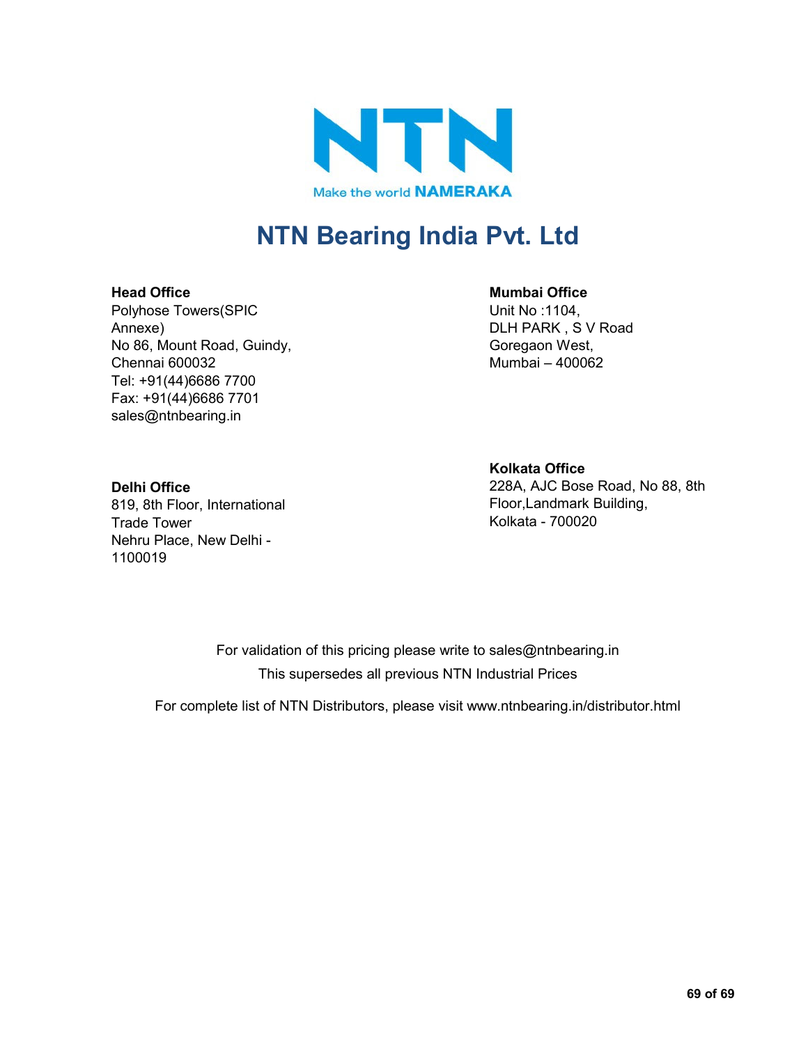NTN

Make the world NAMERAKA

# NTN Bearing India Pvt. Ltd

**Head Office**
Polyhose Towers(SPIC Annexe)
No 86, Mount Road, Guindy,
Chennai 600032
Tel: +91(44)6686 7700
Fax: +91(44)6686 7701
sales@ntnbearing.in

**Mumbai Office**
Unit No :1104,
DLH PARK , S V Road
Goregaon West,
Mumbai – 400062

**Delhi Office**
819, 8th Floor, International Trade Tower
Nehru Place, New Delhi - 1100019

**Kolkata Office**
228A, AJC Bose Road, No 88, 8th Floor,Landmark Building,
Kolkata - 700020

For validation of this pricing please write to sales@ntnbearing.in

This supersedes all previous NTN Industrial Prices

For complete list of NTN Distributors, please visit www.ntnbearing.in/distributor.html